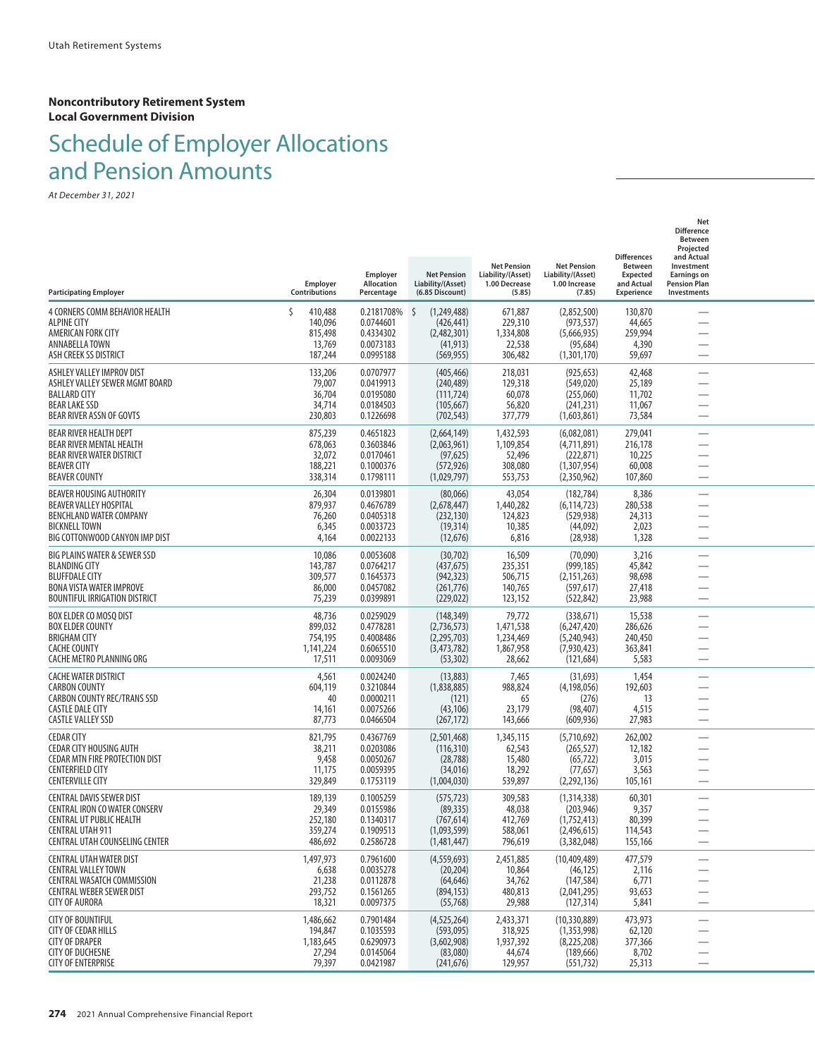Utah Retirement Systems

**Noncontributory Retirement System**
**Local Government Division**

# Schedule of Employer Allocations and Pension Amounts

*At December 31, 2021*

| Participating Employer | Employer Contributions | Employer Allocation Percentage | Net Pension Liability/(Asset) (6.85 Discount) | Net Pension Liability/(Asset) 1.00 Decrease (5.85) | Net Pension Liability/(Asset) 1.00 Increase (7.85) | Differences Between Expected and Actual Experience | Net Difference Between Projected and Actual Investment Earnings on Pension Plan Investments |
|---|---|---|---|---|---|---|---|
| 4 CORNERS COMM BEHAVIOR HEALTH | $ 410,488 | 0.2181708% | $ (1,249,488) | 671,887 | (2,852,500) | 130,870 | — |
| ALPINE CITY | 140,096 | 0.0744601 | (426,441) | 229,310 | (973,537) | 44,665 | — |
| AMERICAN FORK CITY | 815,498 | 0.4334302 | (2,482,301) | 1,334,808 | (5,666,935) | 259,994 | — |
| ANNABELLA TOWN | 13,769 | 0.0073183 | (41,913) | 22,538 | (95,684) | 4,390 | — |
| ASH CREEK SS DISTRICT | 187,244 | 0.0995188 | (569,955) | 306,482 | (1,301,170) | 59,697 | — |
| ASHLEY VALLEY IMPROV DIST | 133,206 | 0.0707977 | (405,466) | 218,031 | (925,653) | 42,468 | — |
| ASHLEY VALLEY SEWER MGMT BOARD | 79,007 | 0.0419913 | (240,489) | 129,318 | (549,020) | 25,189 | — |
| BALLARD CITY | 36,704 | 0.0195080 | (111,724) | 60,078 | (255,060) | 11,702 | — |
| BEAR LAKE SSD | 34,714 | 0.0184503 | (105,667) | 56,820 | (241,231) | 11,067 | — |
| BEAR RIVER ASSN OF GOVTS | 230,803 | 0.1226698 | (702,543) | 377,779 | (1,603,861) | 73,584 | — |
| BEAR RIVER HEALTH DEPT | 875,239 | 0.4651823 | (2,664,149) | 1,432,593 | (6,082,081) | 279,041 | — |
| BEAR RIVER MENTAL HEALTH | 678,063 | 0.3603846 | (2,063,961) | 1,109,854 | (4,711,891) | 216,178 | — |
| BEAR RIVER WATER DISTRICT | 32,072 | 0.0170461 | (97,625) | 52,496 | (222,871) | 10,225 | — |
| BEAVER CITY | 188,221 | 0.1000376 | (572,926) | 308,080 | (1,307,954) | 60,008 | — |
| BEAVER COUNTY | 338,314 | 0.1798111 | (1,029,797) | 553,753 | (2,350,962) | 107,860 | — |
| BEAVER HOUSING AUTHORITY | 26,304 | 0.0139801 | (80,066) | 43,054 | (182,784) | 8,386 | — |
| BEAVER VALLEY HOSPITAL | 879,937 | 0.4676789 | (2,678,447) | 1,440,282 | (6,114,723) | 280,538 | — |
| BENCHLAND WATER COMPANY | 76,260 | 0.0405318 | (232,130) | 124,823 | (529,938) | 24,313 | — |
| BICKNELL TOWN | 6,345 | 0.0033723 | (19,314) | 10,385 | (44,092) | 2,023 | — |
| BIG COTTONWOOD CANYON IMP DIST | 4,164 | 0.0022133 | (12,676) | 6,816 | (28,938) | 1,328 | — |
| BIG PLAINS WATER & SEWER SSD | 10,086 | 0.0053608 | (30,702) | 16,509 | (70,090) | 3,216 | — |
| BLANDING CITY | 143,787 | 0.0764217 | (437,675) | 235,351 | (999,185) | 45,842 | — |
| BLUFFDALE CITY | 309,577 | 0.1645373 | (942,323) | 506,715 | (2,151,263) | 98,698 | — |
| BONA VISTA WATER IMPROVE | 86,000 | 0.0457082 | (261,776) | 140,765 | (597,617) | 27,418 | — |
| BOUNTIFUL IRRIGATION DISTRICT | 75,239 | 0.0399891 | (229,022) | 123,152 | (522,842) | 23,988 | — |
| BOX ELDER CO MOSQ DIST | 48,736 | 0.0259029 | (148,349) | 79,772 | (338,671) | 15,538 | — |
| BOX ELDER COUNTY | 899,032 | 0.4778281 | (2,736,573) | 1,471,538 | (6,247,420) | 286,626 | — |
| BRIGHAM CITY | 754,195 | 0.4008486 | (2,295,703) | 1,234,469 | (5,240,943) | 240,450 | — |
| CACHE COUNTY | 1,141,224 | 0.6065510 | (3,473,782) | 1,867,958 | (7,930,423) | 363,841 | — |
| CACHE METRO PLANNING ORG | 17,511 | 0.0093069 | (53,302) | 28,662 | (121,684) | 5,583 | — |
| CACHE WATER DISTRICT | 4,561 | 0.0024240 | (13,883) | 7,465 | (31,693) | 1,454 | — |
| CARBON COUNTY | 604,119 | 0.3210844 | (1,838,885) | 988,824 | (4,198,056) | 192,603 | — |
| CARBON COUNTY REC/TRANS SSD | 40 | 0.0000211 | (121) | 65 | (276) | 13 | — |
| CASTLE DALE CITY | 14,161 | 0.0075266 | (43,106) | 23,179 | (98,407) | 4,515 | — |
| CASTLE VALLEY SSD | 87,773 | 0.0466504 | (267,172) | 143,666 | (609,936) | 27,983 | — |
| CEDAR CITY | 821,795 | 0.4367769 | (2,501,468) | 1,345,115 | (5,710,692) | 262,002 | — |
| CEDAR CITY HOUSING AUTH | 38,211 | 0.0203086 | (116,310) | 62,543 | (265,527) | 12,182 | — |
| CEDAR MTN FIRE PROTECTION DIST | 9,458 | 0.0050267 | (28,788) | 15,480 | (65,722) | 3,015 | — |
| CENTERFIELD CITY | 11,175 | 0.0059395 | (34,016) | 18,292 | (77,657) | 3,563 | — |
| CENTERVILLE CITY | 329,849 | 0.1753119 | (1,004,030) | 539,897 | (2,292,136) | 105,161 | — |
| CENTRAL DAVIS SEWER DIST | 189,139 | 0.1005259 | (575,723) | 309,583 | (1,314,338) | 60,301 | — |
| CENTRAL IRON CO WATER CONSERV | 29,349 | 0.0155986 | (89,335) | 48,038 | (203,946) | 9,357 | — |
| CENTRAL UT PUBLIC HEALTH | 252,180 | 0.1340317 | (767,614) | 412,769 | (1,752,413) | 80,399 | — |
| CENTRAL UTAH 911 | 359,274 | 0.1909513 | (1,093,599) | 588,061 | (2,496,615) | 114,543 | — |
| CENTRAL UTAH COUNSELING CENTER | 486,692 | 0.2586728 | (1,481,447) | 796,619 | (3,382,048) | 155,166 | — |
| CENTRAL UTAH WATER DIST | 1,497,973 | 0.7961600 | (4,559,693) | 2,451,885 | (10,409,489) | 477,579 | — |
| CENTRAL VALLEY TOWN | 6,638 | 0.0035278 | (20,204) | 10,864 | (46,125) | 2,116 | — |
| CENTRAL WASATCH COMMISSION | 21,238 | 0.0112878 | (64,646) | 34,762 | (147,584) | 6,771 | — |
| CENTRAL WEBER SEWER DIST | 293,752 | 0.1561265 | (894,153) | 480,813 | (2,041,295) | 93,653 | — |
| CITY OF AURORA | 18,321 | 0.0097375 | (55,768) | 29,988 | (127,314) | 5,841 | — |
| CITY OF BOUNTIFUL | 1,486,662 | 0.7901484 | (4,525,264) | 2,433,371 | (10,330,889) | 473,973 | — |
| CITY OF CEDAR HILLS | 194,847 | 0.1035593 | (593,095) | 318,925 | (1,353,998) | 62,120 | — |
| CITY OF DRAPER | 1,183,645 | 0.6290973 | (3,602,908) | 1,937,392 | (8,225,208) | 377,366 | — |
| CITY OF DUCHESNE | 27,294 | 0.0145064 | (83,080) | 44,674 | (189,666) | 8,702 | — |
| CITY OF ENTERPRISE | 79,397 | 0.0421987 | (241,676) | 129,957 | (551,732) | 25,313 | — |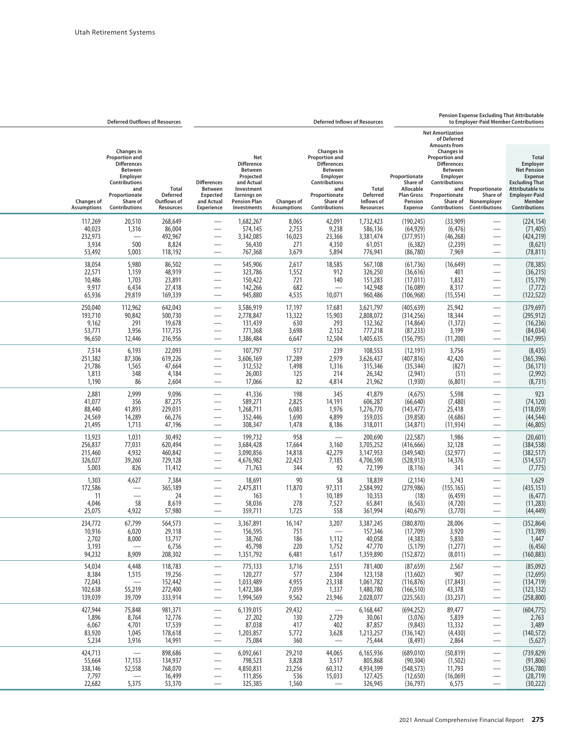| Deferred Outflows of Resources | | | Deferred Inflows of Resources | | | | | Pension Expense Excluding That Attributable to Employer-Paid Member Contributions | | | |
|---|---|---|---|---|---|---|---|---|---|---|---|
| Changes of Assumptions | Changes in Proportion and Differences Between Employer Contributions and Proportionate Share of Contributions | Total Deferred Outflows of Resources | Differences Between Expected and Actual Experience | Net Difference Between Projected and Actual Investment Earnings on Pension Plan Investments | Changes of Assumptions | Changes in Proportion and Differences Between Employer Contributions and Proportionate Share of Contributions | Total Deferred Inflows of Resources | Proportionate Share of Allocable Plan Gross Pension Expense | Net Amortization of Deferred Amounts from Changes in Proportion and Differences Between Employer Contributions and Proportionate Share of Contributions | Proportionate Share of Nonemployer Contributions | Total Employer Net Pension Expense Excluding That Attributable to Employer-Paid Member Contributions |
| 117,269 | 20,510 | 268,649 | — | 1,682,267 | 8,065 | 42,091 | 1,732,423 | (190,245) | (33,909) | — | (224,154) |
| 40,023 | 1,316 | 86,004 | — | 574,145 | 2,753 | 9,238 | 586,136 | (64,929) | (6,476) | — | (71,405) |
| 232,973 | — | 492,967 | — | 3,342,085 | 16,023 | 23,366 | 3,381,474 | (377,951) | (46,268) | — | (424,219) |
| 3,934 | 500 | 8,824 | — | 56,430 | 271 | 4,350 | 61,051 | (6,382) | (2,239) | — | (8,621) |
| 53,492 | 5,003 | 118,192 | — | 767,368 | 3,679 | 5,894 | 776,941 | (86,780) | 7,969 | — | (78,811) |
| 38,054 | 5,980 | 86,502 | — | 545,906 | 2,617 | 18,585 | 567,108 | (61,736) | (16,649) | — | (78,385) |
| 22,571 | 1,159 | 48,919 | — | 323,786 | 1,552 | 912 | 326,250 | (36,616) | 401 | — | (36,215) |
| 10,486 | 1,703 | 23,891 | — | 150,422 | 721 | 140 | 151,283 | (17,011) | 1,832 | — | (15,179) |
| 9,917 | 6,434 | 27,418 | — | 142,266 | 682 | — | 142,948 | (16,089) | 8,317 | — | (7,772) |
| 65,936 | 29,819 | 169,339 | — | 945,880 | 4,535 | 10,071 | 960,486 | (106,968) | (15,554) | — | (122,522) |
| 250,040 | 112,962 | 642,043 | — | 3,586,919 | 17,197 | 17,681 | 3,621,797 | (405,639) | 25,942 | — | (379,697) |
| 193,710 | 90,842 | 500,730 | — | 2,778,847 | 13,322 | 15,903 | 2,808,072 | (314,256) | 18,344 | — | (295,912) |
| 9,162 | 291 | 19,678 | — | 131,439 | 630 | 293 | 132,362 | (14,864) | (1,372) | — | (16,236) |
| 53,771 | 3,956 | 117,735 | — | 771,368 | 3,698 | 2,152 | 777,218 | (87,233) | 3,199 | — | (84,034) |
| 96,650 | 12,446 | 216,956 | — | 1,386,484 | 6,647 | 12,504 | 1,405,635 | (156,795) | (11,200) | — | (167,995) |
| 7,514 | 6,193 | 22,093 | — | 107,797 | 517 | 239 | 108,553 | (12,191) | 3,756 | — | (8,435) |
| 251,382 | 87,306 | 619,226 | — | 3,606,169 | 17,289 | 2,979 | 3,626,437 | (407,816) | 42,420 | — | (365,396) |
| 21,786 | 1,565 | 47,664 | — | 312,532 | 1,498 | 1,316 | 315,346 | (35,344) | (827) | — | (36,171) |
| 1,813 | 348 | 4,184 | — | 26,003 | 125 | 214 | 26,342 | (2,941) | (51) | — | (2,992) |
| 1,190 | 86 | 2,604 | — | 17,066 | 82 | 4,814 | 21,962 | (1,930) | (6,801) | — | (8,731) |
| 2,881 | 2,999 | 9,096 | — | 41,336 | 198 | 345 | 41,879 | (4,675) | 5,598 | — | 923 |
| 41,077 | 356 | 87,275 | — | 589,271 | 2,825 | 14,191 | 606,287 | (66,640) | (7,480) | — | (74,120) |
| 88,440 | 41,893 | 229,031 | — | 1,268,711 | 6,083 | 1,976 | 1,276,770 | (143,477) | 25,418 | — | (118,059) |
| 24,569 | 14,289 | 66,276 | — | 352,446 | 1,690 | 4,899 | 359,035 | (39,858) | (4,686) | — | (44,544) |
| 21,495 | 1,713 | 47,196 | — | 308,347 | 1,478 | 8,186 | 318,011 | (34,871) | (11,934) | — | (46,805) |
| 13,923 | 1,031 | 30,492 | — | 199,732 | 958 | — | 200,690 | (22,587) | 1,986 | — | (20,601) |
| 256,837 | 77,031 | 620,494 | — | 3,684,428 | 17,664 | 3,160 | 3,705,252 | (416,666) | 32,128 | — | (384,538) |
| 215,460 | 4,932 | 460,842 | — | 3,090,856 | 14,818 | 42,279 | 3,147,953 | (349,540) | (32,977) | — | (382,517) |
| 326,027 | 39,260 | 729,128 | — | 4,676,982 | 22,423 | 7,185 | 4,706,590 | (528,913) | 14,376 | — | (514,537) |
| 5,003 | 826 | 11,412 | — | 71,763 | 344 | 92 | 72,199 | (8,116) | 341 | — | (7,775) |
| 1,303 | 4,627 | 7,384 | — | 18,691 | 90 | 58 | 18,839 | (2,114) | 3,743 | — | 1,629 |
| 172,586 | — | 365,189 | — | 2,475,811 | 11,870 | 97,311 | 2,584,992 | (279,986) | (155,165) | — | (435,151) |
| 11 | — | 24 | — | 163 | 1 | 10,189 | 10,353 | (18) | (6,459) | — | (6,477) |
| 4,046 | 58 | 8,619 | — | 58,036 | 278 | 7,527 | 65,841 | (6,563) | (4,720) | — | (11,283) |
| 25,075 | 4,922 | 57,980 | — | 359,711 | 1,725 | 558 | 361,994 | (40,679) | (3,770) | — | (44,449) |
| 234,772 | 67,799 | 564,573 | — | 3,367,891 | 16,147 | 3,207 | 3,387,245 | (380,870) | 28,006 | — | (352,864) |
| 10,916 | 6,020 | 29,118 | — | 156,595 | 751 | — | 157,346 | (17,709) | 3,920 | — | (13,789) |
| 2,702 | 8,000 | 13,717 | — | 38,760 | 186 | 1,112 | 40,058 | (4,383) | 5,830 | — | 1,447 |
| 3,193 | — | 6,756 | — | 45,798 | 220 | 1,752 | 47,770 | (5,179) | (1,277) | — | (6,456) |
| 94,232 | 8,909 | 208,302 | — | 1,351,792 | 6,481 | 1,617 | 1,359,890 | (152,872) | (8,011) | — | (160,883) |
| 54,034 | 4,448 | 118,783 | — | 775,133 | 3,716 | 2,551 | 781,400 | (87,659) | 2,567 | — | (85,092) |
| 8,384 | 1,515 | 19,256 | — | 120,277 | 577 | 2,304 | 123,158 | (13,602) | 907 | — | (12,695) |
| 72,043 | — | 152,442 | — | 1,033,489 | 4,955 | 23,338 | 1,061,782 | (116,876) | (17,843) | — | (134,719) |
| 102,638 | 55,219 | 272,400 | — | 1,472,384 | 7,059 | 1,337 | 1,480,780 | (166,510) | 43,378 | — | (123,132) |
| 139,039 | 39,709 | 333,914 | — | 1,994,569 | 9,562 | 23,946 | 2,028,077 | (225,563) | (33,237) | — | (258,800) |
| 427,944 | 75,848 | 981,371 | — | 6,139,015 | 29,432 | — | 6,168,447 | (694,252) | 89,477 | — | (604,775) |
| 1,896 | 8,764 | 12,776 | — | 27,202 | 130 | 2,729 | 30,061 | (3,076) | 5,839 | — | 2,763 |
| 6,067 | 4,701 | 17,539 | — | 87,038 | 417 | 402 | 87,857 | (9,843) | 13,332 | — | 3,489 |
| 83,920 | 1,045 | 178,618 | — | 1,203,857 | 5,772 | 3,628 | 1,213,257 | (136,142) | (4,430) | — | (140,572) |
| 5,234 | 3,916 | 14,991 | — | 75,084 | 360 | — | 75,444 | (8,491) | 2,864 | — | (5,627) |
| 424,713 | — | 898,686 | — | 6,092,661 | 29,210 | 44,065 | 6,165,936 | (689,010) | (50,819) | — | (739,829) |
| 55,664 | 17,153 | 134,937 | — | 798,523 | 3,828 | 3,517 | 805,868 | (90,304) | (1,502) | — | (91,806) |
| 338,146 | 52,558 | 768,070 | — | 4,850,831 | 23,256 | 60,312 | 4,934,399 | (548,573) | 11,793 | — | (536,780) |
| 7,797 | — | 16,499 | — | 111,856 | 536 | 15,033 | 127,425 | (12,650) | (16,069) | — | (28,719) |
| 22,682 | 5,375 | 53,370 | — | 325,385 | 1,560 | — | 326,945 | (36,797) | 6,575 | — | (30,222) |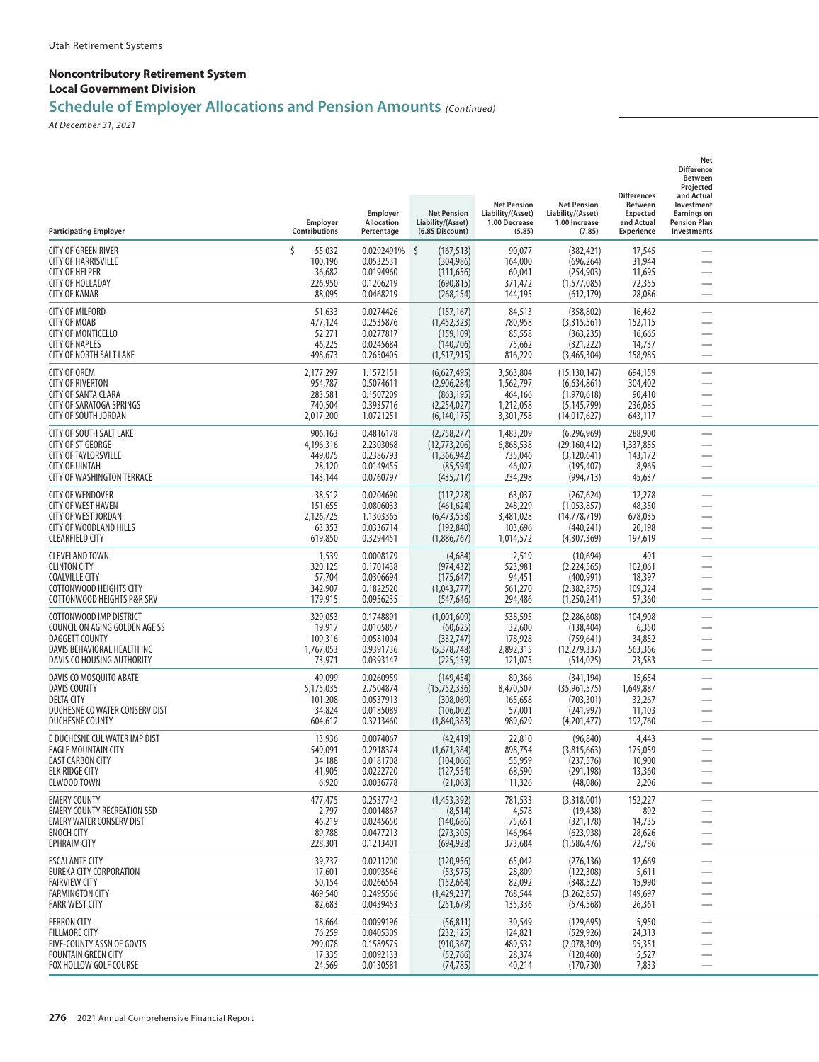## Noncontributory Retirement System
## Local Government Division
## Schedule of Employer Allocations and Pension Amounts *(Continued)*

*At December 31, 2021*

| Participating Employer | Employer Contributions | Employer Allocation Percentage | Net Pension Liability/(Asset) (6.85 Discount) | Net Pension Liability/(Asset) 1.00 Decrease (5.85) | Net Pension Liability/(Asset) 1.00 Increase (7.85) | Differences Between Expected and Actual Experience | Net Difference Between Projected and Actual Investment Earnings on Pension Plan Investments |
|---|---|---|---|---|---|---|---|
| CITY OF GREEN RIVER | $ 55,032 | 0.0292491% | $ (167,513) | 90,077 | (382,421) | 17,545 | — |
| CITY OF HARRISVILLE | 100,196 | 0.0532531 | (304,986) | 164,000 | (696,264) | 31,944 | — |
| CITY OF HELPER | 36,682 | 0.0194960 | (111,656) | 60,041 | (254,903) | 11,695 | — |
| CITY OF HOLLADAY | 226,950 | 0.1206219 | (690,815) | 371,472 | (1,577,085) | 72,355 | — |
| CITY OF KANAB | 88,095 | 0.0468219 | (268,154) | 144,195 | (612,179) | 28,086 | — |
| CITY OF MILFORD | 51,633 | 0.0274426 | (157,167) | 84,513 | (358,802) | 16,462 | — |
| CITY OF MOAB | 477,124 | 0.2535876 | (1,452,323) | 780,958 | (3,315,561) | 152,115 | — |
| CITY OF MONTICELLO | 52,271 | 0.0277817 | (159,109) | 85,558 | (363,235) | 16,665 | — |
| CITY OF NAPLES | 46,225 | 0.0245684 | (140,706) | 75,662 | (321,222) | 14,737 | — |
| CITY OF NORTH SALT LAKE | 498,673 | 0.2650405 | (1,517,915) | 816,229 | (3,465,304) | 158,985 | — |
| CITY OF OREM | 2,177,297 | 1.1572151 | (6,627,495) | 3,563,804 | (15,130,147) | 694,159 | — |
| CITY OF RIVERTON | 954,787 | 0.5074611 | (2,906,284) | 1,562,797 | (6,634,861) | 304,402 | — |
| CITY OF SANTA CLARA | 283,581 | 0.1507209 | (863,195) | 464,166 | (1,970,618) | 90,410 | — |
| CITY OF SARATOGA SPRINGS | 740,504 | 0.3935716 | (2,254,027) | 1,212,058 | (5,145,799) | 236,085 | — |
| CITY OF SOUTH JORDAN | 2,017,200 | 1.0721251 | (6,140,175) | 3,301,758 | (14,017,627) | 643,117 | — |
| CITY OF SOUTH SALT LAKE | 906,163 | 0.4816178 | (2,758,277) | 1,483,209 | (6,296,969) | 288,900 | — |
| CITY OF ST GEORGE | 4,196,316 | 2.2303068 | (12,773,206) | 6,868,538 | (29,160,412) | 1,337,855 | — |
| CITY OF TAYLORSVILLE | 449,075 | 0.2386793 | (1,366,942) | 735,046 | (3,120,641) | 143,172 | — |
| CITY OF UINTAH | 28,120 | 0.0149455 | (85,594) | 46,027 | (195,407) | 8,965 | — |
| CITY OF WASHINGTON TERRACE | 143,144 | 0.0760797 | (435,717) | 234,298 | (994,713) | 45,637 | — |
| CITY OF WENDOVER | 38,512 | 0.0204690 | (117,228) | 63,037 | (267,624) | 12,278 | — |
| CITY OF WEST HAVEN | 151,655 | 0.0806033 | (461,624) | 248,229 | (1,053,857) | 48,350 | — |
| CITY OF WEST JORDAN | 2,126,725 | 1.1303365 | (6,473,558) | 3,481,028 | (14,778,719) | 678,035 | — |
| CITY OF WOODLAND HILLS | 63,353 | 0.0336714 | (192,840) | 103,696 | (440,241) | 20,198 | — |
| CLEARFIELD CITY | 619,850 | 0.3294451 | (1,886,767) | 1,014,572 | (4,307,369) | 197,619 | — |
| CLEVELAND TOWN | 1,539 | 0.0008179 | (4,684) | 2,519 | (10,694) | 491 | — |
| CLINTON CITY | 320,125 | 0.1701438 | (974,432) | 523,981 | (2,224,565) | 102,061 | — |
| COALVILLE CITY | 57,704 | 0.0306694 | (175,647) | 94,451 | (400,991) | 18,397 | — |
| COTTONWOOD HEIGHTS CITY | 342,907 | 0.1822520 | (1,043,777) | 561,270 | (2,382,875) | 109,324 | — |
| COTTONWOOD HEIGHTS P&R SRV | 179,915 | 0.0956235 | (547,646) | 294,486 | (1,250,241) | 57,360 | — |
| COTTONWOOD IMP DISTRICT | 329,053 | 0.1748891 | (1,001,609) | 538,595 | (2,286,608) | 104,908 | — |
| COUNCIL ON AGING GOLDEN AGE SS | 19,917 | 0.0105857 | (60,625) | 32,600 | (138,404) | 6,350 | — |
| DAGGETT COUNTY | 109,316 | 0.0581004 | (332,747) | 178,928 | (759,641) | 34,852 | — |
| DAVIS BEHAVIORAL HEALTH INC | 1,767,053 | 0.9391736 | (5,378,748) | 2,892,315 | (12,279,337) | 563,366 | — |
| DAVIS CO HOUSING AUTHORITY | 73,971 | 0.0393147 | (225,159) | 121,075 | (514,025) | 23,583 | — |
| DAVIS CO MOSQUITO ABATE | 49,099 | 0.0260959 | (149,454) | 80,366 | (341,194) | 15,654 | — |
| DAVIS COUNTY | 5,175,035 | 2.7504874 | (15,752,336) | 8,470,507 | (35,961,575) | 1,649,887 | — |
| DELTA CITY | 101,208 | 0.0537913 | (308,069) | 165,658 | (703,301) | 32,267 | — |
| DUCHESNE CO WATER CONSERV DIST | 34,824 | 0.0185089 | (106,002) | 57,001 | (241,997) | 11,103 | — |
| DUCHESNE COUNTY | 604,612 | 0.3213460 | (1,840,383) | 989,629 | (4,201,477) | 192,760 | — |
| E DUCHESNE CUL WATER IMP DIST | 13,936 | 0.0074067 | (42,419) | 22,810 | (96,840) | 4,443 | — |
| EAGLE MOUNTAIN CITY | 549,091 | 0.2918374 | (1,671,384) | 898,754 | (3,815,663) | 175,059 | — |
| EAST CARBON CITY | 34,188 | 0.0181708 | (104,066) | 55,959 | (237,576) | 10,900 | — |
| ELK RIDGE CITY | 41,905 | 0.0222720 | (127,554) | 68,590 | (291,198) | 13,360 | — |
| ELWOOD TOWN | 6,920 | 0.0036778 | (21,063) | 11,326 | (48,086) | 2,206 | — |
| EMERY COUNTY | 477,475 | 0.2537742 | (1,453,392) | 781,533 | (3,318,001) | 152,227 | — |
| EMERY COUNTY RECREATION SSD | 2,797 | 0.0014867 | (8,514) | 4,578 | (19,438) | 892 | — |
| EMERY WATER CONSERV DIST | 46,219 | 0.0245650 | (140,686) | 75,651 | (321,178) | 14,735 | — |
| ENOCH CITY | 89,788 | 0.0477213 | (273,305) | 146,964 | (623,938) | 28,626 | — |
| EPHRAIM CITY | 228,301 | 0.1213401 | (694,928) | 373,684 | (1,586,476) | 72,786 | — |
| ESCALANTE CITY | 39,737 | 0.0211200 | (120,956) | 65,042 | (276,136) | 12,669 | — |
| EUREKA CITY CORPORATION | 17,601 | 0.0093546 | (53,575) | 28,809 | (122,308) | 5,611 | — |
| FAIRVIEW CITY | 50,154 | 0.0266564 | (152,664) | 82,092 | (348,522) | 15,990 | — |
| FARMINGTON CITY | 469,540 | 0.2495566 | (1,429,237) | 768,544 | (3,262,857) | 149,697 | — |
| FARR WEST CITY | 82,683 | 0.0439453 | (251,679) | 135,336 | (574,568) | 26,361 | — |
| FERRON CITY | 18,664 | 0.0099196 | (56,811) | 30,549 | (129,695) | 5,950 | — |
| FILLMORE CITY | 76,259 | 0.0405309 | (232,125) | 124,821 | (529,926) | 24,313 | — |
| FIVE-COUNTY ASSN OF GOVTS | 299,078 | 0.1589575 | (910,367) | 489,532 | (2,078,309) | 95,351 | — |
| FOUNTAIN GREEN CITY | 17,335 | 0.0092133 | (52,766) | 28,374 | (120,460) | 5,527 | — |
| FOX HOLLOW GOLF COURSE | 24,569 | 0.0130581 | (74,785) | 40,214 | (170,730) | 7,833 | — |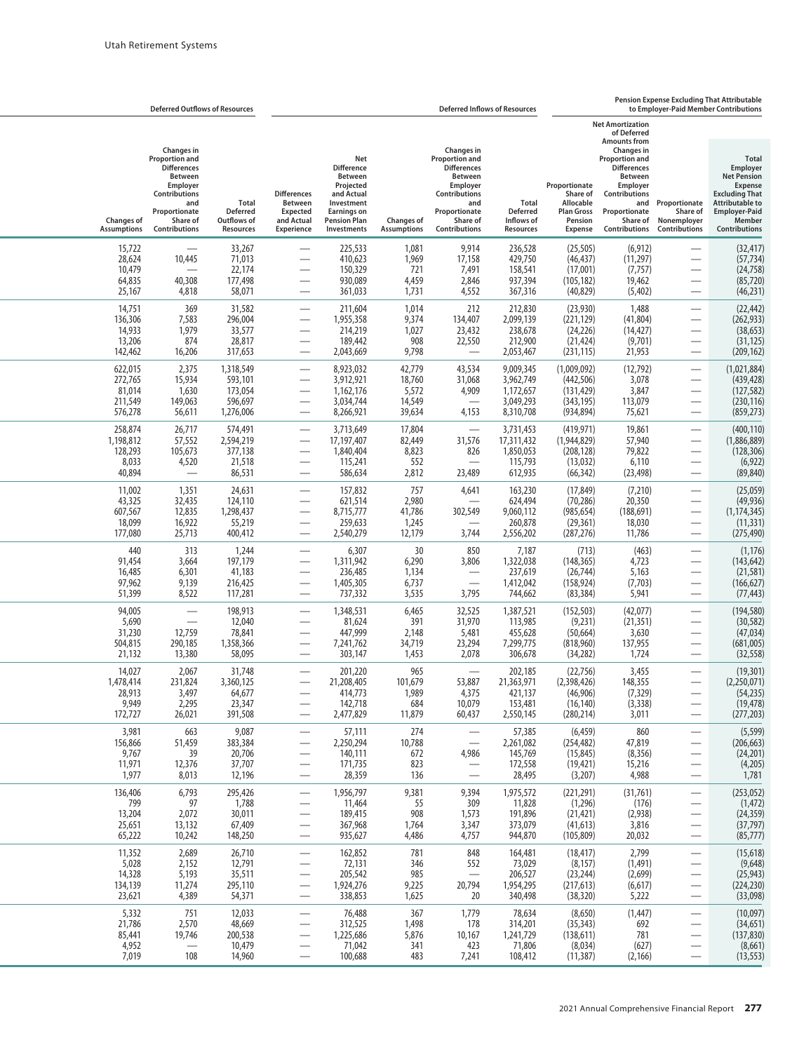| Deferred Outflows of Resources | | | Deferred Inflows of Resources | | | | | Pension Expense Excluding That Attributable to Employer-Paid Member Contributions | | | |
|---|---|---|---|---|---|---|---|---|---|---|---|
| Changes of Assumptions | Changes in Proportion and Differences Between Employer Contributions and Proportionate Share of Contributions | Total Deferred Outflows of Resources | Differences Between Expected and Actual Experience | Net Difference Between Projected and Actual Investment Earnings on Pension Plan Investments | Changes of Assumptions | Changes in Proportion and Differences Between Employer Contributions and Proportionate Share of Contributions | Total Deferred Inflows of Resources | Proportionate Share of Allocable Plan Gross Pension Expense | Net Amortization of Deferred Amounts from Changes in Proportion and Differences Between Employer Contributions and Proportionate Share of Contributions | Proportionate Share of Nonemployer Contributions | Total Employer Net Pension Expense Excluding That Attributable to Employer-Paid Member Contributions |
| 15,722 | — | 33,267 | — | 225,533 | 1,081 | 9,914 | 236,528 | (25,505) | (6,912) | — | (32,417) |
| 28,624 | 10,445 | 71,013 | — | 410,623 | 1,969 | 17,158 | 429,750 | (46,437) | (11,297) | — | (57,734) |
| 10,479 | — | 22,174 | — | 150,329 | 721 | 7,491 | 158,541 | (17,001) | (7,757) | — | (24,758) |
| 64,835 | 40,308 | 177,498 | — | 930,089 | 4,459 | 2,846 | 937,394 | (105,182) | 19,462 | — | (85,720) |
| 25,167 | 4,818 | 58,071 | — | 361,033 | 1,731 | 4,552 | 367,316 | (40,829) | (5,402) | — | (46,231) |
| 14,751 | 369 | 31,582 | — | 211,604 | 1,014 | 212 | 212,830 | (23,930) | 1,488 | — | (22,442) |
| 136,306 | 7,583 | 296,004 | — | 1,955,358 | 9,374 | 134,407 | 2,099,139 | (221,129) | (41,804) | — | (262,933) |
| 14,933 | 1,979 | 33,577 | — | 214,219 | 1,027 | 23,432 | 238,678 | (24,226) | (14,427) | — | (38,653) |
| 13,206 | 874 | 28,817 | — | 189,442 | 908 | 22,550 | 212,900 | (21,424) | (9,701) | — | (31,125) |
| 142,462 | 16,206 | 317,653 | — | 2,043,669 | 9,798 | — | 2,053,467 | (231,115) | 21,953 | — | (209,162) |
| 622,015 | 2,375 | 1,318,549 | — | 8,923,032 | 42,779 | 43,534 | 9,009,345 | (1,009,092) | (12,792) | — | (1,021,884) |
| 272,765 | 15,934 | 593,101 | — | 3,912,921 | 18,760 | 31,068 | 3,962,749 | (442,506) | 3,078 | — | (439,428) |
| 81,014 | 1,630 | 173,054 | — | 1,162,176 | 5,572 | 4,909 | 1,172,657 | (131,429) | 3,847 | — | (127,582) |
| 211,549 | 149,063 | 596,697 | — | 3,034,744 | 14,549 | — | 3,049,293 | (343,195) | 113,079 | — | (230,116) |
| 576,278 | 56,611 | 1,276,006 | — | 8,266,921 | 39,634 | 4,153 | 8,310,708 | (934,894) | 75,621 | — | (859,273) |
| 258,874 | 26,717 | 574,491 | — | 3,713,649 | 17,804 | — | 3,731,453 | (419,971) | 19,861 | — | (400,110) |
| 1,198,812 | 57,552 | 2,594,219 | — | 17,197,407 | 82,449 | 31,576 | 17,311,432 | (1,944,829) | 57,940 | — | (1,886,889) |
| 128,293 | 105,673 | 377,138 | — | 1,840,404 | 8,823 | 826 | 1,850,053 | (208,128) | 79,822 | — | (128,306) |
| 8,033 | 4,520 | 21,518 | — | 115,241 | 552 | — | 115,793 | (13,032) | 6,110 | — | (6,922) |
| 40,894 | — | 86,531 | — | 586,634 | 2,812 | 23,489 | 612,935 | (66,342) | (23,498) | — | (89,840) |
| 11,002 | 1,351 | 24,631 | — | 157,832 | 757 | 4,641 | 163,230 | (17,849) | (7,210) | — | (25,059) |
| 43,325 | 32,435 | 124,110 | — | 621,514 | 2,980 | — | 624,494 | (70,286) | 20,350 | — | (49,936) |
| 607,567 | 12,835 | 1,298,437 | — | 8,715,777 | 41,786 | 302,549 | 9,060,112 | (985,654) | (188,691) | — | (1,174,345) |
| 18,099 | 16,922 | 55,219 | — | 259,633 | 1,245 | — | 260,878 | (29,361) | 18,030 | — | (11,331) |
| 177,080 | 25,713 | 400,412 | — | 2,540,279 | 12,179 | 3,744 | 2,556,202 | (287,276) | 11,786 | — | (275,490) |
| 440 | 313 | 1,244 | — | 6,307 | 30 | 850 | 7,187 | (713) | (463) | — | (1,176) |
| 91,454 | 3,664 | 197,179 | — | 1,311,942 | 6,290 | 3,806 | 1,322,038 | (148,365) | 4,723 | — | (143,642) |
| 16,485 | 6,301 | 41,183 | — | 236,485 | 1,134 | — | 237,619 | (26,744) | 5,163 | — | (21,581) |
| 97,962 | 9,139 | 216,425 | — | 1,405,305 | 6,737 | — | 1,412,042 | (158,924) | (7,703) | — | (166,627) |
| 51,399 | 8,522 | 117,281 | — | 737,332 | 3,535 | 3,795 | 744,662 | (83,384) | 5,941 | — | (77,443) |
| 94,005 | — | 198,913 | — | 1,348,531 | 6,465 | 32,525 | 1,387,521 | (152,503) | (42,077) | — | (194,580) |
| 5,690 | — | 12,040 | — | 81,624 | 391 | 31,970 | 113,985 | (9,231) | (21,351) | — | (30,582) |
| 31,230 | 12,759 | 78,841 | — | 447,999 | 2,148 | 5,481 | 455,628 | (50,664) | 3,630 | — | (47,034) |
| 504,815 | 290,185 | 1,358,366 | — | 7,241,762 | 34,719 | 23,294 | 7,299,775 | (818,960) | 137,955 | — | (681,005) |
| 21,132 | 13,380 | 58,095 | — | 303,147 | 1,453 | 2,078 | 306,678 | (34,282) | 1,724 | — | (32,558) |
| 14,027 | 2,067 | 31,748 | — | 201,220 | 965 | — | 202,185 | (22,756) | 3,455 | — | (19,301) |
| 1,478,414 | 231,824 | 3,360,125 | — | 21,208,405 | 101,679 | 53,887 | 21,363,971 | (2,398,426) | 148,355 | — | (2,250,071) |
| 28,913 | 3,497 | 64,677 | — | 414,773 | 1,989 | 4,375 | 421,137 | (46,906) | (7,329) | — | (54,235) |
| 9,949 | 2,295 | 23,347 | — | 142,718 | 684 | 10,079 | 153,481 | (16,140) | (3,338) | — | (19,478) |
| 172,727 | 26,021 | 391,508 | — | 2,477,829 | 11,879 | 60,437 | 2,550,145 | (280,214) | 3,011 | — | (277,203) |
| 3,981 | 663 | 9,087 | — | 57,111 | 274 | — | 57,385 | (6,459) | 860 | — | (5,599) |
| 156,866 | 51,459 | 383,384 | — | 2,250,294 | 10,788 | — | 2,261,082 | (254,482) | 47,819 | — | (206,663) |
| 9,767 | 39 | 20,706 | — | 140,111 | 672 | 4,986 | 145,769 | (15,845) | (8,356) | — | (24,201) |
| 11,971 | 12,376 | 37,707 | — | 171,735 | 823 | — | 172,558 | (19,421) | 15,216 | — | (4,205) |
| 1,977 | 8,013 | 12,196 | — | 28,359 | 136 | — | 28,495 | (3,207) | 4,988 | — | 1,781 |
| 136,406 | 6,793 | 295,426 | — | 1,956,797 | 9,381 | 9,394 | 1,975,572 | (221,291) | (31,761) | — | (253,052) |
| 799 | 97 | 1,788 | — | 11,464 | 55 | 309 | 11,828 | (1,296) | (176) | — | (1,472) |
| 13,204 | 2,072 | 30,011 | — | 189,415 | 908 | 1,573 | 191,896 | (21,421) | (2,938) | — | (24,359) |
| 25,651 | 13,132 | 67,409 | — | 367,968 | 1,764 | 3,347 | 373,079 | (41,613) | 3,816 | — | (37,797) |
| 65,222 | 10,242 | 148,250 | — | 935,627 | 4,486 | 4,757 | 944,870 | (105,809) | 20,032 | — | (85,777) |
| 11,352 | 2,689 | 26,710 | — | 162,852 | 781 | 848 | 164,481 | (18,417) | 2,799 | — | (15,618) |
| 5,028 | 2,152 | 12,791 | — | 72,131 | 346 | 552 | 73,029 | (8,157) | (1,491) | — | (9,648) |
| 14,328 | 5,193 | 35,511 | — | 205,542 | 985 | — | 206,527 | (23,244) | (2,699) | — | (25,943) |
| 134,139 | 11,274 | 295,110 | — | 1,924,276 | 9,225 | 20,794 | 1,954,295 | (217,613) | (6,617) | — | (224,230) |
| 23,621 | 4,389 | 54,371 | — | 338,853 | 1,625 | 20 | 340,498 | (38,320) | 5,222 | — | (33,098) |
| 5,332 | 751 | 12,033 | — | 76,488 | 367 | 1,779 | 78,634 | (8,650) | (1,447) | — | (10,097) |
| 21,786 | 2,570 | 48,669 | — | 312,525 | 1,498 | 178 | 314,201 | (35,343) | 692 | — | (34,651) |
| 85,441 | 19,746 | 200,538 | — | 1,225,686 | 5,876 | 10,167 | 1,241,729 | (138,611) | 781 | — | (137,830) |
| 4,952 | — | 10,479 | — | 71,042 | 341 | 423 | 71,806 | (8,034) | (627) | — | (8,661) |
| 7,019 | 108 | 14,960 | — | 100,688 | 483 | 7,241 | 108,412 | (11,387) | (2,166) | — | (13,553) |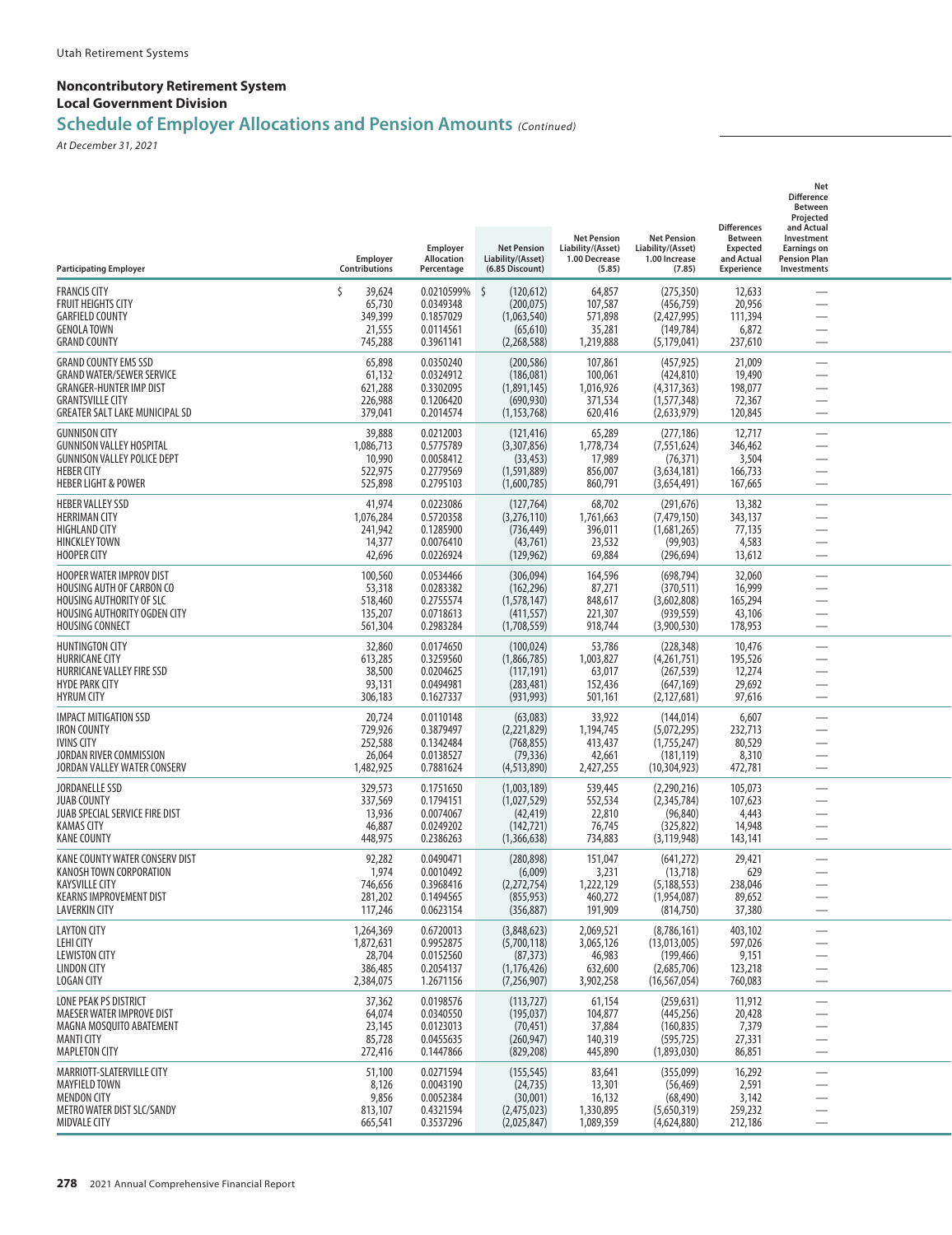Utah Retirement Systems

**Noncontributory Retirement System**
**Local Government Division**

## Schedule of Employer Allocations and Pension Amounts *(Continued)*

*At December 31, 2021*

| Participating Employer | Employer Contributions | Employer Allocation Percentage | Net Pension Liability/(Asset) (6.85 Discount) | Net Pension Liability/(Asset) 1.00 Decrease (5.85) | Net Pension Liability/(Asset) 1.00 Increase (7.85) | Differences Between Expected and Actual Experience | Net Difference Between Projected and Actual Investment Earnings on Pension Plan Investments |
|---|---|---|---|---|---|---|---|
| FRANCIS CITY | $ 39,624 | 0.0210599% | $ (120,612) | 64,857 | (275,350) | 12,633 | — |
| FRUIT HEIGHTS CITY | 65,730 | 0.0349348 | (200,075) | 107,587 | (456,759) | 20,956 | — |
| GARFIELD COUNTY | 349,399 | 0.1857029 | (1,063,540) | 571,898 | (2,427,995) | 111,394 | — |
| GENOLA TOWN | 21,555 | 0.0114561 | (65,610) | 35,281 | (149,784) | 6,872 | — |
| GRAND COUNTY | 745,288 | 0.3961141 | (2,268,588) | 1,219,888 | (5,179,041) | 237,610 | — |
| GRAND COUNTY EMS SSD | 65,898 | 0.0350240 | (200,586) | 107,861 | (457,925) | 21,009 | — |
| GRAND WATER/SEWER SERVICE | 61,132 | 0.0324912 | (186,081) | 100,061 | (424,810) | 19,490 | — |
| GRANGER-HUNTER IMP DIST | 621,288 | 0.3302095 | (1,891,145) | 1,016,926 | (4,317,363) | 198,077 | — |
| GRANTSVILLE CITY | 226,988 | 0.1206420 | (690,930) | 371,534 | (1,577,348) | 72,367 | — |
| GREATER SALT LAKE MUNICIPAL SD | 379,041 | 0.2014574 | (1,153,768) | 620,416 | (2,633,979) | 120,845 | — |
| GUNNISON CITY | 39,888 | 0.0212003 | (121,416) | 65,289 | (277,186) | 12,717 | — |
| GUNNISON VALLEY HOSPITAL | 1,086,713 | 0.5775789 | (3,307,856) | 1,778,734 | (7,551,624) | 346,462 | — |
| GUNNISON VALLEY POLICE DEPT | 10,990 | 0.0058412 | (33,453) | 17,989 | (76,371) | 3,504 | — |
| HEBER CITY | 522,975 | 0.2779569 | (1,591,889) | 856,007 | (3,634,181) | 166,733 | — |
| HEBER LIGHT & POWER | 525,898 | 0.2795103 | (1,600,785) | 860,791 | (3,654,491) | 167,665 | — |
| HEBER VALLEY SSD | 41,974 | 0.0223086 | (127,764) | 68,702 | (291,676) | 13,382 | — |
| HERRIMAN CITY | 1,076,284 | 0.5720358 | (3,276,110) | 1,761,663 | (7,479,150) | 343,137 | — |
| HIGHLAND CITY | 241,942 | 0.1285900 | (736,449) | 396,011 | (1,681,265) | 77,135 | — |
| HINCKLEY TOWN | 14,377 | 0.0076410 | (43,761) | 23,532 | (99,903) | 4,583 | — |
| HOOPER CITY | 42,696 | 0.0226924 | (129,962) | 69,884 | (296,694) | 13,612 | — |
| HOOPER WATER IMPROV DIST | 100,560 | 0.0534466 | (306,094) | 164,596 | (698,794) | 32,060 | — |
| HOUSING AUTH OF CARBON CO | 53,318 | 0.0283382 | (162,296) | 87,271 | (370,511) | 16,999 | — |
| HOUSING AUTHORITY OF SLC | 518,460 | 0.2755574 | (1,578,147) | 848,617 | (3,602,808) | 165,294 | — |
| HOUSING AUTHORITY OGDEN CITY | 135,207 | 0.0718613 | (411,557) | 221,307 | (939,559) | 43,106 | — |
| HOUSING CONNECT | 561,304 | 0.2983284 | (1,708,559) | 918,744 | (3,900,530) | 178,953 | — |
| HUNTINGTON CITY | 32,860 | 0.0174650 | (100,024) | 53,786 | (228,348) | 10,476 | — |
| HURRICANE CITY | 613,285 | 0.3259560 | (1,866,785) | 1,003,827 | (4,261,751) | 195,526 | — |
| HURRICANE VALLEY FIRE SSD | 38,500 | 0.0204625 | (117,191) | 63,017 | (267,539) | 12,274 | — |
| HYDE PARK CITY | 93,131 | 0.0494981 | (283,481) | 152,436 | (647,169) | 29,692 | — |
| HYRUM CITY | 306,183 | 0.1627337 | (931,993) | 501,161 | (2,127,681) | 97,616 | — |
| IMPACT MITIGATION SSD | 20,724 | 0.0110148 | (63,083) | 33,922 | (144,014) | 6,607 | — |
| IRON COUNTY | 729,926 | 0.3879497 | (2,221,829) | 1,194,745 | (5,072,295) | 232,713 | — |
| IVINS CITY | 252,588 | 0.1342484 | (768,855) | 413,437 | (1,755,247) | 80,529 | — |
| JORDAN RIVER COMMISSION | 26,064 | 0.0138527 | (79,336) | 42,661 | (181,119) | 8,310 | — |
| JORDAN VALLEY WATER CONSERV | 1,482,925 | 0.7881624 | (4,513,890) | 2,427,255 | (10,304,923) | 472,781 | — |
| JORDANELLE SSD | 329,573 | 0.1751650 | (1,003,189) | 539,445 | (2,290,216) | 105,073 | — |
| JUAB COUNTY | 337,569 | 0.1794151 | (1,027,529) | 552,534 | (2,345,784) | 107,623 | — |
| JUAB SPECIAL SERVICE FIRE DIST | 13,936 | 0.0074067 | (42,419) | 22,810 | (96,840) | 4,443 | — |
| KAMAS CITY | 46,887 | 0.0249202 | (142,721) | 76,745 | (325,822) | 14,948 | — |
| KANE COUNTY | 448,975 | 0.2386263 | (1,366,638) | 734,883 | (3,119,948) | 143,141 | — |
| KANE COUNTY WATER CONSERV DIST | 92,282 | 0.0490471 | (280,898) | 151,047 | (641,272) | 29,421 | — |
| KANOSH TOWN CORPORATION | 1,974 | 0.0010492 | (6,009) | 3,231 | (13,718) | 629 | — |
| KAYSVILLE CITY | 746,656 | 0.3968416 | (2,272,754) | 1,222,129 | (5,188,553) | 238,046 | — |
| KEARNS IMPROVEMENT DIST | 281,202 | 0.1494565 | (855,953) | 460,272 | (1,954,087) | 89,652 | — |
| LAVERKIN CITY | 117,246 | 0.0623154 | (356,887) | 191,909 | (814,750) | 37,380 | — |
| LAYTON CITY | 1,264,369 | 0.6720013 | (3,848,623) | 2,069,521 | (8,786,161) | 403,102 | — |
| LEHI CITY | 1,872,631 | 0.9952875 | (5,700,118) | 3,065,126 | (13,013,005) | 597,026 | — |
| LEWISTON CITY | 28,704 | 0.0152560 | (87,373) | 46,983 | (199,466) | 9,151 | — |
| LINDON CITY | 386,485 | 0.2054137 | (1,176,426) | 632,600 | (2,685,706) | 123,218 | — |
| LOGAN CITY | 2,384,075 | 1.2671156 | (7,256,907) | 3,902,258 | (16,567,054) | 760,083 | — |
| LONE PEAK PS DISTRICT | 37,362 | 0.0198576 | (113,727) | 61,154 | (259,631) | 11,912 | — |
| MAESER WATER IMPROVE DIST | 64,074 | 0.0340550 | (195,037) | 104,877 | (445,256) | 20,428 | — |
| MAGNA MOSQUITO ABATEMENT | 23,145 | 0.0123013 | (70,451) | 37,884 | (160,835) | 7,379 | — |
| MANTI CITY | 85,728 | 0.0455635 | (260,947) | 140,319 | (595,725) | 27,331 | — |
| MAPLETON CITY | 272,416 | 0.1447866 | (829,208) | 445,890 | (1,893,030) | 86,851 | — |
| MARRIOTT-SLATERVILLE CITY | 51,100 | 0.0271594 | (155,545) | 83,641 | (355,099) | 16,292 | — |
| MAYFIELD TOWN | 8,126 | 0.0043190 | (24,735) | 13,301 | (56,469) | 2,591 | — |
| MENDON CITY | 9,856 | 0.0052384 | (30,001) | 16,132 | (68,490) | 3,142 | — |
| METRO WATER DIST SLC/SANDY | 813,107 | 0.4321594 | (2,475,023) | 1,330,895 | (5,650,319) | 259,232 | — |
| MIDVALE CITY | 665,541 | 0.3537296 | (2,025,847) | 1,089,359 | (4,624,880) | 212,186 | — |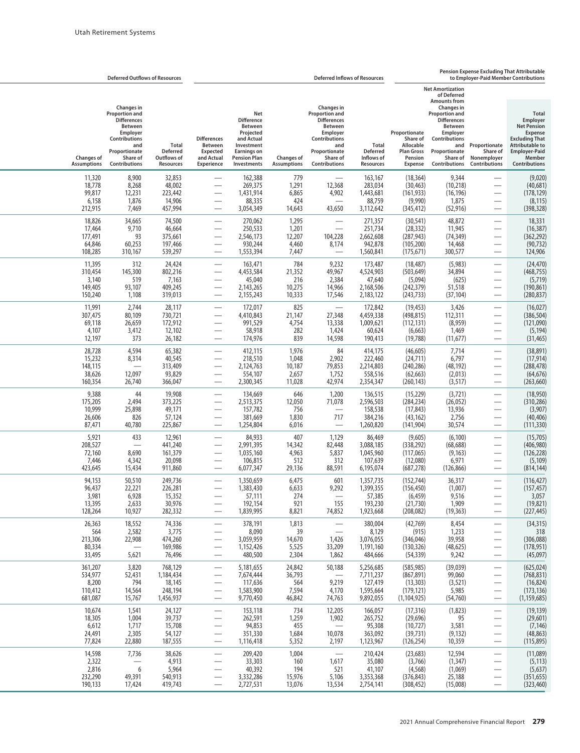| Deferred Outflows of Resources | | | Deferred Inflows of Resources | | | | | Pension Expense Excluding That Attributable to Employer-Paid Member Contributions | | | |
|---|---|---|---|---|---|---|---|---|---|---|---|
| Changes of Assumptions | Changes in Proportion and Differences Between Employer Contributions and Proportionate Share of Contributions | Total Deferred Outflows of Resources | Differences Between Expected and Actual Experience | Net Difference Between Projected and Actual Investment Earnings on Pension Plan Investments | Changes of Assumptions | Changes in Proportion and Differences Between Employer Contributions and Proportionate Share of Contributions | Total Deferred Inflows of Resources | Proportionate Share of Allocable Plan Gross Pension Expense | Net Amortization of Deferred Amounts from Changes in Proportion and Differences Between Employer Contributions and Proportionate Share of Contributions | Proportionate Share of Nonemployer Contributions | Total Employer Net Pension Expense Excluding That Attributable to Employer-Paid Member Contributions |
| 11,320 | 8,900 | 32,853 | — | 162,388 | 779 | — | 163,167 | (18,364) | 9,344 | — | (9,020) |
| 18,778 | 8,268 | 48,002 | — | 269,375 | 1,291 | 12,368 | 283,034 | (30,463) | (10,218) | — | (40,681) |
| 99,817 | 12,231 | 223,442 | — | 1,431,914 | 6,865 | 4,902 | 1,443,681 | (161,933) | (16,196) | — | (178,129) |
| 6,158 | 1,876 | 14,906 | — | 88,335 | 424 | — | 88,759 | (9,990) | 1,875 | — | (8,115) |
| 212,915 | 7,469 | 457,994 | — | 3,054,349 | 14,643 | 43,650 | 3,112,642 | (345,412) | (52,916) | — | (398,328) |
| 18,826 | 34,665 | 74,500 | — | 270,062 | 1,295 | — | 271,357 | (30,541) | 48,872 | — | 18,331 |
| 17,464 | 9,710 | 46,664 | — | 250,533 | 1,201 | — | 251,734 | (28,332) | 11,945 | — | (16,387) |
| 177,491 | 93 | 375,661 | — | 2,546,173 | 12,207 | 104,228 | 2,662,608 | (287,943) | (74,349) | — | (362,292) |
| 64,846 | 60,253 | 197,466 | — | 930,244 | 4,460 | 8,174 | 942,878 | (105,200) | 14,468 | — | (90,732) |
| 108,285 | 310,167 | 539,297 | — | 1,553,394 | 7,447 | — | 1,560,841 | (175,671) | 300,577 | — | 124,906 |
| 11,395 | 312 | 24,424 | — | 163,471 | 784 | 9,232 | 173,487 | (18,487) | (5,983) | — | (24,470) |
| 310,454 | 145,300 | 802,216 | — | 4,453,584 | 21,352 | 49,967 | 4,524,903 | (503,649) | 34,894 | — | (468,755) |
| 3,140 | 519 | 7,163 | — | 45,040 | 216 | 2,384 | 47,640 | (5,094) | (625) | — | (5,719) |
| 149,405 | 93,107 | 409,245 | — | 2,143,265 | 10,275 | 14,966 | 2,168,506 | (242,379) | 51,518 | — | (190,861) |
| 150,240 | 1,108 | 319,013 | — | 2,155,243 | 10,333 | 17,546 | 2,183,122 | (243,733) | (37,104) | — | (280,837) |
| 11,991 | 2,744 | 28,117 | — | 172,017 | 825 | — | 172,842 | (19,453) | 3,426 | — | (16,027) |
| 307,475 | 80,109 | 730,721 | — | 4,410,843 | 21,147 | 27,348 | 4,459,338 | (498,815) | 112,311 | — | (386,504) |
| 69,118 | 26,659 | 172,912 | — | 991,529 | 4,754 | 13,338 | 1,009,621 | (112,131) | (8,959) | — | (121,090) |
| 4,107 | 3,412 | 12,102 | — | 58,918 | 282 | 1,424 | 60,624 | (6,663) | 1,469 | — | (5,194) |
| 12,197 | 373 | 26,182 | — | 174,976 | 839 | 14,598 | 190,413 | (19,788) | (11,677) | — | (31,465) |
| 28,728 | 4,594 | 65,382 | — | 412,115 | 1,976 | 84 | 414,175 | (46,605) | 7,714 | — | (38,891) |
| 15,232 | 8,314 | 40,545 | — | 218,510 | 1,048 | 2,902 | 222,460 | (24,711) | 6,797 | — | (17,914) |
| 148,115 | — | 313,409 | — | 2,124,763 | 10,187 | 79,853 | 2,214,803 | (240,286) | (48,192) | — | (288,478) |
| 38,626 | 12,097 | 93,829 | — | 554,107 | 2,657 | 1,752 | 558,516 | (62,663) | (2,013) | — | (64,676) |
| 160,354 | 26,740 | 366,047 | — | 2,300,345 | 11,028 | 42,974 | 2,354,347 | (260,143) | (3,517) | — | (263,660) |
| 9,388 | 44 | 19,908 | — | 134,669 | 646 | 1,200 | 136,515 | (15,229) | (3,721) | — | (18,950) |
| 175,205 | 2,494 | 373,225 | — | 2,513,375 | 12,050 | 71,078 | 2,596,503 | (284,234) | (26,052) | — | (310,286) |
| 10,999 | 25,898 | 49,171 | — | 157,782 | 756 | — | 158,538 | (17,843) | 13,936 | — | (3,907) |
| 26,606 | 826 | 57,124 | — | 381,669 | 1,830 | 717 | 384,216 | (43,162) | 2,756 | — | (40,406) |
| 87,471 | 40,780 | 225,867 | — | 1,254,804 | 6,016 | — | 1,260,820 | (141,904) | 30,574 | — | (111,330) |
| 5,921 | 433 | 12,961 | — | 84,933 | 407 | 1,129 | 86,469 | (9,605) | (6,100) | — | (15,705) |
| 208,527 | — | 441,240 | — | 2,991,395 | 14,342 | 82,448 | 3,088,185 | (338,292) | (68,688) | — | (406,980) |
| 72,160 | 8,690 | 161,379 | — | 1,035,160 | 4,963 | 5,837 | 1,045,960 | (117,065) | (9,163) | — | (126,228) |
| 7,446 | 4,342 | 20,098 | — | 106,815 | 512 | 312 | 107,639 | (12,080) | 6,971 | — | (5,109) |
| 423,645 | 15,434 | 911,860 | — | 6,077,347 | 29,136 | 88,591 | 6,195,074 | (687,278) | (126,866) | — | (814,144) |
| 94,153 | 50,510 | 249,736 | — | 1,350,659 | 6,475 | 601 | 1,357,735 | (152,744) | 36,317 | — | (116,427) |
| 96,437 | 22,221 | 226,281 | — | 1,383,430 | 6,633 | 9,292 | 1,399,355 | (156,450) | (1,007) | — | (157,457) |
| 3,981 | 6,928 | 15,352 | — | 57,111 | 274 | — | 57,385 | (6,459) | 9,516 | — | 3,057 |
| 13,395 | 2,633 | 30,976 | — | 192,154 | 921 | 155 | 193,230 | (21,730) | 1,909 | — | (19,821) |
| 128,264 | 10,927 | 282,332 | — | 1,839,995 | 8,821 | 74,852 | 1,923,668 | (208,082) | (19,363) | — | (227,445) |
| 26,363 | 18,552 | 74,336 | — | 378,191 | 1,813 | — | 380,004 | (42,769) | 8,454 | — | (34,315) |
| 564 | 2,582 | 3,775 | — | 8,090 | 39 | — | 8,129 | (915) | 1,233 | — | 318 |
| 213,306 | 22,908 | 474,260 | — | 3,059,959 | 14,670 | 1,426 | 3,076,055 | (346,046) | 39,958 | — | (306,088) |
| 80,334 | — | 169,986 | — | 1,152,426 | 5,525 | 33,209 | 1,191,160 | (130,326) | (48,625) | — | (178,951) |
| 33,495 | 5,621 | 76,496 | — | 480,500 | 2,304 | 1,862 | 484,666 | (54,339) | 9,242 | — | (45,097) |
| 361,207 | 3,820 | 768,129 | — | 5,181,655 | 24,842 | 50,188 | 5,256,685 | (585,985) | (39,039) | — | (625,024) |
| 534,977 | 52,431 | 1,184,434 | — | 7,674,444 | 36,793 | — | 7,711,237 | (867,891) | 99,060 | — | (768,831) |
| 8,200 | 794 | 18,145 | — | 117,636 | 564 | 9,219 | 127,419 | (13,303) | (3,521) | — | (16,824) |
| 110,412 | 14,564 | 248,194 | — | 1,583,900 | 7,594 | 4,170 | 1,595,664 | (179,121) | 5,985 | — | (173,136) |
| 681,087 | 15,767 | 1,456,937 | — | 9,770,450 | 46,842 | 74,763 | 9,892,055 | (1,104,925) | (54,760) | — | (1,159,685) |
| 10,674 | 1,541 | 24,127 | — | 153,118 | 734 | 12,205 | 166,057 | (17,316) | (1,823) | — | (19,139) |
| 18,305 | 1,004 | 39,737 | — | 262,591 | 1,259 | 1,902 | 265,752 | (29,696) | 95 | — | (29,601) |
| 6,612 | 1,717 | 15,708 | — | 94,853 | 455 | — | 95,308 | (10,727) | 3,581 | — | (7,146) |
| 24,491 | 2,305 | 54,127 | — | 351,330 | 1,684 | 10,078 | 363,092 | (39,731) | (9,132) | — | (48,863) |
| 77,824 | 22,880 | 187,555 | — | 1,116,418 | 5,352 | 2,197 | 1,123,967 | (126,254) | 10,359 | — | (115,895) |
| 14,598 | 7,736 | 38,626 | — | 209,420 | 1,004 | — | 210,424 | (23,683) | 12,594 | — | (11,089) |
| 2,322 | — | 4,913 | — | 33,303 | 160 | 1,617 | 35,080 | (3,766) | (1,347) | — | (5,113) |
| 2,816 | 6 | 5,964 | — | 40,392 | 194 | 521 | 41,107 | (4,568) | (1,069) | — | (5,637) |
| 232,290 | 49,391 | 540,913 | — | 3,332,286 | 15,976 | 5,106 | 3,353,368 | (376,843) | 25,188 | — | (351,655) |
| 190,133 | 17,424 | 419,743 | — | 2,727,531 | 13,076 | 13,534 | 2,754,141 | (308,452) | (15,008) | — | (323,460) |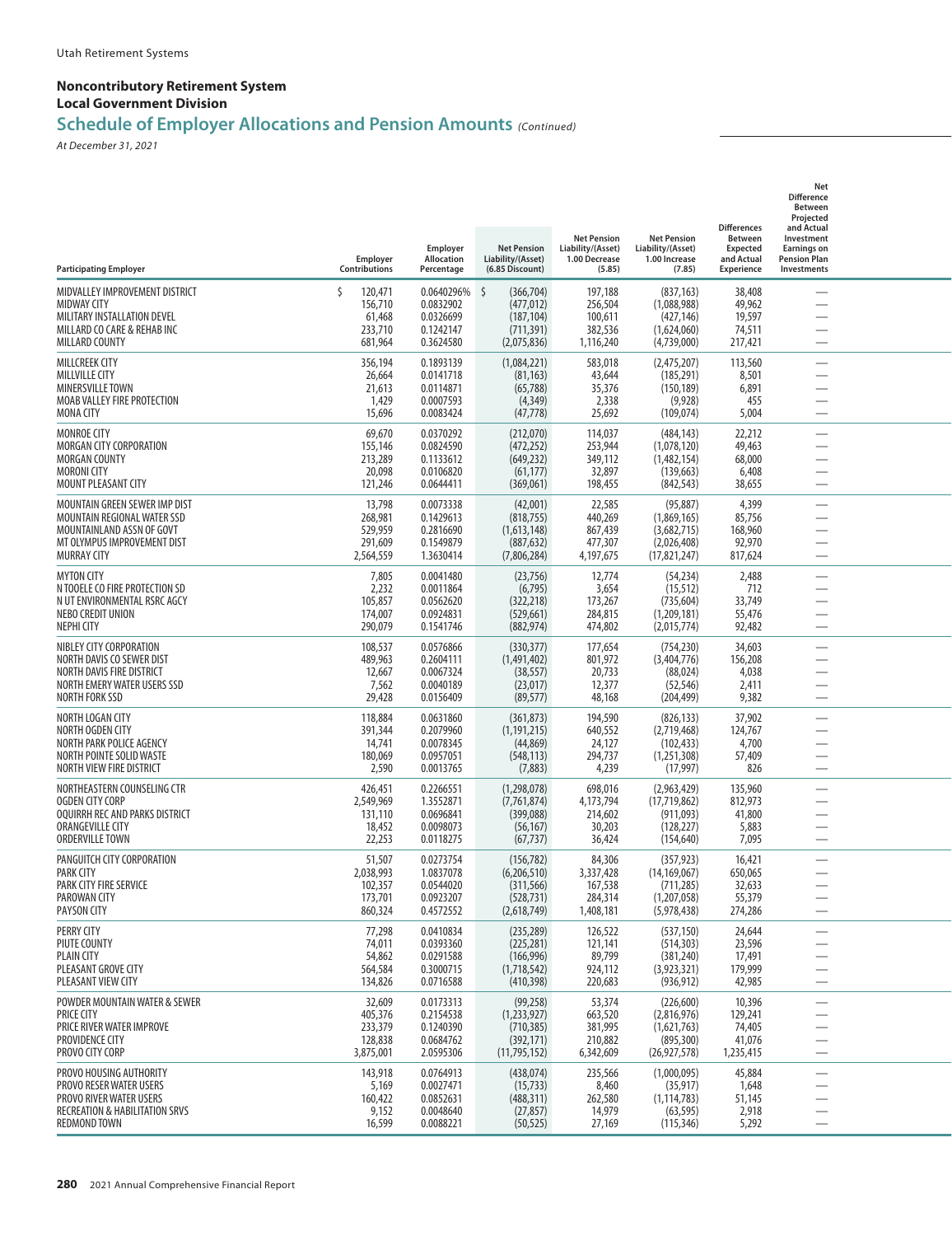Utah Retirement Systems

## Noncontributory Retirement System
## Local Government Division
# Schedule of Employer Allocations and Pension Amounts *(Continued)*

*At December 31, 2021*

| Participating Employer | Employer Contributions | Employer Allocation Percentage | Net Pension Liability/(Asset) (6.85 Discount) | Net Pension Liability/(Asset) 1.00 Decrease (5.85) | Net Pension Liability/(Asset) 1.00 Increase (7.85) | Differences Between Expected and Actual Experience | Net Difference Between Projected and Actual Investment Earnings on Pension Plan Investments |
|---|---|---|---|---|---|---|---|
| MIDVALLEY IMPROVEMENT DISTRICT | $ 120,471 | 0.0640296% | $ (366,704) | 197,188 | (837,163) | 38,408 | — |
| MIDWAY CITY | 156,710 | 0.0832902 | (477,012) | 256,504 | (1,088,988) | 49,962 | — |
| MILITARY INSTALLATION DEVEL | 61,468 | 0.0326699 | (187,104) | 100,611 | (427,146) | 19,597 | — |
| MILLARD CO CARE & REHAB INC | 233,710 | 0.1242147 | (711,391) | 382,536 | (1,624,060) | 74,511 | — |
| MILLARD COUNTY | 681,964 | 0.3624580 | (2,075,836) | 1,116,240 | (4,739,000) | 217,421 | — |
| MILLCREEK CITY | 356,194 | 0.1893139 | (1,084,221) | 583,018 | (2,475,207) | 113,560 | — |
| MILLVILLE CITY | 26,664 | 0.0141718 | (81,163) | 43,644 | (185,291) | 8,501 | — |
| MINERSVILLE TOWN | 21,613 | 0.0114871 | (65,788) | 35,376 | (150,189) | 6,891 | — |
| MOAB VALLEY FIRE PROTECTION | 1,429 | 0.0007593 | (4,349) | 2,338 | (9,928) | 455 | — |
| MONA CITY | 15,696 | 0.0083424 | (47,778) | 25,692 | (109,074) | 5,004 | — |
| MONROE CITY | 69,670 | 0.0370292 | (212,070) | 114,037 | (484,143) | 22,212 | — |
| MORGAN CITY CORPORATION | 155,146 | 0.0824590 | (472,252) | 253,944 | (1,078,120) | 49,463 | — |
| MORGAN COUNTY | 213,289 | 0.1133612 | (649,232) | 349,112 | (1,482,154) | 68,000 | — |
| MORONI CITY | 20,098 | 0.0106820 | (61,177) | 32,897 | (139,663) | 6,408 | — |
| MOUNT PLEASANT CITY | 121,246 | 0.0644411 | (369,061) | 198,455 | (842,543) | 38,655 | — |
| MOUNTAIN GREEN SEWER IMP DIST | 13,798 | 0.0073338 | (42,001) | 22,585 | (95,887) | 4,399 | — |
| MOUNTAIN REGIONAL WATER SSD | 268,981 | 0.1429613 | (818,755) | 440,269 | (1,869,165) | 85,756 | — |
| MOUNTAINLAND ASSN OF GOVT | 529,959 | 0.2816690 | (1,613,148) | 867,439 | (3,682,715) | 168,960 | — |
| MT OLYMPUS IMPROVEMENT DIST | 291,609 | 0.1549879 | (887,632) | 477,307 | (2,026,408) | 92,970 | — |
| MURRAY CITY | 2,564,559 | 1.3630414 | (7,806,284) | 4,197,675 | (17,821,247) | 817,624 | — |
| MYTON CITY | 7,805 | 0.0041480 | (23,756) | 12,774 | (54,234) | 2,488 | — |
| N TOOELE CO FIRE PROTECTION SD | 2,232 | 0.0011864 | (6,795) | 3,654 | (15,512) | 712 | — |
| N UT ENVIRONMENTAL RSRC AGCY | 105,857 | 0.0562620 | (322,218) | 173,267 | (735,604) | 33,749 | — |
| NEBO CREDIT UNION | 174,007 | 0.0924831 | (529,661) | 284,815 | (1,209,181) | 55,476 | — |
| NEPHI CITY | 290,079 | 0.1541746 | (882,974) | 474,802 | (2,015,774) | 92,482 | — |
| NIBLEY CITY CORPORATION | 108,537 | 0.0576866 | (330,377) | 177,654 | (754,230) | 34,603 | — |
| NORTH DAVIS CO SEWER DIST | 489,963 | 0.2604111 | (1,491,402) | 801,972 | (3,404,776) | 156,208 | — |
| NORTH DAVIS FIRE DISTRICT | 12,667 | 0.0067324 | (38,557) | 20,733 | (88,024) | 4,038 | — |
| NORTH EMERY WATER USERS SSD | 7,562 | 0.0040189 | (23,017) | 12,377 | (52,546) | 2,411 | — |
| NORTH FORK SSD | 29,428 | 0.0156409 | (89,577) | 48,168 | (204,499) | 9,382 | — |
| NORTH LOGAN CITY | 118,884 | 0.0631860 | (361,873) | 194,590 | (826,133) | 37,902 | — |
| NORTH OGDEN CITY | 391,344 | 0.2079960 | (1,191,215) | 640,552 | (2,719,468) | 124,767 | — |
| NORTH PARK POLICE AGENCY | 14,741 | 0.0078345 | (44,869) | 24,127 | (102,433) | 4,700 | — |
| NORTH POINTE SOLID WASTE | 180,069 | 0.0957051 | (548,113) | 294,737 | (1,251,308) | 57,409 | — |
| NORTH VIEW FIRE DISTRICT | 2,590 | 0.0013765 | (7,883) | 4,239 | (17,997) | 826 | — |
| NORTHEASTERN COUNSELING CTR | 426,451 | 0.2266551 | (1,298,078) | 698,016 | (2,963,429) | 135,960 | — |
| OGDEN CITY CORP | 2,549,969 | 1.3552871 | (7,761,874) | 4,173,794 | (17,719,862) | 812,973 | — |
| OQUIRRH REC AND PARKS DISTRICT | 131,110 | 0.0696841 | (399,088) | 214,602 | (911,093) | 41,800 | — |
| ORANGEVILLE CITY | 18,452 | 0.0098073 | (56,167) | 30,203 | (128,227) | 5,883 | — |
| ORDERVILLE TOWN | 22,253 | 0.0118275 | (67,737) | 36,424 | (154,640) | 7,095 | — |
| PANGUITCH CITY CORPORATION | 51,507 | 0.0273754 | (156,782) | 84,306 | (357,923) | 16,421 | — |
| PARK CITY | 2,038,993 | 1.0837078 | (6,206,510) | 3,337,428 | (14,169,067) | 650,065 | — |
| PARK CITY FIRE SERVICE | 102,357 | 0.0544020 | (311,566) | 167,538 | (711,285) | 32,633 | — |
| PAROWAN CITY | 173,701 | 0.0923207 | (528,731) | 284,314 | (1,207,058) | 55,379 | — |
| PAYSON CITY | 860,324 | 0.4572552 | (2,618,749) | 1,408,181 | (5,978,438) | 274,286 | — |
| PERRY CITY | 77,298 | 0.0410834 | (235,289) | 126,522 | (537,150) | 24,644 | — |
| PIUTE COUNTY | 74,011 | 0.0393360 | (225,281) | 121,141 | (514,303) | 23,596 | — |
| PLAIN CITY | 54,862 | 0.0291588 | (166,996) | 89,799 | (381,240) | 17,491 | — |
| PLEASANT GROVE CITY | 564,584 | 0.3000715 | (1,718,542) | 924,112 | (3,923,321) | 179,999 | — |
| PLEASANT VIEW CITY | 134,826 | 0.0716588 | (410,398) | 220,683 | (936,912) | 42,985 | — |
| POWDER MOUNTAIN WATER & SEWER | 32,609 | 0.0173313 | (99,258) | 53,374 | (226,600) | 10,396 | — |
| PRICE CITY | 405,376 | 0.2154538 | (1,233,927) | 663,520 | (2,816,976) | 129,241 | — |
| PRICE RIVER WATER IMPROVE | 233,379 | 0.1240390 | (710,385) | 381,995 | (1,621,763) | 74,405 | — |
| PROVIDENCE CITY | 128,838 | 0.0684762 | (392,171) | 210,882 | (895,300) | 41,076 | — |
| PROVO CITY CORP | 3,875,001 | 2.0595306 | (11,795,152) | 6,342,609 | (26,927,578) | 1,235,415 | — |
| PROVO HOUSING AUTHORITY | 143,918 | 0.0764913 | (438,074) | 235,566 | (1,000,095) | 45,884 | — |
| PROVO RESER WATER USERS | 5,169 | 0.0027471 | (15,733) | 8,460 | (35,917) | 1,648 | — |
| PROVO RIVER WATER USERS | 160,422 | 0.0852631 | (488,311) | 262,580 | (1,114,783) | 51,145 | — |
| RECREATION & HABILITATION SRVS | 9,152 | 0.0048640 | (27,857) | 14,979 | (63,595) | 2,918 | — |
| REDMOND TOWN | 16,599 | 0.0088221 | (50,525) | 27,169 | (115,346) | 5,292 | — |

2021 Annual Comprehensive Financial Report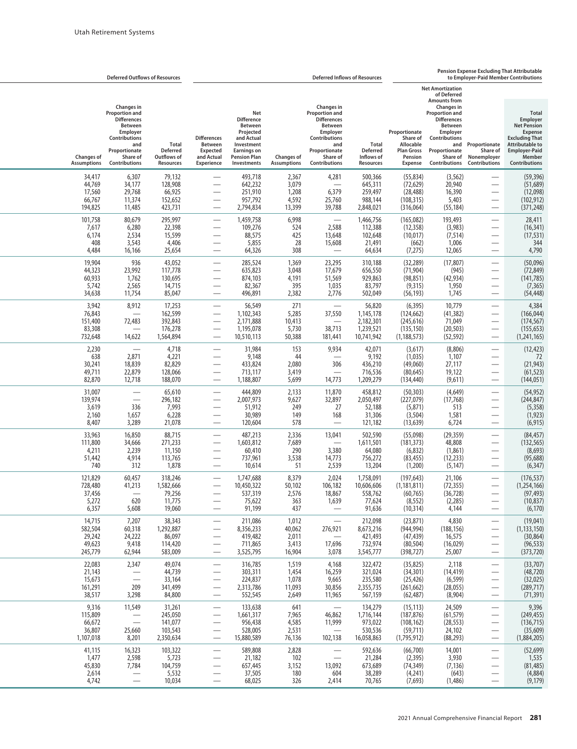| Deferred Outflows of Resources | | | Deferred Inflows of Resources | | | | | Pension Expense Excluding That Attributable to Employer-Paid Member Contributions | | | |
|---|---|---|---|---|---|---|---|---|---|---|---|
| Changes of Assumptions | Changes in Proportion and Differences Between Employer Contributions and Proportionate Share of Contributions | Total Deferred Outflows of Resources | Differences Between Expected and Actual Experience | Net Difference Between Projected and Actual Investment Earnings on Pension Plan Investments | Changes of Assumptions | Changes in Proportion and Differences Between Employer Contributions and Proportionate Share of Contributions | Total Deferred Inflows of Resources | Proportionate Share of Allocable Plan Gross Pension Expense | Net Amortization of Deferred Amounts from Changes in Proportion and Differences Between Employer Contributions and Proportionate Share of Contributions | Proportionate Share of Nonemployer Contributions | Total Employer Net Pension Expense Excluding That Attributable to Employer-Paid Member Contributions |
| 34,417 | 6,307 | 79,132 | — | 493,718 | 2,367 | 4,281 | 500,366 | (55,834) | (3,562) | — | (59,396) |
| 44,769 | 34,177 | 128,908 | — | 642,232 | 3,079 | — | 645,311 | (72,629) | 20,940 | — | (51,689) |
| 17,560 | 29,768 | 66,925 | — | 251,910 | 1,208 | 6,379 | 259,497 | (28,488) | 16,390 | — | (12,098) |
| 66,767 | 11,374 | 152,652 | — | 957,792 | 4,592 | 25,760 | 988,144 | (108,315) | 5,403 | — | (102,912) |
| 194,825 | 11,485 | 423,731 | — | 2,794,834 | 13,399 | 39,788 | 2,848,021 | (316,064) | (55,184) | — | (371,248) |
| 101,758 | 80,679 | 295,997 | — | 1,459,758 | 6,998 | — | 1,466,756 | (165,082) | 193,493 | — | 28,411 |
| 7,617 | 6,280 | 22,398 | — | 109,276 | 524 | 2,588 | 112,388 | (12,358) | (3,983) | — | (16,341) |
| 6,174 | 2,534 | 15,599 | — | 88,575 | 425 | 13,648 | 102,648 | (10,017) | (7,514) | — | (17,531) |
| 408 | 3,543 | 4,406 | — | 5,855 | 28 | 15,608 | 21,491 | (662) | 1,006 | — | 344 |
| 4,484 | 16,166 | 25,654 | — | 64,326 | 308 | — | 64,634 | (7,275) | 12,065 | — | 4,790 |
| 19,904 | 936 | 43,052 | — | 285,524 | 1,369 | 23,295 | 310,188 | (32,289) | (17,807) | — | (50,096) |
| 44,323 | 23,992 | 117,778 | — | 635,823 | 3,048 | 17,679 | 656,550 | (71,904) | (945) | — | (72,849) |
| 60,933 | 1,762 | 130,695 | — | 874,103 | 4,191 | 51,569 | 929,863 | (98,851) | (42,934) | — | (141,785) |
| 5,742 | 2,565 | 14,715 | — | 82,367 | 395 | 1,035 | 83,797 | (9,315) | 1,950 | — | (7,365) |
| 34,638 | 11,754 | 85,047 | — | 496,891 | 2,382 | 2,776 | 502,049 | (56,193) | 1,745 | — | (54,448) |
| 3,942 | 8,912 | 17,253 | — | 56,549 | 271 | — | 56,820 | (6,395) | 10,779 | — | 4,384 |
| 76,843 | — | 162,599 | — | 1,102,343 | 5,285 | 37,550 | 1,145,178 | (124,662) | (41,382) | — | (166,044) |
| 151,400 | 72,483 | 392,843 | — | 2,171,888 | 10,413 | — | 2,182,301 | (245,616) | 71,049 | — | (174,567) |
| 83,308 | — | 176,278 | — | 1,195,078 | 5,730 | 38,713 | 1,239,521 | (135,150) | (20,503) | — | (155,653) |
| 732,648 | 14,622 | 1,564,894 | — | 10,510,113 | 50,388 | 181,441 | 10,741,942 | (1,188,573) | (52,592) | — | (1,241,165) |
| 2,230 | — | 4,718 | — | 31,984 | 153 | 9,934 | 42,071 | (3,617) | (8,806) | — | (12,423) |
| 638 | 2,871 | 4,221 | — | 9,148 | 44 | — | 9,192 | (1,035) | 1,107 | — | 72 |
| 30,241 | 18,839 | 82,829 | — | 433,824 | 2,080 | 306 | 436,210 | (49,060) | 27,117 | — | (21,943) |
| 49,711 | 22,879 | 128,066 | — | 713,117 | 3,419 | — | 716,536 | (80,645) | 19,122 | — | (61,523) |
| 82,870 | 12,718 | 188,070 | — | 1,188,807 | 5,699 | 14,773 | 1,209,279 | (134,440) | (9,611) | — | (144,051) |
| 31,007 | — | 65,610 | — | 444,809 | 2,133 | 11,870 | 458,812 | (50,303) | (4,649) | — | (54,952) |
| 139,974 | — | 296,182 | — | 2,007,973 | 9,627 | 32,897 | 2,050,497 | (227,079) | (17,768) | — | (244,847) |
| 3,619 | 336 | 7,993 | — | 51,912 | 249 | 27 | 52,188 | (5,871) | 513 | — | (5,358) |
| 2,160 | 1,657 | 6,228 | — | 30,989 | 149 | 168 | 31,306 | (3,504) | 1,581 | — | (1,923) |
| 8,407 | 3,289 | 21,078 | — | 120,604 | 578 | — | 121,182 | (13,639) | 6,724 | — | (6,915) |
| 33,963 | 16,850 | 88,715 | — | 487,213 | 2,336 | 13,041 | 502,590 | (55,098) | (29,359) | — | (84,457) |
| 111,800 | 34,666 | 271,233 | — | 1,603,812 | 7,689 | — | 1,611,501 | (181,373) | 48,808 | — | (132,565) |
| 4,211 | 2,239 | 11,150 | — | 60,410 | 290 | 3,380 | 64,080 | (6,832) | (1,861) | — | (8,693) |
| 51,442 | 4,914 | 113,765 | — | 737,961 | 3,538 | 14,773 | 756,272 | (83,455) | (12,233) | — | (95,688) |
| 740 | 312 | 1,878 | — | 10,614 | 51 | 2,539 | 13,204 | (1,200) | (5,147) | — | (6,347) |
| 121,829 | 60,457 | 318,246 | — | 1,747,688 | 8,379 | 2,024 | 1,758,091 | (197,643) | 21,106 | — | (176,537) |
| 728,480 | 41,213 | 1,582,666 | — | 10,450,322 | 50,102 | 106,182 | 10,606,606 | (1,181,811) | (72,355) | — | (1,254,166) |
| 37,456 | — | 79,256 | — | 537,319 | 2,576 | 18,867 | 558,762 | (60,765) | (36,728) | — | (97,493) |
| 5,272 | 620 | 11,775 | — | 75,622 | 363 | 1,639 | 77,624 | (8,552) | (2,285) | — | (10,837) |
| 6,357 | 5,608 | 19,060 | — | 91,199 | 437 | — | 91,636 | (10,314) | 4,144 | — | (6,170) |
| 14,715 | 7,207 | 38,343 | — | 211,086 | 1,012 | — | 212,098 | (23,871) | 4,830 | — | (19,041) |
| 582,504 | 60,318 | 1,292,887 | — | 8,356,233 | 40,062 | 276,921 | 8,673,216 | (944,994) | (188,156) | — | (1,133,150) |
| 29,242 | 24,222 | 86,097 | — | 419,482 | 2,011 | — | 421,493 | (47,439) | 16,575 | — | (30,864) |
| 49,623 | 9,418 | 114,420 | — | 711,865 | 3,413 | 17,696 | 732,974 | (80,504) | (16,029) | — | (96,533) |
| 245,779 | 62,944 | 583,009 | — | 3,525,795 | 16,904 | 3,078 | 3,545,777 | (398,727) | 25,007 | — | (373,720) |
| 22,083 | 2,347 | 49,074 | — | 316,785 | 1,519 | 4,168 | 322,472 | (35,825) | 2,118 | — | (33,707) |
| 21,143 | — | 44,739 | — | 303,311 | 1,454 | 16,259 | 321,024 | (34,301) | (14,419) | — | (48,720) |
| 15,673 | — | 33,164 | — | 224,837 | 1,078 | 9,665 | 235,580 | (25,426) | (6,599) | — | (32,025) |
| 161,291 | 209 | 341,499 | — | 2,313,786 | 11,093 | 30,856 | 2,355,735 | (261,662) | (28,055) | — | (289,717) |
| 38,517 | 3,298 | 84,800 | — | 552,545 | 2,649 | 11,965 | 567,159 | (62,487) | (8,904) | — | (71,391) |
| 9,316 | 11,549 | 31,261 | — | 133,638 | 641 | — | 134,279 | (15,113) | 24,509 | — | 9,396 |
| 115,809 | — | 245,050 | — | 1,661,317 | 7,965 | 46,862 | 1,716,144 | (187,876) | (61,579) | — | (249,455) |
| 66,672 | — | 141,077 | — | 956,438 | 4,585 | 11,999 | 973,022 | (108,162) | (28,553) | — | (136,715) |
| 36,807 | 25,660 | 103,543 | — | 528,005 | 2,531 | — | 530,536 | (59,711) | 24,102 | — | (35,609) |
| 1,107,018 | 8,201 | 2,350,634 | — | 15,880,589 | 76,136 | 102,138 | 16,058,863 | (1,795,912) | (88,293) | — | (1,884,205) |
| 41,115 | 16,323 | 103,322 | — | 589,808 | 2,828 | — | 592,636 | (66,700) | 14,001 | — | (52,699) |
| 1,477 | 2,598 | 5,723 | — | 21,182 | 102 | — | 21,284 | (2,395) | 3,930 | — | 1,535 |
| 45,830 | 7,784 | 104,759 | — | 657,445 | 3,152 | 13,092 | 673,689 | (74,349) | (7,136) | — | (81,485) |
| 2,614 | — | 5,532 | — | 37,505 | 180 | 604 | 38,289 | (4,241) | (643) | — | (4,884) |
| 4,742 | — | 10,034 | — | 68,025 | 326 | 2,414 | 70,765 | (7,693) | (1,486) | — | (9,179) |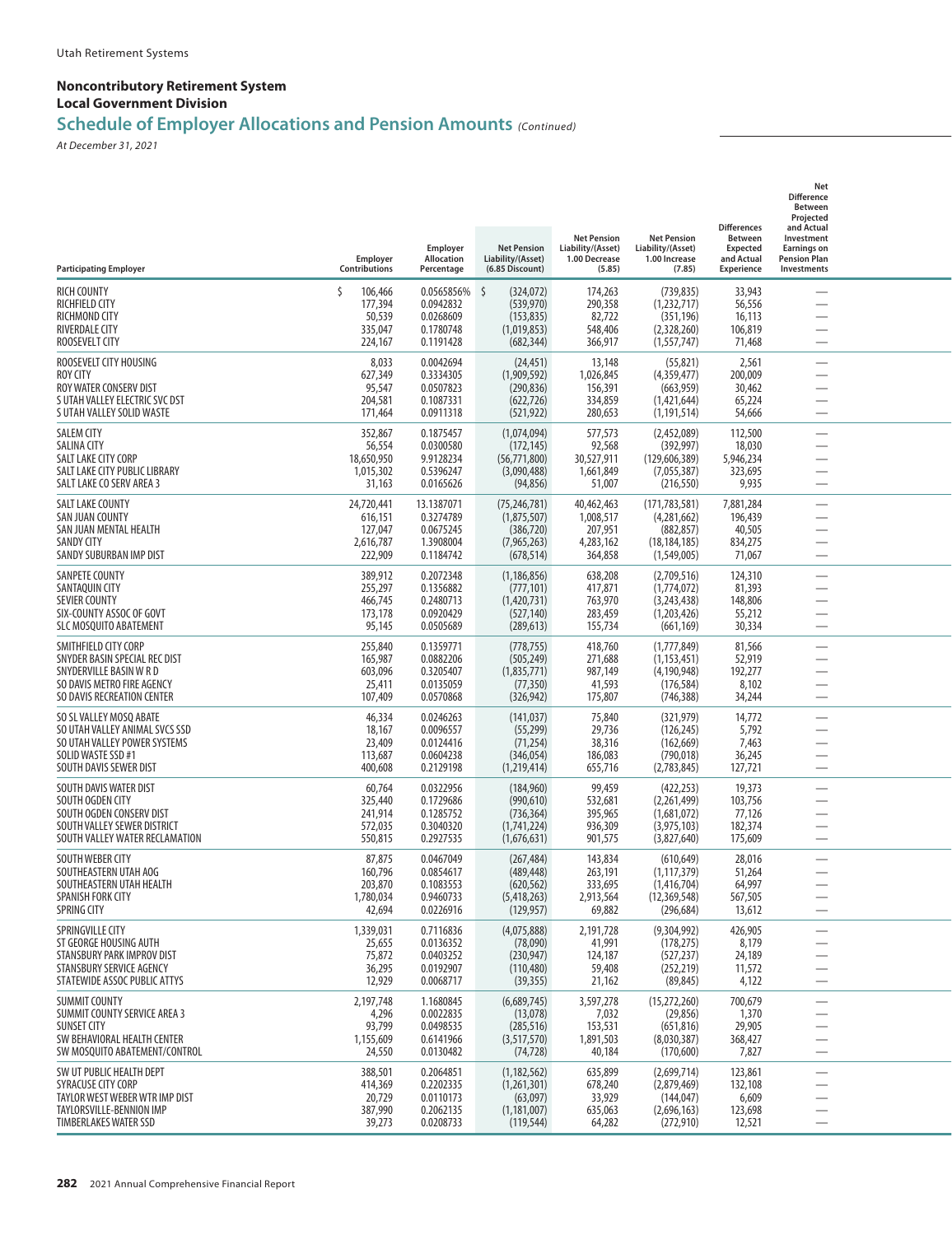## Noncontributory Retirement System
## Local Government Division
## Schedule of Employer Allocations and Pension Amounts *(Continued)*

*At December 31, 2021*

| Participating Employer | Employer Contributions | Employer Allocation Percentage | Net Pension Liability/(Asset) (6.85 Discount) | Net Pension Liability/(Asset) 1.00 Decrease (5.85) | Net Pension Liability/(Asset) 1.00 Increase (7.85) | Differences Between Expected and Actual Experience | Net Difference Between Projected and Actual Investment Earnings on Pension Plan Investments |
|---|---|---|---|---|---|---|---|
| RICH COUNTY | $ 106,466 | 0.0565856% | $ (324,072) | 174,263 | (739,835) | 33,943 | — |
| RICHFIELD CITY | 177,394 | 0.0942832 | (539,970) | 290,358 | (1,232,717) | 56,556 | — |
| RICHMOND CITY | 50,539 | 0.0268609 | (153,835) | 82,722 | (351,196) | 16,113 | — |
| RIVERDALE CITY | 335,047 | 0.1780748 | (1,019,853) | 548,406 | (2,328,260) | 106,819 | — |
| ROOSEVELT CITY | 224,167 | 0.1191428 | (682,344) | 366,917 | (1,557,747) | 71,468 | — |
| ROOSEVELT CITY HOUSING | 8,033 | 0.0042694 | (24,451) | 13,148 | (55,821) | 2,561 | — |
| ROY CITY | 627,349 | 0.3334305 | (1,909,592) | 1,026,845 | (4,359,477) | 200,009 | — |
| ROY WATER CONSERV DIST | 95,547 | 0.0507823 | (290,836) | 156,391 | (663,959) | 30,462 | — |
| S UTAH VALLEY ELECTRIC SVC DST | 204,581 | 0.1087331 | (622,726) | 334,859 | (1,421,644) | 65,224 | — |
| S UTAH VALLEY SOLID WASTE | 171,464 | 0.0911318 | (521,922) | 280,653 | (1,191,514) | 54,666 | — |
| SALEM CITY | 352,867 | 0.1875457 | (1,074,094) | 577,573 | (2,452,089) | 112,500 | — |
| SALINA CITY | 56,554 | 0.0300580 | (172,145) | 92,568 | (392,997) | 18,030 | — |
| SALT LAKE CITY CORP | 18,650,950 | 9.9128234 | (56,771,800) | 30,527,911 | (129,606,389) | 5,946,234 | — |
| SALT LAKE CITY PUBLIC LIBRARY | 1,015,302 | 0.5396247 | (3,090,488) | 1,661,849 | (7,055,387) | 323,695 | — |
| SALT LAKE CO SERV AREA 3 | 31,163 | 0.0165626 | (94,856) | 51,007 | (216,550) | 9,935 | — |
| SALT LAKE COUNTY | 24,720,441 | 13.1387071 | (75,246,781) | 40,462,463 | (171,783,581) | 7,881,284 | — |
| SAN JUAN COUNTY | 616,151 | 0.3274789 | (1,875,507) | 1,008,517 | (4,281,662) | 196,439 | — |
| SAN JUAN MENTAL HEALTH | 127,047 | 0.0675245 | (386,720) | 207,951 | (882,857) | 40,505 | — |
| SANDY CITY | 2,616,787 | 1.3908004 | (7,965,263) | 4,283,162 | (18,184,185) | 834,275 | — |
| SANDY SUBURBAN IMP DIST | 222,909 | 0.1184742 | (678,514) | 364,858 | (1,549,005) | 71,067 | — |
| SANPETE COUNTY | 389,912 | 0.2072348 | (1,186,856) | 638,208 | (2,709,516) | 124,310 | — |
| SANTAQUIN CITY | 255,297 | 0.1356882 | (777,101) | 417,871 | (1,774,072) | 81,393 | — |
| SEVIER COUNTY | 466,745 | 0.2480713 | (1,420,731) | 763,970 | (3,243,438) | 148,806 | — |
| SIX-COUNTY ASSOC OF GOVT | 173,178 | 0.0920429 | (527,140) | 283,459 | (1,203,426) | 55,212 | — |
| SLC MOSQUITO ABATEMENT | 95,145 | 0.0505689 | (289,613) | 155,734 | (661,169) | 30,334 | — |
| SMITHFIELD CITY CORP | 255,840 | 0.1359771 | (778,755) | 418,760 | (1,777,849) | 81,566 | — |
| SNYDER BASIN SPECIAL REC DIST | 165,987 | 0.0882206 | (505,249) | 271,688 | (1,153,451) | 52,919 | — |
| SNYDERVILLE BASIN W R D | 603,096 | 0.3205407 | (1,835,771) | 987,149 | (4,190,948) | 192,277 | — |
| SO DAVIS METRO FIRE AGENCY | 25,411 | 0.0135059 | (77,350) | 41,593 | (176,584) | 8,102 | — |
| SO DAVIS RECREATION CENTER | 107,409 | 0.0570868 | (326,942) | 175,807 | (746,388) | 34,244 | — |
| SO SL VALLEY MOSQ ABATE | 46,334 | 0.0246263 | (141,037) | 75,840 | (321,979) | 14,772 | — |
| SO UTAH VALLEY ANIMAL SVCS SSD | 18,167 | 0.0096557 | (55,299) | 29,736 | (126,245) | 5,792 | — |
| SO UTAH VALLEY POWER SYSTEMS | 23,409 | 0.0124416 | (71,254) | 38,316 | (162,669) | 7,463 | — |
| SOLID WASTE SSD #1 | 113,687 | 0.0604238 | (346,054) | 186,083 | (790,018) | 36,245 | — |
| SOUTH DAVIS SEWER DIST | 400,608 | 0.2129198 | (1,219,414) | 655,716 | (2,783,845) | 127,721 | — |
| SOUTH DAVIS WATER DIST | 60,764 | 0.0322956 | (184,960) | 99,459 | (422,253) | 19,373 | — |
| SOUTH OGDEN CITY | 325,440 | 0.1729686 | (990,610) | 532,681 | (2,261,499) | 103,756 | — |
| SOUTH OGDEN CONSERV DIST | 241,914 | 0.1285752 | (736,364) | 395,965 | (1,681,072) | 77,126 | — |
| SOUTH VALLEY SEWER DISTRICT | 572,035 | 0.3040320 | (1,741,224) | 936,309 | (3,975,103) | 182,374 | — |
| SOUTH VALLEY WATER RECLAMATION | 550,815 | 0.2927535 | (1,676,631) | 901,575 | (3,827,640) | 175,609 | — |
| SOUTH WEBER CITY | 87,875 | 0.0467049 | (267,484) | 143,834 | (610,649) | 28,016 | — |
| SOUTHEASTERN UTAH AOG | 160,796 | 0.0854617 | (489,448) | 263,191 | (1,117,379) | 51,264 | — |
| SOUTHEASTERN UTAH HEALTH | 203,870 | 0.1083553 | (620,562) | 333,695 | (1,416,704) | 64,997 | — |
| SPANISH FORK CITY | 1,780,034 | 0.9460733 | (5,418,263) | 2,913,564 | (12,369,548) | 567,505 | — |
| SPRING CITY | 42,694 | 0.0226916 | (129,957) | 69,882 | (296,684) | 13,612 | — |
| SPRINGVILLE CITY | 1,339,031 | 0.7116836 | (4,075,888) | 2,191,728 | (9,304,992) | 426,905 | — |
| ST GEORGE HOUSING AUTH | 25,655 | 0.0136352 | (78,090) | 41,991 | (178,275) | 8,179 | — |
| STANSBURY PARK IMPROV DIST | 75,872 | 0.0403252 | (230,947) | 124,187 | (527,237) | 24,189 | — |
| STANSBURY SERVICE AGENCY | 36,295 | 0.0192907 | (110,480) | 59,408 | (252,219) | 11,572 | — |
| STATEWIDE ASSOC PUBLIC ATTYS | 12,929 | 0.0068717 | (39,355) | 21,162 | (89,845) | 4,122 | — |
| SUMMIT COUNTY | 2,197,748 | 1.1680845 | (6,689,745) | 3,597,278 | (15,272,260) | 700,679 | — |
| SUMMIT COUNTY SERVICE AREA 3 | 4,296 | 0.0022835 | (13,078) | 7,032 | (29,856) | 1,370 | — |
| SUNSET CITY | 93,799 | 0.0498535 | (285,516) | 153,531 | (651,816) | 29,905 | — |
| SW BEHAVIORAL HEALTH CENTER | 1,155,609 | 0.6141966 | (3,517,570) | 1,891,503 | (8,030,387) | 368,427 | — |
| SW MOSQUITO ABATEMENT/CONTROL | 24,550 | 0.0130482 | (74,728) | 40,184 | (170,600) | 7,827 | — |
| SW UT PUBLIC HEALTH DEPT | 388,501 | 0.2064851 | (1,182,562) | 635,899 | (2,699,714) | 123,861 | — |
| SYRACUSE CITY CORP | 414,369 | 0.2202335 | (1,261,301) | 678,240 | (2,879,469) | 132,108 | — |
| TAYLOR WEST WEBER WTR IMP DIST | 20,729 | 0.0110173 | (63,097) | 33,929 | (144,047) | 6,609 | — |
| TAYLORSVILLE-BENNION IMP | 387,990 | 0.2062135 | (1,181,007) | 635,063 | (2,696,163) | 123,698 | — |
| TIMBERLAKES WATER SSD | 39,273 | 0.0208733 | (119,544) | 64,282 | (272,910) | 12,521 | — |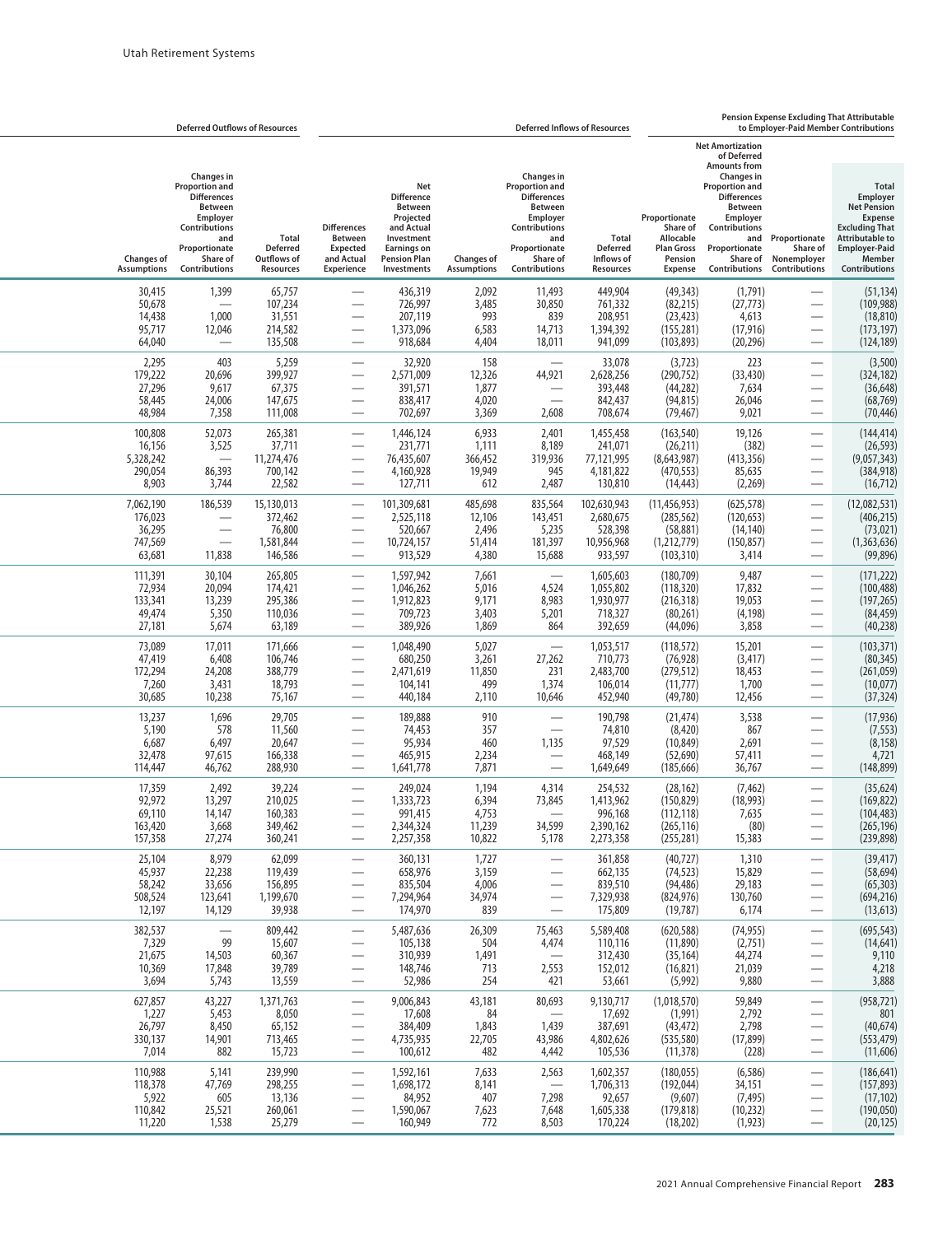| Deferred Outflows of Resources | | | Deferred Inflows of Resources | | | | | Pension Expense Excluding That Attributable to Employer-Paid Member Contributions | | | |
|---|---|---|---|---|---|---|---|---|---|---|---|
| Changes of Assumptions | Changes in Proportion and Differences Between Employer Contributions and Proportionate Share of Contributions | Total Deferred Outflows of Resources | Differences Between Expected and Actual Experience | Net Difference Between Projected and Actual Investment Earnings on Pension Plan Investments | Changes of Assumptions | Changes in Proportion and Differences Between Employer Contributions and Proportionate Share of Contributions | Total Deferred Inflows of Resources | Proportionate Share of Allocable Plan Gross Pension Expense | Net Amortization of Deferred Amounts from Changes in Proportion and Differences Between Employer Contributions and Proportionate Share of Contributions | Proportionate Share of Nonemployer Contributions | Total Employer Net Pension Expense Excluding That Attributable to Employer-Paid Member Contributions |
| 30,415 | 1,399 | 65,757 | — | 436,319 | 2,092 | 11,493 | 449,904 | (49,343) | (1,791) | — | (51,134) |
| 50,678 | — | 107,234 | — | 726,997 | 3,485 | 30,850 | 761,332 | (82,215) | (27,773) | — | (109,988) |
| 14,438 | 1,000 | 31,551 | — | 207,119 | 993 | 839 | 208,951 | (23,423) | 4,613 | — | (18,810) |
| 95,717 | 12,046 | 214,582 | — | 1,373,096 | 6,583 | 14,713 | 1,394,392 | (155,281) | (17,916) | — | (173,197) |
| 64,040 | — | 135,508 | — | 918,684 | 4,404 | 18,011 | 941,099 | (103,893) | (20,296) | — | (124,189) |
| 2,295 | 403 | 5,259 | — | 32,920 | 158 | — | 33,078 | (3,723) | 223 | — | (3,500) |
| 179,222 | 20,696 | 399,927 | — | 2,571,009 | 12,326 | 44,921 | 2,628,256 | (290,752) | (33,430) | — | (324,182) |
| 27,296 | 9,617 | 67,375 | — | 391,571 | 1,877 | — | 393,448 | (44,282) | 7,634 | — | (36,648) |
| 58,445 | 24,006 | 147,675 | — | 838,417 | 4,020 | — | 842,437 | (94,815) | 26,046 | — | (68,769) |
| 48,984 | 7,358 | 111,008 | — | 702,697 | 3,369 | 2,608 | 708,674 | (79,467) | 9,021 | — | (70,446) |
| 100,808 | 52,073 | 265,381 | — | 1,446,124 | 6,933 | 2,401 | 1,455,458 | (163,540) | 19,126 | — | (144,414) |
| 16,156 | 3,525 | 37,711 | — | 231,771 | 1,111 | 8,189 | 241,071 | (26,211) | (382) | — | (26,593) |
| 5,328,242 | — | 11,274,476 | — | 76,435,607 | 366,452 | 319,936 | 77,121,995 | (8,643,987) | (413,356) | — | (9,057,343) |
| 290,054 | 86,393 | 700,142 | — | 4,160,928 | 19,949 | 945 | 4,181,822 | (470,553) | 85,635 | — | (384,918) |
| 8,903 | 3,744 | 22,582 | — | 127,711 | 612 | 2,487 | 130,810 | (14,443) | (2,269) | — | (16,712) |
| 7,062,190 | 186,539 | 15,130,013 | — | 101,309,681 | 485,698 | 835,564 | 102,630,943 | (11,456,953) | (625,578) | — | (12,082,531) |
| 176,023 | — | 372,462 | — | 2,525,118 | 12,106 | 143,451 | 2,680,675 | (285,562) | (120,653) | — | (406,215) |
| 36,295 | — | 76,800 | — | 520,667 | 2,496 | 5,235 | 528,398 | (58,881) | (14,140) | — | (73,021) |
| 747,569 | — | 1,581,844 | — | 10,724,157 | 51,414 | 181,397 | 10,956,968 | (1,212,779) | (150,857) | — | (1,363,636) |
| 63,681 | 11,838 | 146,586 | — | 913,529 | 4,380 | 15,688 | 933,597 | (103,310) | 3,414 | — | (99,896) |
| 111,391 | 30,104 | 265,805 | — | 1,597,942 | 7,661 | — | 1,605,603 | (180,709) | 9,487 | — | (171,222) |
| 72,934 | 20,094 | 174,421 | — | 1,046,262 | 5,016 | 4,524 | 1,055,802 | (118,320) | 17,832 | — | (100,488) |
| 133,341 | 13,239 | 295,386 | — | 1,912,823 | 9,171 | 8,983 | 1,930,977 | (216,318) | 19,053 | — | (197,265) |
| 49,474 | 5,350 | 110,036 | — | 709,723 | 3,403 | 5,201 | 718,327 | (80,261) | (4,198) | — | (84,459) |
| 27,181 | 5,674 | 63,189 | — | 389,926 | 1,869 | 864 | 392,659 | (44,096) | 3,858 | — | (40,238) |
| 73,089 | 17,011 | 171,666 | — | 1,048,490 | 5,027 | — | 1,053,517 | (118,572) | 15,201 | — | (103,371) |
| 47,419 | 6,408 | 106,746 | — | 680,250 | 3,261 | 27,262 | 710,773 | (76,928) | (3,417) | — | (80,345) |
| 172,294 | 24,208 | 388,779 | — | 2,471,619 | 11,850 | 231 | 2,483,700 | (279,512) | 18,453 | — | (261,059) |
| 7,260 | 3,431 | 18,793 | — | 104,141 | 499 | 1,374 | 106,014 | (11,777) | 1,700 | — | (10,077) |
| 30,685 | 10,238 | 75,167 | — | 440,184 | 2,110 | 10,646 | 452,940 | (49,780) | 12,456 | — | (37,324) |
| 13,237 | 1,696 | 29,705 | — | 189,888 | 910 | — | 190,798 | (21,474) | 3,538 | — | (17,936) |
| 5,190 | 578 | 11,560 | — | 74,453 | 357 | — | 74,810 | (8,420) | 867 | — | (7,553) |
| 6,687 | 6,497 | 20,647 | — | 95,934 | 460 | 1,135 | 97,529 | (10,849) | 2,691 | — | (8,158) |
| 32,478 | 97,615 | 166,338 | — | 465,915 | 2,234 | — | 468,149 | (52,690) | 57,411 | — | 4,721 |
| 114,447 | 46,762 | 288,930 | — | 1,641,778 | 7,871 | — | 1,649,649 | (185,666) | 36,767 | — | (148,899) |
| 17,359 | 2,492 | 39,224 | — | 249,024 | 1,194 | 4,314 | 254,532 | (28,162) | (7,462) | — | (35,624) |
| 92,972 | 13,297 | 210,025 | — | 1,333,723 | 6,394 | 73,845 | 1,413,962 | (150,829) | (18,993) | — | (169,822) |
| 69,110 | 14,147 | 160,383 | — | 991,415 | 4,753 | — | 996,168 | (112,118) | 7,635 | — | (104,483) |
| 163,420 | 3,668 | 349,462 | — | 2,344,324 | 11,239 | 34,599 | 2,390,162 | (265,116) | (80) | — | (265,196) |
| 157,358 | 27,274 | 360,241 | — | 2,257,358 | 10,822 | 5,178 | 2,273,358 | (255,281) | 15,383 | — | (239,898) |
| 25,104 | 8,979 | 62,099 | — | 360,131 | 1,727 | — | 361,858 | (40,727) | 1,310 | — | (39,417) |
| 45,937 | 22,238 | 119,439 | — | 658,976 | 3,159 | — | 662,135 | (74,523) | 15,829 | — | (58,694) |
| 58,242 | 33,656 | 156,895 | — | 835,504 | 4,006 | — | 839,510 | (94,486) | 29,183 | — | (65,303) |
| 508,524 | 123,641 | 1,199,670 | — | 7,294,964 | 34,974 | — | 7,329,938 | (824,976) | 130,760 | — | (694,216) |
| 12,197 | 14,129 | 39,938 | — | 174,970 | 839 | — | 175,809 | (19,787) | 6,174 | — | (13,613) |
| 382,537 | — | 809,442 | — | 5,487,636 | 26,309 | 75,463 | 5,589,408 | (620,588) | (74,955) | — | (695,543) |
| 7,329 | 99 | 15,607 | — | 105,138 | 504 | 4,474 | 110,116 | (11,890) | (2,751) | — | (14,641) |
| 21,675 | 14,503 | 60,367 | — | 310,939 | 1,491 | — | 312,430 | (35,164) | 44,274 | — | 9,110 |
| 10,369 | 17,848 | 39,789 | — | 148,746 | 713 | 2,553 | 152,012 | (16,821) | 21,039 | — | 4,218 |
| 3,694 | 5,743 | 13,559 | — | 52,986 | 254 | 421 | 53,661 | (5,992) | 9,880 | — | 3,888 |
| 627,857 | 43,227 | 1,371,763 | — | 9,006,843 | 43,181 | 80,693 | 9,130,717 | (1,018,570) | 59,849 | — | (958,721) |
| 1,227 | 5,453 | 8,050 | — | 17,608 | 84 | — | 17,692 | (1,991) | 2,792 | — | 801 |
| 26,797 | 8,450 | 65,152 | — | 384,409 | 1,843 | 1,439 | 387,691 | (43,472) | 2,798 | — | (40,674) |
| 330,137 | 14,901 | 713,465 | — | 4,735,935 | 22,705 | 43,986 | 4,802,626 | (535,580) | (17,899) | — | (553,479) |
| 7,014 | 882 | 15,723 | — | 100,612 | 482 | 4,442 | 105,536 | (11,378) | (228) | — | (11,606) |
| 110,988 | 5,141 | 239,990 | — | 1,592,161 | 7,633 | 2,563 | 1,602,357 | (180,055) | (6,586) | — | (186,641) |
| 118,378 | 47,769 | 298,255 | — | 1,698,172 | 8,141 | — | 1,706,313 | (192,044) | 34,151 | — | (157,893) |
| 5,922 | 605 | 13,136 | — | 84,952 | 407 | 7,298 | 92,657 | (9,607) | (7,495) | — | (17,102) |
| 110,842 | 25,521 | 260,061 | — | 1,590,067 | 7,623 | 7,648 | 1,605,338 | (179,818) | (10,232) | — | (190,050) |
| 11,220 | 1,538 | 25,279 | — | 160,949 | 772 | 8,503 | 170,224 | (18,202) | (1,923) | — | (20,125) |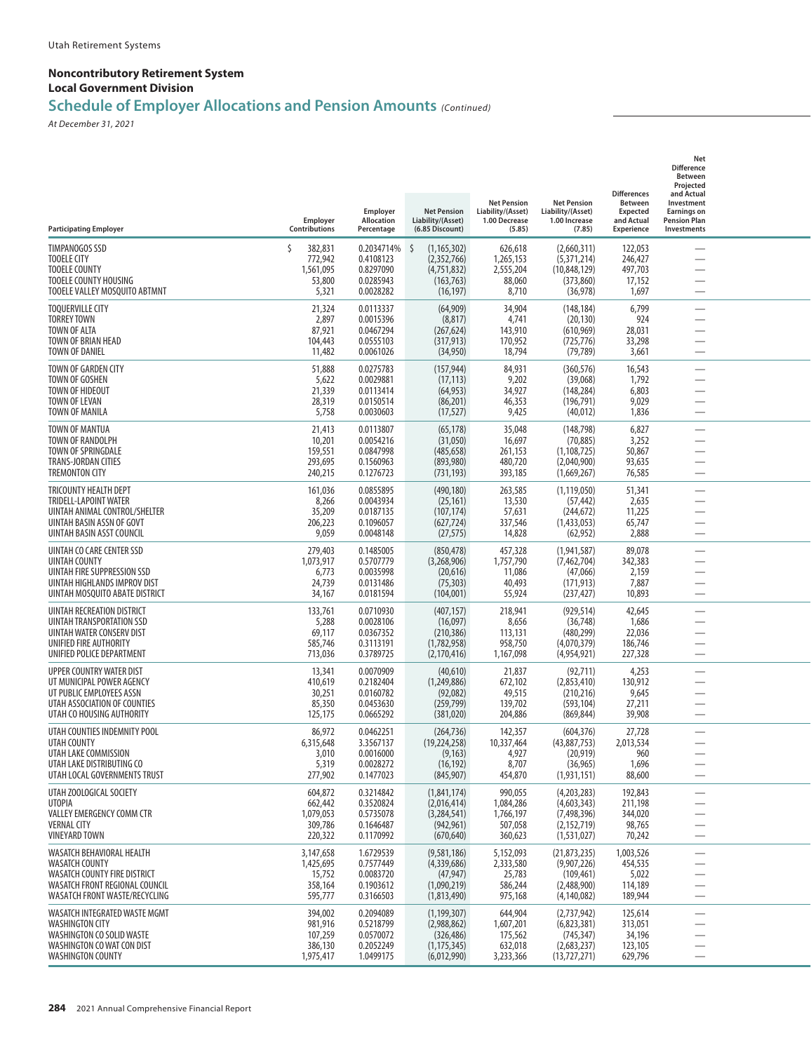Utah Retirement Systems

### Noncontributory Retirement System
### Local Government Division

## Schedule of Employer Allocations and Pension Amounts *(Continued)*

*At December 31, 2021*

| Participating Employer | Employer Contributions | Employer Allocation Percentage | Net Pension Liability/(Asset) (6.85 Discount) | Net Pension Liability/(Asset) 1.00 Decrease (5.85) | Net Pension Liability/(Asset) 1.00 Increase (7.85) | Differences Between Expected and Actual Experience | Net Difference Between Projected and Actual Investment Earnings on Pension Plan Investments |
|---|---|---|---|---|---|---|---|
| TIMPANOGOS SSD | $ 382,831 | 0.2034714% | $ (1,165,302) | 626,618 | (2,660,311) | 122,053 | — |
| TOOELE CITY | 772,942 | 0.4108123 | (2,352,766) | 1,265,153 | (5,371,214) | 246,427 | — |
| TOOELE COUNTY | 1,561,095 | 0.8297090 | (4,751,832) | 2,555,204 | (10,848,129) | 497,703 | — |
| TOOELE COUNTY HOUSING | 53,800 | 0.0285943 | (163,763) | 88,060 | (373,860) | 17,152 | — |
| TOOELE VALLEY MOSQUITO ABTMNT | 5,321 | 0.0028282 | (16,197) | 8,710 | (36,978) | 1,697 | — |
| TOQUERVILLE CITY | 21,324 | 0.0113337 | (64,909) | 34,904 | (148,184) | 6,799 | — |
| TORREY TOWN | 2,897 | 0.0015396 | (8,817) | 4,741 | (20,130) | 924 | — |
| TOWN OF ALTA | 87,921 | 0.0467294 | (267,624) | 143,910 | (610,969) | 28,031 | — |
| TOWN OF BRIAN HEAD | 104,443 | 0.0555103 | (317,913) | 170,952 | (725,776) | 33,298 | — |
| TOWN OF DANIEL | 11,482 | 0.0061026 | (34,950) | 18,794 | (79,789) | 3,661 | — |
| TOWN OF GARDEN CITY | 51,888 | 0.0275783 | (157,944) | 84,931 | (360,576) | 16,543 | — |
| TOWN OF GOSHEN | 5,622 | 0.0029881 | (17,113) | 9,202 | (39,068) | 1,792 | — |
| TOWN OF HIDEOUT | 21,339 | 0.0113414 | (64,953) | 34,927 | (148,284) | 6,803 | — |
| TOWN OF LEVAN | 28,319 | 0.0150514 | (86,201) | 46,353 | (196,791) | 9,029 | — |
| TOWN OF MANILA | 5,758 | 0.0030603 | (17,527) | 9,425 | (40,012) | 1,836 | — |
| TOWN OF MANTUA | 21,413 | 0.0113807 | (65,178) | 35,048 | (148,798) | 6,827 | — |
| TOWN OF RANDOLPH | 10,201 | 0.0054216 | (31,050) | 16,697 | (70,885) | 3,252 | — |
| TOWN OF SPRINGDALE | 159,551 | 0.0847998 | (485,658) | 261,153 | (1,108,725) | 50,867 | — |
| TRANS-JORDAN CITIES | 293,695 | 0.1560963 | (893,980) | 480,720 | (2,040,900) | 93,635 | — |
| TREMONTON CITY | 240,215 | 0.1276723 | (731,193) | 393,185 | (1,669,267) | 76,585 | — |
| TRICOUNTY HEALTH DEPT | 161,036 | 0.0855895 | (490,180) | 263,585 | (1,119,050) | 51,341 | — |
| TRIDELL-LAPOINT WATER | 8,266 | 0.0043934 | (25,161) | 13,530 | (57,442) | 2,635 | — |
| UINTAH ANIMAL CONTROL/SHELTER | 35,209 | 0.0187135 | (107,174) | 57,631 | (244,672) | 11,225 | — |
| UINTAH BASIN ASSN OF GOVT | 206,223 | 0.1096057 | (627,724) | 337,546 | (1,433,053) | 65,747 | — |
| UINTAH BASIN ASST COUNCIL | 9,059 | 0.0048148 | (27,575) | 14,828 | (62,952) | 2,888 | — |
| UINTAH CO CARE CENTER SSD | 279,403 | 0.1485005 | (850,478) | 457,328 | (1,941,587) | 89,078 | — |
| UINTAH COUNTY | 1,073,917 | 0.5707779 | (3,268,906) | 1,757,790 | (7,462,704) | 342,383 | — |
| UINTAH FIRE SUPPRESSION SSD | 6,773 | 0.0035998 | (20,616) | 11,086 | (47,066) | 2,159 | — |
| UINTAH HIGHLANDS IMPROV DIST | 24,739 | 0.0131486 | (75,303) | 40,493 | (171,913) | 7,887 | — |
| UINTAH MOSQUITO ABATE DISTRICT | 34,167 | 0.0181594 | (104,001) | 55,924 | (237,427) | 10,893 | — |
| UINTAH RECREATION DISTRICT | 133,761 | 0.0710930 | (407,157) | 218,941 | (929,514) | 42,645 | — |
| UINTAH TRANSPORTATION SSD | 5,288 | 0.0028106 | (16,097) | 8,656 | (36,748) | 1,686 | — |
| UINTAH WATER CONSERV DIST | 69,117 | 0.0367352 | (210,386) | 113,131 | (480,299) | 22,036 | — |
| UNIFIED FIRE AUTHORITY | 585,746 | 0.3113191 | (1,782,958) | 958,750 | (4,070,379) | 186,746 | — |
| UNIFIED POLICE DEPARTMENT | 713,036 | 0.3789725 | (2,170,416) | 1,167,098 | (4,954,921) | 227,328 | — |
| UPPER COUNTRY WATER DIST | 13,341 | 0.0070909 | (40,610) | 21,837 | (92,711) | 4,253 | — |
| UT MUNICIPAL POWER AGENCY | 410,619 | 0.2182404 | (1,249,886) | 672,102 | (2,853,410) | 130,912 | — |
| UT PUBLIC EMPLOYEES ASSN | 30,251 | 0.0160782 | (92,082) | 49,515 | (210,216) | 9,645 | — |
| UTAH ASSOCIATION OF COUNTIES | 85,350 | 0.0453630 | (259,799) | 139,702 | (593,104) | 27,211 | — |
| UTAH CO HOUSING AUTHORITY | 125,175 | 0.0665292 | (381,020) | 204,886 | (869,844) | 39,908 | — |
| UTAH COUNTIES INDEMNITY POOL | 86,972 | 0.0462251 | (264,736) | 142,357 | (604,376) | 27,728 | — |
| UTAH COUNTY | 6,315,648 | 3.3567137 | (19,224,258) | 10,337,464 | (43,887,753) | 2,013,534 | — |
| UTAH LAKE COMMISSION | 3,010 | 0.0016000 | (9,163) | 4,927 | (20,919) | 960 | — |
| UTAH LAKE DISTRIBUTING CO | 5,319 | 0.0028272 | (16,192) | 8,707 | (36,965) | 1,696 | — |
| UTAH LOCAL GOVERNMENTS TRUST | 277,902 | 0.1477023 | (845,907) | 454,870 | (1,931,151) | 88,600 | — |
| UTAH ZOOLOGICAL SOCIETY | 604,872 | 0.3214842 | (1,841,174) | 990,055 | (4,203,283) | 192,843 | — |
| UTOPIA | 662,442 | 0.3520824 | (2,016,414) | 1,084,286 | (4,603,343) | 211,198 | — |
| VALLEY EMERGENCY COMM CTR | 1,079,053 | 0.5735078 | (3,284,541) | 1,766,197 | (7,498,396) | 344,020 | — |
| VERNAL CITY | 309,786 | 0.1646487 | (942,961) | 507,058 | (2,152,719) | 98,765 | — |
| VINEYARD TOWN | 220,322 | 0.1170992 | (670,640) | 360,623 | (1,531,027) | 70,242 | — |
| WASATCH BEHAVIORAL HEALTH | 3,147,658 | 1.6729539 | (9,581,186) | 5,152,093 | (21,873,235) | 1,003,526 | — |
| WASATCH COUNTY | 1,425,695 | 0.7577449 | (4,339,686) | 2,333,580 | (9,907,226) | 454,535 | — |
| WASATCH COUNTY FIRE DISTRICT | 15,752 | 0.0083720 | (47,947) | 25,783 | (109,461) | 5,022 | — |
| WASATCH FRONT REGIONAL COUNCIL | 358,164 | 0.1903612 | (1,090,219) | 586,244 | (2,488,900) | 114,189 | — |
| WASATCH FRONT WASTE/RECYCLING | 595,777 | 0.3166503 | (1,813,490) | 975,168 | (4,140,082) | 189,944 | — |
| WASATCH INTEGRATED WASTE MGMT | 394,002 | 0.2094089 | (1,199,307) | 644,904 | (2,737,942) | 125,614 | — |
| WASHINGTON CITY | 981,916 | 0.5218799 | (2,988,862) | 1,607,201 | (6,823,381) | 313,051 | — |
| WASHINGTON CO SOLID WASTE | 107,259 | 0.0570072 | (326,486) | 175,562 | (745,347) | 34,196 | — |
| WASHINGTON CO WAT CON DIST | 386,130 | 0.2052249 | (1,175,345) | 632,018 | (2,683,237) | 123,105 | — |
| WASHINGTON COUNTY | 1,975,417 | 1.0499175 | (6,012,990) | 3,233,366 | (13,727,271) | 629,796 | — |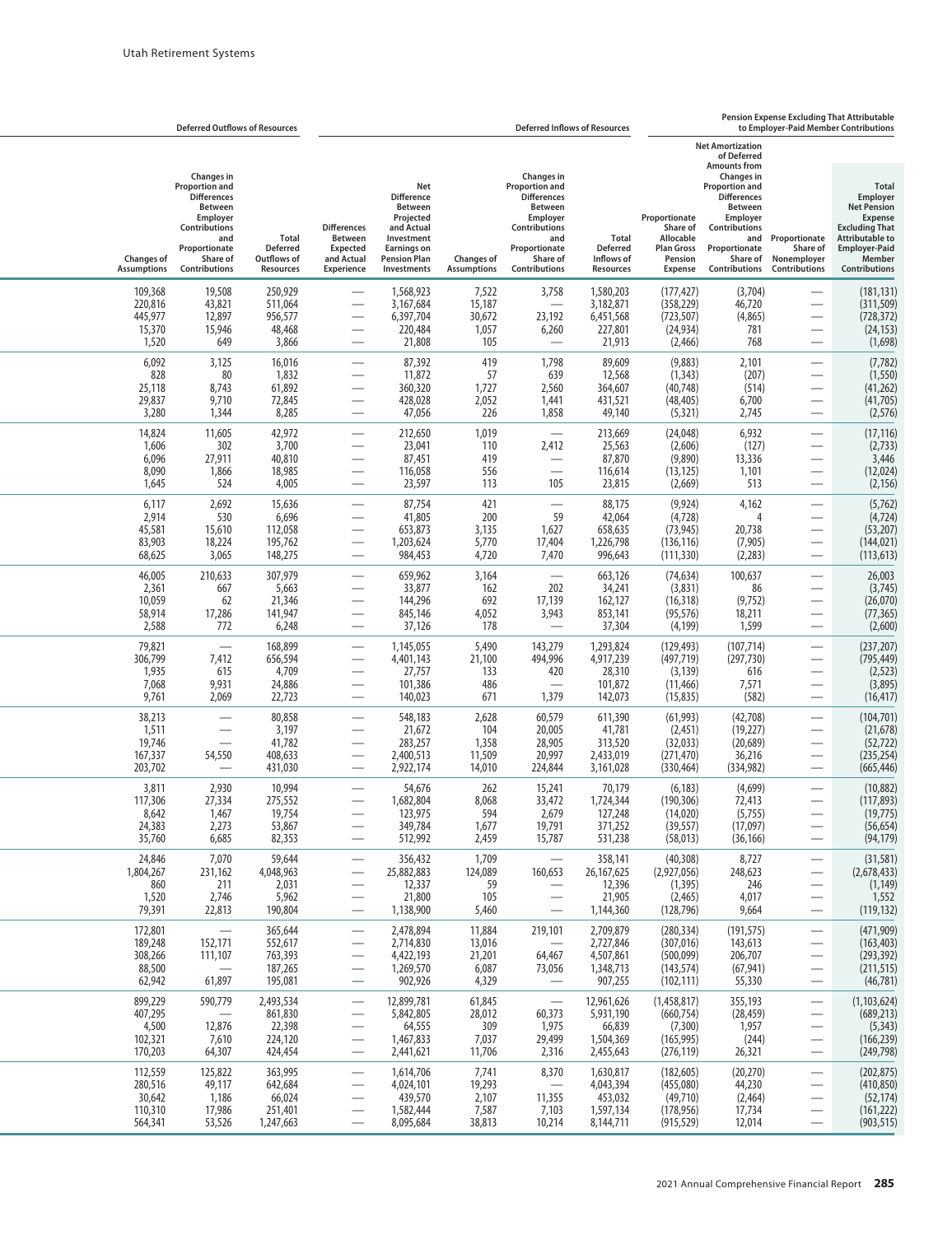| Deferred Outflows of Resources | | | Deferred Inflows of Resources | | | | | Pension Expense Excluding That Attributable to Employer-Paid Member Contributions | | | |
|---|---|---|---|---|---|---|---|---|---|---|---|
| Changes of Assumptions | Changes in Proportion and Differences Between Employer Contributions and Proportionate Share of Contributions | Total Deferred Outflows of Resources | Differences Between Expected and Actual Experience | Net Difference Between Projected and Actual Investment Earnings on Pension Plan Investments | Changes of Assumptions | Changes in Proportion and Differences Between Employer Contributions and Proportionate Share of Contributions | Total Deferred Inflows of Resources | Proportionate Share of Allocable Plan Gross Pension Expense | Net Amortization of Deferred Amounts from Changes in Proportion and Differences Between Employer Contributions and Proportionate Share of Contributions | Proportionate Share of Nonemployer Contributions | Total Employer Net Pension Expense Excluding That Attributable to Employer-Paid Member Contributions |
| 109,368 | 19,508 | 250,929 | — | 1,568,923 | 7,522 | 3,758 | 1,580,203 | (177,427) | (3,704) | — | (181,131) |
| 220,816 | 43,821 | 511,064 | — | 3,167,684 | 15,187 | — | 3,182,871 | (358,229) | 46,720 | — | (311,509) |
| 445,977 | 12,897 | 956,577 | — | 6,397,704 | 30,672 | 23,192 | 6,451,568 | (723,507) | (4,865) | — | (728,372) |
| 15,370 | 15,946 | 48,468 | — | 220,484 | 1,057 | 6,260 | 227,801 | (24,934) | 781 | — | (24,153) |
| 1,520 | 649 | 3,866 | — | 21,808 | 105 | — | 21,913 | (2,466) | 768 | — | (1,698) |
| 6,092 | 3,125 | 16,016 | — | 87,392 | 419 | 1,798 | 89,609 | (9,883) | 2,101 | — | (7,782) |
| 828 | 80 | 1,832 | — | 11,872 | 57 | 639 | 12,568 | (1,343) | (207) | — | (1,550) |
| 25,118 | 8,743 | 61,892 | — | 360,320 | 1,727 | 2,560 | 364,607 | (40,748) | (514) | — | (41,262) |
| 29,837 | 9,710 | 72,845 | — | 428,028 | 2,052 | 1,441 | 431,521 | (48,405) | 6,700 | — | (41,705) |
| 3,280 | 1,344 | 8,285 | — | 47,056 | 226 | 1,858 | 49,140 | (5,321) | 2,745 | — | (2,576) |
| 14,824 | 11,605 | 42,972 | — | 212,650 | 1,019 | — | 213,669 | (24,048) | 6,932 | — | (17,116) |
| 1,606 | 302 | 3,700 | — | 23,041 | 110 | 2,412 | 25,563 | (2,606) | (127) | — | (2,733) |
| 6,096 | 27,911 | 40,810 | — | 87,451 | 419 | — | 87,870 | (9,890) | 13,336 | — | 3,446 |
| 8,090 | 1,866 | 18,985 | — | 116,058 | 556 | — | 116,614 | (13,125) | 1,101 | — | (12,024) |
| 1,645 | 524 | 4,005 | — | 23,597 | 113 | 105 | 23,815 | (2,669) | 513 | — | (2,156) |
| 6,117 | 2,692 | 15,636 | — | 87,754 | 421 | — | 88,175 | (9,924) | 4,162 | — | (5,762) |
| 2,914 | 530 | 6,696 | — | 41,805 | 200 | 59 | 42,064 | (4,728) | 4 | — | (4,724) |
| 45,581 | 15,610 | 112,058 | — | 653,873 | 3,135 | 1,627 | 658,635 | (73,945) | 20,738 | — | (53,207) |
| 83,903 | 18,224 | 195,762 | — | 1,203,624 | 5,770 | 17,404 | 1,226,798 | (136,116) | (7,905) | — | (144,021) |
| 68,625 | 3,065 | 148,275 | — | 984,453 | 4,720 | 7,470 | 996,643 | (111,330) | (2,283) | — | (113,613) |
| 46,005 | 210,633 | 307,979 | — | 659,962 | 3,164 | — | 663,126 | (74,634) | 100,637 | — | 26,003 |
| 2,361 | 667 | 5,663 | — | 33,877 | 162 | 202 | 34,241 | (3,831) | 86 | — | (3,745) |
| 10,059 | 62 | 21,346 | — | 144,296 | 692 | 17,139 | 162,127 | (16,318) | (9,752) | — | (26,070) |
| 58,914 | 17,286 | 141,947 | — | 845,146 | 4,052 | 3,943 | 853,141 | (95,576) | 18,211 | — | (77,365) |
| 2,588 | 772 | 6,248 | — | 37,126 | 178 | — | 37,304 | (4,199) | 1,599 | — | (2,600) |
| 79,821 | — | 168,899 | — | 1,145,055 | 5,490 | 143,279 | 1,293,824 | (129,493) | (107,714) | — | (237,207) |
| 306,799 | 7,412 | 656,594 | — | 4,401,143 | 21,100 | 494,996 | 4,917,239 | (497,719) | (297,730) | — | (795,449) |
| 1,935 | 615 | 4,709 | — | 27,757 | 133 | 420 | 28,310 | (3,139) | 616 | — | (2,523) |
| 7,068 | 9,931 | 24,886 | — | 101,386 | 486 | — | 101,872 | (11,466) | 7,571 | — | (3,895) |
| 9,761 | 2,069 | 22,723 | — | 140,023 | 671 | 1,379 | 142,073 | (15,835) | (582) | — | (16,417) |
| 38,213 | — | 80,858 | — | 548,183 | 2,628 | 60,579 | 611,390 | (61,993) | (42,708) | — | (104,701) |
| 1,511 | — | 3,197 | — | 21,672 | 104 | 20,005 | 41,781 | (2,451) | (19,227) | — | (21,678) |
| 19,746 | — | 41,782 | — | 283,257 | 1,358 | 28,905 | 313,520 | (32,033) | (20,689) | — | (52,722) |
| 167,337 | 54,550 | 408,633 | — | 2,400,513 | 11,509 | 20,997 | 2,433,019 | (271,470) | 36,216 | — | (235,254) |
| 203,702 | — | 431,030 | — | 2,922,174 | 14,010 | 224,844 | 3,161,028 | (330,464) | (334,982) | — | (665,446) |
| 3,811 | 2,930 | 10,994 | — | 54,676 | 262 | 15,241 | 70,179 | (6,183) | (4,699) | — | (10,882) |
| 117,306 | 27,334 | 275,552 | — | 1,682,804 | 8,068 | 33,472 | 1,724,344 | (190,306) | 72,413 | — | (117,893) |
| 8,642 | 1,467 | 19,754 | — | 123,975 | 594 | 2,679 | 127,248 | (14,020) | (5,755) | — | (19,775) |
| 24,383 | 2,273 | 53,867 | — | 349,784 | 1,677 | 19,791 | 371,252 | (39,557) | (17,097) | — | (56,654) |
| 35,760 | 6,685 | 82,353 | — | 512,992 | 2,459 | 15,787 | 531,238 | (58,013) | (36,166) | — | (94,179) |
| 24,846 | 7,070 | 59,644 | — | 356,432 | 1,709 | — | 358,141 | (40,308) | 8,727 | — | (31,581) |
| 1,804,267 | 231,162 | 4,048,963 | — | 25,882,883 | 124,089 | 160,653 | 26,167,625 | (2,927,056) | 248,623 | — | (2,678,433) |
| 860 | 211 | 2,031 | — | 12,337 | 59 | — | 12,396 | (1,395) | 246 | — | (1,149) |
| 1,520 | 2,746 | 5,962 | — | 21,800 | 105 | — | 21,905 | (2,465) | 4,017 | — | 1,552 |
| 79,391 | 22,813 | 190,804 | — | 1,138,900 | 5,460 | — | 1,144,360 | (128,796) | 9,664 | — | (119,132) |
| 172,801 | — | 365,644 | — | 2,478,894 | 11,884 | 219,101 | 2,709,879 | (280,334) | (191,575) | — | (471,909) |
| 189,248 | 152,171 | 552,617 | — | 2,714,830 | 13,016 | — | 2,727,846 | (307,016) | 143,613 | — | (163,403) |
| 308,266 | 111,107 | 763,393 | — | 4,422,193 | 21,201 | 64,467 | 4,507,861 | (500,099) | 206,707 | — | (293,392) |
| 88,500 | — | 187,265 | — | 1,269,570 | 6,087 | 73,056 | 1,348,713 | (143,574) | (67,941) | — | (211,515) |
| 62,942 | 61,897 | 195,081 | — | 902,926 | 4,329 | — | 907,255 | (102,111) | 55,330 | — | (46,781) |
| 899,229 | 590,779 | 2,493,534 | — | 12,899,781 | 61,845 | — | 12,961,626 | (1,458,817) | 355,193 | — | (1,103,624) |
| 407,295 | — | 861,830 | — | 5,842,805 | 28,012 | 60,373 | 5,931,190 | (660,754) | (28,459) | — | (689,213) |
| 4,500 | 12,876 | 22,398 | — | 64,555 | 309 | 1,975 | 66,839 | (7,300) | 1,957 | — | (5,343) |
| 102,321 | 7,610 | 224,120 | — | 1,467,833 | 7,037 | 29,499 | 1,504,369 | (165,995) | (244) | — | (166,239) |
| 170,203 | 64,307 | 424,454 | — | 2,441,621 | 11,706 | 2,316 | 2,455,643 | (276,119) | 26,321 | — | (249,798) |
| 112,559 | 125,822 | 363,995 | — | 1,614,706 | 7,741 | 8,370 | 1,630,817 | (182,605) | (20,270) | — | (202,875) |
| 280,516 | 49,117 | 642,684 | — | 4,024,101 | 19,293 | — | 4,043,394 | (455,080) | 44,230 | — | (410,850) |
| 30,642 | 1,186 | 66,024 | — | 439,570 | 2,107 | 11,355 | 453,032 | (49,710) | (2,464) | — | (52,174) |
| 110,310 | 17,986 | 251,401 | — | 1,582,444 | 7,587 | 7,103 | 1,597,134 | (178,956) | 17,734 | — | (161,222) |
| 564,341 | 53,526 | 1,247,663 | — | 8,095,684 | 38,813 | 10,214 | 8,144,711 | (915,529) | 12,014 | — | (903,515) |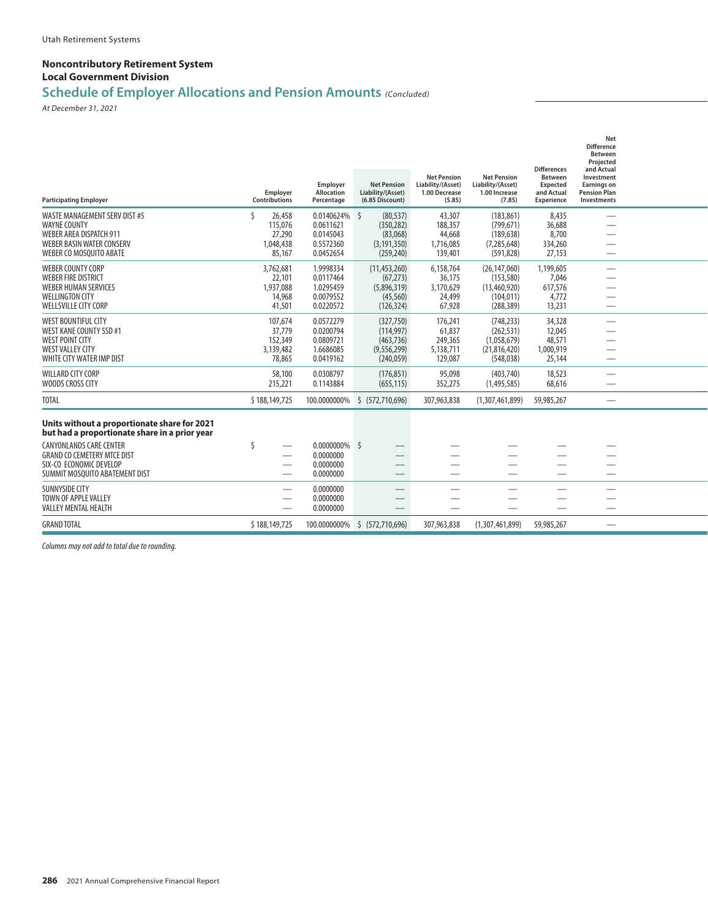## Noncontributory Retirement System
## Local Government Division
# Schedule of Employer Allocations and Pension Amounts *(Concluded)*

*At December 31, 2021*

| Participating Employer | Employer Contributions | Employer Allocation Percentage | Net Pension Liability/(Asset) (6.85 Discount) | Net Pension Liability/(Asset) 1.00 Decrease (5.85) | Net Pension Liability/(Asset) 1.00 Increase (7.85) | Differences Between Expected and Actual Experience | Net Difference Between Projected and Actual Investment Earnings on Pension Plan Investments |
|---|---|---|---|---|---|---|---|
| WASTE MANAGEMENT SERV DIST #5 | $ 26,458 | 0.0140624% | $ (80,537) | 43,307 | (183,861) | 8,435 | — |
| WAYNE COUNTY | 115,076 | 0.0611621 | (350,282) | 188,357 | (799,671) | 36,688 | — |
| WEBER AREA DISPATCH 911 | 27,290 | 0.0145043 | (83,068) | 44,668 | (189,638) | 8,700 | — |
| WEBER BASIN WATER CONSERV | 1,048,438 | 0.5572360 | (3,191,350) | 1,716,085 | (7,285,648) | 334,260 | — |
| WEBER CO MOSQUITO ABATE | 85,167 | 0.0452654 | (259,240) | 139,401 | (591,828) | 27,153 | — |
| WEBER COUNTY CORP | 3,762,681 | 1.9998334 | (11,453,260) | 6,158,764 | (26,147,060) | 1,199,605 | — |
| WEBER FIRE DISTRICT | 22,101 | 0.0117464 | (67,273) | 36,175 | (153,580) | 7,046 | — |
| WEBER HUMAN SERVICES | 1,937,088 | 1.0295459 | (5,896,319) | 3,170,629 | (13,460,920) | 617,576 | — |
| WELLINGTON CITY | 14,968 | 0.0079552 | (45,560) | 24,499 | (104,011) | 4,772 | — |
| WELLSVILLE CITY CORP | 41,501 | 0.0220572 | (126,324) | 67,928 | (288,389) | 13,231 | — |
| WEST BOUNTIFUL CITY | 107,674 | 0.0572279 | (327,750) | 176,241 | (748,233) | 34,328 | — |
| WEST KANE COUNTY SSD #1 | 37,779 | 0.0200794 | (114,997) | 61,837 | (262,531) | 12,045 | — |
| WEST POINT CITY | 152,349 | 0.0809721 | (463,736) | 249,365 | (1,058,679) | 48,571 | — |
| WEST VALLEY CITY | 3,139,482 | 1.6686085 | (9,556,299) | 5,138,711 | (21,816,420) | 1,000,919 | — |
| WHITE CITY WATER IMP DIST | 78,865 | 0.0419162 | (240,059) | 129,087 | (548,038) | 25,144 | — |
| WILLARD CITY CORP | 58,100 | 0.0308797 | (176,851) | 95,098 | (403,740) | 18,523 | — |
| WOODS CROSS CITY | 215,221 | 0.1143884 | (655,115) | 352,275 | (1,495,585) | 68,616 | — |
| TOTAL | $ 188,149,725 | 100.0000000% | $ (572,710,696) | 307,963,838 | (1,307,461,899) | 59,985,267 | — |
| **Units without a proportionate share for 2021 but had a proportionate share in a prior year** | | | | | | | |
| CANYONLANDS CARE CENTER | $ — | 0.0000000% | $ — | — | — | — | — |
| GRAND CO CEMETERY MTCE DIST | — | 0.0000000 | — | — | — | — | — |
| SIX-CO ECONOMIC DEVELOP | — | 0.0000000 | — | — | — | — | — |
| SUMMIT MOSQUITO ABATEMENT DIST | — | 0.0000000 | — | — | — | — | — |
| SUNNYSIDE CITY | — | 0.0000000 | — | — | — | — | — |
| TOWN OF APPLE VALLEY | — | 0.0000000 | — | — | — | — | — |
| VALLEY MENTAL HEALTH | — | 0.0000000 | — | — | — | — | — |
| GRAND TOTAL | $ 188,149,725 | 100.0000000% | $ (572,710,696) | 307,963,838 | (1,307,461,899) | 59,985,267 | — |

*Columns may not add to total due to rounding.*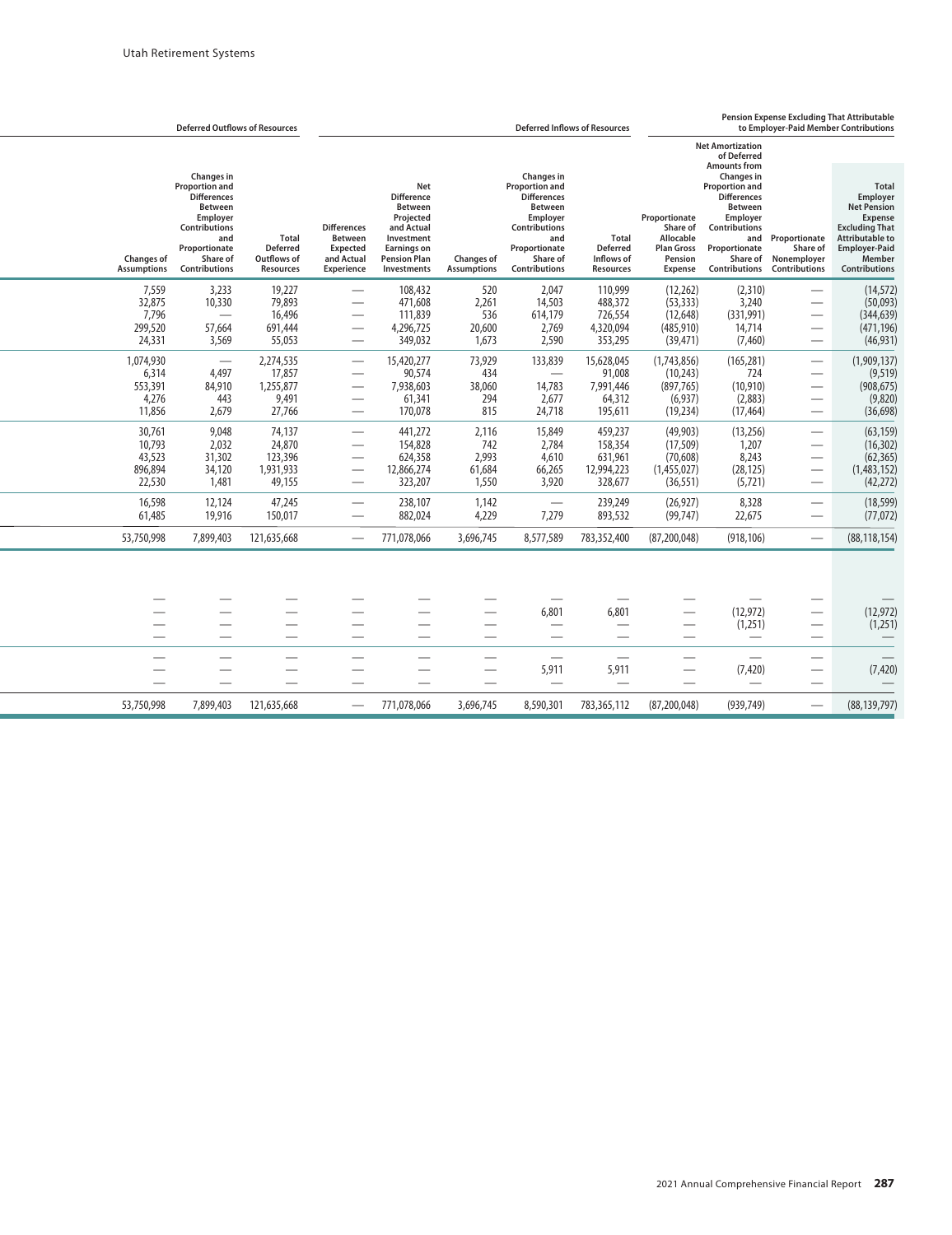| Deferred Outflows of Resources | | | Deferred Inflows of Resources | | | | | Pension Expense Excluding That Attributable to Employer-Paid Member Contributions | | | |
|---|---|---|---|---|---|---|---|---|---|---|---|
| Changes of Assumptions | Changes in Proportion and Differences Between Employer Contributions and Proportionate Share of Contributions | Total Deferred Outflows of Resources | Differences Between Expected and Actual Experience | Net Difference Between Projected and Actual Investment Earnings on Pension Plan Investments | Changes of Assumptions | Changes in Proportion and Differences Between Employer Contributions and Proportionate Share of Contributions | Total Deferred Inflows of Resources | Proportionate Share of Allocable Plan Gross Pension Expense | Net Amortization of Deferred Amounts from Changes in Proportion and Differences Between Employer Contributions and Proportionate Share of Contributions | Proportionate Share of Nonemployer Contributions | Total Employer Net Pension Expense Excluding That Attributable to Employer-Paid Member Contributions |
| 7,559 | 3,233 | 19,227 | — | 108,432 | 520 | 2,047 | 110,999 | (12,262) | (2,310) | — | (14,572) |
| 32,875 | 10,330 | 79,893 | — | 471,608 | 2,261 | 14,503 | 488,372 | (53,333) | 3,240 | — | (50,093) |
| 7,796 | — | 16,496 | — | 111,839 | 536 | 614,179 | 726,554 | (12,648) | (331,991) | — | (344,639) |
| 299,520 | 57,664 | 691,444 | — | 4,296,725 | 20,600 | 2,769 | 4,320,094 | (485,910) | 14,714 | — | (471,196) |
| 24,331 | 3,569 | 55,053 | — | 349,032 | 1,673 | 2,590 | 353,295 | (39,471) | (7,460) | — | (46,931) |
| 1,074,930 | — | 2,274,535 | — | 15,420,277 | 73,929 | 133,839 | 15,628,045 | (1,743,856) | (165,281) | — | (1,909,137) |
| 6,314 | 4,497 | 17,857 | — | 90,574 | 434 | — | 91,008 | (10,243) | 724 | — | (9,519) |
| 553,391 | 84,910 | 1,255,877 | — | 7,938,603 | 38,060 | 14,783 | 7,991,446 | (897,765) | (10,910) | — | (908,675) |
| 4,276 | 443 | 9,491 | — | 61,341 | 294 | 2,677 | 64,312 | (6,937) | (2,883) | — | (9,820) |
| 11,856 | 2,679 | 27,766 | — | 170,078 | 815 | 24,718 | 195,611 | (19,234) | (17,464) | — | (36,698) |
| 30,761 | 9,048 | 74,137 | — | 441,272 | 2,116 | 15,849 | 459,237 | (49,903) | (13,256) | — | (63,159) |
| 10,793 | 2,032 | 24,870 | — | 154,828 | 742 | 2,784 | 158,354 | (17,509) | 1,207 | — | (16,302) |
| 43,523 | 31,302 | 123,396 | — | 624,358 | 2,993 | 4,610 | 631,961 | (70,608) | 8,243 | — | (62,365) |
| 896,894 | 34,120 | 1,931,933 | — | 12,866,274 | 61,684 | 66,265 | 12,994,223 | (1,455,027) | (28,125) | — | (1,483,152) |
| 22,530 | 1,481 | 49,155 | — | 323,207 | 1,550 | 3,920 | 328,677 | (36,551) | (5,721) | — | (42,272) |
| 16,598 | 12,124 | 47,245 | — | 238,107 | 1,142 | — | 239,249 | (26,927) | 8,328 | — | (18,599) |
| 61,485 | 19,916 | 150,017 | — | 882,024 | 4,229 | 7,279 | 893,532 | (99,747) | 22,675 | — | (77,072) |
| 53,750,998 | 7,899,403 | 121,635,668 | — | 771,078,066 | 3,696,745 | 8,577,589 | 783,352,400 | (87,200,048) | (918,106) | — | (88,118,154) |
| | | | | | | | | | | | |
| — | — | — | — | — | — | — | — | — | — | — | — |
| — | — | — | — | — | — | 6,801 | 6,801 | — | (12,972) | — | (12,972) |
| — | — | — | — | — | — | — | — | — | (1,251) | — | (1,251) |
| — | — | — | — | — | — | — | — | — | — | — | — |
| — | — | — | — | — | — | — | — | — | — | — | — |
| — | — | — | — | — | — | 5,911 | 5,911 | — | (7,420) | — | (7,420) |
| — | — | — | — | — | — | — | — | — | — | — | — |
| 53,750,998 | 7,899,403 | 121,635,668 | — | 771,078,066 | 3,696,745 | 8,590,301 | 783,365,112 | (87,200,048) | (939,749) | — | (88,139,797) |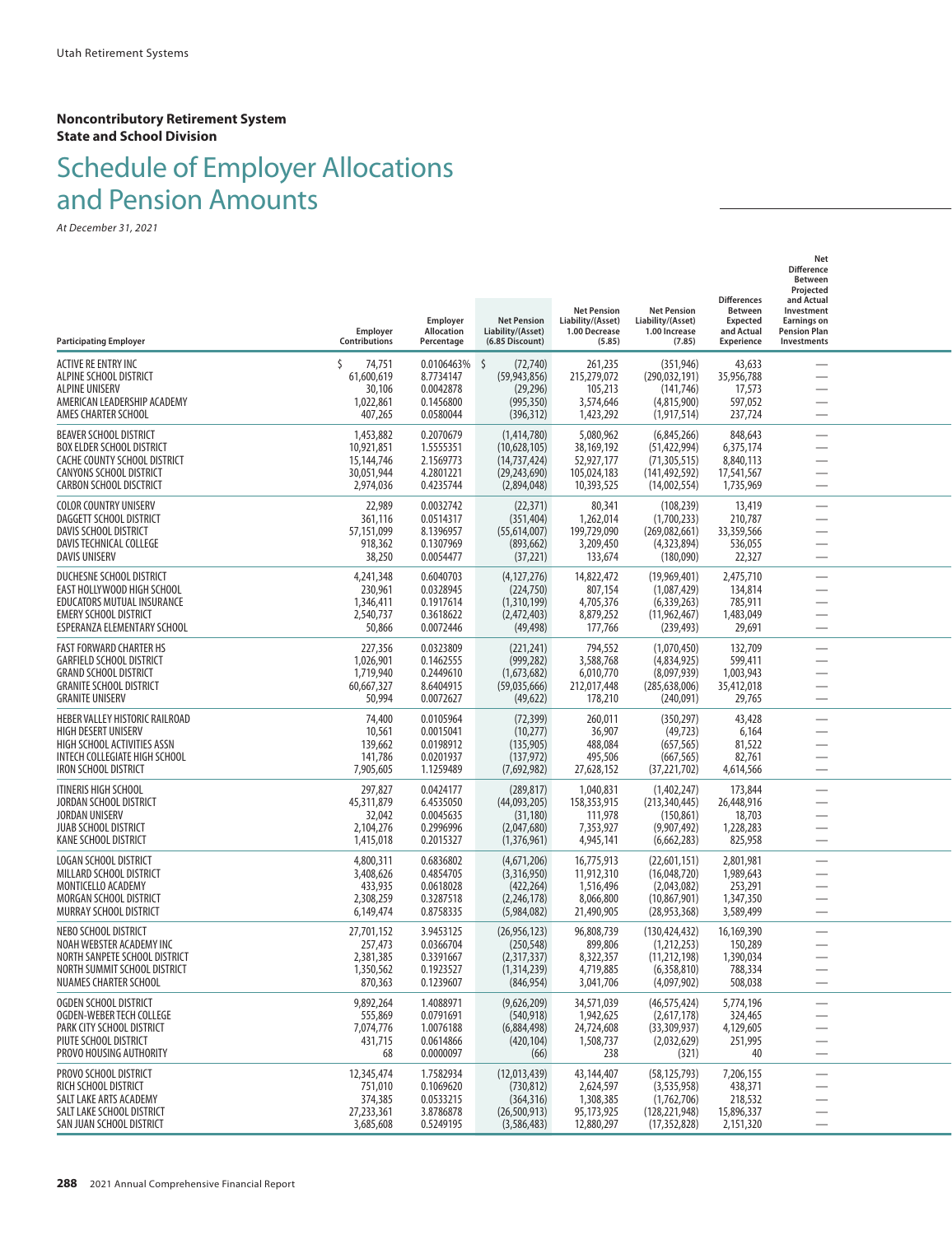**Noncontributory Retirement System**
**State and School Division**

# Schedule of Employer Allocations and Pension Amounts

*At December 31, 2021*

| Participating Employer | Employer Contributions | Employer Allocation Percentage | Net Pension Liability/(Asset) (6.85 Discount) | Net Pension Liability/(Asset) 1.00 Decrease (5.85) | Net Pension Liability/(Asset) 1.00 Increase (7.85) | Differences Between Expected and Actual Experience | Net Difference Between Projected and Actual Investment Earnings on Pension Plan Investments |
|---|---|---|---|---|---|---|---|
| ACTIVE RE ENTRY INC | $ 74,751 | 0.0106463% | $ (72,740) | 261,235 | (351,946) | 43,633 | — |
| ALPINE SCHOOL DISTRICT | 61,600,619 | 8.7734147 | (59,943,856) | 215,279,072 | (290,032,191) | 35,956,788 | — |
| ALPINE UNISERV | 30,106 | 0.0042878 | (29,296) | 105,213 | (141,746) | 17,573 | — |
| AMERICAN LEADERSHIP ACADEMY | 1,022,861 | 0.1456800 | (995,350) | 3,574,646 | (4,815,900) | 597,052 | — |
| AMES CHARTER SCHOOL | 407,265 | 0.0580044 | (396,312) | 1,423,292 | (1,917,514) | 237,724 | — |
| BEAVER SCHOOL DISTRICT | 1,453,882 | 0.2070679 | (1,414,780) | 5,080,962 | (6,845,266) | 848,643 | — |
| BOX ELDER SCHOOL DISTRICT | 10,921,851 | 1.5555351 | (10,628,105) | 38,169,192 | (51,422,994) | 6,375,174 | — |
| CACHE COUNTY SCHOOL DISTRICT | 15,144,746 | 2.1569773 | (14,737,424) | 52,927,177 | (71,305,515) | 8,840,113 | — |
| CANYONS SCHOOL DISTRICT | 30,051,944 | 4.2801221 | (29,243,690) | 105,024,183 | (141,492,592) | 17,541,567 | — |
| CARBON SCHOOL DISTRICT | 2,974,036 | 0.4235744 | (2,894,048) | 10,393,525 | (14,002,554) | 1,735,969 | — |
| COLOR COUNTRY UNISERV | 22,989 | 0.0032742 | (22,371) | 80,341 | (108,239) | 13,419 | — |
| DAGGETT SCHOOL DISTRICT | 361,116 | 0.0514317 | (351,404) | 1,262,014 | (1,700,233) | 210,787 | — |
| DAVIS SCHOOL DISTRICT | 57,151,099 | 8.1396957 | (55,614,007) | 199,729,090 | (269,082,661) | 33,359,566 | — |
| DAVIS TECHNICAL COLLEGE | 918,362 | 0.1307969 | (893,662) | 3,209,450 | (4,323,894) | 536,055 | — |
| DAVIS UNISERV | 38,250 | 0.0054477 | (37,221) | 133,674 | (180,090) | 22,327 | — |
| DUCHESNE SCHOOL DISTRICT | 4,241,348 | 0.6040703 | (4,127,276) | 14,822,472 | (19,969,401) | 2,475,710 | — |
| EAST HOLLYWOOD HIGH SCHOOL | 230,961 | 0.0328945 | (224,750) | 807,154 | (1,087,429) | 134,814 | — |
| EDUCATORS MUTUAL INSURANCE | 1,346,411 | 0.1917614 | (1,310,199) | 4,705,376 | (6,339,263) | 785,911 | — |
| EMERY SCHOOL DISTRICT | 2,540,737 | 0.3618622 | (2,472,403) | 8,879,252 | (11,962,467) | 1,483,049 | — |
| ESPERANZA ELEMENTARY SCHOOL | 50,866 | 0.0072446 | (49,498) | 177,766 | (239,493) | 29,691 | — |
| FAST FORWARD CHARTER HS | 227,356 | 0.0323809 | (221,241) | 794,552 | (1,070,450) | 132,709 | — |
| GARFIELD SCHOOL DISTRICT | 1,026,901 | 0.1462555 | (999,282) | 3,588,768 | (4,834,925) | 599,411 | — |
| GRAND SCHOOL DISTRICT | 1,719,940 | 0.2449610 | (1,673,682) | 6,010,770 | (8,097,939) | 1,003,943 | — |
| GRANITE SCHOOL DISTRICT | 60,667,327 | 8.6404915 | (59,035,666) | 212,017,448 | (285,638,006) | 35,412,018 | — |
| GRANITE UNISERV | 50,994 | 0.0072627 | (49,622) | 178,210 | (240,091) | 29,765 | — |
| HEBER VALLEY HISTORIC RAILROAD | 74,400 | 0.0105964 | (72,399) | 260,011 | (350,297) | 43,428 | — |
| HIGH DESERT UNISERV | 10,561 | 0.0015041 | (10,277) | 36,907 | (49,723) | 6,164 | — |
| HIGH SCHOOL ACTIVITIES ASSN | 139,662 | 0.0198912 | (135,905) | 488,084 | (657,565) | 81,522 | — |
| INTECH COLLEGIATE HIGH SCHOOL | 141,786 | 0.0201937 | (137,972) | 495,506 | (667,565) | 82,761 | — |
| IRON SCHOOL DISTRICT | 7,905,605 | 1.1259489 | (7,692,982) | 27,628,152 | (37,221,702) | 4,614,566 | — |
| ITINERIS HIGH SCHOOL | 297,827 | 0.0424177 | (289,817) | 1,040,831 | (1,402,247) | 173,844 | — |
| JORDAN SCHOOL DISTRICT | 45,311,879 | 6.4535050 | (44,093,205) | 158,353,915 | (213,340,445) | 26,448,916 | — |
| JORDAN UNISERV | 32,042 | 0.0045635 | (31,180) | 111,978 | (150,861) | 18,703 | — |
| JUAB SCHOOL DISTRICT | 2,104,276 | 0.2996996 | (2,047,680) | 7,353,927 | (9,907,492) | 1,228,283 | — |
| KANE SCHOOL DISTRICT | 1,415,018 | 0.2015327 | (1,376,961) | 4,945,141 | (6,662,283) | 825,958 | — |
| LOGAN SCHOOL DISTRICT | 4,800,311 | 0.6836802 | (4,671,206) | 16,775,913 | (22,601,151) | 2,801,981 | — |
| MILLARD SCHOOL DISTRICT | 3,408,626 | 0.4854705 | (3,316,950) | 11,912,310 | (16,048,720) | 1,989,643 | — |
| MONTICELLO ACADEMY | 433,935 | 0.0618028 | (422,264) | 1,516,496 | (2,043,082) | 253,291 | — |
| MORGAN SCHOOL DISTRICT | 2,308,259 | 0.3287518 | (2,246,178) | 8,066,800 | (10,867,901) | 1,347,350 | — |
| MURRAY SCHOOL DISTRICT | 6,149,474 | 0.8758335 | (5,984,082) | 21,490,905 | (28,953,368) | 3,589,499 | — |
| NEBO SCHOOL DISTRICT | 27,701,152 | 3.9453125 | (26,956,123) | 96,808,739 | (130,424,432) | 16,169,390 | — |
| NOAH WEBSTER ACADEMY INC | 257,473 | 0.0366704 | (250,548) | 899,806 | (1,212,253) | 150,289 | — |
| NORTH SANPETE SCHOOL DISTRICT | 2,381,385 | 0.3391667 | (2,317,337) | 8,322,357 | (11,212,198) | 1,390,034 | — |
| NORTH SUMMIT SCHOOL DISTRICT | 1,350,562 | 0.1923527 | (1,314,239) | 4,719,885 | (6,358,810) | 788,334 | — |
| NUAMES CHARTER SCHOOL | 870,363 | 0.1239607 | (846,954) | 3,041,706 | (4,097,902) | 508,038 | — |
| OGDEN SCHOOL DISTRICT | 9,892,264 | 1.4088971 | (9,626,209) | 34,571,039 | (46,575,424) | 5,774,196 | — |
| OGDEN-WEBER TECH COLLEGE | 555,869 | 0.0791691 | (540,918) | 1,942,625 | (2,617,178) | 324,465 | — |
| PARK CITY SCHOOL DISTRICT | 7,074,776 | 1.0076188 | (6,884,498) | 24,724,608 | (33,309,937) | 4,129,605 | — |
| PIUTE SCHOOL DISTRICT | 431,715 | 0.0614866 | (420,104) | 1,508,737 | (2,032,629) | 251,995 | — |
| PROVO HOUSING AUTHORITY | 68 | 0.0000097 | (66) | 238 | (321) | 40 | — |
| PROVO SCHOOL DISTRICT | 12,345,474 | 1.7582934 | (12,013,439) | 43,144,407 | (58,125,793) | 7,206,155 | — |
| RICH SCHOOL DISTRICT | 751,010 | 0.1069620 | (730,812) | 2,624,597 | (3,535,958) | 438,371 | — |
| SALT LAKE ARTS ACADEMY | 374,385 | 0.0533215 | (364,316) | 1,308,385 | (1,762,706) | 218,532 | — |
| SALT LAKE SCHOOL DISTRICT | 27,233,361 | 3.8786878 | (26,500,913) | 95,173,925 | (128,221,948) | 15,896,337 | — |
| SAN JUAN SCHOOL DISTRICT | 3,685,608 | 0.5249195 | (3,586,483) | 12,880,297 | (17,352,828) | 2,151,320 | — |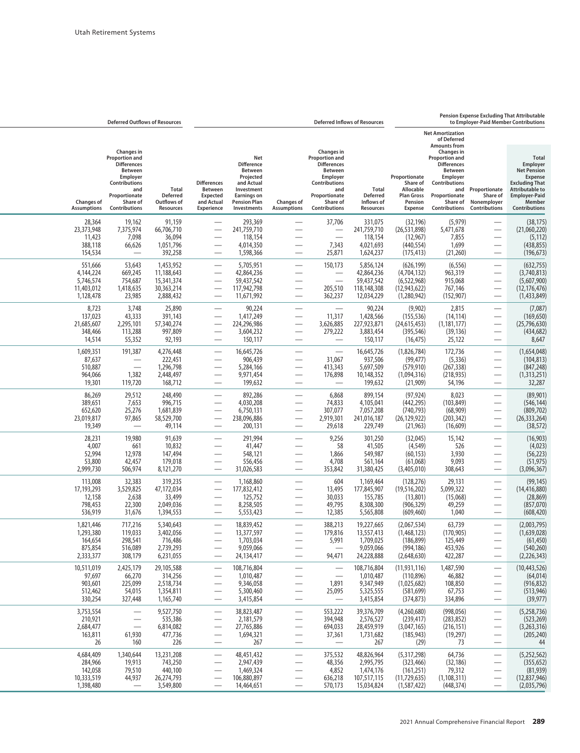| Deferred Outflows of Resources | | | Deferred Inflows of Resources | | | | | Pension Expense Excluding That Attributable to Employer-Paid Member Contributions | | | |
|---|---|---|---|---|---|---|---|---|---|---|---|
| Changes of Assumptions | Changes in Proportion and Differences Between Employer Contributions and Proportionate Share of Contributions | Total Deferred Outflows of Resources | Differences Between Expected and Actual Experience | Net Difference Between Projected and Actual Investment Earnings on Pension Plan Investments | Changes of Assumptions | Changes in Proportion and Differences Between Employer Contributions and Proportionate Share of Contributions | Total Deferred Inflows of Resources | Proportionate Share of Allocable Plan Gross Pension Expense | Net Amortization of Deferred Amounts from Changes in Proportion and Differences Between Employer Contributions and Proportionate Share of Contributions | Proportionate Share of Nonemployer Contributions | Total Employer Net Pension Expense Excluding That Attributable to Employer-Paid Member Contributions |
| 28,364 | 19,162 | 91,159 | — | 293,369 | — | 37,706 | 331,075 | (32,196) | (5,979) | — | (38,175) |
| 23,373,948 | 7,375,974 | 66,706,710 | — | 241,759,710 | — | — | 241,759,710 | (26,531,898) | 5,471,678 | — | (21,060,220) |
| 11,423 | 7,098 | 36,094 | — | 118,154 | — | — | 118,154 | (12,967) | 7,855 | — | (5,112) |
| 388,118 | 66,626 | 1,051,796 | — | 4,014,350 | — | 7,343 | 4,021,693 | (440,554) | 1,699 | — | (438,855) |
| 154,534 | — | 392,258 | — | 1,598,366 | — | 25,871 | 1,624,237 | (175,413) | (21,260) | — | (196,673) |
| 551,666 | 53,643 | 1,453,952 | — | 5,705,951 | — | 150,173 | 5,856,124 | (626,199) | (6,556) | — | (632,755) |
| 4,144,224 | 669,245 | 11,188,643 | — | 42,864,236 | — | — | 42,864,236 | (4,704,132) | 963,319 | — | (3,740,813) |
| 5,746,574 | 754,687 | 15,341,374 | — | 59,437,542 | — | — | 59,437,542 | (6,522,968) | 915,068 | — | (5,607,900) |
| 11,403,012 | 1,418,635 | 30,363,214 | — | 117,942,798 | — | 205,510 | 118,148,308 | (12,943,622) | 767,146 | — | (12,176,476) |
| 1,128,478 | 23,985 | 2,888,432 | — | 11,671,992 | — | 362,237 | 12,034,229 | (1,280,942) | (152,907) | — | (1,433,849) |
| 8,723 | 3,748 | 25,890 | — | 90,224 | — | — | 90,224 | (9,902) | 2,815 | — | (7,087) |
| 137,023 | 43,333 | 391,143 | — | 1,417,249 | — | 11,317 | 1,428,566 | (155,536) | (14,114) | — | (169,650) |
| 21,685,607 | 2,295,101 | 57,340,274 | — | 224,296,986 | — | 3,626,885 | 227,923,871 | (24,615,453) | (1,181,177) | — | (25,796,630) |
| 348,466 | 113,288 | 997,809 | — | 3,604,232 | — | 279,222 | 3,883,454 | (395,546) | (39,136) | — | (434,682) |
| 14,514 | 55,352 | 92,193 | — | 150,117 | — | — | 150,117 | (16,475) | 25,122 | — | 8,647 |
| 1,609,351 | 191,387 | 4,276,448 | — | 16,645,726 | — | — | 16,645,726 | (1,826,784) | 172,736 | — | (1,654,048) |
| 87,637 | — | 222,451 | — | 906,439 | — | 31,067 | 937,506 | (99,477) | (5,336) | — | (104,813) |
| 510,887 | — | 1,296,798 | — | 5,284,166 | — | 413,343 | 5,697,509 | (579,910) | (267,338) | — | (847,248) |
| 964,066 | 1,382 | 2,448,497 | — | 9,971,454 | — | 176,898 | 10,148,352 | (1,094,316) | (218,935) | — | (1,313,251) |
| 19,301 | 119,720 | 168,712 | — | 199,632 | — | — | 199,632 | (21,909) | 54,196 | — | 32,287 |
| 86,269 | 29,512 | 248,490 | — | 892,286 | — | 6,868 | 899,154 | (97,924) | 8,023 | — | (89,901) |
| 389,651 | 7,653 | 996,715 | — | 4,030,208 | — | 74,833 | 4,105,041 | (442,295) | (103,849) | — | (546,144) |
| 652,620 | 25,276 | 1,681,839 | — | 6,750,131 | — | 307,077 | 7,057,208 | (740,793) | (68,909) | — | (809,702) |
| 23,019,817 | 97,865 | 58,529,700 | — | 238,096,886 | — | 2,919,301 | 241,016,187 | (26,129,922) | (203,342) | — | (26,333,264) |
| 19,349 | — | 49,114 | — | 200,131 | — | 29,618 | 229,749 | (21,963) | (16,609) | — | (38,572) |
| 28,231 | 19,980 | 91,639 | — | 291,994 | — | 9,256 | 301,250 | (32,045) | 15,142 | — | (16,903) |
| 4,007 | 661 | 10,832 | — | 41,447 | — | 58 | 41,505 | (4,549) | 526 | — | (4,023) |
| 52,994 | 12,978 | 147,494 | — | 548,121 | — | 1,866 | 549,987 | (60,153) | 3,930 | — | (56,223) |
| 53,800 | 42,457 | 179,018 | — | 556,456 | — | 4,708 | 561,164 | (61,068) | 9,093 | — | (51,975) |
| 2,999,730 | 506,974 | 8,121,270 | — | 31,026,583 | — | 353,842 | 31,380,425 | (3,405,010) | 308,643 | — | (3,096,367) |
| 113,008 | 32,383 | 319,235 | — | 1,168,860 | — | 604 | 1,169,464 | (128,276) | 29,131 | — | (99,145) |
| 17,193,293 | 3,529,825 | 47,172,034 | — | 177,832,412 | — | 13,495 | 177,845,907 | (19,516,202) | 5,099,322 | — | (14,416,880) |
| 12,158 | 2,638 | 33,499 | — | 125,752 | — | 30,033 | 155,785 | (13,801) | (15,068) | — | (28,869) |
| 798,453 | 22,300 | 2,049,036 | — | 8,258,505 | — | 49,795 | 8,308,300 | (906,329) | 49,259 | — | (857,070) |
| 536,919 | 31,676 | 1,394,553 | — | 5,553,423 | — | 12,385 | 5,565,808 | (609,460) | 1,040 | — | (608,420) |
| 1,821,446 | 717,216 | 5,340,643 | — | 18,839,452 | — | 388,213 | 19,227,665 | (2,067,534) | 63,739 | — | (2,003,795) |
| 1,293,380 | 119,033 | 3,402,056 | — | 13,377,597 | — | 179,816 | 13,557,413 | (1,468,123) | (170,905) | — | (1,639,028) |
| 164,654 | 298,541 | 716,486 | — | 1,703,034 | — | 5,991 | 1,709,025 | (186,899) | 125,449 | — | (61,450) |
| 875,854 | 516,089 | 2,739,293 | — | 9,059,066 | — | — | 9,059,066 | (994,186) | 453,926 | — | (540,260) |
| 2,333,377 | 308,179 | 6,231,055 | — | 24,134,417 | — | 94,471 | 24,228,888 | (2,648,630) | 422,287 | — | (2,226,343) |
| 10,511,019 | 2,425,179 | 29,105,588 | — | 108,716,804 | — | — | 108,716,804 | (11,931,116) | 1,487,590 | — | (10,443,526) |
| 97,697 | 66,270 | 314,256 | — | 1,010,487 | — | — | 1,010,487 | (110,896) | 46,882 | — | (64,014) |
| 903,601 | 225,099 | 2,518,734 | — | 9,346,058 | — | 1,891 | 9,347,949 | (1,025,682) | 108,850 | — | (916,832) |
| 512,462 | 54,015 | 1,354,811 | — | 5,300,460 | — | 25,095 | 5,325,555 | (581,699) | 67,753 | — | (513,946) |
| 330,254 | 327,448 | 1,165,740 | — | 3,415,854 | — | — | 3,415,854 | (374,873) | 334,896 | — | (39,977) |
| 3,753,554 | — | 9,527,750 | — | 38,823,487 | — | 553,222 | 39,376,709 | (4,260,680) | (998,056) | — | (5,258,736) |
| 210,921 | — | 535,386 | — | 2,181,579 | — | 394,948 | 2,576,527 | (239,417) | (283,852) | — | (523,269) |
| 2,684,477 | — | 6,814,082 | — | 27,765,886 | — | 694,033 | 28,459,919 | (3,047,165) | (216,151) | — | (3,263,316) |
| 163,811 | 61,930 | 477,736 | — | 1,694,321 | — | 37,361 | 1,731,682 | (185,943) | (19,297) | — | (205,240) |
| 26 | 160 | 226 | — | 267 | — | — | 267 | (29) | 73 | — | 44 |
| 4,684,409 | 1,340,644 | 13,231,208 | — | 48,451,432 | — | 375,532 | 48,826,964 | (5,317,298) | 64,736 | — | (5,252,562) |
| 284,966 | 19,913 | 743,250 | — | 2,947,439 | — | 48,356 | 2,995,795 | (323,466) | (32,186) | — | (355,652) |
| 142,058 | 79,510 | 440,100 | — | 1,469,324 | — | 4,852 | 1,474,176 | (161,251) | 79,312 | — | (81,939) |
| 10,333,519 | 44,937 | 26,274,793 | — | 106,880,897 | — | 636,218 | 107,517,115 | (11,729,635) | (1,108,311) | — | (12,837,946) |
| 1,398,480 | — | 3,549,800 | — | 14,464,651 | — | 570,173 | 15,034,824 | (1,587,422) | (448,374) | — | (2,035,796) |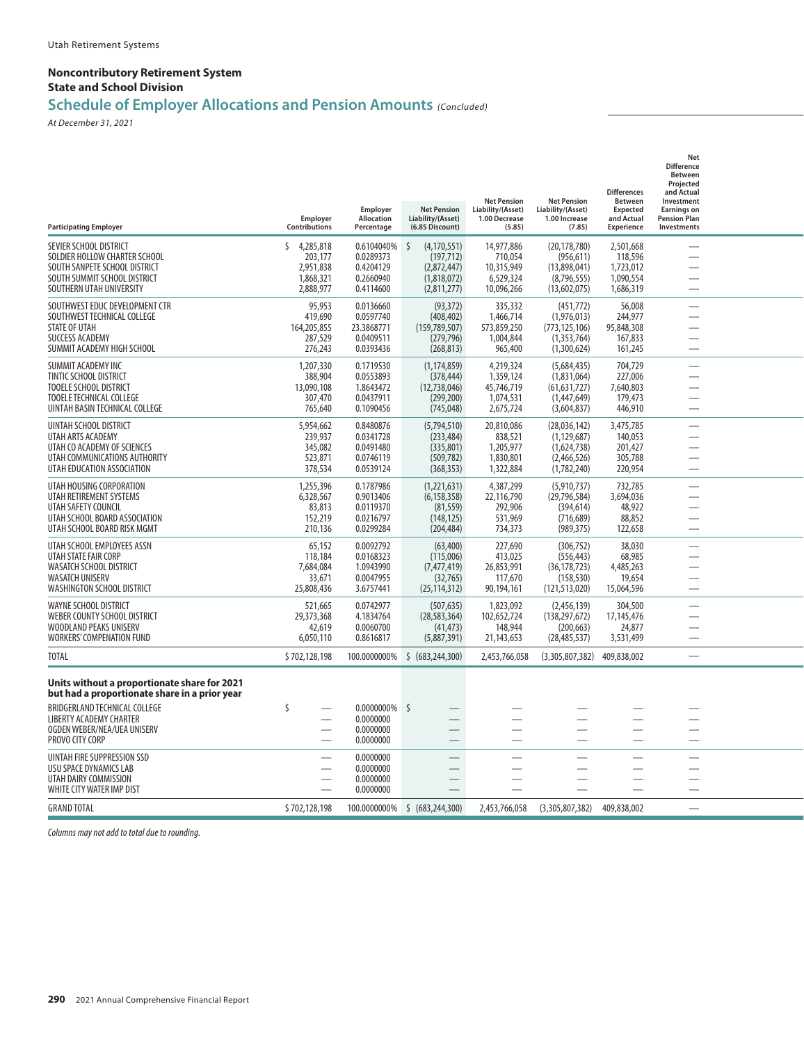Utah Retirement Systems

**Noncontributory Retirement System**
**State and School Division**

## Schedule of Employer Allocations and Pension Amounts *(Concluded)*

*At December 31, 2021*

| Participating Employer | Employer Contributions | Employer Allocation Percentage | Net Pension Liability/(Asset) (6.85 Discount) | Net Pension Liability/(Asset) 1.00 Decrease (5.85) | Net Pension Liability/(Asset) 1.00 Increase (7.85) | Differences Between Expected and Actual Experience | Net Difference Between Projected and Actual Investment Earnings on Pension Plan Investments |
|---|---|---|---|---|---|---|---|
| SEVIER SCHOOL DISTRICT | $ 4,285,818 | 0.6104040% | $ (4,170,551) | 14,977,886 | (20,178,780) | 2,501,668 | — |
| SOLDIER HOLLOW CHARTER SCHOOL | 203,177 | 0.0289373 | (197,712) | 710,054 | (956,611) | 118,596 | — |
| SOUTH SANPETE SCHOOL DISTRICT | 2,951,838 | 0.4204129 | (2,872,447) | 10,315,949 | (13,898,041) | 1,723,012 | — |
| SOUTH SUMMIT SCHOOL DISTRICT | 1,868,321 | 0.2660940 | (1,818,072) | 6,529,324 | (8,796,555) | 1,090,554 | — |
| SOUTHERN UTAH UNIVERSITY | 2,888,977 | 0.4114600 | (2,811,277) | 10,096,266 | (13,602,075) | 1,686,319 | — |
| SOUTHWEST EDUC DEVELOPMENT CTR | 95,953 | 0.0136660 | (93,372) | 335,332 | (451,772) | 56,008 | — |
| SOUTHWEST TECHNICAL COLLEGE | 419,690 | 0.0597740 | (408,402) | 1,466,714 | (1,976,013) | 244,977 | — |
| STATE OF UTAH | 164,205,855 | 23.3868771 | (159,789,507) | 573,859,250 | (773,125,106) | 95,848,308 | — |
| SUCCESS ACADEMY | 287,529 | 0.0409511 | (279,796) | 1,004,844 | (1,353,764) | 167,833 | — |
| SUMMIT ACADEMY HIGH SCHOOL | 276,243 | 0.0393436 | (268,813) | 965,400 | (1,300,624) | 161,245 | — |
| SUMMIT ACADEMY INC | 1,207,330 | 0.1719530 | (1,174,859) | 4,219,324 | (5,684,435) | 704,729 | — |
| TINTIC SCHOOL DISTRICT | 388,904 | 0.0553893 | (378,444) | 1,359,124 | (1,831,064) | 227,006 | — |
| TOOELE SCHOOL DISTRICT | 13,090,108 | 1.8643472 | (12,738,046) | 45,746,719 | (61,631,727) | 7,640,803 | — |
| TOOELE TECHNICAL COLLEGE | 307,470 | 0.0437911 | (299,200) | 1,074,531 | (1,447,649) | 179,473 | — |
| UINTAH BASIN TECHNICAL COLLEGE | 765,640 | 0.1090456 | (745,048) | 2,675,724 | (3,604,837) | 446,910 | — |
| UINTAH SCHOOL DISTRICT | 5,954,662 | 0.8480876 | (5,794,510) | 20,810,086 | (28,036,142) | 3,475,785 | — |
| UTAH ARTS ACADEMY | 239,937 | 0.0341728 | (233,484) | 838,521 | (1,129,687) | 140,053 | — |
| UTAH CO ACADEMY OF SCIENCES | 345,082 | 0.0491480 | (335,801) | 1,205,977 | (1,624,738) | 201,427 | — |
| UTAH COMMUNICATIONS AUTHORITY | 523,871 | 0.0746119 | (509,782) | 1,830,801 | (2,466,526) | 305,788 | — |
| UTAH EDUCATION ASSOCIATION | 378,534 | 0.0539124 | (368,353) | 1,322,884 | (1,782,240) | 220,954 | — |
| UTAH HOUSING CORPORATION | 1,255,396 | 0.1787986 | (1,221,631) | 4,387,299 | (5,910,737) | 732,785 | — |
| UTAH RETIREMENT SYSTEMS | 6,328,567 | 0.9013406 | (6,158,358) | 22,116,790 | (29,796,584) | 3,694,036 | — |
| UTAH SAFETY COUNCIL | 83,813 | 0.0119370 | (81,559) | 292,906 | (394,614) | 48,922 | — |
| UTAH SCHOOL BOARD ASSOCIATION | 152,219 | 0.0216797 | (148,125) | 531,969 | (716,689) | 88,852 | — |
| UTAH SCHOOL BOARD RISK MGMT | 210,136 | 0.0299284 | (204,484) | 734,373 | (989,375) | 122,658 | — |
| UTAH SCHOOL EMPLOYEES ASSN | 65,152 | 0.0092792 | (63,400) | 227,690 | (306,752) | 38,030 | — |
| UTAH STATE FAIR CORP | 118,184 | 0.0168323 | (115,006) | 413,025 | (556,443) | 68,985 | — |
| WASATCH SCHOOL DISTRICT | 7,684,084 | 1.0943990 | (7,477,419) | 26,853,991 | (36,178,723) | 4,485,263 | — |
| WASATCH UNISERV | 33,671 | 0.0047955 | (32,765) | 117,670 | (158,530) | 19,654 | — |
| WASHINGTON SCHOOL DISTRICT | 25,808,436 | 3.6757441 | (25,114,312) | 90,194,161 | (121,513,020) | 15,064,596 | — |
| WAYNE SCHOOL DISTRICT | 521,665 | 0.0742977 | (507,635) | 1,823,092 | (2,456,139) | 304,500 | — |
| WEBER COUNTY SCHOOL DISTRICT | 29,373,368 | 4.1834764 | (28,583,364) | 102,652,724 | (138,297,672) | 17,145,476 | — |
| WOODLAND PEAKS UNISERV | 42,619 | 0.0060700 | (41,473) | 148,944 | (200,663) | 24,877 | — |
| WORKERS' COMPENATION FUND | 6,050,110 | 0.8616817 | (5,887,391) | 21,143,653 | (28,485,537) | 3,531,499 | — |
| TOTAL | $ 702,128,198 | 100.0000000% | $ (683,244,300) | 2,453,766,058 | (3,305,807,382) | 409,838,002 | — |
| **Units without a proportionate share for 2021 but had a proportionate share in a prior year** | | | | | | | |
| BRIDGERLAND TECHNICAL COLLEGE | $ — | 0.0000000% | $ — | — | — | — | — |
| LIBERTY ACADEMY CHARTER | — | 0.0000000 | — | — | — | — | — |
| OGDEN WEBER/NEA/UEA UNISERV | — | 0.0000000 | — | — | — | — | — |
| PROVO CITY CORP | — | 0.0000000 | — | — | — | — | — |
| UINTAH FIRE SUPPRESSION SSD | — | 0.0000000 | — | — | — | — | — |
| USU SPACE DYNAMICS LAB | — | 0.0000000 | — | — | — | — | — |
| UTAH DAIRY COMMISSION | — | 0.0000000 | — | — | — | — | — |
| WHITE CITY WATER IMP DIST | — | 0.0000000 | — | — | — | — | — |
| GRAND TOTAL | $ 702,128,198 | 100.0000000% | $ (683,244,300) | 2,453,766,058 | (3,305,807,382) | 409,838,002 | — |

*Columns may not add to total due to rounding.*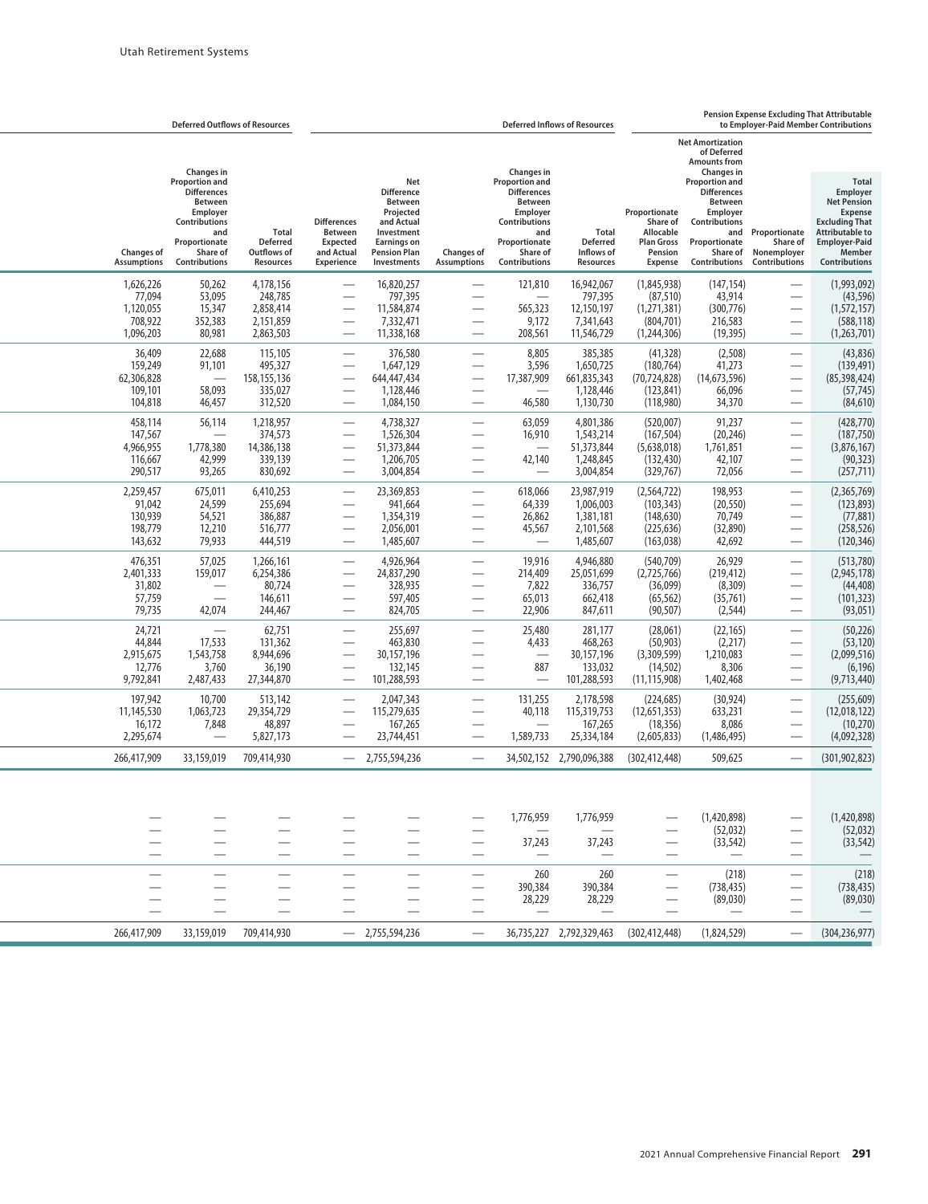Utah Retirement Systems

| Deferred Outflows of Resources | | | Deferred Inflows of Resources | | | | | Pension Expense Excluding That Attributable to Employer-Paid Member Contributions | | | |
|---|---|---|---|---|---|---|---|---|---|---|---|
| Changes of Assumptions | Changes in Proportion and Differences Between Employer Contributions and Proportionate Share of Contributions | Total Deferred Outflows of Resources | Differences Between Expected and Actual Experience | Net Difference Between Projected and Actual Investment Earnings on Pension Plan Investments | Changes of Assumptions | Changes in Proportion and Differences Between Employer Contributions and Proportionate Share of Contributions | Total Deferred Inflows of Resources | Proportionate Share of Allocable Plan Gross Pension Expense | Net Amortization of Deferred Amounts from Changes in Proportion and Differences Between Employer Contributions and Proportionate Share of Contributions | Proportionate Share of Nonemployer Contributions | Total Employer Net Pension Expense Excluding That Attributable to Employer-Paid Member Contributions |
| 1,626,226 | 50,262 | 4,178,156 | — | 16,820,257 | — | 121,810 | 16,942,067 | (1,845,938) | (147,154) | — | (1,993,092) |
| 77,094 | 53,095 | 248,785 | — | 797,395 | — | — | 797,395 | (87,510) | 43,914 | — | (43,596) |
| 1,120,055 | 15,347 | 2,858,414 | — | 11,584,874 | — | 565,323 | 12,150,197 | (1,271,381) | (300,776) | — | (1,572,157) |
| 708,922 | 352,383 | 2,151,859 | — | 7,332,471 | — | 9,172 | 7,341,643 | (804,701) | 216,583 | — | (588,118) |
| 1,096,203 | 80,981 | 2,863,503 | — | 11,338,168 | — | 208,561 | 11,546,729 | (1,244,306) | (19,395) | — | (1,263,701) |
| 36,409 | 22,688 | 115,105 | — | 376,580 | — | 8,805 | 385,385 | (41,328) | (2,508) | — | (43,836) |
| 159,249 | 91,101 | 495,327 | — | 1,647,129 | — | 3,596 | 1,650,725 | (180,764) | 41,273 | — | (139,491) |
| 62,306,828 | — | 158,155,136 | — | 644,447,434 | — | 17,387,909 | 661,835,343 | (70,724,828) | (14,673,596) | — | (85,398,424) |
| 109,101 | 58,093 | 335,027 | — | 1,128,446 | — | — | 1,128,446 | (123,841) | 66,096 | — | (57,745) |
| 104,818 | 46,457 | 312,520 | — | 1,084,150 | — | 46,580 | 1,130,730 | (118,980) | 34,370 | — | (84,610) |
| 458,114 | 56,114 | 1,218,957 | — | 4,738,327 | — | 63,059 | 4,801,386 | (520,007) | 91,237 | — | (428,770) |
| 147,567 | — | 374,573 | — | 1,526,304 | — | 16,910 | 1,543,214 | (167,504) | (20,246) | — | (187,750) |
| 4,966,955 | 1,778,380 | 14,386,138 | — | 51,373,844 | — | — | 51,373,844 | (5,638,018) | 1,761,851 | — | (3,876,167) |
| 116,667 | 42,999 | 339,139 | — | 1,206,705 | — | 42,140 | 1,248,845 | (132,430) | 42,107 | — | (90,323) |
| 290,517 | 93,265 | 830,692 | — | 3,004,854 | — | — | 3,004,854 | (329,767) | 72,056 | — | (257,711) |
| 2,259,457 | 675,011 | 6,410,253 | — | 23,369,853 | — | 618,066 | 23,987,919 | (2,564,722) | 198,953 | — | (2,365,769) |
| 91,042 | 24,599 | 255,694 | — | 941,664 | — | 64,339 | 1,006,003 | (103,343) | (20,550) | — | (123,893) |
| 130,939 | 54,521 | 386,887 | — | 1,354,319 | — | 26,862 | 1,381,181 | (148,630) | 70,749 | — | (77,881) |
| 198,779 | 12,210 | 516,777 | — | 2,056,001 | — | 45,567 | 2,101,568 | (225,636) | (32,890) | — | (258,526) |
| 143,632 | 79,933 | 444,519 | — | 1,485,607 | — | — | 1,485,607 | (163,038) | 42,692 | — | (120,346) |
| 476,351 | 57,025 | 1,266,161 | — | 4,926,964 | — | 19,916 | 4,946,880 | (540,709) | 26,929 | — | (513,780) |
| 2,401,333 | 159,017 | 6,254,386 | — | 24,837,290 | — | 214,409 | 25,051,699 | (2,725,766) | (219,412) | — | (2,945,178) |
| 31,802 | — | 80,724 | — | 328,935 | — | 7,822 | 336,757 | (36,099) | (8,309) | — | (44,408) |
| 57,759 | — | 146,611 | — | 597,405 | — | 65,013 | 662,418 | (65,562) | (35,761) | — | (101,323) |
| 79,735 | 42,074 | 244,467 | — | 824,705 | — | 22,906 | 847,611 | (90,507) | (2,544) | — | (93,051) |
| 24,721 | — | 62,751 | — | 255,697 | — | 25,480 | 281,177 | (28,061) | (22,165) | — | (50,226) |
| 44,844 | 17,533 | 131,362 | — | 463,830 | — | 4,433 | 468,263 | (50,903) | (2,217) | — | (53,120) |
| 2,915,675 | 1,543,758 | 8,944,696 | — | 30,157,196 | — | — | 30,157,196 | (3,309,599) | 1,210,083 | — | (2,099,516) |
| 12,776 | 3,760 | 36,190 | — | 132,145 | — | 887 | 133,032 | (14,502) | 8,306 | — | (6,196) |
| 9,792,841 | 2,487,433 | 27,344,870 | — | 101,288,593 | — | — | 101,288,593 | (11,115,908) | 1,402,468 | — | (9,713,440) |
| 197,942 | 10,700 | 513,142 | — | 2,047,343 | — | 131,255 | 2,178,598 | (224,685) | (30,924) | — | (255,609) |
| 11,145,530 | 1,063,723 | 29,354,729 | — | 115,279,635 | — | 40,118 | 115,319,753 | (12,651,353) | 633,231 | — | (12,018,122) |
| 16,172 | 7,848 | 48,897 | — | 167,265 | — | — | 167,265 | (18,356) | 8,086 | — | (10,270) |
| 2,295,674 | — | 5,827,173 | — | 23,744,451 | — | 1,589,733 | 25,334,184 | (2,605,833) | (1,486,495) | — | (4,092,328) |
| 266,417,909 | 33,159,019 | 709,414,930 | — | 2,755,594,236 | — | 34,502,152 | 2,790,096,388 | (302,412,448) | 509,625 | — | (301,902,823) |
| | | | | | | | | | | | |
| — | — | — | — | — | — | 1,776,959 | 1,776,959 | — | (1,420,898) | — | (1,420,898) |
| — | — | — | — | — | — | — | — | — | (52,032) | — | (52,032) |
| — | — | — | — | — | — | 37,243 | 37,243 | — | (33,542) | — | (33,542) |
| — | — | — | — | — | — | — | — | — | — | — | — |
| — | — | — | — | — | — | 260 | 260 | — | (218) | — | (218) |
| — | — | — | — | — | — | 390,384 | 390,384 | — | (738,435) | — | (738,435) |
| — | — | — | — | — | — | 28,229 | 28,229 | — | (89,030) | — | (89,030) |
| — | — | — | — | — | — | — | — | — | — | — | — |
| 266,417,909 | 33,159,019 | 709,414,930 | — | 2,755,594,236 | — | 36,735,227 | 2,792,329,463 | (302,412,448) | (1,824,529) | — | (304,236,977) |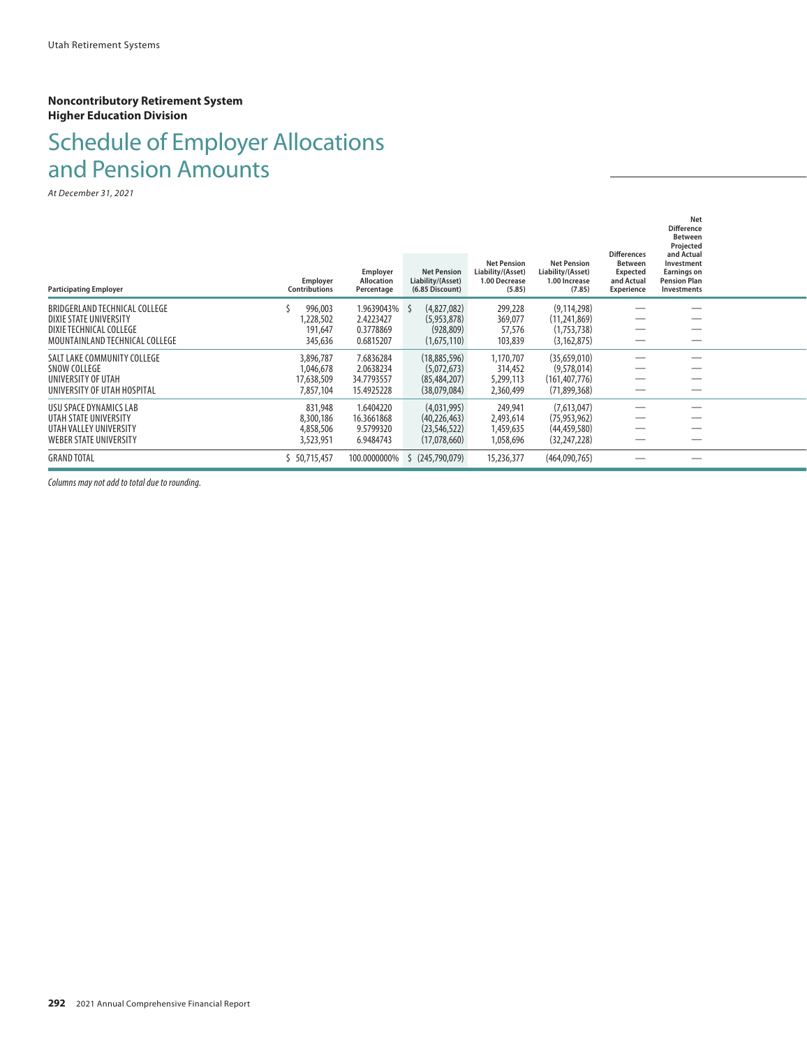**Noncontributory Retirement System**
**Higher Education Division**

# Schedule of Employer Allocations and Pension Amounts

*At December 31, 2021*

| Participating Employer | Employer Contributions | Employer Allocation Percentage | Net Pension Liability/(Asset) (6.85 Discount) | Net Pension Liability/(Asset) 1.00 Decrease (5.85) | Net Pension Liability/(Asset) 1.00 Increase (7.85) | Differences Between Expected and Actual Experience | Net Difference Between Projected and Actual Investment Earnings on Pension Plan Investments |
|---|---|---|---|---|---|---|---|
| BRIDGERLAND TECHNICAL COLLEGE | $ 996,003 | 1.9639043% | $ (4,827,082) | 299,228 | (9,114,298) | — | — |
| DIXIE STATE UNIVERSITY | 1,228,502 | 2.4223427 | (5,953,878) | 369,077 | (11,241,869) | — | — |
| DIXIE TECHNICAL COLLEGE | 191,647 | 0.3778869 | (928,809) | 57,576 | (1,753,738) | — | — |
| MOUNTAINLAND TECHNICAL COLLEGE | 345,636 | 0.6815207 | (1,675,110) | 103,839 | (3,162,875) | — | — |
| SALT LAKE COMMUNITY COLLEGE | 3,896,787 | 7.6836284 | (18,885,596) | 1,170,707 | (35,659,010) | — | — |
| SNOW COLLEGE | 1,046,678 | 2.0638234 | (5,072,673) | 314,452 | (9,578,014) | — | — |
| UNIVERSITY OF UTAH | 17,638,509 | 34.7793557 | (85,484,207) | 5,299,113 | (161,407,776) | — | — |
| UNIVERSITY OF UTAH HOSPITAL | 7,857,104 | 15.4925228 | (38,079,084) | 2,360,499 | (71,899,368) | — | — |
| USU SPACE DYNAMICS LAB | 831,948 | 1.6404220 | (4,031,995) | 249,941 | (7,613,047) | — | — |
| UTAH STATE UNIVERSITY | 8,300,186 | 16.3661868 | (40,226,463) | 2,493,614 | (75,953,962) | — | — |
| UTAH VALLEY UNIVERSITY | 4,858,506 | 9.5799320 | (23,546,522) | 1,459,635 | (44,459,580) | — | — |
| WEBER STATE UNIVERSITY | 3,523,951 | 6.9484743 | (17,078,660) | 1,058,696 | (32,247,228) | — | — |
| GRAND TOTAL | $ 50,715,457 | 100.0000000% | $ (245,790,079) | 15,236,377 | (464,090,765) | — | — |

*Columns may not add to total due to rounding.*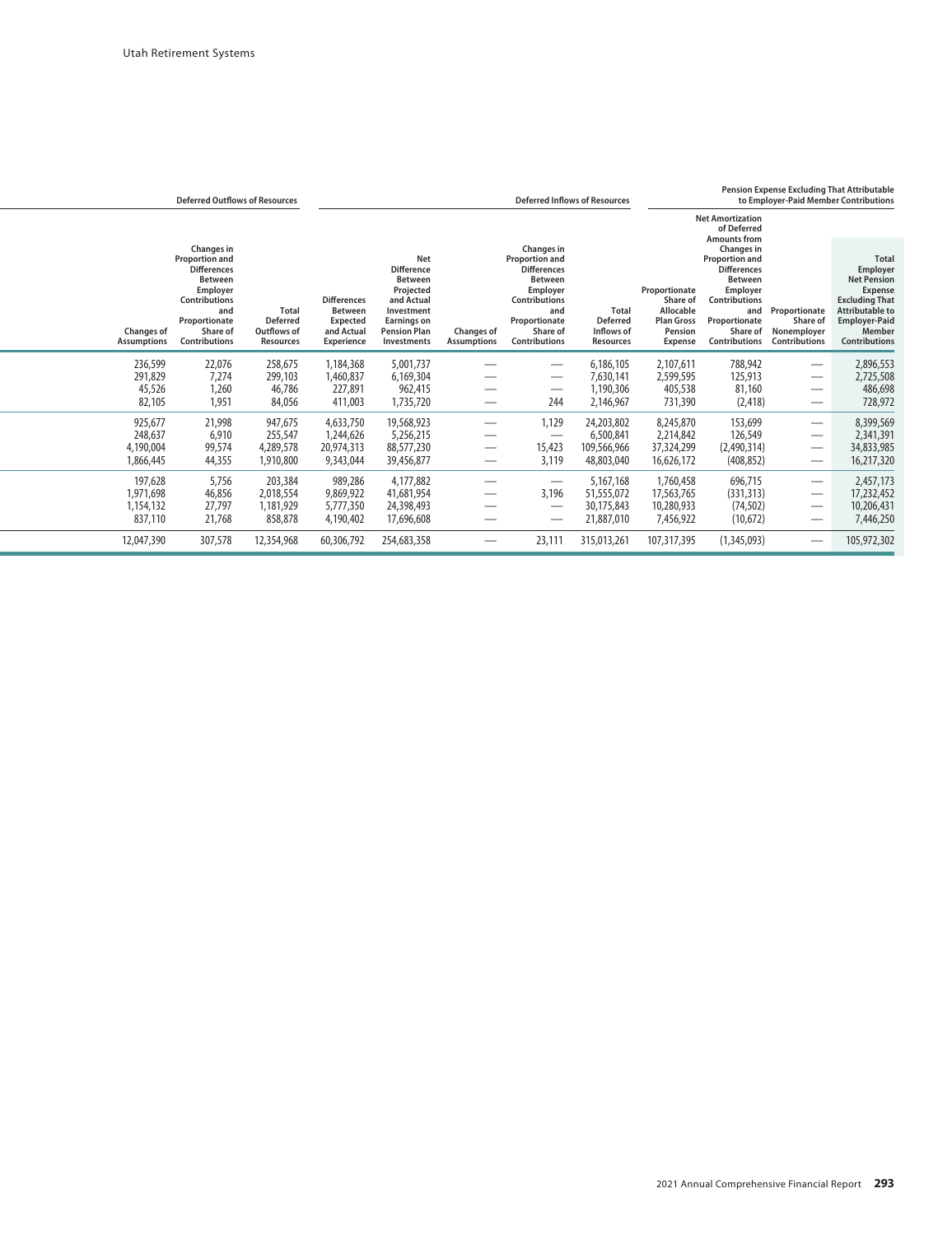| Deferred Outflows of Resources | | | Deferred Inflows of Resources | | | | | Pension Expense Excluding That Attributable to Employer-Paid Member Contributions | | | |
|---|---|---|---|---|---|---|---|---|---|---|---|
| Changes of Assumptions | Changes in Proportion and Differences Between Employer Contributions and Proportionate Share of Contributions | Total Deferred Outflows of Resources | Differences Between Expected and Actual Experience | Net Difference Between Projected and Actual Investment Earnings on Pension Plan Investments | Changes of Assumptions | Changes in Proportion and Differences Between Employer Contributions and Proportionate Share of Contributions | Total Deferred Inflows of Resources | Proportionate Share of Allocable Plan Gross Pension Expense | Net Amortization of Deferred Amounts from Changes in Proportion and Differences Between Employer Contributions and Proportionate Share of Contributions | Proportionate Share of Nonemployer Contributions | Total Employer Net Pension Expense Excluding That Attributable to Employer-Paid Member Contributions |
| 236,599 | 22,076 | 258,675 | 1,184,368 | 5,001,737 | — | — | 6,186,105 | 2,107,611 | 788,942 | — | 2,896,553 |
| 291,829 | 7,274 | 299,103 | 1,460,837 | 6,169,304 | — | — | 7,630,141 | 2,599,595 | 125,913 | — | 2,725,508 |
| 45,526 | 1,260 | 46,786 | 227,891 | 962,415 | — | — | 1,190,306 | 405,538 | 81,160 | — | 486,698 |
| 82,105 | 1,951 | 84,056 | 411,003 | 1,735,720 | — | 244 | 2,146,967 | 731,390 | (2,418) | — | 728,972 |
| 925,677 | 21,998 | 947,675 | 4,633,750 | 19,568,923 | — | 1,129 | 24,203,802 | 8,245,870 | 153,699 | — | 8,399,569 |
| 248,637 | 6,910 | 255,547 | 1,244,626 | 5,256,215 | — | — | 6,500,841 | 2,214,842 | 126,549 | — | 2,341,391 |
| 4,190,004 | 99,574 | 4,289,578 | 20,974,313 | 88,577,230 | — | 15,423 | 109,566,966 | 37,324,299 | (2,490,314) | — | 34,833,985 |
| 1,866,445 | 44,355 | 1,910,800 | 9,343,044 | 39,456,877 | — | 3,119 | 48,803,040 | 16,626,172 | (408,852) | — | 16,217,320 |
| 197,628 | 5,756 | 203,384 | 989,286 | 4,177,882 | — | — | 5,167,168 | 1,760,458 | 696,715 | — | 2,457,173 |
| 1,971,698 | 46,856 | 2,018,554 | 9,869,922 | 41,681,954 | — | 3,196 | 51,555,072 | 17,563,765 | (331,313) | — | 17,232,452 |
| 1,154,132 | 27,797 | 1,181,929 | 5,777,350 | 24,398,493 | — | — | 30,175,843 | 10,280,933 | (74,502) | — | 10,206,431 |
| 837,110 | 21,768 | 858,878 | 4,190,402 | 17,696,608 | — | — | 21,887,010 | 7,456,922 | (10,672) | — | 7,446,250 |
| 12,047,390 | 307,578 | 12,354,968 | 60,306,792 | 254,683,358 | — | 23,111 | 315,013,261 | 107,317,395 | (1,345,093) | — | 105,972,302 |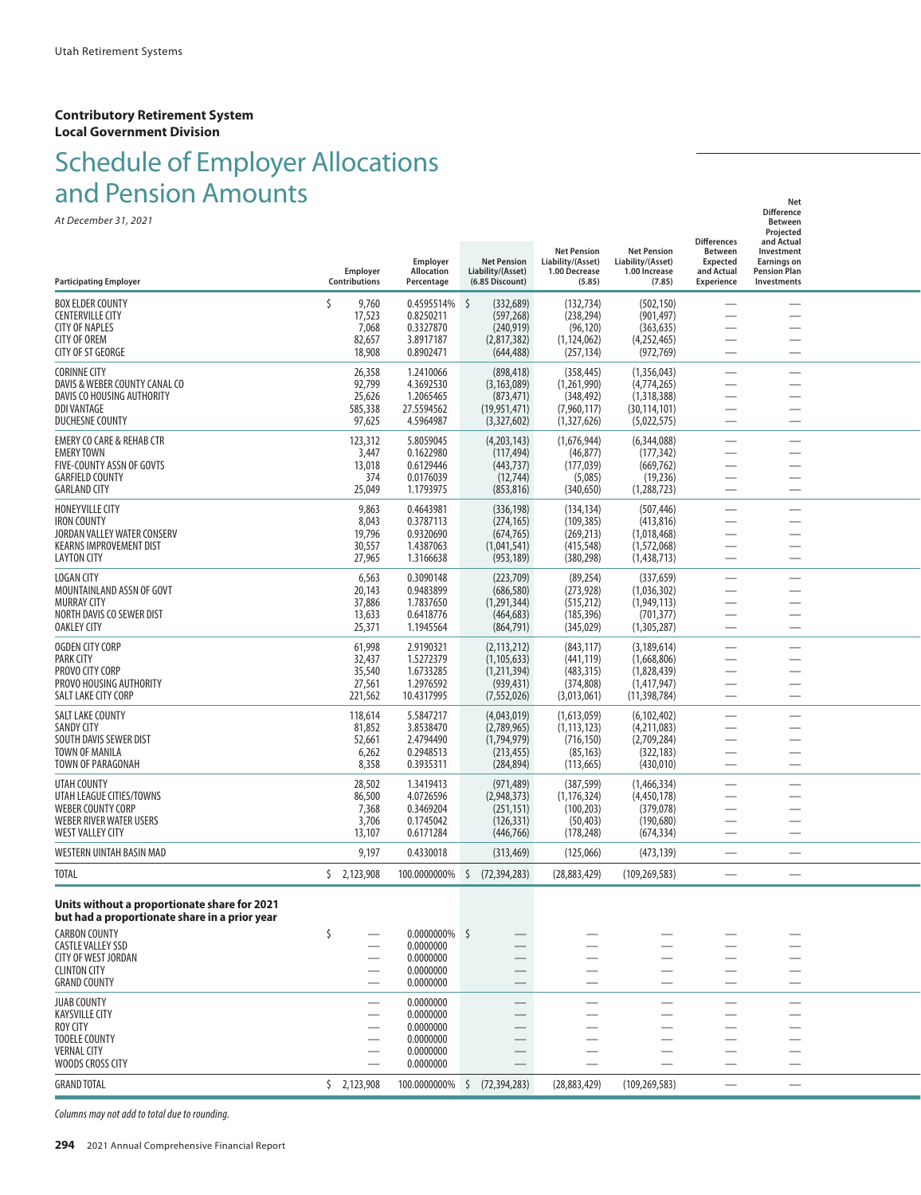**Contributory Retirement System**
**Local Government Division**

# Schedule of Employer Allocations and Pension Amounts

*At December 31, 2021*

| Participating Employer | Employer Contributions | Employer Allocation Percentage | Net Pension Liability/(Asset) (6.85 Discount) | Net Pension Liability/(Asset) 1.00 Decrease (5.85) | Net Pension Liability/(Asset) 1.00 Increase (7.85) | Differences Between Expected and Actual Experience | Net Difference Between Projected and Actual Investment Earnings on Pension Plan Investments |
|---|---|---|---|---|---|---|---|
| BOX ELDER COUNTY | $ 9,760 | 0.4595514% | $ (332,689) | (132,734) | (502,150) | — | — |
| CENTERVILLE CITY | 17,523 | 0.8250211 | (597,268) | (238,294) | (901,497) | — | — |
| CITY OF NAPLES | 7,068 | 0.3327870 | (240,919) | (96,120) | (363,635) | — | — |
| CITY OF OREM | 82,657 | 3.8917187 | (2,817,382) | (1,124,062) | (4,252,465) | — | — |
| CITY OF ST GEORGE | 18,908 | 0.8902471 | (644,488) | (257,134) | (972,769) | — | — |
| CORINNE CITY | 26,358 | 1.2410066 | (898,418) | (358,445) | (1,356,043) | — | — |
| DAVIS & WEBER COUNTY CANAL CO | 92,799 | 4.3692530 | (3,163,089) | (1,261,990) | (4,774,265) | — | — |
| DAVIS CO HOUSING AUTHORITY | 25,626 | 1.2065465 | (873,471) | (348,492) | (1,318,388) | — | — |
| DDI VANTAGE | 585,338 | 27.5594562 | (19,951,471) | (7,960,117) | (30,114,101) | — | — |
| DUCHESNE COUNTY | 97,625 | 4.5964987 | (3,327,602) | (1,327,626) | (5,022,575) | — | — |
| EMERY CO CARE & REHAB CTR | 123,312 | 5.8059045 | (4,203,143) | (1,676,944) | (6,344,088) | — | — |
| EMERY TOWN | 3,447 | 0.1622980 | (117,494) | (46,877) | (177,342) | — | — |
| FIVE-COUNTY ASSN OF GOVTS | 13,018 | 0.6129446 | (443,737) | (177,039) | (669,762) | — | — |
| GARFIELD COUNTY | 374 | 0.0176039 | (12,744) | (5,085) | (19,236) | — | — |
| GARLAND CITY | 25,049 | 1.1793975 | (853,816) | (340,650) | (1,288,723) | — | — |
| HONEYVILLE CITY | 9,863 | 0.4643981 | (336,198) | (134,134) | (507,446) | — | — |
| IRON COUNTY | 8,043 | 0.3787113 | (274,165) | (109,385) | (413,816) | — | — |
| JORDAN VALLEY WATER CONSERV | 19,796 | 0.9320690 | (674,765) | (269,213) | (1,018,468) | — | — |
| KEARNS IMPROVEMENT DIST | 30,557 | 1.4387063 | (1,041,541) | (415,548) | (1,572,068) | — | — |
| LAYTON CITY | 27,965 | 1.3166638 | (953,189) | (380,298) | (1,438,713) | — | — |
| LOGAN CITY | 6,563 | 0.3090148 | (223,709) | (89,254) | (337,659) | — | — |
| MOUNTAINLAND ASSN OF GOVT | 20,143 | 0.9483899 | (686,580) | (273,928) | (1,036,302) | — | — |
| MURRAY CITY | 37,886 | 1.7837650 | (1,291,344) | (515,212) | (1,949,113) | — | — |
| NORTH DAVIS CO SEWER DIST | 13,633 | 0.6418776 | (464,683) | (185,396) | (701,377) | — | — |
| OAKLEY CITY | 25,371 | 1.1945564 | (864,791) | (345,029) | (1,305,287) | — | — |
| OGDEN CITY CORP | 61,998 | 2.9190321 | (2,113,212) | (843,117) | (3,189,614) | — | — |
| PARK CITY | 32,437 | 1.5272379 | (1,105,633) | (441,119) | (1,668,806) | — | — |
| PROVO CITY CORP | 35,540 | 1.6733285 | (1,211,394) | (483,315) | (1,828,439) | — | — |
| PROVO HOUSING AUTHORITY | 27,561 | 1.2976592 | (939,431) | (374,808) | (1,417,947) | — | — |
| SALT LAKE CITY CORP | 221,562 | 10.4317995 | (7,552,026) | (3,013,061) | (11,398,784) | — | — |
| SALT LAKE COUNTY | 118,614 | 5.5847217 | (4,043,019) | (1,613,059) | (6,102,402) | — | — |
| SANDY CITY | 81,852 | 3.8538470 | (2,789,965) | (1,113,123) | (4,211,083) | — | — |
| SOUTH DAVIS SEWER DIST | 52,661 | 2.4794490 | (1,794,979) | (716,150) | (2,709,284) | — | — |
| TOWN OF MANILA | 6,262 | 0.2948513 | (213,455) | (85,163) | (322,183) | — | — |
| TOWN OF PARAGONAH | 8,358 | 0.3935311 | (284,894) | (113,665) | (430,010) | — | — |
| UTAH COUNTY | 28,502 | 1.3419413 | (971,489) | (387,599) | (1,466,334) | — | — |
| UTAH LEAGUE CITIES/TOWNS | 86,500 | 4.0726596 | (2,948,373) | (1,176,324) | (4,450,178) | — | — |
| WEBER COUNTY CORP | 7,368 | 0.3469204 | (251,151) | (100,203) | (379,078) | — | — |
| WEBER RIVER WATER USERS | 3,706 | 0.1745042 | (126,331) | (50,403) | (190,680) | — | — |
| WEST VALLEY CITY | 13,107 | 0.6171284 | (446,766) | (178,248) | (674,334) | — | — |
| WESTERN UINTAH BASIN MAD | 9,197 | 0.4330018 | (313,469) | (125,066) | (473,139) | — | — |
| TOTAL | $ 2,123,908 | 100.0000000% | $ (72,394,283) | (28,883,429) | (109,269,583) | — | — |
| **Units without a proportionate share for 2021 but had a proportionate share in a prior year** | | | | | | | |
| CARBON COUNTY | $ — | 0.0000000% | $ — | — | — | — | — |
| CASTLE VALLEY SSD | — | 0.0000000 | — | — | — | — | — |
| CITY OF WEST JORDAN | — | 0.0000000 | — | — | — | — | — |
| CLINTON CITY | — | 0.0000000 | — | — | — | — | — |
| GRAND COUNTY | — | 0.0000000 | — | — | — | — | — |
| JUAB COUNTY | — | 0.0000000 | — | — | — | — | — |
| KAYSVILLE CITY | — | 0.0000000 | — | — | — | — | — |
| ROY CITY | — | 0.0000000 | — | — | — | — | — |
| TOOELE COUNTY | — | 0.0000000 | — | — | — | — | — |
| VERNAL CITY | — | 0.0000000 | — | — | — | — | — |
| WOODS CROSS CITY | — | 0.0000000 | — | — | — | — | — |
| GRAND TOTAL | $ 2,123,908 | 100.0000000% | $ (72,394,283) | (28,883,429) | (109,269,583) | — | — |

*Columns may not add to total due to rounding.*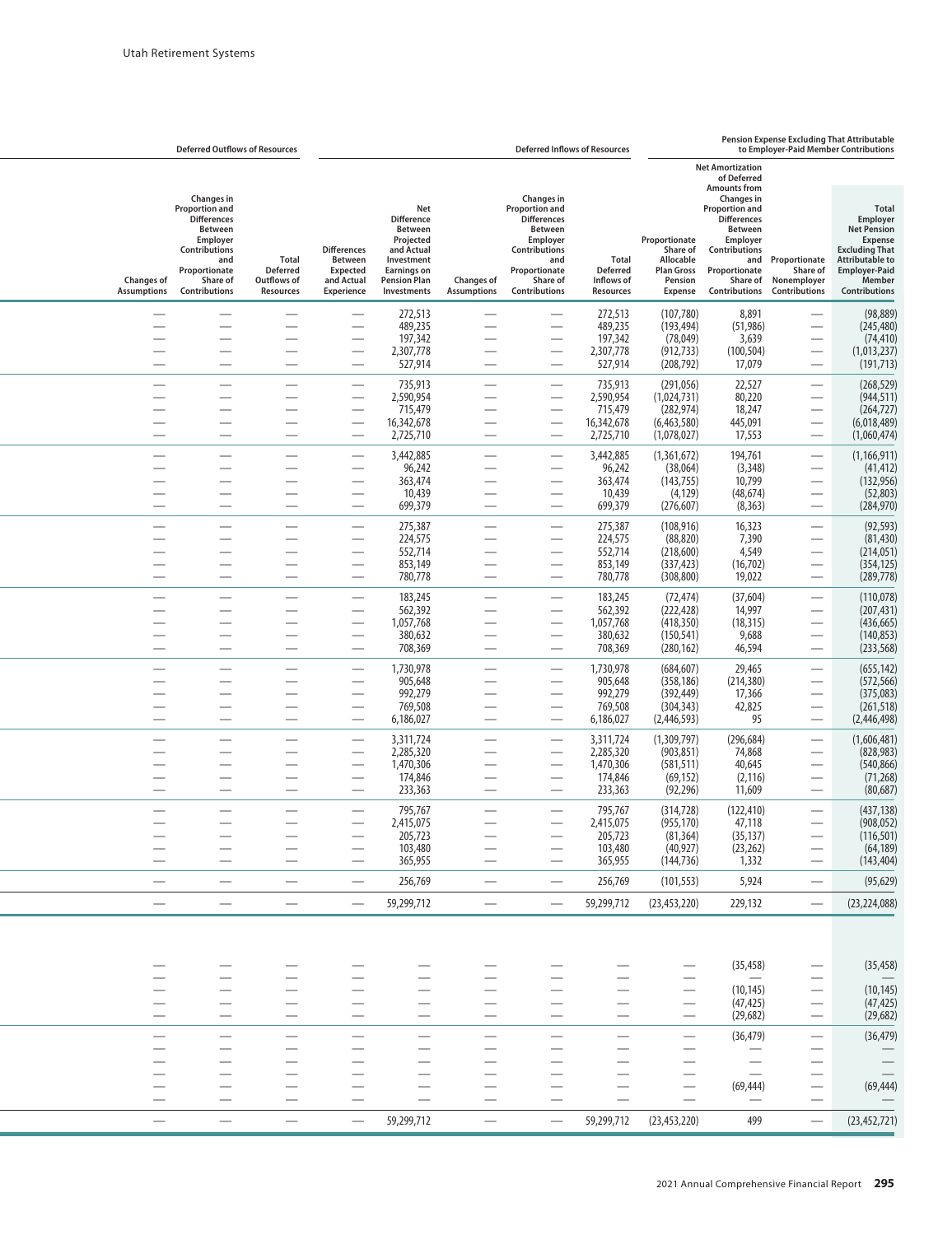| Deferred Outflows of Resources | | | Deferred Inflows of Resources | | | | | Pension Expense Excluding That Attributable to Employer-Paid Member Contributions | | | |
|---|---|---|---|---|---|---|---|---|---|---|---|
| Changes of Assumptions | Changes in Proportion and Differences Between Employer Contributions and Proportionate Share of Contributions | Total Deferred Outflows of Resources | Differences Between Expected and Actual Experience | Net Difference Between Projected and Actual Investment Earnings on Pension Plan Investments | Changes of Assumptions | Changes in Proportion and Differences Between Employer Contributions and Proportionate Share of Contributions | Total Deferred Inflows of Resources | Proportionate Share of Allocable Plan Gross Pension Expense | Net Amortization of Deferred Amounts from Changes in Proportion and Differences Between Employer Contributions and Proportionate Share of Contributions | Proportionate Share of Nonemployer Contributions | Total Employer Net Pension Expense Excluding That Attributable to Employer-Paid Member Contributions |
| — | — | — | — | 272,513 | — | — | 272,513 | (107,780) | 8,891 | — | (98,889) |
| — | — | — | — | 489,235 | — | — | 489,235 | (193,494) | (51,986) | — | (245,480) |
| — | — | — | — | 197,342 | — | — | 197,342 | (78,049) | 3,639 | — | (74,410) |
| — | — | — | — | 2,307,778 | — | — | 2,307,778 | (912,733) | (100,504) | — | (1,013,237) |
| — | — | — | — | 527,914 | — | — | 527,914 | (208,792) | 17,079 | — | (191,713) |
| — | — | — | — | 735,913 | — | — | 735,913 | (291,056) | 22,527 | — | (268,529) |
| — | — | — | — | 2,590,954 | — | — | 2,590,954 | (1,024,731) | 80,220 | — | (944,511) |
| — | — | — | — | 715,479 | — | — | 715,479 | (282,974) | 18,247 | — | (264,727) |
| — | — | — | — | 16,342,678 | — | — | 16,342,678 | (6,463,580) | 445,091 | — | (6,018,489) |
| — | — | — | — | 2,725,710 | — | — | 2,725,710 | (1,078,027) | 17,553 | — | (1,060,474) |
| — | — | — | — | 3,442,885 | — | — | 3,442,885 | (1,361,672) | 194,761 | — | (1,166,911) |
| — | — | — | — | 96,242 | — | — | 96,242 | (38,064) | (3,348) | — | (41,412) |
| — | — | — | — | 363,474 | — | — | 363,474 | (143,755) | 10,799 | — | (132,956) |
| — | — | — | — | 10,439 | — | — | 10,439 | (4,129) | (48,674) | — | (52,803) |
| — | — | — | — | 699,379 | — | — | 699,379 | (276,607) | (8,363) | — | (284,970) |
| — | — | — | — | 275,387 | — | — | 275,387 | (108,916) | 16,323 | — | (92,593) |
| — | — | — | — | 224,575 | — | — | 224,575 | (88,820) | 7,390 | — | (81,430) |
| — | — | — | — | 552,714 | — | — | 552,714 | (218,600) | 4,549 | — | (214,051) |
| — | — | — | — | 853,149 | — | — | 853,149 | (337,423) | (16,702) | — | (354,125) |
| — | — | — | — | 780,778 | — | — | 780,778 | (308,800) | 19,022 | — | (289,778) |
| — | — | — | — | 183,245 | — | — | 183,245 | (72,474) | (37,604) | — | (110,078) |
| — | — | — | — | 562,392 | — | — | 562,392 | (222,428) | 14,997 | — | (207,431) |
| — | — | — | — | 1,057,768 | — | — | 1,057,768 | (418,350) | (18,315) | — | (436,665) |
| — | — | — | — | 380,632 | — | — | 380,632 | (150,541) | 9,688 | — | (140,853) |
| — | — | — | — | 708,369 | — | — | 708,369 | (280,162) | 46,594 | — | (233,568) |
| — | — | — | — | 1,730,978 | — | — | 1,730,978 | (684,607) | 29,465 | — | (655,142) |
| — | — | — | — | 905,648 | — | — | 905,648 | (358,186) | (214,380) | — | (572,566) |
| — | — | — | — | 992,279 | — | — | 992,279 | (392,449) | 17,366 | — | (375,083) |
| — | — | — | — | 769,508 | — | — | 769,508 | (304,343) | 42,825 | — | (261,518) |
| — | — | — | — | 6,186,027 | — | — | 6,186,027 | (2,446,593) | 95 | — | (2,446,498) |
| — | — | — | — | 3,311,724 | — | — | 3,311,724 | (1,309,797) | (296,684) | — | (1,606,481) |
| — | — | — | — | 2,285,320 | — | — | 2,285,320 | (903,851) | 74,868 | — | (828,983) |
| — | — | — | — | 1,470,306 | — | — | 1,470,306 | (581,511) | 40,645 | — | (540,866) |
| — | — | — | — | 174,846 | — | — | 174,846 | (69,152) | (2,116) | — | (71,268) |
| — | — | — | — | 233,363 | — | — | 233,363 | (92,296) | 11,609 | — | (80,687) |
| — | — | — | — | 795,767 | — | — | 795,767 | (314,728) | (122,410) | — | (437,138) |
| — | — | — | — | 2,415,075 | — | — | 2,415,075 | (955,170) | 47,118 | — | (908,052) |
| — | — | — | — | 205,723 | — | — | 205,723 | (81,364) | (35,137) | — | (116,501) |
| — | — | — | — | 103,480 | — | — | 103,480 | (40,927) | (23,262) | — | (64,189) |
| — | — | — | — | 365,955 | — | — | 365,955 | (144,736) | 1,332 | — | (143,404) |
| — | — | — | — | 256,769 | — | — | 256,769 | (101,553) | 5,924 | — | (95,629) |
| — | — | — | — | 59,299,712 | — | — | 59,299,712 | (23,453,220) | 229,132 | — | (23,224,088) |
| | | | | | | | | | | | |
| — | — | — | — | — | — | — | — | — | (35,458) | — | (35,458) |
| — | — | — | — | — | — | — | — | — | — | — | — |
| — | — | — | — | — | — | — | — | — | (10,145) | — | (10,145) |
| — | — | — | — | — | — | — | — | — | (47,425) | — | (47,425) |
| — | — | — | — | — | — | — | — | — | (29,682) | — | (29,682) |
| — | — | — | — | — | — | — | — | — | (36,479) | — | (36,479) |
| — | — | — | — | — | — | — | — | — | — | — | — |
| — | — | — | — | — | — | — | — | — | — | — | — |
| — | — | — | — | — | — | — | — | — | — | — | — |
| — | — | — | — | — | — | — | — | — | (69,444) | — | (69,444) |
| — | — | — | — | — | — | — | — | — | — | — | — |
| — | — | — | — | 59,299,712 | — | — | 59,299,712 | (23,453,220) | 499 | — | (23,452,721) |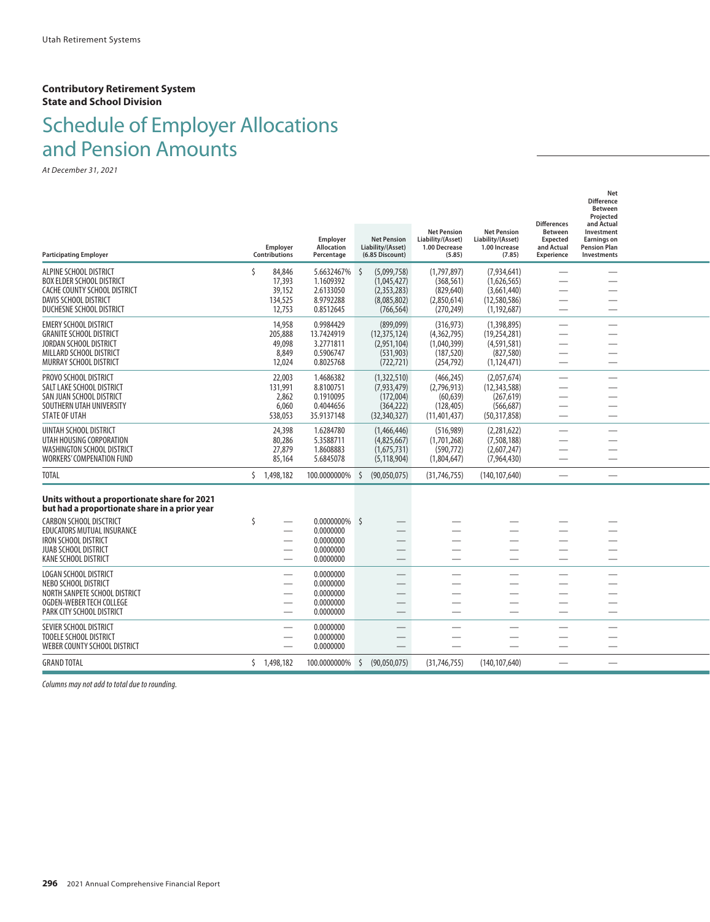**Contributory Retirement System**
**State and School Division**

# Schedule of Employer Allocations and Pension Amounts

*At December 31, 2021*

| Participating Employer | Employer Contributions | Employer Allocation Percentage | Net Pension Liability/(Asset) (6.85 Discount) | Net Pension Liability/(Asset) 1.00 Decrease (5.85) | Net Pension Liability/(Asset) 1.00 Increase (7.85) | Differences Between Expected and Actual Experience | Net Difference Between Projected and Actual Investment Earnings on Pension Plan Investments |
|---|---|---|---|---|---|---|---|
| ALPINE SCHOOL DISTRICT | $ 84,846 | 5.6632467% | $ (5,099,758) | (1,797,897) | (7,934,641) | — | — |
| BOX ELDER SCHOOL DISTRICT | 17,393 | 1.1609392 | (1,045,427) | (368,561) | (1,626,565) | — | — |
| CACHE COUNTY SCHOOL DISTRICT | 39,152 | 2.6133050 | (2,353,283) | (829,640) | (3,661,440) | — | — |
| DAVIS SCHOOL DISTRICT | 134,525 | 8.9792288 | (8,085,802) | (2,850,614) | (12,580,586) | — | — |
| DUCHESNE SCHOOL DISTRICT | 12,753 | 0.8512645 | (766,564) | (270,249) | (1,192,687) | — | — |
| EMERY SCHOOL DISTRICT | 14,958 | 0.9984429 | (899,099) | (316,973) | (1,398,895) | — | — |
| GRANITE SCHOOL DISTRICT | 205,888 | 13.7424919 | (12,375,124) | (4,362,795) | (19,254,281) | — | — |
| JORDAN SCHOOL DISTRICT | 49,098 | 3.2771811 | (2,951,104) | (1,040,399) | (4,591,581) | — | — |
| MILLARD SCHOOL DISTRICT | 8,849 | 0.5906747 | (531,903) | (187,520) | (827,580) | — | — |
| MURRAY SCHOOL DISTRICT | 12,024 | 0.8025768 | (722,721) | (254,792) | (1,124,471) | — | — |
| PROVO SCHOOL DISTRICT | 22,003 | 1.4686382 | (1,322,510) | (466,245) | (2,057,674) | — | — |
| SALT LAKE SCHOOL DISTRICT | 131,991 | 8.8100751 | (7,933,479) | (2,796,913) | (12,343,588) | — | — |
| SAN JUAN SCHOOL DISTRICT | 2,862 | 0.1910095 | (172,004) | (60,639) | (267,619) | — | — |
| SOUTHERN UTAH UNIVERSITY | 6,060 | 0.4044656 | (364,222) | (128,405) | (566,687) | — | — |
| STATE OF UTAH | 538,053 | 35.9137148 | (32,340,327) | (11,401,437) | (50,317,858) | — | — |
| UINTAH SCHOOL DISTRICT | 24,398 | 1.6284780 | (1,466,446) | (516,989) | (2,281,622) | — | — |
| UTAH HOUSING CORPORATION | 80,286 | 5.3588711 | (4,825,667) | (1,701,268) | (7,508,188) | — | — |
| WASHINGTON SCHOOL DISTRICT | 27,879 | 1.8608883 | (1,675,731) | (590,772) | (2,607,247) | — | — |
| WORKERS' COMPENATION FUND | 85,164 | 5.6845078 | (5,118,904) | (1,804,647) | (7,964,430) | — | — |
| TOTAL | $ 1,498,182 | 100.0000000% | $ (90,050,075) | (31,746,755) | (140,107,640) | — | — |
| **Units without a proportionate share for 2021 but had a proportionate share in a prior year** | | | | | | | |
| CARBON SCHOOL DISCTRICT | $ — | 0.0000000% | $ — | — | — | — | — |
| EDUCATORS MUTUAL INSURANCE | — | 0.0000000 | — | — | — | — | — |
| IRON SCHOOL DISTRICT | — | 0.0000000 | — | — | — | — | — |
| JUAB SCHOOL DISTRICT | — | 0.0000000 | — | — | — | — | — |
| KANE SCHOOL DISTRICT | — | 0.0000000 | — | — | — | — | — |
| LOGAN SCHOOL DISTRICT | — | 0.0000000 | — | — | — | — | — |
| NEBO SCHOOL DISTRICT | — | 0.0000000 | — | — | — | — | — |
| NORTH SANPETE SCHOOL DISTRICT | — | 0.0000000 | — | — | — | — | — |
| OGDEN-WEBER TECH COLLEGE | — | 0.0000000 | — | — | — | — | — |
| PARK CITY SCHOOL DISTRICT | — | 0.0000000 | — | — | — | — | — |
| SEVIER SCHOOL DISTRICT | — | 0.0000000 | — | — | — | — | — |
| TOOELE SCHOOL DISTRICT | — | 0.0000000 | — | — | — | — | — |
| WEBER COUNTY SCHOOL DISTRICT | — | 0.0000000 | — | — | — | — | — |
| GRAND TOTAL | $ 1,498,182 | 100.0000000% | $ (90,050,075) | (31,746,755) | (140,107,640) | — | — |

*Columns may not add to total due to rounding.*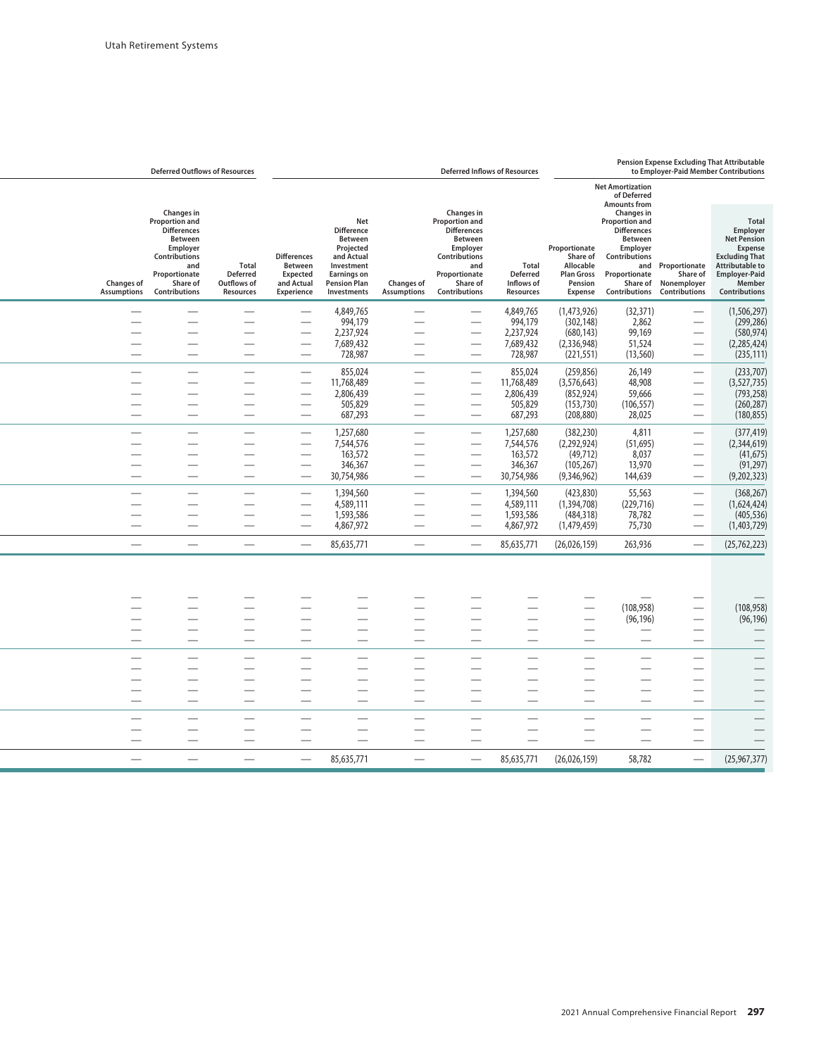| Deferred Outflows of Resources | | | Deferred Inflows of Resources | | | | | Pension Expense Excluding That Attributable to Employer-Paid Member Contributions | | | |
|---|---|---|---|---|---|---|---|---|---|---|---|
| Changes of Assumptions | Changes in Proportion and Differences Between Employer Contributions and Proportionate Share of Contributions | Total Deferred Outflows of Resources | Differences Between Expected and Actual Experience | Net Difference Between Projected and Actual Investment Earnings on Pension Plan Investments | Changes of Assumptions | Changes in Proportion and Differences Between Employer Contributions and Proportionate Share of Contributions | Total Deferred Inflows of Resources | Proportionate Share of Allocable Plan Gross Pension Expense | Net Amortization of Deferred Amounts from Changes in Proportion and Differences Between Employer Contributions and Proportionate Share of Contributions | Proportionate Share of Nonemployer Contributions | Total Employer Net Pension Expense Excluding That Attributable to Employer-Paid Member Contributions |
| — | — | — | — | 4,849,765 | — | — | 4,849,765 | (1,473,926) | (32,371) | — | (1,506,297) |
| — | — | — | — | 994,179 | — | — | 994,179 | (302,148) | 2,862 | — | (299,286) |
| — | — | — | — | 2,237,924 | — | — | 2,237,924 | (680,143) | 99,169 | — | (580,974) |
| — | — | — | — | 7,689,432 | — | — | 7,689,432 | (2,336,948) | 51,524 | — | (2,285,424) |
| — | — | — | — | 728,987 | — | — | 728,987 | (221,551) | (13,560) | — | (235,111) |
| — | — | — | — | 855,024 | — | — | 855,024 | (259,856) | 26,149 | — | (233,707) |
| — | — | — | — | 11,768,489 | — | — | 11,768,489 | (3,576,643) | 48,908 | — | (3,527,735) |
| — | — | — | — | 2,806,439 | — | — | 2,806,439 | (852,924) | 59,666 | — | (793,258) |
| — | — | — | — | 505,829 | — | — | 505,829 | (153,730) | (106,557) | — | (260,287) |
| — | — | — | — | 687,293 | — | — | 687,293 | (208,880) | 28,025 | — | (180,855) |
| — | — | — | — | 1,257,680 | — | — | 1,257,680 | (382,230) | 4,811 | — | (377,419) |
| — | — | — | — | 7,544,576 | — | — | 7,544,576 | (2,292,924) | (51,695) | — | (2,344,619) |
| — | — | — | — | 163,572 | — | — | 163,572 | (49,712) | 8,037 | — | (41,675) |
| — | — | — | — | 346,367 | — | — | 346,367 | (105,267) | 13,970 | — | (91,297) |
| — | — | — | — | 30,754,986 | — | — | 30,754,986 | (9,346,962) | 144,639 | — | (9,202,323) |
| — | — | — | — | 1,394,560 | — | — | 1,394,560 | (423,830) | 55,563 | — | (368,267) |
| — | — | — | — | 4,589,111 | — | — | 4,589,111 | (1,394,708) | (229,716) | — | (1,624,424) |
| — | — | — | — | 1,593,586 | — | — | 1,593,586 | (484,318) | 78,782 | — | (405,536) |
| — | — | — | — | 4,867,972 | — | — | 4,867,972 | (1,479,459) | 75,730 | — | (1,403,729) |
| — | — | — | — | 85,635,771 | — | — | 85,635,771 | (26,026,159) | 263,936 | — | (25,762,223) |
| — | — | — | — | — | — | — | — | — | — | — | — |
| — | — | — | — | — | — | — | — | — | (108,958) | — | (108,958) |
| — | — | — | — | — | — | — | — | — | (96,196) | — | (96,196) |
| — | — | — | — | — | — | — | — | — | — | — | — |
| — | — | — | — | — | — | — | — | — | — | — | — |
| — | — | — | — | — | — | — | — | — | — | — | — |
| — | — | — | — | — | — | — | — | — | — | — | — |
| — | — | — | — | — | — | — | — | — | — | — | — |
| — | — | — | — | — | — | — | — | — | — | — | — |
| — | — | — | — | — | — | — | — | — | — | — | — |
| — | — | — | — | — | — | — | — | — | — | — | — |
| — | — | — | — | — | — | — | — | — | — | — | — |
| — | — | — | — | — | — | — | — | — | — | — | — |
| — | — | — | — | 85,635,771 | — | — | 85,635,771 | (26,026,159) | 58,782 | — | (25,967,377) |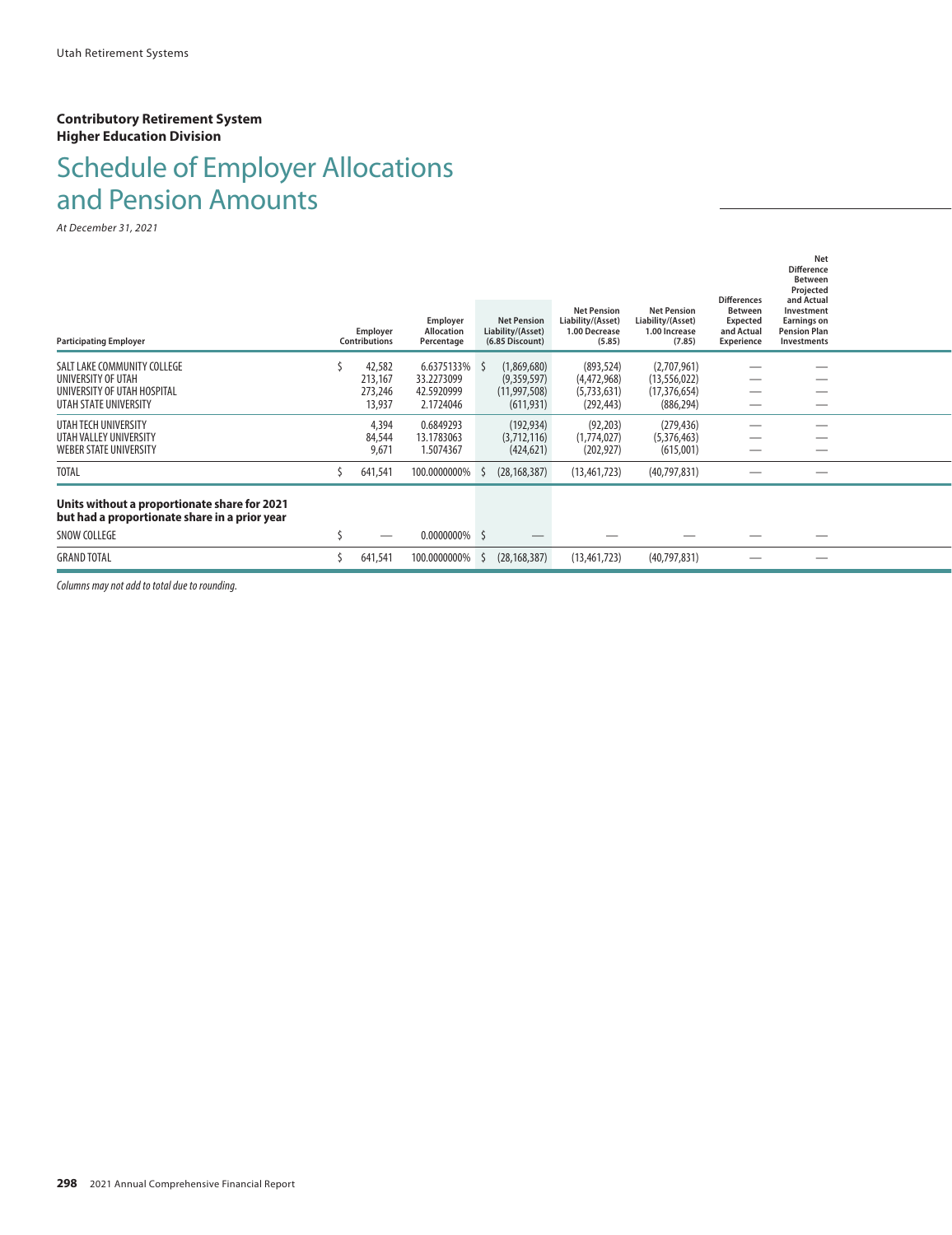**Contributory Retirement System**
**Higher Education Division**

# Schedule of Employer Allocations and Pension Amounts

*At December 31, 2021*

| Participating Employer | Employer Contributions | Employer Allocation Percentage | Net Pension Liability/(Asset) (6.85 Discount) | Net Pension Liability/(Asset) 1.00 Decrease (5.85) | Net Pension Liability/(Asset) 1.00 Increase (7.85) | Differences Between Expected and Actual Experience | Net Difference Between Projected and Actual Investment Earnings on Pension Plan Investments |
|---|---|---|---|---|---|---|---|
| SALT LAKE COMMUNITY COLLEGE | $ 42,582 | 6.6375133% | $ (1,869,680) | (893,524) | (2,707,961) | — | — |
| UNIVERSITY OF UTAH | 213,167 | 33.2273099 | (9,359,597) | (4,472,968) | (13,556,022) | — | — |
| UNIVERSITY OF UTAH HOSPITAL | 273,246 | 42.5920999 | (11,997,508) | (5,733,631) | (17,376,654) | — | — |
| UTAH STATE UNIVERSITY | 13,937 | 2.1724046 | (611,931) | (292,443) | (886,294) | — | — |
| UTAH TECH UNIVERSITY | 4,394 | 0.6849293 | (192,934) | (92,203) | (279,436) | — | — |
| UTAH VALLEY UNIVERSITY | 84,544 | 13.1783063 | (3,712,116) | (1,774,027) | (5,376,463) | — | — |
| WEBER STATE UNIVERSITY | 9,671 | 1.5074367 | (424,621) | (202,927) | (615,001) | — | — |
| TOTAL | $ 641,541 | 100.0000000% | $ (28,168,387) | (13,461,723) | (40,797,831) | — | — |
| **Units without a proportionate share for 2021 but had a proportionate share in a prior year** | | | | | | | |
| SNOW COLLEGE | $ — | 0.0000000% | $ — | — | — | — | — |
| GRAND TOTAL | $ 641,541 | 100.0000000% | $ (28,168,387) | (13,461,723) | (40,797,831) | — | — |

*Columns may not add to total due to rounding.*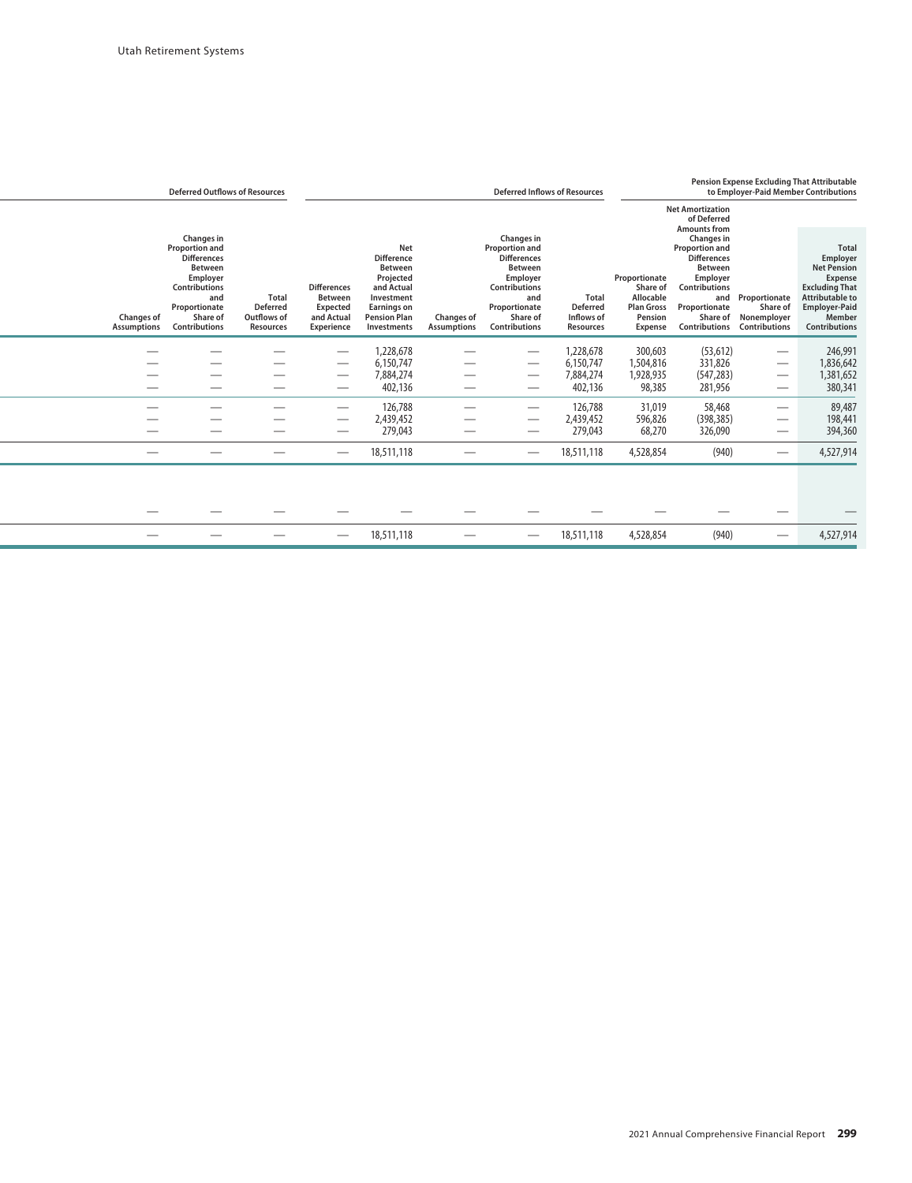| Deferred Outflows of Resources | | | Deferred Inflows of Resources | | | | | Pension Expense Excluding That Attributable to Employer-Paid Member Contributions | | | |
|---|---|---|---|---|---|---|---|---|---|---|---|
| Changes of Assumptions | Changes in Proportion and Differences Between Employer Contributions and Proportionate Share of Contributions | Total Deferred Outflows of Resources | Differences Between Expected and Actual Experience | Net Difference Between Projected and Actual Investment Earnings on Pension Plan Investments | Changes of Assumptions | Changes in Proportion and Differences Between Employer Contributions and Proportionate Share of Contributions | Total Deferred Inflows of Resources | Proportionate Share of Allocable Plan Gross Pension Expense | Net Amortization of Deferred Amounts from Changes in Proportion and Differences Between Employer Contributions and Proportionate Share of Contributions | Proportionate Share of Nonemployer Contributions | Total Employer Net Pension Expense Excluding That Attributable to Employer-Paid Member Contributions |
| — | — | — | — | 1,228,678 | — | — | 1,228,678 | 300,603 | (53,612) | — | 246,991 |
| — | — | — | — | 6,150,747 | — | — | 6,150,747 | 1,504,816 | 331,826 | — | 1,836,642 |
| — | — | — | — | 7,884,274 | — | — | 7,884,274 | 1,928,935 | (547,283) | — | 1,381,652 |
| — | — | — | — | 402,136 | — | — | 402,136 | 98,385 | 281,956 | — | 380,341 |
| — | — | — | — | 126,788 | — | — | 126,788 | 31,019 | 58,468 | — | 89,487 |
| — | — | — | — | 2,439,452 | — | — | 2,439,452 | 596,826 | (398,385) | — | 198,441 |
| — | — | — | — | 279,043 | — | — | 279,043 | 68,270 | 326,090 | — | 394,360 |
| — | — | — | — | 18,511,118 | — | — | 18,511,118 | 4,528,854 | (940) | — | 4,527,914 |
| — | — | — | — | — | — | — | — | — | — | — | — |
| — | — | — | — | 18,511,118 | — | — | 18,511,118 | 4,528,854 | (940) | — | 4,527,914 |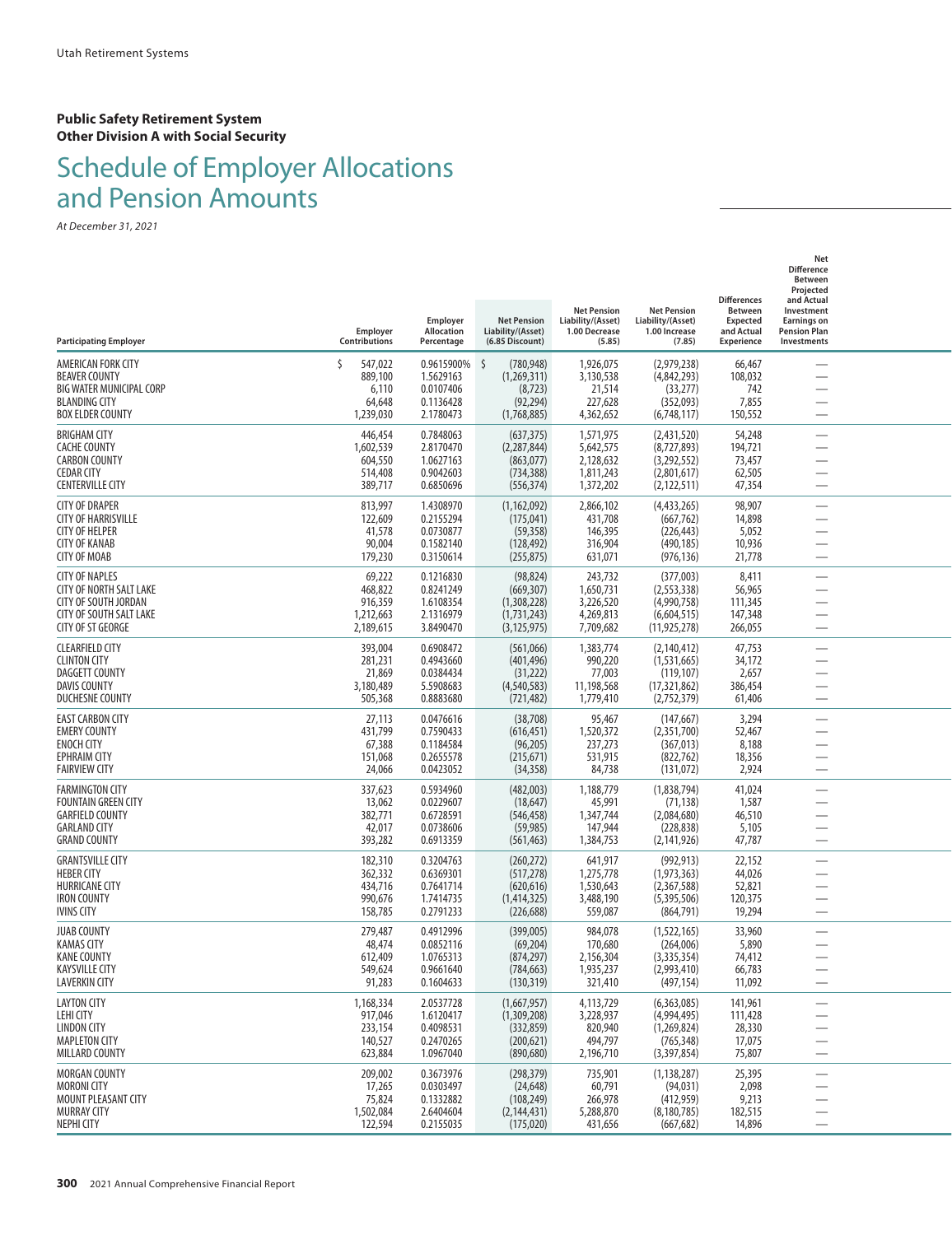**Public Safety Retirement System**
**Other Division A with Social Security**

# Schedule of Employer Allocations and Pension Amounts

*At December 31, 2021*

| Participating Employer | Employer Contributions | Employer Allocation Percentage | Net Pension Liability/(Asset) (6.85 Discount) | Net Pension Liability/(Asset) 1.00 Decrease (5.85) | Net Pension Liability/(Asset) 1.00 Increase (7.85) | Differences Between Expected and Actual Experience | Net Difference Between Projected and Actual Investment Earnings on Pension Plan Investments |
|---|---|---|---|---|---|---|---|
| AMERICAN FORK CITY | $ 547,022 | 0.9615900% | $ (780,948) | 1,926,075 | (2,979,238) | 66,467 | — |
| BEAVER COUNTY | 889,100 | 1.5629163 | (1,269,311) | 3,130,538 | (4,842,293) | 108,032 | — |
| BIG WATER MUNICIPAL CORP | 6,110 | 0.0107406 | (8,723) | 21,514 | (33,277) | 742 | — |
| BLANDING CITY | 64,648 | 0.1136428 | (92,294) | 227,628 | (352,093) | 7,855 | — |
| BOX ELDER COUNTY | 1,239,030 | 2.1780473 | (1,768,885) | 4,362,652 | (6,748,117) | 150,552 | — |
| BRIGHAM CITY | 446,454 | 0.7848063 | (637,375) | 1,571,975 | (2,431,520) | 54,248 | — |
| CACHE COUNTY | 1,602,539 | 2.8170470 | (2,287,844) | 5,642,575 | (8,727,893) | 194,721 | — |
| CARBON COUNTY | 604,550 | 1.0627163 | (863,077) | 2,128,632 | (3,292,552) | 73,457 | — |
| CEDAR CITY | 514,408 | 0.9042603 | (734,388) | 1,811,243 | (2,801,617) | 62,505 | — |
| CENTERVILLE CITY | 389,717 | 0.6850696 | (556,374) | 1,372,202 | (2,122,511) | 47,354 | — |
| CITY OF DRAPER | 813,997 | 1.4308970 | (1,162,092) | 2,866,102 | (4,433,265) | 98,907 | — |
| CITY OF HARRISVILLE | 122,609 | 0.2155294 | (175,041) | 431,708 | (667,762) | 14,898 | — |
| CITY OF HELPER | 41,578 | 0.0730877 | (59,358) | 146,395 | (226,443) | 5,052 | — |
| CITY OF KANAB | 90,004 | 0.1582140 | (128,492) | 316,904 | (490,185) | 10,936 | — |
| CITY OF MOAB | 179,230 | 0.3150614 | (255,875) | 631,071 | (976,136) | 21,778 | — |
| CITY OF NAPLES | 69,222 | 0.1216830 | (98,824) | 243,732 | (377,003) | 8,411 | — |
| CITY OF NORTH SALT LAKE | 468,822 | 0.8241249 | (669,307) | 1,650,731 | (2,553,338) | 56,965 | — |
| CITY OF SOUTH JORDAN | 916,359 | 1.6108354 | (1,308,228) | 3,226,520 | (4,990,758) | 111,345 | — |
| CITY OF SOUTH SALT LAKE | 1,212,663 | 2.1316979 | (1,731,243) | 4,269,813 | (6,604,515) | 147,348 | — |
| CITY OF ST GEORGE | 2,189,615 | 3.8490470 | (3,125,975) | 7,709,682 | (11,925,278) | 266,055 | — |
| CLEARFIELD CITY | 393,004 | 0.6908472 | (561,066) | 1,383,774 | (2,140,412) | 47,753 | — |
| CLINTON CITY | 281,231 | 0.4943660 | (401,496) | 990,220 | (1,531,665) | 34,172 | — |
| DAGGETT COUNTY | 21,869 | 0.0384434 | (31,222) | 77,003 | (119,107) | 2,657 | — |
| DAVIS COUNTY | 3,180,489 | 5.5908683 | (4,540,583) | 11,198,568 | (17,321,862) | 386,454 | — |
| DUCHESNE COUNTY | 505,368 | 0.8883680 | (721,482) | 1,779,410 | (2,752,379) | 61,406 | — |
| EAST CARBON CITY | 27,113 | 0.0476616 | (38,708) | 95,467 | (147,667) | 3,294 | — |
| EMERY COUNTY | 431,799 | 0.7590433 | (616,451) | 1,520,372 | (2,351,700) | 52,467 | — |
| ENOCH CITY | 67,388 | 0.1184584 | (96,205) | 237,273 | (367,013) | 8,188 | — |
| EPHRAIM CITY | 151,068 | 0.2655578 | (215,671) | 531,915 | (822,762) | 18,356 | — |
| FAIRVIEW CITY | 24,066 | 0.0423052 | (34,358) | 84,738 | (131,072) | 2,924 | — |
| FARMINGTON CITY | 337,623 | 0.5934960 | (482,003) | 1,188,779 | (1,838,794) | 41,024 | — |
| FOUNTAIN GREEN CITY | 13,062 | 0.0229607 | (18,647) | 45,991 | (71,138) | 1,587 | — |
| GARFIELD COUNTY | 382,771 | 0.6728591 | (546,458) | 1,347,744 | (2,084,680) | 46,510 | — |
| GARLAND CITY | 42,017 | 0.0738606 | (59,985) | 147,944 | (228,838) | 5,105 | — |
| GRAND COUNTY | 393,282 | 0.6913359 | (561,463) | 1,384,753 | (2,141,926) | 47,787 | — |
| GRANTSVILLE CITY | 182,310 | 0.3204763 | (260,272) | 641,917 | (992,913) | 22,152 | — |
| HEBER CITY | 362,332 | 0.6369301 | (517,278) | 1,275,778 | (1,973,363) | 44,026 | — |
| HURRICANE CITY | 434,716 | 0.7641714 | (620,616) | 1,530,643 | (2,367,588) | 52,821 | — |
| IRON COUNTY | 990,676 | 1.7414735 | (1,414,325) | 3,488,190 | (5,395,506) | 120,375 | — |
| IVINS CITY | 158,785 | 0.2791233 | (226,688) | 559,087 | (864,791) | 19,294 | — |
| JUAB COUNTY | 279,487 | 0.4912996 | (399,005) | 984,078 | (1,522,165) | 33,960 | — |
| KAMAS CITY | 48,474 | 0.0852116 | (69,204) | 170,680 | (264,006) | 5,890 | — |
| KANE COUNTY | 612,409 | 1.0765313 | (874,297) | 2,156,304 | (3,335,354) | 74,412 | — |
| KAYSVILLE CITY | 549,624 | 0.9661640 | (784,663) | 1,935,237 | (2,993,410) | 66,783 | — |
| LAVERKIN CITY | 91,283 | 0.1604633 | (130,319) | 321,410 | (497,154) | 11,092 | — |
| LAYTON CITY | 1,168,334 | 2.0537728 | (1,667,957) | 4,113,729 | (6,363,085) | 141,961 | — |
| LEHI CITY | 917,046 | 1.6120417 | (1,309,208) | 3,228,937 | (4,994,495) | 111,428 | — |
| LINDON CITY | 233,154 | 0.4098531 | (332,859) | 820,940 | (1,269,824) | 28,330 | — |
| MAPLETON CITY | 140,527 | 0.2470265 | (200,621) | 494,797 | (765,348) | 17,075 | — |
| MILLARD COUNTY | 623,884 | 1.0967040 | (890,680) | 2,196,710 | (3,397,854) | 75,807 | — |
| MORGAN COUNTY | 209,002 | 0.3673976 | (298,379) | 735,901 | (1,138,287) | 25,395 | — |
| MORONI CITY | 17,265 | 0.0303497 | (24,648) | 60,791 | (94,031) | 2,098 | — |
| MOUNT PLEASANT CITY | 75,824 | 0.1332882 | (108,249) | 266,978 | (412,959) | 9,213 | — |
| MURRAY CITY | 1,502,084 | 2.6404604 | (2,144,431) | 5,288,870 | (8,180,785) | 182,515 | — |
| NEPHI CITY | 122,594 | 0.2155035 | (175,020) | 431,656 | (667,682) | 14,896 | — |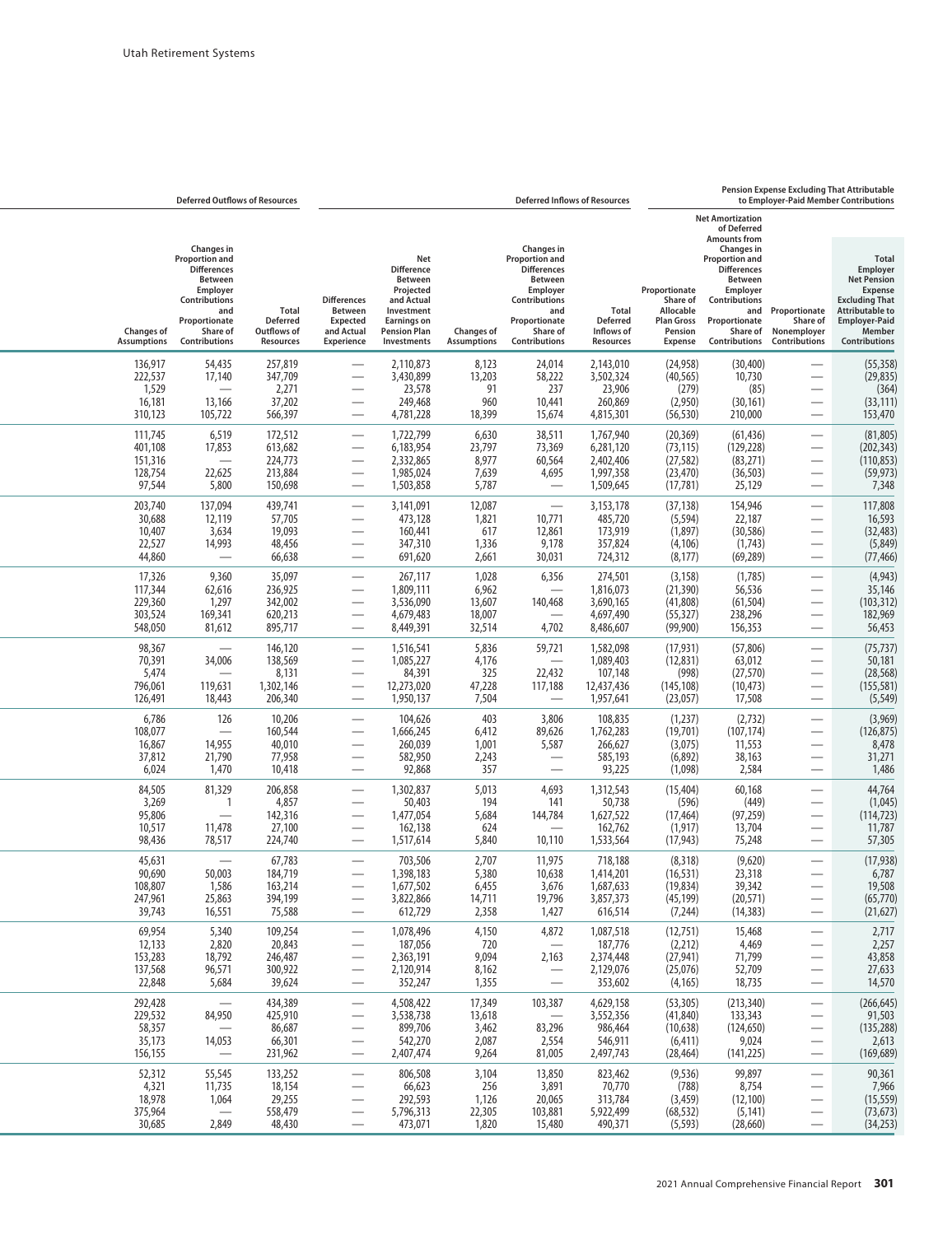| Deferred Outflows of Resources | | | Deferred Inflows of Resources | | | | | Pension Expense Excluding That Attributable to Employer-Paid Member Contributions | | | |
|---|---|---|---|---|---|---|---|---|---|---|---|
| Changes of Assumptions | Changes in Proportion and Differences Between Employer Contributions and Proportionate Share of Contributions | Total Deferred Outflows of Resources | Differences Between Expected and Actual Experience | Net Difference Between Projected and Actual Investment Earnings on Pension Plan Investments | Changes of Assumptions | Changes in Proportion and Differences Between Employer Contributions and Proportionate Share of Contributions | Total Deferred Inflows of Resources | Proportionate Share of Allocable Plan Gross Pension Expense | Net Amortization of Deferred Amounts from Changes in Proportion and Differences Between Employer Contributions and Proportionate Share of Contributions | Proportionate Share of Nonemployer Contributions | Total Employer Net Pension Expense Excluding That Attributable to Employer-Paid Member Contributions |
| 136,917 | 54,435 | 257,819 | — | 2,110,873 | 8,123 | 24,014 | 2,143,010 | (24,958) | (30,400) | — | (55,358) |
| 222,537 | 17,140 | 347,709 | — | 3,430,899 | 13,203 | 58,222 | 3,502,324 | (40,565) | 10,730 | — | (29,835) |
| 1,529 | — | 2,271 | — | 23,578 | 91 | 237 | 23,906 | (279) | (85) | — | (364) |
| 16,181 | 13,166 | 37,202 | — | 249,468 | 960 | 10,441 | 260,869 | (2,950) | (30,161) | — | (33,111) |
| 310,123 | 105,722 | 566,397 | — | 4,781,228 | 18,399 | 15,674 | 4,815,301 | (56,530) | 210,000 | — | 153,470 |
| 111,745 | 6,519 | 172,512 | — | 1,722,799 | 6,630 | 38,511 | 1,767,940 | (20,369) | (61,436) | — | (81,805) |
| 401,108 | 17,853 | 613,682 | — | 6,183,954 | 23,797 | 73,369 | 6,281,120 | (73,115) | (129,228) | — | (202,343) |
| 151,316 | — | 224,773 | — | 2,332,865 | 8,977 | 60,564 | 2,402,406 | (27,582) | (83,271) | — | (110,853) |
| 128,754 | 22,625 | 213,884 | — | 1,985,024 | 7,639 | 4,695 | 1,997,358 | (23,470) | (36,503) | — | (59,973) |
| 97,544 | 5,800 | 150,698 | — | 1,503,858 | 5,787 | — | 1,509,645 | (17,781) | 25,129 | — | 7,348 |
| 203,740 | 137,094 | 439,741 | — | 3,141,091 | 12,087 | — | 3,153,178 | (37,138) | 154,946 | — | 117,808 |
| 30,688 | 12,119 | 57,705 | — | 473,128 | 1,821 | 10,771 | 485,720 | (5,594) | 22,187 | — | 16,593 |
| 10,407 | 3,634 | 19,093 | — | 160,441 | 617 | 12,861 | 173,919 | (1,897) | (30,586) | — | (32,483) |
| 22,527 | 14,993 | 48,456 | — | 347,310 | 1,336 | 9,178 | 357,824 | (4,106) | (1,743) | — | (5,849) |
| 44,860 | — | 66,638 | — | 691,620 | 2,661 | 30,031 | 724,312 | (8,177) | (69,289) | — | (77,466) |
| 17,326 | 9,360 | 35,097 | — | 267,117 | 1,028 | 6,356 | 274,501 | (3,158) | (1,785) | — | (4,943) |
| 117,344 | 62,616 | 236,925 | — | 1,809,111 | 6,962 | — | 1,816,073 | (21,390) | 56,536 | — | 35,146 |
| 229,360 | 1,297 | 342,002 | — | 3,536,090 | 13,607 | 140,468 | 3,690,165 | (41,808) | (61,504) | — | (103,312) |
| 303,524 | 169,341 | 620,213 | — | 4,679,483 | 18,007 | — | 4,697,490 | (55,327) | 238,296 | — | 182,969 |
| 548,050 | 81,612 | 895,717 | — | 8,449,391 | 32,514 | 4,702 | 8,486,607 | (99,900) | 156,353 | — | 56,453 |
| 98,367 | — | 146,120 | — | 1,516,541 | 5,836 | 59,721 | 1,582,098 | (17,931) | (57,806) | — | (75,737) |
| 70,391 | 34,006 | 138,569 | — | 1,085,227 | 4,176 | — | 1,089,403 | (12,831) | 63,012 | — | 50,181 |
| 5,474 | — | 8,131 | — | 84,391 | 325 | 22,432 | 107,148 | (998) | (27,570) | — | (28,568) |
| 796,061 | 119,631 | 1,302,146 | — | 12,273,020 | 47,228 | 117,188 | 12,437,436 | (145,108) | (10,473) | — | (155,581) |
| 126,491 | 18,443 | 206,340 | — | 1,950,137 | 7,504 | — | 1,957,641 | (23,057) | 17,508 | — | (5,549) |
| 6,786 | 126 | 10,206 | — | 104,626 | 403 | 3,806 | 108,835 | (1,237) | (2,732) | — | (3,969) |
| 108,077 | — | 160,544 | — | 1,666,245 | 6,412 | 89,626 | 1,762,283 | (19,701) | (107,174) | — | (126,875) |
| 16,867 | 14,955 | 40,010 | — | 260,039 | 1,001 | 5,587 | 266,627 | (3,075) | 11,553 | — | 8,478 |
| 37,812 | 21,790 | 77,958 | — | 582,950 | 2,243 | — | 585,193 | (6,892) | 38,163 | — | 31,271 |
| 6,024 | 1,470 | 10,418 | — | 92,868 | 357 | — | 93,225 | (1,098) | 2,584 | — | 1,486 |
| 84,505 | 81,329 | 206,858 | — | 1,302,837 | 5,013 | 4,693 | 1,312,543 | (15,404) | 60,168 | — | 44,764 |
| 3,269 | 1 | 4,857 | — | 50,403 | 194 | 141 | 50,738 | (596) | (449) | — | (1,045) |
| 95,806 | — | 142,316 | — | 1,477,054 | 5,684 | 144,784 | 1,627,522 | (17,464) | (97,259) | — | (114,723) |
| 10,517 | 11,478 | 27,100 | — | 162,138 | 624 | — | 162,762 | (1,917) | 13,704 | — | 11,787 |
| 98,436 | 78,517 | 224,740 | — | 1,517,614 | 5,840 | 10,110 | 1,533,564 | (17,943) | 75,248 | — | 57,305 |
| 45,631 | — | 67,783 | — | 703,506 | 2,707 | 11,975 | 718,188 | (8,318) | (9,620) | — | (17,938) |
| 90,690 | 50,003 | 184,719 | — | 1,398,183 | 5,380 | 10,638 | 1,414,201 | (16,531) | 23,318 | — | 6,787 |
| 108,807 | 1,586 | 163,214 | — | 1,677,502 | 6,455 | 3,676 | 1,687,633 | (19,834) | 39,342 | — | 19,508 |
| 247,961 | 25,863 | 394,199 | — | 3,822,866 | 14,711 | 19,796 | 3,857,373 | (45,199) | (20,571) | — | (65,770) |
| 39,743 | 16,551 | 75,588 | — | 612,729 | 2,358 | 1,427 | 616,514 | (7,244) | (14,383) | — | (21,627) |
| 69,954 | 5,340 | 109,254 | — | 1,078,496 | 4,150 | 4,872 | 1,087,518 | (12,751) | 15,468 | — | 2,717 |
| 12,133 | 2,820 | 20,843 | — | 187,056 | 720 | — | 187,776 | (2,212) | 4,469 | — | 2,257 |
| 153,283 | 18,792 | 246,487 | — | 2,363,191 | 9,094 | 2,163 | 2,374,448 | (27,941) | 71,799 | — | 43,858 |
| 137,568 | 96,571 | 300,922 | — | 2,120,914 | 8,162 | — | 2,129,076 | (25,076) | 52,709 | — | 27,633 |
| 22,848 | 5,684 | 39,624 | — | 352,247 | 1,355 | — | 353,602 | (4,165) | 18,735 | — | 14,570 |
| 292,428 | — | 434,389 | — | 4,508,422 | 17,349 | 103,387 | 4,629,158 | (53,305) | (213,340) | — | (266,645) |
| 229,532 | 84,950 | 425,910 | — | 3,538,738 | 13,618 | — | 3,552,356 | (41,840) | 133,343 | — | 91,503 |
| 58,357 | — | 86,687 | — | 899,706 | 3,462 | 83,296 | 986,464 | (10,638) | (124,650) | — | (135,288) |
| 35,173 | 14,053 | 66,301 | — | 542,270 | 2,087 | 2,554 | 546,911 | (6,411) | 9,024 | — | 2,613 |
| 156,155 | — | 231,962 | — | 2,407,474 | 9,264 | 81,005 | 2,497,743 | (28,464) | (141,225) | — | (169,689) |
| 52,312 | 55,545 | 133,252 | — | 806,508 | 3,104 | 13,850 | 823,462 | (9,536) | 99,897 | — | 90,361 |
| 4,321 | 11,735 | 18,154 | — | 66,623 | 256 | 3,891 | 70,770 | (788) | 8,754 | — | 7,966 |
| 18,978 | 1,064 | 29,255 | — | 292,593 | 1,126 | 20,065 | 313,784 | (3,459) | (12,100) | — | (15,559) |
| 375,964 | — | 558,479 | — | 5,796,313 | 22,305 | 103,881 | 5,922,499 | (68,532) | (5,141) | — | (73,673) |
| 30,685 | 2,849 | 48,430 | — | 473,071 | 1,820 | 15,480 | 490,371 | (5,593) | (28,660) | — | (34,253) |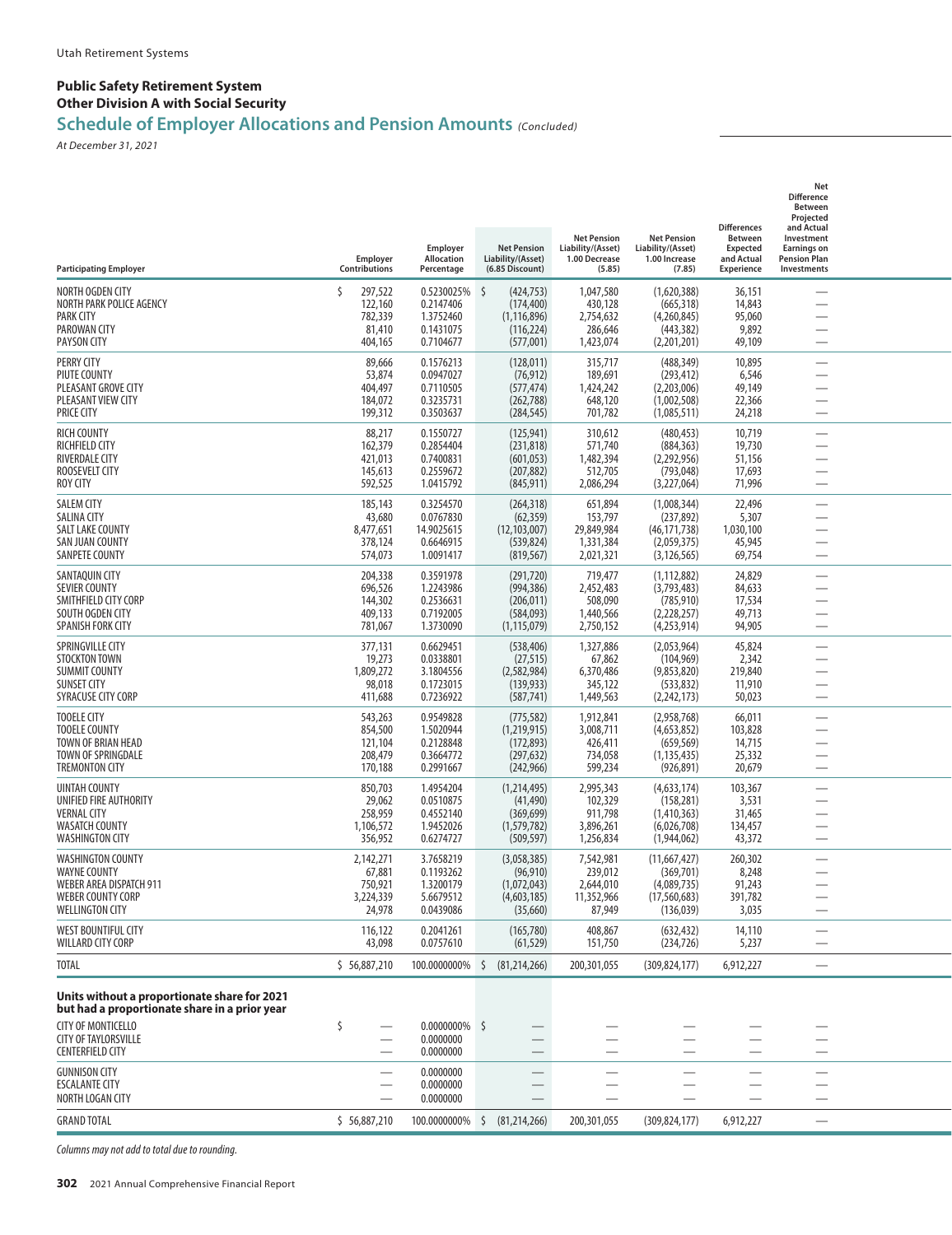Utah Retirement Systems

## Public Safety Retirement System
### Other Division A with Social Security
## Schedule of Employer Allocations and Pension Amounts *(Concluded)*

*At December 31, 2021*

| Participating Employer | Employer Contributions | Employer Allocation Percentage | Net Pension Liability/(Asset) (6.85 Discount) | Net Pension Liability/(Asset) 1.00 Decrease (5.85) | Net Pension Liability/(Asset) 1.00 Increase (7.85) | Differences Between Expected and Actual Experience | Net Difference Between Projected and Actual Investment Earnings on Pension Plan Investments |
|---|---|---|---|---|---|---|---|
| NORTH OGDEN CITY | $ 297,522 | 0.5230025% | $ (424,753) | 1,047,580 | (1,620,388) | 36,151 | — |
| NORTH PARK POLICE AGENCY | 122,160 | 0.2147406 | (174,400) | 430,128 | (665,318) | 14,843 | — |
| PARK CITY | 782,339 | 1.3752460 | (1,116,896) | 2,754,632 | (4,260,845) | 95,060 | — |
| PAROWAN CITY | 81,410 | 0.1431075 | (116,224) | 286,646 | (443,382) | 9,892 | — |
| PAYSON CITY | 404,165 | 0.7104677 | (577,001) | 1,423,074 | (2,201,201) | 49,109 | — |
| PERRY CITY | 89,666 | 0.1576213 | (128,011) | 315,717 | (488,349) | 10,895 | — |
| PIUTE COUNTY | 53,874 | 0.0947027 | (76,912) | 189,691 | (293,412) | 6,546 | — |
| PLEASANT GROVE CITY | 404,497 | 0.7110505 | (577,474) | 1,424,242 | (2,203,006) | 49,149 | — |
| PLEASANT VIEW CITY | 184,072 | 0.3235731 | (262,788) | 648,120 | (1,002,508) | 22,366 | — |
| PRICE CITY | 199,312 | 0.3503637 | (284,545) | 701,782 | (1,085,511) | 24,218 | — |
| RICH COUNTY | 88,217 | 0.1550727 | (125,941) | 310,612 | (480,453) | 10,719 | — |
| RICHFIELD CITY | 162,379 | 0.2854404 | (231,818) | 571,740 | (884,363) | 19,730 | — |
| RIVERDALE CITY | 421,013 | 0.7400831 | (601,053) | 1,482,394 | (2,292,956) | 51,156 | — |
| ROOSEVELT CITY | 145,613 | 0.2559672 | (207,882) | 512,705 | (793,048) | 17,693 | — |
| ROY CITY | 592,525 | 1.0415792 | (845,911) | 2,086,294 | (3,227,064) | 71,996 | — |
| SALEM CITY | 185,143 | 0.3254570 | (264,318) | 651,894 | (1,008,344) | 22,496 | — |
| SALINA CITY | 43,680 | 0.0767830 | (62,359) | 153,797 | (237,892) | 5,307 | — |
| SALT LAKE COUNTY | 8,477,651 | 14.9025615 | (12,103,007) | 29,849,984 | (46,171,738) | 1,030,100 | — |
| SAN JUAN COUNTY | 378,124 | 0.6646915 | (539,824) | 1,331,384 | (2,059,375) | 45,945 | — |
| SANPETE COUNTY | 574,073 | 1.0091417 | (819,567) | 2,021,321 | (3,126,565) | 69,754 | — |
| SANTAQUIN CITY | 204,338 | 0.3591978 | (291,720) | 719,477 | (1,112,882) | 24,829 | — |
| SEVIER COUNTY | 696,526 | 1.2243986 | (994,386) | 2,452,483 | (3,793,483) | 84,633 | — |
| SMITHFIELD CITY CORP | 144,302 | 0.2536631 | (206,011) | 508,090 | (785,910) | 17,534 | — |
| SOUTH OGDEN CITY | 409,133 | 0.7192005 | (584,093) | 1,440,566 | (2,228,257) | 49,713 | — |
| SPANISH FORK CITY | 781,067 | 1.3730090 | (1,115,079) | 2,750,152 | (4,253,914) | 94,905 | — |
| SPRINGVILLE CITY | 377,131 | 0.6629451 | (538,406) | 1,327,886 | (2,053,964) | 45,824 | — |
| STOCKTON TOWN | 19,273 | 0.0338801 | (27,515) | 67,862 | (104,969) | 2,342 | — |
| SUMMIT COUNTY | 1,809,272 | 3.1804556 | (2,582,984) | 6,370,486 | (9,853,820) | 219,840 | — |
| SUNSET CITY | 98,018 | 0.1723015 | (139,933) | 345,122 | (533,832) | 11,910 | — |
| SYRACUSE CITY CORP | 411,688 | 0.7236922 | (587,741) | 1,449,563 | (2,242,173) | 50,023 | — |
| TOOELE CITY | 543,263 | 0.9549828 | (775,582) | 1,912,841 | (2,958,768) | 66,011 | — |
| TOOELE COUNTY | 854,500 | 1.5020944 | (1,219,915) | 3,008,711 | (4,653,852) | 103,828 | — |
| TOWN OF BRIAN HEAD | 121,104 | 0.2128848 | (172,893) | 426,411 | (659,569) | 14,715 | — |
| TOWN OF SPRINGDALE | 208,479 | 0.3664772 | (297,632) | 734,058 | (1,135,435) | 25,332 | — |
| TREMONTON CITY | 170,188 | 0.2991667 | (242,966) | 599,234 | (926,891) | 20,679 | — |
| UINTAH COUNTY | 850,703 | 1.4954204 | (1,214,495) | 2,995,343 | (4,633,174) | 103,367 | — |
| UNIFIED FIRE AUTHORITY | 29,062 | 0.0510875 | (41,490) | 102,329 | (158,281) | 3,531 | — |
| VERNAL CITY | 258,959 | 0.4552140 | (369,699) | 911,798 | (1,410,363) | 31,465 | — |
| WASATCH COUNTY | 1,106,572 | 1.9452026 | (1,579,782) | 3,896,261 | (6,026,708) | 134,457 | — |
| WASHINGTON CITY | 356,952 | 0.6274727 | (509,597) | 1,256,834 | (1,944,062) | 43,372 | — |
| WASHINGTON COUNTY | 2,142,271 | 3.7658219 | (3,058,385) | 7,542,981 | (11,667,427) | 260,302 | — |
| WAYNE COUNTY | 67,881 | 0.1193262 | (96,910) | 239,012 | (369,701) | 8,248 | — |
| WEBER AREA DISPATCH 911 | 750,921 | 1.3200179 | (1,072,043) | 2,644,010 | (4,089,735) | 91,243 | — |
| WEBER COUNTY CORP | 3,224,339 | 5.6679512 | (4,603,185) | 11,352,966 | (17,560,683) | 391,782 | — |
| WELLINGTON CITY | 24,978 | 0.0439086 | (35,660) | 87,949 | (136,039) | 3,035 | — |
| WEST BOUNTIFUL CITY | 116,122 | 0.2041261 | (165,780) | 408,867 | (632,432) | 14,110 | — |
| WILLARD CITY CORP | 43,098 | 0.0757610 | (61,529) | 151,750 | (234,726) | 5,237 | — |
| TOTAL | $ 56,887,210 | 100.0000000% | $ (81,214,266) | 200,301,055 | (309,824,177) | 6,912,227 | — |
| **Units without a proportionate share for 2021 but had a proportionate share in a prior year** | | | | | | | |
| CITY OF MONTICELLO | $ — | 0.0000000% | $ — | — | — | — | — |
| CITY OF TAYLORSVILLE | — | 0.0000000 | — | — | — | — | — |
| CENTERFIELD CITY | — | 0.0000000 | — | — | — | — | — |
| GUNNISON CITY | — | 0.0000000 | — | — | — | — | — |
| ESCALANTE CITY | — | 0.0000000 | — | — | — | — | — |
| NORTH LOGAN CITY | — | 0.0000000 | — | — | — | — | — |
| GRAND TOTAL | $ 56,887,210 | 100.0000000% | $ (81,214,266) | 200,301,055 | (309,824,177) | 6,912,227 | — |

*Columns may not add to total due to rounding.*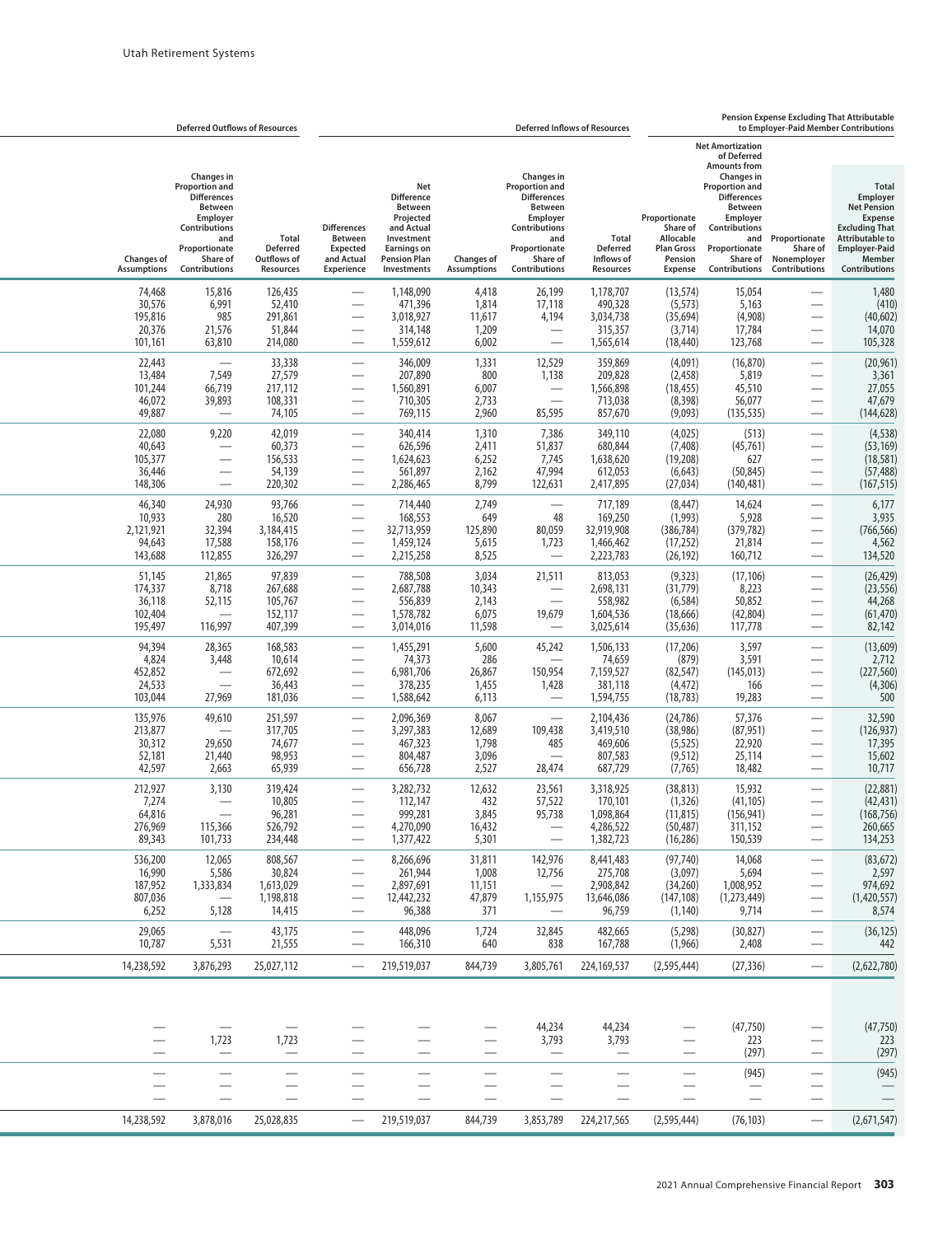| Deferred Outflows of Resources | | | Deferred Inflows of Resources | | | | | Pension Expense Excluding That Attributable to Employer-Paid Member Contributions | | | |
|---|---|---|---|---|---|---|---|---|---|---|---|
| Changes of Assumptions | Changes in Proportion and Differences Between Employer Contributions and Proportionate Share of Contributions | Total Deferred Outflows of Resources | Differences Between Expected and Actual Experience | Net Difference Between Projected and Actual Investment Earnings on Pension Plan Investments | Changes of Assumptions | Changes in Proportion and Differences Between Employer Contributions and Proportionate Share of Contributions | Total Deferred Inflows of Resources | Proportionate Share of Allocable Plan Gross Pension Expense | Net Amortization of Deferred Amounts from Changes in Proportion and Differences Between Employer Contributions and Proportionate Share of Contributions | Proportionate Share of Nonemployer Contributions | Total Employer Net Pension Expense Excluding That Attributable to Employer-Paid Member Contributions |
| 74,468 | 15,816 | 126,435 | — | 1,148,090 | 4,418 | 26,199 | 1,178,707 | (13,574) | 15,054 | — | 1,480 |
| 30,576 | 6,991 | 52,410 | — | 471,396 | 1,814 | 17,118 | 490,328 | (5,573) | 5,163 | — | (410) |
| 195,816 | 985 | 291,861 | — | 3,018,927 | 11,617 | 4,194 | 3,034,738 | (35,694) | (4,908) | — | (40,602) |
| 20,376 | 21,576 | 51,844 | — | 314,148 | 1,209 | — | 315,357 | (3,714) | 17,784 | — | 14,070 |
| 101,161 | 63,810 | 214,080 | — | 1,559,612 | 6,002 | — | 1,565,614 | (18,440) | 123,768 | — | 105,328 |
| 22,443 | — | 33,338 | — | 346,009 | 1,331 | 12,529 | 359,869 | (4,091) | (16,870) | — | (20,961) |
| 13,484 | 7,549 | 27,579 | — | 207,890 | 800 | 1,138 | 209,828 | (2,458) | 5,819 | — | 3,361 |
| 101,244 | 66,719 | 217,112 | — | 1,560,891 | 6,007 | — | 1,566,898 | (18,455) | 45,510 | — | 27,055 |
| 46,072 | 39,893 | 108,331 | — | 710,305 | 2,733 | — | 713,038 | (8,398) | 56,077 | — | 47,679 |
| 49,887 | — | 74,105 | — | 769,115 | 2,960 | 85,595 | 857,670 | (9,093) | (135,535) | — | (144,628) |
| 22,080 | 9,220 | 42,019 | — | 340,414 | 1,310 | 7,386 | 349,110 | (4,025) | (513) | — | (4,538) |
| 40,643 | — | 60,373 | — | 626,596 | 2,411 | 51,837 | 680,844 | (7,408) | (45,761) | — | (53,169) |
| 105,377 | — | 156,533 | — | 1,624,623 | 6,252 | 7,745 | 1,638,620 | (19,208) | 627 | — | (18,581) |
| 36,446 | — | 54,139 | — | 561,897 | 2,162 | 47,994 | 612,053 | (6,643) | (50,845) | — | (57,488) |
| 148,306 | — | 220,302 | — | 2,286,465 | 8,799 | 122,631 | 2,417,895 | (27,034) | (140,481) | — | (167,515) |
| 46,340 | 24,930 | 93,766 | — | 714,440 | 2,749 | — | 717,189 | (8,447) | 14,624 | — | 6,177 |
| 10,933 | 280 | 16,520 | — | 168,553 | 649 | 48 | 169,250 | (1,993) | 5,928 | — | 3,935 |
| 2,121,921 | 32,394 | 3,184,415 | — | 32,713,959 | 125,890 | 80,059 | 32,919,908 | (386,784) | (379,782) | — | (766,566) |
| 94,643 | 17,588 | 158,176 | — | 1,459,124 | 5,615 | 1,723 | 1,466,462 | (17,252) | 21,814 | — | 4,562 |
| 143,688 | 112,855 | 326,297 | — | 2,215,258 | 8,525 | — | 2,223,783 | (26,192) | 160,712 | — | 134,520 |
| 51,145 | 21,865 | 97,839 | — | 788,508 | 3,034 | 21,511 | 813,053 | (9,323) | (17,106) | — | (26,429) |
| 174,337 | 8,718 | 267,688 | — | 2,687,788 | 10,343 | — | 2,698,131 | (31,779) | 8,223 | — | (23,556) |
| 36,118 | 52,115 | 105,767 | — | 556,839 | 2,143 | — | 558,982 | (6,584) | 50,852 | — | 44,268 |
| 102,404 | — | 152,117 | — | 1,578,782 | 6,075 | 19,679 | 1,604,536 | (18,666) | (42,804) | — | (61,470) |
| 195,497 | 116,997 | 407,399 | — | 3,014,016 | 11,598 | — | 3,025,614 | (35,636) | 117,778 | — | 82,142 |
| 94,394 | 28,365 | 168,583 | — | 1,455,291 | 5,600 | 45,242 | 1,506,133 | (17,206) | 3,597 | — | (13,609) |
| 4,824 | 3,448 | 10,614 | — | 74,373 | 286 | — | 74,659 | (879) | 3,591 | — | 2,712 |
| 452,852 | — | 672,692 | — | 6,981,706 | 26,867 | 150,954 | 7,159,527 | (82,547) | (145,013) | — | (227,560) |
| 24,533 | — | 36,443 | — | 378,235 | 1,455 | 1,428 | 381,118 | (4,472) | 166 | — | (4,306) |
| 103,044 | 27,969 | 181,036 | — | 1,588,642 | 6,113 | — | 1,594,755 | (18,783) | 19,283 | — | 500 |
| 135,976 | 49,610 | 251,597 | — | 2,096,369 | 8,067 | — | 2,104,436 | (24,786) | 57,376 | — | 32,590 |
| 213,877 | — | 317,705 | — | 3,297,383 | 12,689 | 109,438 | 3,419,510 | (38,986) | (87,951) | — | (126,937) |
| 30,312 | 29,650 | 74,677 | — | 467,323 | 1,798 | 485 | 469,606 | (5,525) | 22,920 | — | 17,395 |
| 52,181 | 21,440 | 98,953 | — | 804,487 | 3,096 | — | 807,583 | (9,512) | 25,114 | — | 15,602 |
| 42,597 | 2,663 | 65,939 | — | 656,728 | 2,527 | 28,474 | 687,729 | (7,765) | 18,482 | — | 10,717 |
| 212,927 | 3,130 | 319,424 | — | 3,282,732 | 12,632 | 23,561 | 3,318,925 | (38,813) | 15,932 | — | (22,881) |
| 7,274 | — | 10,805 | — | 112,147 | 432 | 57,522 | 170,101 | (1,326) | (41,105) | — | (42,431) |
| 64,816 | — | 96,281 | — | 999,281 | 3,845 | 95,738 | 1,098,864 | (11,815) | (156,941) | — | (168,756) |
| 276,969 | 115,366 | 526,792 | — | 4,270,090 | 16,432 | — | 4,286,522 | (50,487) | 311,152 | — | 260,665 |
| 89,343 | 101,733 | 234,448 | — | 1,377,422 | 5,301 | — | 1,382,723 | (16,286) | 150,539 | — | 134,253 |
| 536,200 | 12,065 | 808,567 | — | 8,266,696 | 31,811 | 142,976 | 8,441,483 | (97,740) | 14,068 | — | (83,672) |
| 16,990 | 5,586 | 30,824 | — | 261,944 | 1,008 | 12,756 | 275,708 | (3,097) | 5,694 | — | 2,597 |
| 187,952 | 1,333,834 | 1,613,029 | — | 2,897,691 | 11,151 | — | 2,908,842 | (34,260) | 1,008,952 | — | 974,692 |
| 807,036 | — | 1,198,818 | — | 12,442,232 | 47,879 | 1,155,975 | 13,646,086 | (147,108) | (1,273,449) | — | (1,420,557) |
| 6,252 | 5,128 | 14,415 | — | 96,388 | 371 | — | 96,759 | (1,140) | 9,714 | — | 8,574 |
| 29,065 | — | 43,175 | — | 448,096 | 1,724 | 32,845 | 482,665 | (5,298) | (30,827) | — | (36,125) |
| 10,787 | 5,531 | 21,555 | — | 166,310 | 640 | 838 | 167,788 | (1,966) | 2,408 | — | 442 |
| 14,238,592 | 3,876,293 | 25,027,112 | — | 219,519,037 | 844,739 | 3,805,761 | 224,169,537 | (2,595,444) | (27,336) | — | (2,622,780) |
| | | | | | | | | | | | |
| — | — | — | — | — | — | 44,234 | 44,234 | — | (47,750) | — | (47,750) |
| — | 1,723 | 1,723 | — | — | — | 3,793 | 3,793 | — | 223 | — | 223 |
| — | — | — | — | — | — | — | — | — | (297) | — | (297) |
| — | — | — | — | — | — | — | — | — | (945) | — | (945) |
| — | — | — | — | — | — | — | — | — | — | — | — |
| — | — | — | — | — | — | — | — | — | — | — | — |
| 14,238,592 | 3,878,016 | 25,028,835 | — | 219,519,037 | 844,739 | 3,853,789 | 224,217,565 | (2,595,444) | (76,103) | — | (2,671,547) |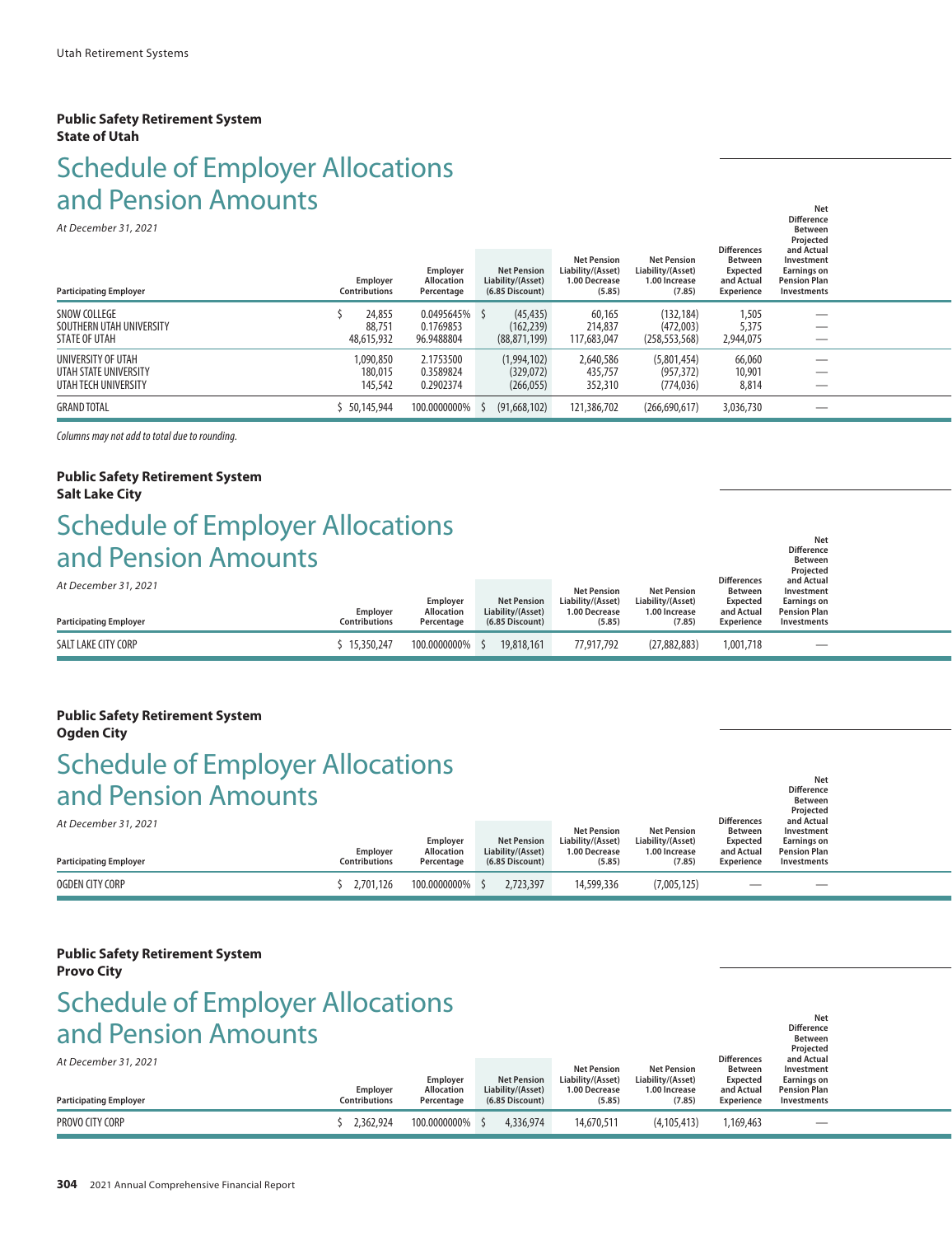**Public Safety Retirement System**
**State of Utah**

# Schedule of Employer Allocations and Pension Amounts

*At December 31, 2021*

| Participating Employer | Employer Contributions | Employer Allocation Percentage | Net Pension Liability/(Asset) (6.85 Discount) | Net Pension Liability/(Asset) 1.00 Decrease (5.85) | Net Pension Liability/(Asset) 1.00 Increase (7.85) | Differences Between Expected and Actual Experience | Net Difference Between Projected and Actual Investment Earnings on Pension Plan Investments |
|---|---|---|---|---|---|---|---|
| SNOW COLLEGE | $ 24,855 | 0.0495645% | $ (45,435) | 60,165 | (132,184) | 1,505 | — |
| SOUTHERN UTAH UNIVERSITY | 88,751 | 0.1769853 | (162,239) | 214,837 | (472,003) | 5,375 | — |
| STATE OF UTAH | 48,615,932 | 96.9488804 | (88,871,199) | 117,683,047 | (258,553,568) | 2,944,075 | — |
| UNIVERSITY OF UTAH | 1,090,850 | 2.1753500 | (1,994,102) | 2,640,586 | (5,801,454) | 66,060 | — |
| UTAH STATE UNIVERSITY | 180,015 | 0.3589824 | (329,072) | 435,757 | (957,372) | 10,901 | — |
| UTAH TECH UNIVERSITY | 145,542 | 0.2902374 | (266,055) | 352,310 | (774,036) | 8,814 | — |
| GRAND TOTAL | $ 50,145,944 | 100.0000000% | $ (91,668,102) | 121,386,702 | (266,690,617) | 3,036,730 | — |

*Columns may not add to total due to rounding.*

**Public Safety Retirement System**
**Salt Lake City**

# Schedule of Employer Allocations and Pension Amounts

*At December 31, 2021*

| Participating Employer | Employer Contributions | Employer Allocation Percentage | Net Pension Liability/(Asset) (6.85 Discount) | Net Pension Liability/(Asset) 1.00 Decrease (5.85) | Net Pension Liability/(Asset) 1.00 Increase (7.85) | Differences Between Expected and Actual Experience | Net Difference Between Projected and Actual Investment Earnings on Pension Plan Investments |
|---|---|---|---|---|---|---|---|
| SALT LAKE CITY CORP | $ 15,350,247 | 100.0000000% | $ 19,818,161 | 77,917,792 | (27,882,883) | 1,001,718 | — |

**Public Safety Retirement System**
**Ogden City**

# Schedule of Employer Allocations and Pension Amounts

*At December 31, 2021*

| Participating Employer | Employer Contributions | Employer Allocation Percentage | Net Pension Liability/(Asset) (6.85 Discount) | Net Pension Liability/(Asset) 1.00 Decrease (5.85) | Net Pension Liability/(Asset) 1.00 Increase (7.85) | Differences Between Expected and Actual Experience | Net Difference Between Projected and Actual Investment Earnings on Pension Plan Investments |
|---|---|---|---|---|---|---|---|
| OGDEN CITY CORP | $ 2,701,126 | 100.0000000% | $ 2,723,397 | 14,599,336 | (7,005,125) | — | — |

**Public Safety Retirement System**
**Provo City**

# Schedule of Employer Allocations and Pension Amounts

*At December 31, 2021*

| Participating Employer | Employer Contributions | Employer Allocation Percentage | Net Pension Liability/(Asset) (6.85 Discount) | Net Pension Liability/(Asset) 1.00 Decrease (5.85) | Net Pension Liability/(Asset) 1.00 Increase (7.85) | Differences Between Expected and Actual Experience | Net Difference Between Projected and Actual Investment Earnings on Pension Plan Investments |
|---|---|---|---|---|---|---|---|
| PROVO CITY CORP | $ 2,362,924 | 100.0000000% | $ 4,336,974 | 14,670,511 | (4,105,413) | 1,169,463 | — |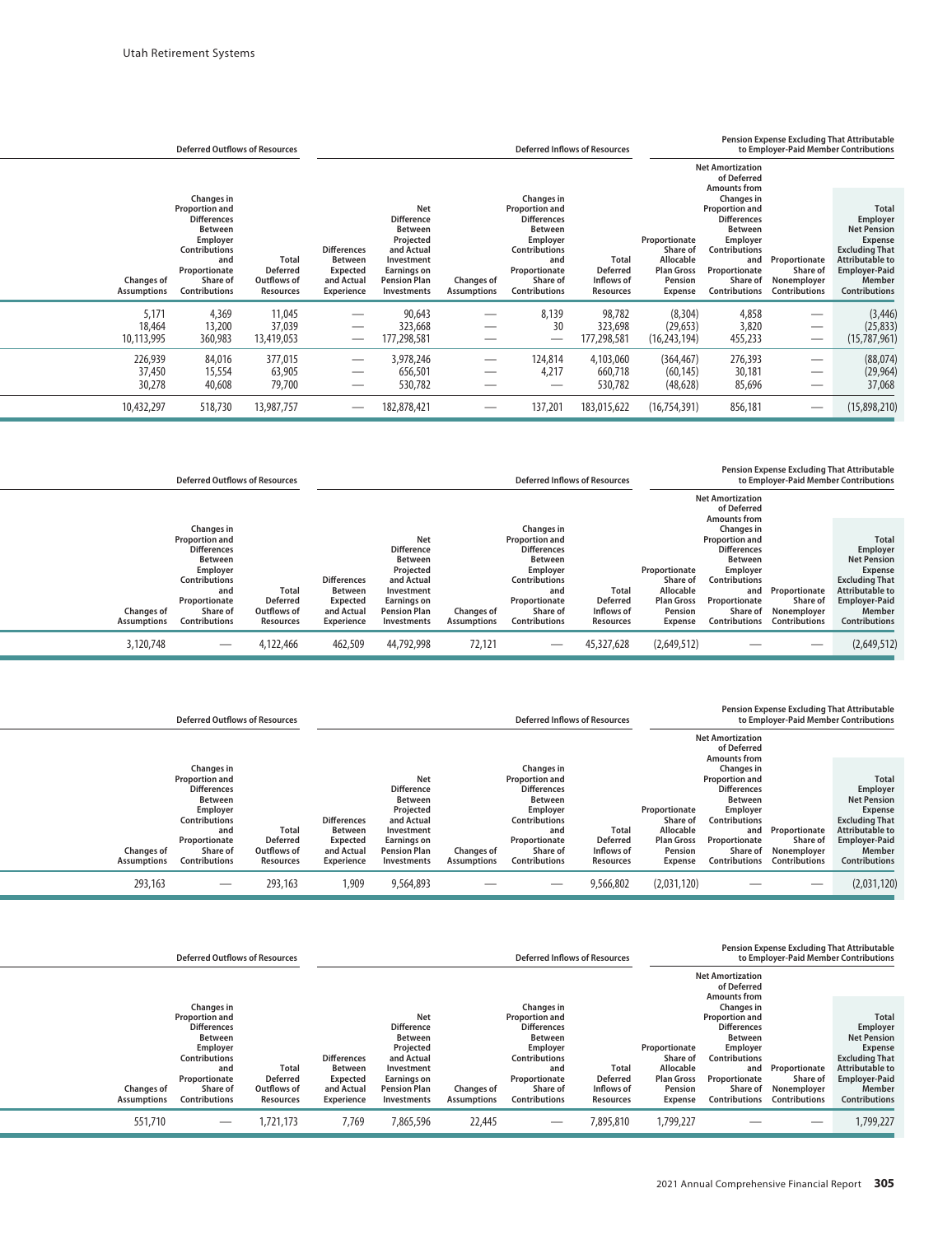| Deferred Outflows of Resources | | | Deferred Inflows of Resources | | | | | Pension Expense Excluding That Attributable to Employer-Paid Member Contributions | | | |
|---|---|---|---|---|---|---|---|---|---|---|---|
| Changes of Assumptions | Changes in Proportion and Differences Between Employer Contributions and Proportionate Share of Contributions | Total Deferred Outflows of Resources | Differences Between Expected and Actual Experience | Net Difference Between Projected and Actual Investment Earnings on Pension Plan Investments | Changes of Assumptions | Changes in Proportion and Differences Between Employer Contributions and Proportionate Share of Contributions | Total Deferred Inflows of Resources | Proportionate Share of Allocable Plan Gross Pension Expense | Net Amortization of Deferred Amounts from Changes in Proportion and Differences Between Employer Contributions and Proportionate Share of Contributions | Proportionate Share of Nonemployer Contributions | Total Employer Net Pension Expense Excluding That Attributable to Employer-Paid Member Contributions |
| 5,171 | 4,369 | 11,045 | — | 90,643 | — | 8,139 | 98,782 | (8,304) | 4,858 | — | (3,446) |
| 18,464 | 13,200 | 37,039 | — | 323,668 | — | 30 | 323,698 | (29,653) | 3,820 | — | (25,833) |
| 10,113,995 | 360,983 | 13,419,053 | — | 177,298,581 | — | — | 177,298,581 | (16,243,194) | 455,233 | — | (15,787,961) |
| 226,939 | 84,016 | 377,015 | — | 3,978,246 | — | 124,814 | 4,103,060 | (364,467) | 276,393 | — | (88,074) |
| 37,450 | 15,554 | 63,905 | — | 656,501 | — | 4,217 | 660,718 | (60,145) | 30,181 | — | (29,964) |
| 30,278 | 40,608 | 79,700 | — | 530,782 | — | — | 530,782 | (48,628) | 85,696 | — | 37,068 |
| 10,432,297 | 518,730 | 13,987,757 | — | 182,878,421 | — | 137,201 | 183,015,622 | (16,754,391) | 856,181 | — | (15,898,210) |

| Deferred Outflows of Resources | | | Deferred Inflows of Resources | | | | | Pension Expense Excluding That Attributable to Employer-Paid Member Contributions | | | |
|---|---|---|---|---|---|---|---|---|---|---|---|
| Changes of Assumptions | Changes in Proportion and Differences Between Employer Contributions and Proportionate Share of Contributions | Total Deferred Outflows of Resources | Differences Between Expected and Actual Experience | Net Difference Between Projected and Actual Investment Earnings on Pension Plan Investments | Changes of Assumptions | Changes in Proportion and Differences Between Employer Contributions and Proportionate Share of Contributions | Total Deferred Inflows of Resources | Proportionate Share of Allocable Plan Gross Pension Expense | Net Amortization of Deferred Amounts from Changes in Proportion and Differences Between Employer Contributions and Proportionate Share of Contributions | Proportionate Share of Nonemployer Contributions | Total Employer Net Pension Expense Excluding That Attributable to Employer-Paid Member Contributions |
| 3,120,748 | — | 4,122,466 | 462,509 | 44,792,998 | 72,121 | — | 45,327,628 | (2,649,512) | — | — | (2,649,512) |

| Deferred Outflows of Resources | | | Deferred Inflows of Resources | | | | | Pension Expense Excluding That Attributable to Employer-Paid Member Contributions | | | |
|---|---|---|---|---|---|---|---|---|---|---|---|
| Changes of Assumptions | Changes in Proportion and Differences Between Employer Contributions and Proportionate Share of Contributions | Total Deferred Outflows of Resources | Differences Between Expected and Actual Experience | Net Difference Between Projected and Actual Investment Earnings on Pension Plan Investments | Changes of Assumptions | Changes in Proportion and Differences Between Employer Contributions and Proportionate Share of Contributions | Total Deferred Inflows of Resources | Proportionate Share of Allocable Plan Gross Pension Expense | Net Amortization of Deferred Amounts from Changes in Proportion and Differences Between Employer Contributions and Proportionate Share of Contributions | Proportionate Share of Nonemployer Contributions | Total Employer Net Pension Expense Excluding That Attributable to Employer-Paid Member Contributions |
| 293,163 | — | 293,163 | 1,909 | 9,564,893 | — | — | 9,566,802 | (2,031,120) | — | — | (2,031,120) |

| Deferred Outflows of Resources | | | Deferred Inflows of Resources | | | | | Pension Expense Excluding That Attributable to Employer-Paid Member Contributions | | | |
|---|---|---|---|---|---|---|---|---|---|---|---|
| Changes of Assumptions | Changes in Proportion and Differences Between Employer Contributions and Proportionate Share of Contributions | Total Deferred Outflows of Resources | Differences Between Expected and Actual Experience | Net Difference Between Projected and Actual Investment Earnings on Pension Plan Investments | Changes of Assumptions | Changes in Proportion and Differences Between Employer Contributions and Proportionate Share of Contributions | Total Deferred Inflows of Resources | Proportionate Share of Allocable Plan Gross Pension Expense | Net Amortization of Deferred Amounts from Changes in Proportion and Differences Between Employer Contributions and Proportionate Share of Contributions | Proportionate Share of Nonemployer Contributions | Total Employer Net Pension Expense Excluding That Attributable to Employer-Paid Member Contributions |
| 551,710 | — | 1,721,173 | 7,769 | 7,865,596 | 22,445 | — | 7,895,810 | 1,799,227 | — | — | 1,799,227 |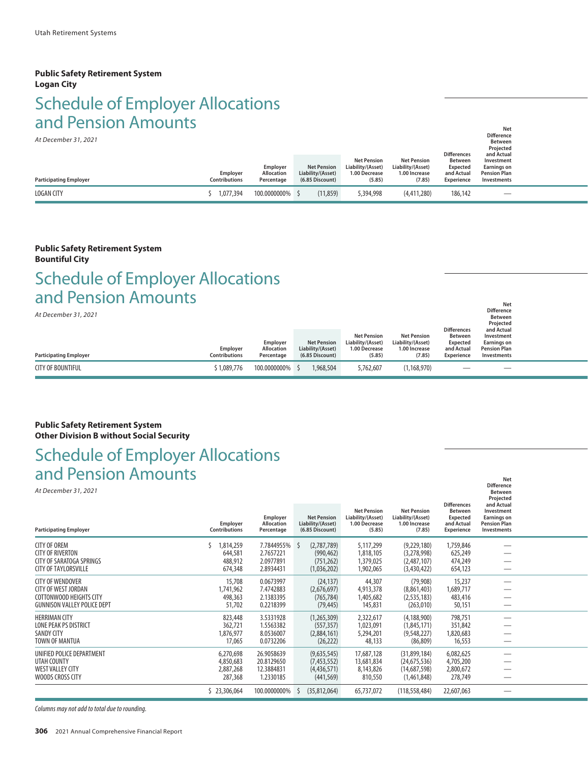**Public Safety Retirement System**
**Logan City**

# Schedule of Employer Allocations and Pension Amounts

*At December 31, 2021*

| Participating Employer | Employer Contributions | Employer Allocation Percentage | Net Pension Liability/(Asset) (6.85 Discount) | Net Pension Liability/(Asset) 1.00 Decrease (5.85) | Net Pension Liability/(Asset) 1.00 Increase (7.85) | Differences Between Expected and Actual Experience | Net Difference Between Projected and Actual Investment Earnings on Pension Plan Investments |
|---|---|---|---|---|---|---|---|
| LOGAN CITY | $ 1,077,394 | 100.0000000% | $ (11,859) | 5,394,998 | (4,411,280) | 186,142 | — |

**Public Safety Retirement System**
**Bountiful City**

# Schedule of Employer Allocations and Pension Amounts

*At December 31, 2021*

| Participating Employer | Employer Contributions | Employer Allocation Percentage | Net Pension Liability/(Asset) (6.85 Discount) | Net Pension Liability/(Asset) 1.00 Decrease (5.85) | Net Pension Liability/(Asset) 1.00 Increase (7.85) | Differences Between Expected and Actual Experience | Net Difference Between Projected and Actual Investment Earnings on Pension Plan Investments |
|---|---|---|---|---|---|---|---|
| CITY OF BOUNTIFUL | $ 1,089,776 | 100.0000000% | $ 1,968,504 | 5,762,607 | (1,168,970) | — | — |

**Public Safety Retirement System**
**Other Division B without Social Security**

# Schedule of Employer Allocations and Pension Amounts

*At December 31, 2021*

| Participating Employer | Employer Contributions | Employer Allocation Percentage | Net Pension Liability/(Asset) (6.85 Discount) | Net Pension Liability/(Asset) 1.00 Decrease (5.85) | Net Pension Liability/(Asset) 1.00 Increase (7.85) | Differences Between Expected and Actual Experience | Net Difference Between Projected and Actual Investment Earnings on Pension Plan Investments |
|---|---|---|---|---|---|---|---|
| CITY OF OREM | $ 1,814,259 | 7.7844955% | $ (2,787,789) | 5,117,299 | (9,229,180) | 1,759,846 | — |
| CITY OF RIVERTON | 644,581 | 2.7657221 | (990,462) | 1,818,105 | (3,278,998) | 625,249 | — |
| CITY OF SARATOGA SPRINGS | 488,912 | 2.0977891 | (751,262) | 1,379,025 | (2,487,107) | 474,249 | — |
| CITY OF TAYLORSVILLE | 674,348 | 2.8934431 | (1,036,202) | 1,902,065 | (3,430,422) | 654,123 | — |
| CITY OF WENDOVER | 15,708 | 0.0673997 | (24,137) | 44,307 | (79,908) | 15,237 | — |
| CITY OF WEST JORDAN | 1,741,962 | 7.4742883 | (2,676,697) | 4,913,378 | (8,861,403) | 1,689,717 | — |
| COTTONWOOD HEIGHTS CITY | 498,363 | 2.1383395 | (765,784) | 1,405,682 | (2,535,183) | 483,416 | — |
| GUNNISON VALLEY POLICE DEPT | 51,702 | 0.2218399 | (79,445) | 145,831 | (263,010) | 50,151 | — |
| HERRIMAN CITY | 823,448 | 3.5331928 | (1,265,309) | 2,322,617 | (4,188,900) | 798,751 | — |
| LONE PEAK PS DISTRICT | 362,721 | 1.5563382 | (557,357) | 1,023,091 | (1,845,171) | 351,842 | — |
| SANDY CITY | 1,876,977 | 8.0536007 | (2,884,161) | 5,294,201 | (9,548,227) | 1,820,683 | — |
| TOWN OF MANTUA | 17,065 | 0.0732206 | (26,222) | 48,133 | (86,809) | 16,553 | — |
| UNIFIED POLICE DEPARTMENT | 6,270,698 | 26.9058639 | (9,635,545) | 17,687,128 | (31,899,184) | 6,082,625 | — |
| UTAH COUNTY | 4,850,683 | 20.8129650 | (7,453,552) | 13,681,834 | (24,675,536) | 4,705,200 | — |
| WEST VALLEY CITY | 2,887,268 | 12.3884831 | (4,436,571) | 8,143,826 | (14,687,598) | 2,800,672 | — |
| WOODS CROSS CITY | 287,368 | 1.2330185 | (441,569) | 810,550 | (1,461,848) | 278,749 | — |
| | $ 23,306,064 | 100.0000000% | $ (35,812,064) | 65,737,072 | (118,558,484) | 22,607,063 | — |

*Columns may not add to total due to rounding.*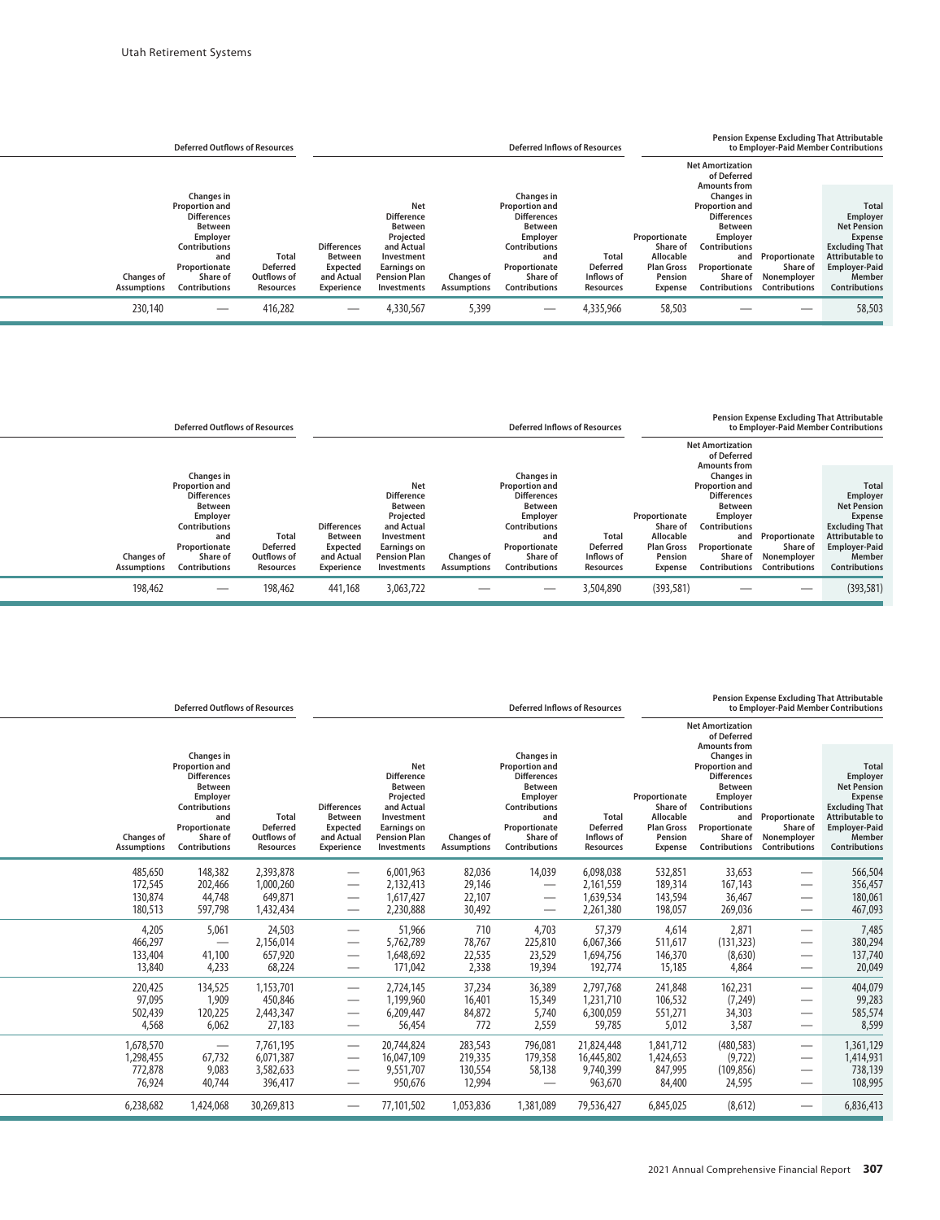| | Deferred Outflows of Resources | | | | Deferred Inflows of Resources | | | Pension Expense Excluding That Attributable to Employer-Paid Member Contributions | | | |
|---|---|---|---|---|---|---|---|---|---|---|---|
| Changes of Assumptions | Changes in Proportion and Differences Between Employer Contributions and Proportionate Share of Contributions | Total Deferred Outflows of Resources | Differences Between Expected and Actual Experience | Net Difference Between Projected and Actual Investment Earnings on Pension Plan Investments | Changes of Assumptions | Changes in Proportion and Differences Between Employer Contributions and Proportionate Share of Contributions | Total Deferred Inflows of Resources | Proportionate Share of Allocable Plan Gross Pension Expense | Net Amortization of Deferred Amounts from Changes in Proportion and Differences Between Employer Contributions and Proportionate Share of Contributions | Proportionate Share of Nonemployer Contributions | Total Employer Net Pension Expense Excluding That Attributable to Employer-Paid Member Contributions |
| 230,140 | — | 416,282 | — | 4,330,567 | 5,399 | — | 4,335,966 | 58,503 | — | — | 58,503 |

| | Deferred Outflows of Resources | | | | Deferred Inflows of Resources | | | Pension Expense Excluding That Attributable to Employer-Paid Member Contributions | | | |
|---|---|---|---|---|---|---|---|---|---|---|---|
| Changes of Assumptions | Changes in Proportion and Differences Between Employer Contributions and Proportionate Share of Contributions | Total Deferred Outflows of Resources | Differences Between Expected and Actual Experience | Net Difference Between Projected and Actual Investment Earnings on Pension Plan Investments | Changes of Assumptions | Changes in Proportion and Differences Between Employer Contributions and Proportionate Share of Contributions | Total Deferred Inflows of Resources | Proportionate Share of Allocable Plan Gross Pension Expense | Net Amortization of Deferred Amounts from Changes in Proportion and Differences Between Employer Contributions and Proportionate Share of Contributions | Proportionate Share of Nonemployer Contributions | Total Employer Net Pension Expense Excluding That Attributable to Employer-Paid Member Contributions |
| 198,462 | — | 198,462 | 441,168 | 3,063,722 | — | — | 3,504,890 | (393,581) | — | — | (393,581) |

| | Deferred Outflows of Resources | | | | Deferred Inflows of Resources | | | Pension Expense Excluding That Attributable to Employer-Paid Member Contributions | | | |
|---|---|---|---|---|---|---|---|---|---|---|---|
| Changes of Assumptions | Changes in Proportion and Differences Between Employer Contributions and Proportionate Share of Contributions | Total Deferred Outflows of Resources | Differences Between Expected and Actual Experience | Net Difference Between Projected and Actual Investment Earnings on Pension Plan Investments | Changes of Assumptions | Changes in Proportion and Differences Between Employer Contributions and Proportionate Share of Contributions | Total Deferred Inflows of Resources | Proportionate Share of Allocable Plan Gross Pension Expense | Net Amortization of Deferred Amounts from Changes in Proportion and Differences Between Employer Contributions and Proportionate Share of Contributions | Proportionate Share of Nonemployer Contributions | Total Employer Net Pension Expense Excluding That Attributable to Employer-Paid Member Contributions |
| 485,650 | 148,382 | 2,393,878 | — | 6,001,963 | 82,036 | 14,039 | 6,098,038 | 532,851 | 33,653 | — | 566,504 |
| 172,545 | 202,466 | 1,000,260 | — | 2,132,413 | 29,146 | — | 2,161,559 | 189,314 | 167,143 | — | 356,457 |
| 130,874 | 44,748 | 649,871 | — | 1,617,427 | 22,107 | — | 1,639,534 | 143,594 | 36,467 | — | 180,061 |
| 180,513 | 597,798 | 1,432,434 | — | 2,230,888 | 30,492 | — | 2,261,380 | 198,057 | 269,036 | — | 467,093 |
| 4,205 | 5,061 | 24,503 | — | 51,966 | 710 | 4,703 | 57,379 | 4,614 | 2,871 | — | 7,485 |
| 466,297 | — | 2,156,014 | — | 5,762,789 | 78,767 | 225,810 | 6,067,366 | 511,617 | (131,323) | — | 380,294 |
| 133,404 | 41,100 | 657,920 | — | 1,648,692 | 22,535 | 23,529 | 1,694,756 | 146,370 | (8,630) | — | 137,740 |
| 13,840 | 4,233 | 68,224 | — | 171,042 | 2,338 | 19,394 | 192,774 | 15,185 | 4,864 | — | 20,049 |
| 220,425 | 134,525 | 1,153,701 | — | 2,724,145 | 37,234 | 36,389 | 2,797,768 | 241,848 | 162,231 | — | 404,079 |
| 97,095 | 1,909 | 450,846 | — | 1,199,960 | 16,401 | 15,349 | 1,231,710 | 106,532 | (7,249) | — | 99,283 |
| 502,439 | 120,225 | 2,443,347 | — | 6,209,447 | 84,872 | 5,740 | 6,300,059 | 551,271 | 34,303 | — | 585,574 |
| 4,568 | 6,062 | 27,183 | — | 56,454 | 772 | 2,559 | 59,785 | 5,012 | 3,587 | — | 8,599 |
| 1,678,570 | — | 7,761,195 | — | 20,744,824 | 283,543 | 796,081 | 21,824,448 | 1,841,712 | (480,583) | — | 1,361,129 |
| 1,298,455 | 67,732 | 6,071,387 | — | 16,047,109 | 219,335 | 179,358 | 16,445,802 | 1,424,653 | (9,722) | — | 1,414,931 |
| 772,878 | 9,083 | 3,582,633 | — | 9,551,707 | 130,554 | 58,138 | 9,740,399 | 847,995 | (109,856) | — | 738,139 |
| 76,924 | 40,744 | 396,417 | — | 950,676 | 12,994 | — | 963,670 | 84,400 | 24,595 | — | 108,995 |
| 6,238,682 | 1,424,068 | 30,269,813 | — | 77,101,502 | 1,053,836 | 1,381,089 | 79,536,427 | 6,845,025 | (8,612) | — | 6,836,413 |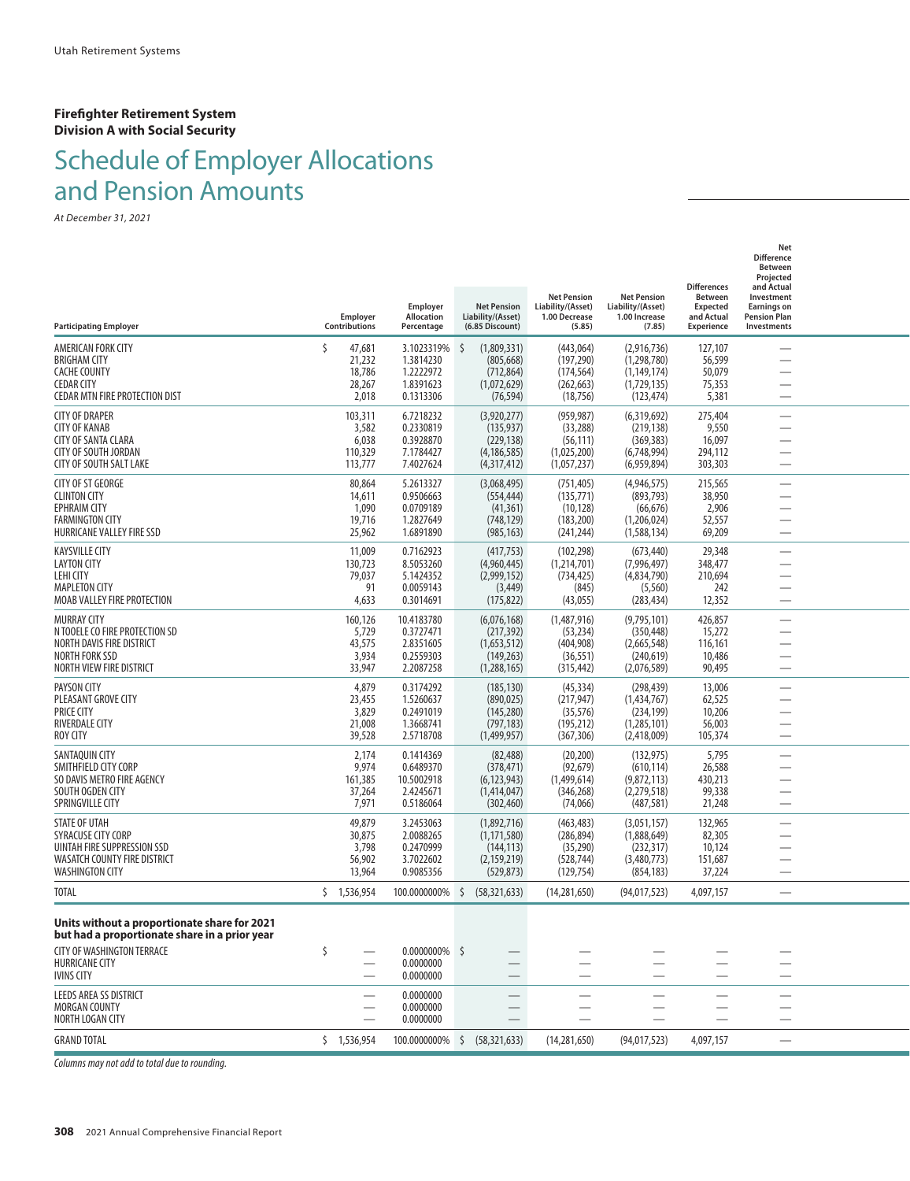**Firefighter Retirement System**
**Division A with Social Security**

# Schedule of Employer Allocations and Pension Amounts

*At December 31, 2021*

| Participating Employer | Employer Contributions | Employer Allocation Percentage | Net Pension Liability/(Asset) (6.85 Discount) | Net Pension Liability/(Asset) 1.00 Decrease (5.85) | Net Pension Liability/(Asset) 1.00 Increase (7.85) | Differences Between Expected and Actual Experience | Net Difference Between Projected and Actual Investment Earnings on Pension Plan Investments |
|---|---|---|---|---|---|---|---|
| AMERICAN FORK CITY | $ 47,681 | 3.1023319% | $ (1,809,331) | (443,064) | (2,916,736) | 127,107 | — |
| BRIGHAM CITY | 21,232 | 1.3814230 | (805,668) | (197,290) | (1,298,780) | 56,599 | — |
| CACHE COUNTY | 18,786 | 1.2222972 | (712,864) | (174,564) | (1,149,174) | 50,079 | — |
| CEDAR CITY | 28,267 | 1.8391623 | (1,072,629) | (262,663) | (1,729,135) | 75,353 | — |
| CEDAR MTN FIRE PROTECTION DIST | 2,018 | 0.1313306 | (76,594) | (18,756) | (123,474) | 5,381 | — |
| CITY OF DRAPER | 103,311 | 6.7218232 | (3,920,277) | (959,987) | (6,319,692) | 275,404 | — |
| CITY OF KANAB | 3,582 | 0.2330819 | (135,937) | (33,288) | (219,138) | 9,550 | — |
| CITY OF SANTA CLARA | 6,038 | 0.3928870 | (229,138) | (56,111) | (369,383) | 16,097 | — |
| CITY OF SOUTH JORDAN | 110,329 | 7.1784427 | (4,186,585) | (1,025,200) | (6,748,994) | 294,112 | — |
| CITY OF SOUTH SALT LAKE | 113,777 | 7.4027624 | (4,317,412) | (1,057,237) | (6,959,894) | 303,303 | — |
| CITY OF ST GEORGE | 80,864 | 5.2613327 | (3,068,495) | (751,405) | (4,946,575) | 215,565 | — |
| CLINTON CITY | 14,611 | 0.9506663 | (554,444) | (135,771) | (893,793) | 38,950 | — |
| EPHRAIM CITY | 1,090 | 0.0709189 | (41,361) | (10,128) | (66,676) | 2,906 | — |
| FARMINGTON CITY | 19,716 | 1.2827649 | (748,129) | (183,200) | (1,206,024) | 52,557 | — |
| HURRICANE VALLEY FIRE SSD | 25,962 | 1.6891890 | (985,163) | (241,244) | (1,588,134) | 69,209 | — |
| KAYSVILLE CITY | 11,009 | 0.7162923 | (417,753) | (102,298) | (673,440) | 29,348 | — |
| LAYTON CITY | 130,723 | 8.5053260 | (4,960,445) | (1,214,701) | (7,996,497) | 348,477 | — |
| LEHI CITY | 79,037 | 5.1424352 | (2,999,152) | (734,425) | (4,834,790) | 210,694 | — |
| MAPLETON CITY | 91 | 0.0059143 | (3,449) | (845) | (5,560) | 242 | — |
| MOAB VALLEY FIRE PROTECTION | 4,633 | 0.3014691 | (175,822) | (43,055) | (283,434) | 12,352 | — |
| MURRAY CITY | 160,126 | 10.4183780 | (6,076,168) | (1,487,916) | (9,795,101) | 426,857 | — |
| N TOOELE CO FIRE PROTECTION SD | 5,729 | 0.3727471 | (217,392) | (53,234) | (350,448) | 15,272 | — |
| NORTH DAVIS FIRE DISTRICT | 43,575 | 2.8351605 | (1,653,512) | (404,908) | (2,665,548) | 116,161 | — |
| NORTH FORK SSD | 3,934 | 0.2559303 | (149,263) | (36,551) | (240,619) | 10,486 | — |
| NORTH VIEW FIRE DISTRICT | 33,947 | 2.2087258 | (1,288,165) | (315,442) | (2,076,589) | 90,495 | — |
| PAYSON CITY | 4,879 | 0.3174292 | (185,130) | (45,334) | (298,439) | 13,006 | — |
| PLEASANT GROVE CITY | 23,455 | 1.5260637 | (890,025) | (217,947) | (1,434,767) | 62,525 | — |
| PRICE CITY | 3,829 | 0.2491019 | (145,280) | (35,576) | (234,199) | 10,206 | — |
| RIVERDALE CITY | 21,008 | 1.3668741 | (797,183) | (195,212) | (1,285,101) | 56,003 | — |
| ROY CITY | 39,528 | 2.5718708 | (1,499,957) | (367,306) | (2,418,009) | 105,374 | — |
| SANTAQUIN CITY | 2,174 | 0.1414369 | (82,488) | (20,200) | (132,975) | 5,795 | — |
| SMITHFIELD CITY CORP | 9,974 | 0.6489370 | (378,471) | (92,679) | (610,114) | 26,588 | — |
| SO DAVIS METRO FIRE AGENCY | 161,385 | 10.5002918 | (6,123,943) | (1,499,614) | (9,872,113) | 430,213 | — |
| SOUTH OGDEN CITY | 37,264 | 2.4245671 | (1,414,047) | (346,268) | (2,279,518) | 99,338 | — |
| SPRINGVILLE CITY | 7,971 | 0.5186064 | (302,460) | (74,066) | (487,581) | 21,248 | — |
| STATE OF UTAH | 49,879 | 3.2453063 | (1,892,716) | (463,483) | (3,051,157) | 132,965 | — |
| SYRACUSE CITY CORP | 30,875 | 2.0088265 | (1,171,580) | (286,894) | (1,888,649) | 82,305 | — |
| UINTAH FIRE SUPPRESSION SSD | 3,798 | 0.2470999 | (144,113) | (35,290) | (232,317) | 10,124 | — |
| WASATCH COUNTY FIRE DISTRICT | 56,902 | 3.7022602 | (2,159,219) | (528,744) | (3,480,773) | 151,687 | — |
| WASHINGTON CITY | 13,964 | 0.9085356 | (529,873) | (129,754) | (854,183) | 37,224 | — |
| TOTAL | $ 1,536,954 | 100.0000000% | $ (58,321,633) | (14,281,650) | (94,017,523) | 4,097,157 | — |
| **Units without a proportionate share for 2021 but had a proportionate share in a prior year** | | | | | | | |
| CITY OF WASHINGTON TERRACE | $ — | 0.0000000% | $ — | — | — | — | — |
| HURRICANE CITY | — | 0.0000000 | — | — | — | — | — |
| IVINS CITY | — | 0.0000000 | — | — | — | — | — |
| LEEDS AREA SS DISTRICT | — | 0.0000000 | — | — | — | — | — |
| MORGAN COUNTY | — | 0.0000000 | — | — | — | — | — |
| NORTH LOGAN CITY | — | 0.0000000 | — | — | — | — | — |
| GRAND TOTAL | $ 1,536,954 | 100.0000000% | $ (58,321,633) | (14,281,650) | (94,017,523) | 4,097,157 | — |

*Columns may not add to total due to rounding.*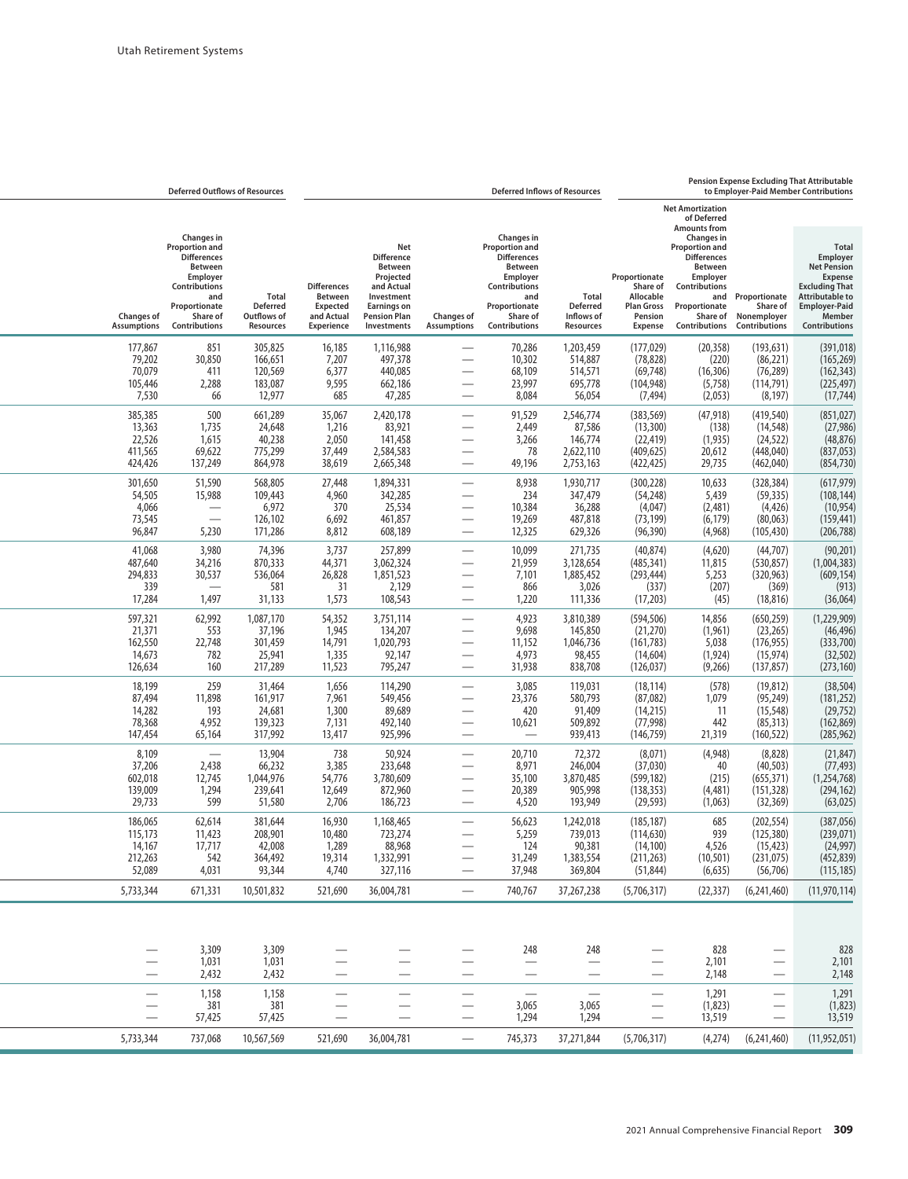| Deferred Outflows of Resources | | | Deferred Inflows of Resources | | | | | Pension Expense Excluding That Attributable to Employer-Paid Member Contributions | | | |
|---|---|---|---|---|---|---|---|---|---|---|---|
| Changes of Assumptions | Changes in Proportion and Differences Between Employer Contributions and Proportionate Share of Contributions | Total Deferred Outflows of Resources | Differences Between Expected and Actual Experience | Net Difference Between Projected and Actual Investment Earnings on Pension Plan Investments | Changes of Assumptions | Changes in Proportion and Differences Between Employer Contributions and Proportionate Share of Contributions | Total Deferred Inflows of Resources | Proportionate Share of Allocable Plan Gross Pension Expense | Net Amortization of Deferred Amounts from Changes in Proportion and Differences Between Employer Contributions and Proportionate Share of Contributions | Proportionate Share of Nonemployer Contributions | Total Employer Net Pension Expense Excluding That Attributable to Employer-Paid Member Contributions |
| 177,867 | 851 | 305,825 | 16,185 | 1,116,988 | — | 70,286 | 1,203,459 | (177,029) | (20,358) | (193,631) | (391,018) |
| 79,202 | 30,850 | 166,651 | 7,207 | 497,378 | — | 10,302 | 514,887 | (78,828) | (220) | (86,221) | (165,269) |
| 70,079 | 411 | 120,569 | 6,377 | 440,085 | — | 68,109 | 514,571 | (69,748) | (16,306) | (76,289) | (162,343) |
| 105,446 | 2,288 | 183,087 | 9,595 | 662,186 | — | 23,997 | 695,778 | (104,948) | (5,758) | (114,791) | (225,497) |
| 7,530 | 66 | 12,977 | 685 | 47,285 | — | 8,084 | 56,054 | (7,494) | (2,053) | (8,197) | (17,744) |
| 385,385 | 500 | 661,289 | 35,067 | 2,420,178 | — | 91,529 | 2,546,774 | (383,569) | (47,918) | (419,540) | (851,027) |
| 13,363 | 1,735 | 24,648 | 1,216 | 83,921 | — | 2,449 | 87,586 | (13,300) | (138) | (14,548) | (27,986) |
| 22,526 | 1,615 | 40,238 | 2,050 | 141,458 | — | 3,266 | 146,774 | (22,419) | (1,935) | (24,522) | (48,876) |
| 411,565 | 69,622 | 775,299 | 37,449 | 2,584,583 | — | 78 | 2,622,110 | (409,625) | 20,612 | (448,040) | (837,053) |
| 424,426 | 137,249 | 864,978 | 38,619 | 2,665,348 | — | 49,196 | 2,753,163 | (422,425) | 29,735 | (462,040) | (854,730) |
| 301,650 | 51,590 | 568,805 | 27,448 | 1,894,331 | — | 8,938 | 1,930,717 | (300,228) | 10,633 | (328,384) | (617,979) |
| 54,505 | 15,988 | 109,443 | 4,960 | 342,285 | — | 234 | 347,479 | (54,248) | 5,439 | (59,335) | (108,144) |
| 4,066 | — | 6,972 | 370 | 25,534 | — | 10,384 | 36,288 | (4,047) | (2,481) | (4,426) | (10,954) |
| 73,545 | — | 126,102 | 6,692 | 461,857 | — | 19,269 | 487,818 | (73,199) | (6,179) | (80,063) | (159,441) |
| 96,847 | 5,230 | 171,286 | 8,812 | 608,189 | — | 12,325 | 629,326 | (96,390) | (4,968) | (105,430) | (206,788) |
| 41,068 | 3,980 | 74,396 | 3,737 | 257,899 | — | 10,099 | 271,735 | (40,874) | (4,620) | (44,707) | (90,201) |
| 487,640 | 34,216 | 870,333 | 44,371 | 3,062,324 | — | 21,959 | 3,128,654 | (485,341) | 11,815 | (530,857) | (1,004,383) |
| 294,833 | 30,537 | 536,064 | 26,828 | 1,851,523 | — | 7,101 | 1,885,452 | (293,444) | 5,253 | (320,963) | (609,154) |
| 339 | — | 581 | 31 | 2,129 | — | 866 | 3,026 | (337) | (207) | (369) | (913) |
| 17,284 | 1,497 | 31,133 | 1,573 | 108,543 | — | 1,220 | 111,336 | (17,203) | (45) | (18,816) | (36,064) |
| 597,321 | 62,992 | 1,087,170 | 54,352 | 3,751,114 | — | 4,923 | 3,810,389 | (594,506) | 14,856 | (650,259) | (1,229,909) |
| 21,371 | 553 | 37,196 | 1,945 | 134,207 | — | 9,698 | 145,850 | (21,270) | (1,961) | (23,265) | (46,496) |
| 162,550 | 22,748 | 301,459 | 14,791 | 1,020,793 | — | 11,152 | 1,046,736 | (161,783) | 5,038 | (176,955) | (333,700) |
| 14,673 | 782 | 25,941 | 1,335 | 92,147 | — | 4,973 | 98,455 | (14,604) | (1,924) | (15,974) | (32,502) |
| 126,634 | 160 | 217,289 | 11,523 | 795,247 | — | 31,938 | 838,708 | (126,037) | (9,266) | (137,857) | (273,160) |
| 18,199 | 259 | 31,464 | 1,656 | 114,290 | — | 3,085 | 119,031 | (18,114) | (578) | (19,812) | (38,504) |
| 87,494 | 11,898 | 161,917 | 7,961 | 549,456 | — | 23,376 | 580,793 | (87,082) | 1,079 | (95,249) | (181,252) |
| 14,282 | 193 | 24,681 | 1,300 | 89,689 | — | 420 | 91,409 | (14,215) | 11 | (15,548) | (29,752) |
| 78,368 | 4,952 | 139,323 | 7,131 | 492,140 | — | 10,621 | 509,892 | (77,998) | 442 | (85,313) | (162,869) |
| 147,454 | 65,164 | 317,992 | 13,417 | 925,996 | — | — | 939,413 | (146,759) | 21,319 | (160,522) | (285,962) |
| 8,109 | — | 13,904 | 738 | 50,924 | — | 20,710 | 72,372 | (8,071) | (4,948) | (8,828) | (21,847) |
| 37,206 | 2,438 | 66,232 | 3,385 | 233,648 | — | 8,971 | 246,004 | (37,030) | 40 | (40,503) | (77,493) |
| 602,018 | 12,745 | 1,044,976 | 54,776 | 3,780,609 | — | 35,100 | 3,870,485 | (599,182) | (215) | (655,371) | (1,254,768) |
| 139,009 | 1,294 | 239,641 | 12,649 | 872,960 | — | 20,389 | 905,998 | (138,353) | (4,481) | (151,328) | (294,162) |
| 29,733 | 599 | 51,580 | 2,706 | 186,723 | — | 4,520 | 193,949 | (29,593) | (1,063) | (32,369) | (63,025) |
| 186,065 | 62,614 | 381,644 | 16,930 | 1,168,465 | — | 56,623 | 1,242,018 | (185,187) | 685 | (202,554) | (387,056) |
| 115,173 | 11,423 | 208,901 | 10,480 | 723,274 | — | 5,259 | 739,013 | (114,630) | 939 | (125,380) | (239,071) |
| 14,167 | 17,717 | 42,008 | 1,289 | 88,968 | — | 124 | 90,381 | (14,100) | 4,526 | (15,423) | (24,997) |
| 212,263 | 542 | 364,492 | 19,314 | 1,332,991 | — | 31,249 | 1,383,554 | (211,263) | (10,501) | (231,075) | (452,839) |
| 52,089 | 4,031 | 93,344 | 4,740 | 327,116 | — | 37,948 | 369,804 | (51,844) | (6,635) | (56,706) | (115,185) |
| 5,733,344 | 671,331 | 10,501,832 | 521,690 | 36,004,781 | — | 740,767 | 37,267,238 | (5,706,317) | (22,337) | (6,241,460) | (11,970,114) |
| — | 3,309 | 3,309 | — | — | — | 248 | 248 | — | 828 | — | 828 |
| — | 1,031 | 1,031 | — | — | — | — | — | — | 2,101 | — | 2,101 |
| — | 2,432 | 2,432 | — | — | — | — | — | — | 2,148 | — | 2,148 |
| — | 1,158 | 1,158 | — | — | — | — | — | — | 1,291 | — | 1,291 |
| — | 381 | 381 | — | — | — | 3,065 | 3,065 | — | (1,823) | — | (1,823) |
| — | 57,425 | 57,425 | — | — | — | 1,294 | 1,294 | — | 13,519 | — | 13,519 |
| 5,733,344 | 737,068 | 10,567,569 | 521,690 | 36,004,781 | — | 745,373 | 37,271,844 | (5,706,317) | (4,274) | (6,241,460) | (11,952,051) |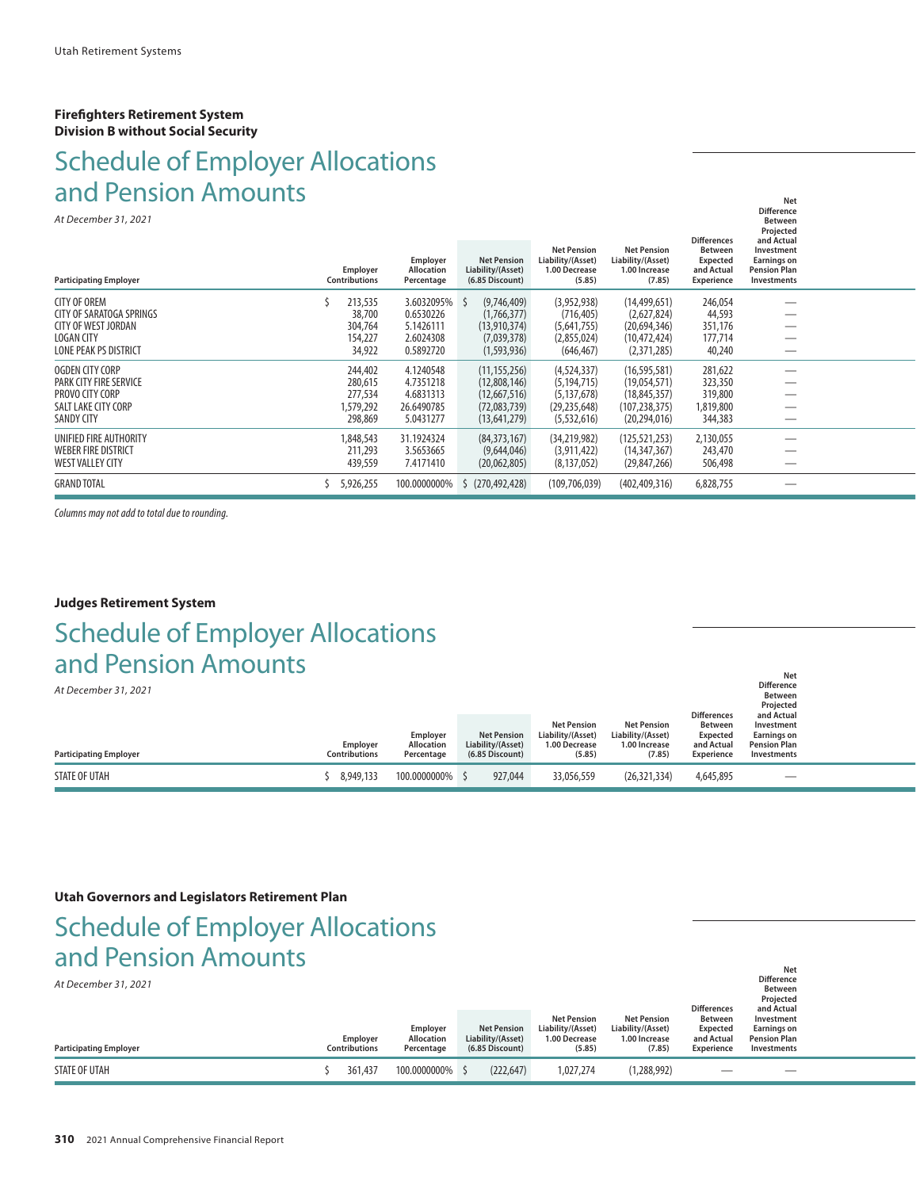Utah Retirement Systems

**Firefighters Retirement System**
**Division B without Social Security**

# Schedule of Employer Allocations and Pension Amounts

*At December 31, 2021*

| Participating Employer | Employer Contributions | Employer Allocation Percentage | Net Pension Liability/(Asset) (6.85 Discount) | Net Pension Liability/(Asset) 1.00 Decrease (5.85) | Net Pension Liability/(Asset) 1.00 Increase (7.85) | Differences Between Expected and Actual Experience | Net Difference Between Projected and Actual Investment Earnings on Pension Plan Investments |
|---|---|---|---|---|---|---|---|
| CITY OF OREM | $ 213,535 | 3.6032095% | $ (9,746,409) | (3,952,938) | (14,499,651) | 246,054 | — |
| CITY OF SARATOGA SPRINGS | 38,700 | 0.6530226 | (1,766,377) | (716,405) | (2,627,824) | 44,593 | — |
| CITY OF WEST JORDAN | 304,764 | 5.1426111 | (13,910,374) | (5,641,755) | (20,694,346) | 351,176 | — |
| LOGAN CITY | 154,227 | 2.6024308 | (7,039,378) | (2,855,024) | (10,472,424) | 177,714 | — |
| LONE PEAK PS DISTRICT | 34,922 | 0.5892720 | (1,593,936) | (646,467) | (2,371,285) | 40,240 | — |
| OGDEN CITY CORP | 244,402 | 4.1240548 | (11,155,256) | (4,524,337) | (16,595,581) | 281,622 | — |
| PARK CITY FIRE SERVICE | 280,615 | 4.7351218 | (12,808,146) | (5,194,715) | (19,054,571) | 323,350 | — |
| PROVO CITY CORP | 277,534 | 4.6831313 | (12,667,516) | (5,137,678) | (18,845,357) | 319,800 | — |
| SALT LAKE CITY CORP | 1,579,292 | 26.6490785 | (72,083,739) | (29,235,648) | (107,238,375) | 1,819,800 | — |
| SANDY CITY | 298,869 | 5.0431277 | (13,641,279) | (5,532,616) | (20,294,016) | 344,383 | — |
| UNIFIED FIRE AUTHORITY | 1,848,543 | 31.1924324 | (84,373,167) | (34,219,982) | (125,521,253) | 2,130,055 | — |
| WEBER FIRE DISTRICT | 211,293 | 3.5653665 | (9,644,046) | (3,911,422) | (14,347,367) | 243,470 | — |
| WEST VALLEY CITY | 439,559 | 7.4171410 | (20,062,805) | (8,137,052) | (29,847,266) | 506,498 | — |
| GRAND TOTAL | $ 5,926,255 | 100.0000000% | $ (270,492,428) | (109,706,039) | (402,409,316) | 6,828,755 | — |

*Columns may not add to total due to rounding.*

**Judges Retirement System**

# Schedule of Employer Allocations and Pension Amounts

*At December 31, 2021*

| Participating Employer | Employer Contributions | Employer Allocation Percentage | Net Pension Liability/(Asset) (6.85 Discount) | Net Pension Liability/(Asset) 1.00 Decrease (5.85) | Net Pension Liability/(Asset) 1.00 Increase (7.85) | Differences Between Expected and Actual Experience | Net Difference Between Projected and Actual Investment Earnings on Pension Plan Investments |
|---|---|---|---|---|---|---|---|
| STATE OF UTAH | $ 8,949,133 | 100.0000000% | $ 927,044 | 33,056,559 | (26,321,334) | 4,645,895 | — |

**Utah Governors and Legislators Retirement Plan**

# Schedule of Employer Allocations and Pension Amounts

*At December 31, 2021*

| Participating Employer | Employer Contributions | Employer Allocation Percentage | Net Pension Liability/(Asset) (6.85 Discount) | Net Pension Liability/(Asset) 1.00 Decrease (5.85) | Net Pension Liability/(Asset) 1.00 Increase (7.85) | Differences Between Expected and Actual Experience | Net Difference Between Projected and Actual Investment Earnings on Pension Plan Investments |
|---|---|---|---|---|---|---|---|
| STATE OF UTAH | $ 361,437 | 100.0000000% | $ (222,647) | 1,027,274 | (1,288,992) | — | — |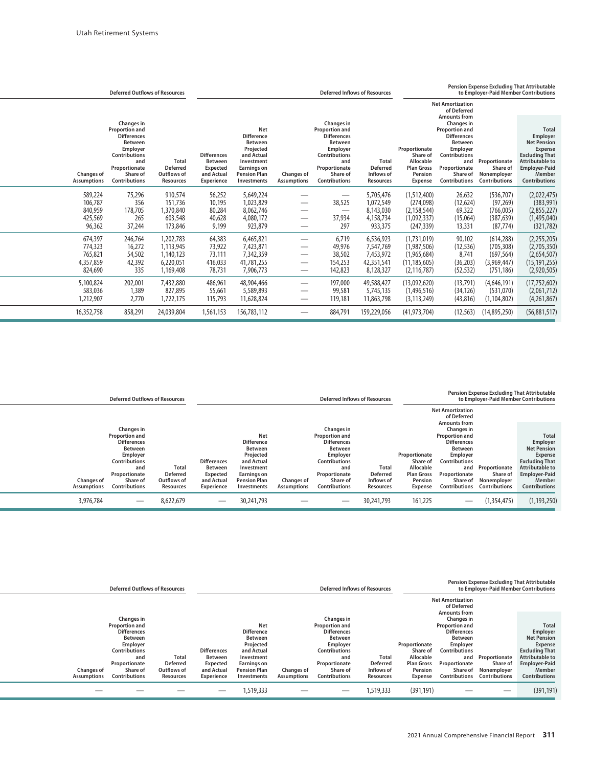| Deferred Outflows of Resources | | | Deferred Inflows of Resources | | | | | Pension Expense Excluding That Attributable to Employer-Paid Member Contributions | | | |
|---|---|---|---|---|---|---|---|---|---|---|---|
| Changes of Assumptions | Changes in Proportion and Differences Between Employer Contributions and Proportionate Share of Contributions | Total Deferred Outflows of Resources | Differences Between Expected and Actual Experience | Net Difference Between Projected and Actual Investment Earnings on Pension Plan Investments | Changes of Assumptions | Changes in Proportion and Differences Between Employer Contributions and Proportionate Share of Contributions | Total Deferred Inflows of Resources | Proportionate Share of Allocable Plan Gross Pension Expense | Net Amortization of Deferred Amounts from Changes in Proportion and Differences Between Employer Contributions and Proportionate Share of Contributions | Proportionate Share of Nonemployer Contributions | Total Employer Net Pension Expense Excluding That Attributable to Employer-Paid Member Contributions |
| 589,224 | 75,296 | 910,574 | 56,252 | 5,649,224 | — | — | 5,705,476 | (1,512,400) | 26,632 | (536,707) | (2,022,475) |
| 106,787 | 356 | 151,736 | 10,195 | 1,023,829 | — | 38,525 | 1,072,549 | (274,098) | (12,624) | (97,269) | (383,991) |
| 840,959 | 178,705 | 1,370,840 | 80,284 | 8,062,746 | — | — | 8,143,030 | (2,158,544) | 69,322 | (766,005) | (2,855,227) |
| 425,569 | 265 | 603,548 | 40,628 | 4,080,172 | — | 37,934 | 4,158,734 | (1,092,337) | (15,064) | (387,639) | (1,495,040) |
| 96,362 | 37,244 | 173,846 | 9,199 | 923,879 | — | 297 | 933,375 | (247,339) | 13,331 | (87,774) | (321,782) |
| 674,397 | 246,764 | 1,202,783 | 64,383 | 6,465,821 | — | 6,719 | 6,536,923 | (1,731,019) | 90,102 | (614,288) | (2,255,205) |
| 774,323 | 16,272 | 1,113,945 | 73,922 | 7,423,871 | — | 49,976 | 7,547,769 | (1,987,506) | (12,536) | (705,308) | (2,705,350) |
| 765,821 | 54,502 | 1,140,123 | 73,111 | 7,342,359 | — | 38,502 | 7,453,972 | (1,965,684) | 8,741 | (697,564) | (2,654,507) |
| 4,357,859 | 42,392 | 6,220,051 | 416,033 | 41,781,255 | — | 154,253 | 42,351,541 | (11,185,605) | (36,203) | (3,969,447) | (15,191,255) |
| 824,690 | 335 | 1,169,408 | 78,731 | 7,906,773 | — | 142,823 | 8,128,327 | (2,116,787) | (52,532) | (751,186) | (2,920,505) |
| 5,100,824 | 202,001 | 7,432,880 | 486,961 | 48,904,466 | — | 197,000 | 49,588,427 | (13,092,620) | (13,791) | (4,646,191) | (17,752,602) |
| 583,036 | 1,389 | 827,895 | 55,661 | 5,589,893 | — | 99,581 | 5,745,135 | (1,496,516) | (34,126) | (531,070) | (2,061,712) |
| 1,212,907 | 2,770 | 1,722,175 | 115,793 | 11,628,824 | — | 119,181 | 11,863,798 | (3,113,249) | (43,816) | (1,104,802) | (4,261,867) |
| 16,352,758 | 858,291 | 24,039,804 | 1,561,153 | 156,783,112 | — | 884,791 | 159,229,056 | (41,973,704) | (12,563) | (14,895,250) | (56,881,517) |

| Deferred Outflows of Resources | | | Deferred Inflows of Resources | | | | | Pension Expense Excluding That Attributable to Employer-Paid Member Contributions | | | |
|---|---|---|---|---|---|---|---|---|---|---|---|
| Changes of Assumptions | Changes in Proportion and Differences Between Employer Contributions and Proportionate Share of Contributions | Total Deferred Outflows of Resources | Differences Between Expected and Actual Experience | Net Difference Between Projected and Actual Investment Earnings on Pension Plan Investments | Changes of Assumptions | Changes in Proportion and Differences Between Employer Contributions and Proportionate Share of Contributions | Total Deferred Inflows of Resources | Proportionate Share of Allocable Plan Gross Pension Expense | Net Amortization of Deferred Amounts from Changes in Proportion and Differences Between Employer Contributions and Proportionate Share of Contributions | Proportionate Share of Nonemployer Contributions | Total Employer Net Pension Expense Excluding That Attributable to Employer-Paid Member Contributions |
| 3,976,784 | — | 8,622,679 | — | 30,241,793 | — | — | 30,241,793 | 161,225 | — | (1,354,475) | (1,193,250) |

| Deferred Outflows of Resources | | | Deferred Inflows of Resources | | | | | Pension Expense Excluding That Attributable to Employer-Paid Member Contributions | | | |
|---|---|---|---|---|---|---|---|---|---|---|---|
| Changes of Assumptions | Changes in Proportion and Differences Between Employer Contributions and Proportionate Share of Contributions | Total Deferred Outflows of Resources | Differences Between Expected and Actual Experience | Net Difference Between Projected and Actual Investment Earnings on Pension Plan Investments | Changes of Assumptions | Changes in Proportion and Differences Between Employer Contributions and Proportionate Share of Contributions | Total Deferred Inflows of Resources | Proportionate Share of Allocable Plan Gross Pension Expense | Net Amortization of Deferred Amounts from Changes in Proportion and Differences Between Employer Contributions and Proportionate Share of Contributions | Proportionate Share of Nonemployer Contributions | Total Employer Net Pension Expense Excluding That Attributable to Employer-Paid Member Contributions |
| — | — | — | — | 1,519,333 | — | — | 1,519,333 | (391,191) | — | — | (391,191) |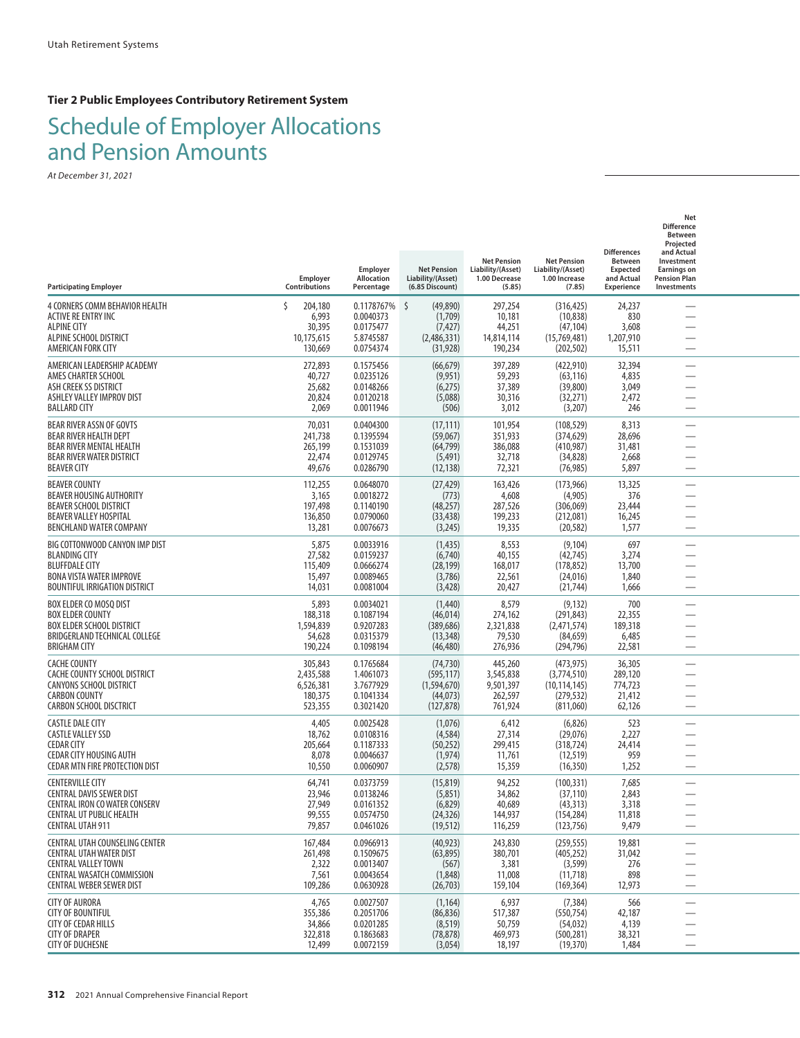### Tier 2 Public Employees Contributory Retirement System

# Schedule of Employer Allocations and Pension Amounts

*At December 31, 2021*

| Participating Employer | Employer Contributions | Employer Allocation Percentage | Net Pension Liability/(Asset) (6.85 Discount) | Net Pension Liability/(Asset) 1.00 Decrease (5.85) | Net Pension Liability/(Asset) 1.00 Increase (7.85) | Differences Between Expected and Actual Experience | Net Difference Between Projected and Actual Investment Earnings on Pension Plan Investments |
|---|---|---|---|---|---|---|---|
| 4 CORNERS COMM BEHAVIOR HEALTH | $ 204,180 | 0.1178767% | $ (49,890) | 297,254 | (316,425) | 24,237 | — |
| ACTIVE RE ENTRY INC | 6,993 | 0.0040373 | (1,709) | 10,181 | (10,838) | 830 | — |
| ALPINE CITY | 30,395 | 0.0175477 | (7,427) | 44,251 | (47,104) | 3,608 | — |
| ALPINE SCHOOL DISTRICT | 10,175,615 | 5.8745587 | (2,486,331) | 14,814,114 | (15,769,481) | 1,207,910 | — |
| AMERICAN FORK CITY | 130,669 | 0.0754374 | (31,928) | 190,234 | (202,502) | 15,511 | — |
| AMERICAN LEADERSHIP ACADEMY | 272,893 | 0.1575456 | (66,679) | 397,289 | (422,910) | 32,394 | — |
| AMES CHARTER SCHOOL | 40,727 | 0.0235126 | (9,951) | 59,293 | (63,116) | 4,835 | — |
| ASH CREEK SS DISTRICT | 25,682 | 0.0148266 | (6,275) | 37,389 | (39,800) | 3,049 | — |
| ASHLEY VALLEY IMPROV DIST | 20,824 | 0.0120218 | (5,088) | 30,316 | (32,271) | 2,472 | — |
| BALLARD CITY | 2,069 | 0.0011946 | (506) | 3,012 | (3,207) | 246 | — |
| BEAR RIVER ASSN OF GOVTS | 70,031 | 0.0404300 | (17,111) | 101,954 | (108,529) | 8,313 | — |
| BEAR RIVER HEALTH DEPT | 241,738 | 0.1395594 | (59,067) | 351,933 | (374,629) | 28,696 | — |
| BEAR RIVER MENTAL HEALTH | 265,199 | 0.1531039 | (64,799) | 386,088 | (410,987) | 31,481 | — |
| BEAR RIVER WATER DISTRICT | 22,474 | 0.0129745 | (5,491) | 32,718 | (34,828) | 2,668 | — |
| BEAVER CITY | 49,676 | 0.0286790 | (12,138) | 72,321 | (76,985) | 5,897 | — |
| BEAVER COUNTY | 112,255 | 0.0648070 | (27,429) | 163,426 | (173,966) | 13,325 | — |
| BEAVER HOUSING AUTHORITY | 3,165 | 0.0018272 | (773) | 4,608 | (4,905) | 376 | — |
| BEAVER SCHOOL DISTRICT | 197,498 | 0.1140190 | (48,257) | 287,526 | (306,069) | 23,444 | — |
| BEAVER VALLEY HOSPITAL | 136,850 | 0.0790060 | (33,438) | 199,233 | (212,081) | 16,245 | — |
| BENCHLAND WATER COMPANY | 13,281 | 0.0076673 | (3,245) | 19,335 | (20,582) | 1,577 | — |
| BIG COTTONWOOD CANYON IMP DIST | 5,875 | 0.0033916 | (1,435) | 8,553 | (9,104) | 697 | — |
| BLANDING CITY | 27,582 | 0.0159237 | (6,740) | 40,155 | (42,745) | 3,274 | — |
| BLUFFDALE CITY | 115,409 | 0.0666274 | (28,199) | 168,017 | (178,852) | 13,700 | — |
| BONA VISTA WATER IMPROVE | 15,497 | 0.0089465 | (3,786) | 22,561 | (24,016) | 1,840 | — |
| BOUNTIFUL IRRIGATION DISTRICT | 14,031 | 0.0081004 | (3,428) | 20,427 | (21,744) | 1,666 | — |
| BOX ELDER CO MOSQ DIST | 5,893 | 0.0034021 | (1,440) | 8,579 | (9,132) | 700 | — |
| BOX ELDER COUNTY | 188,318 | 0.1087194 | (46,014) | 274,162 | (291,843) | 22,355 | — |
| BOX ELDER SCHOOL DISTRICT | 1,594,839 | 0.9207283 | (389,686) | 2,321,838 | (2,471,574) | 189,318 | — |
| BRIDGERLAND TECHNICAL COLLEGE | 54,628 | 0.0315379 | (13,348) | 79,530 | (84,659) | 6,485 | — |
| BRIGHAM CITY | 190,224 | 0.1098194 | (46,480) | 276,936 | (294,796) | 22,581 | — |
| CACHE COUNTY | 305,843 | 0.1765684 | (74,730) | 445,260 | (473,975) | 36,305 | — |
| CACHE COUNTY SCHOOL DISTRICT | 2,435,588 | 1.4061073 | (595,117) | 3,545,838 | (3,774,510) | 289,120 | — |
| CANYONS SCHOOL DISTRICT | 6,526,381 | 3.7677929 | (1,594,670) | 9,501,397 | (10,114,145) | 774,723 | — |
| CARBON COUNTY | 180,375 | 0.1041334 | (44,073) | 262,597 | (279,532) | 21,412 | — |
| CARBON SCHOOL DISCTRICT | 523,355 | 0.3021420 | (127,878) | 761,924 | (811,060) | 62,126 | — |
| CASTLE DALE CITY | 4,405 | 0.0025428 | (1,076) | 6,412 | (6,826) | 523 | — |
| CASTLE VALLEY SSD | 18,762 | 0.0108316 | (4,584) | 27,314 | (29,076) | 2,227 | — |
| CEDAR CITY | 205,664 | 0.1187333 | (50,252) | 299,415 | (318,724) | 24,414 | — |
| CEDAR CITY HOUSING AUTH | 8,078 | 0.0046637 | (1,974) | 11,761 | (12,519) | 959 | — |
| CEDAR MTN FIRE PROTECTION DIST | 10,550 | 0.0060907 | (2,578) | 15,359 | (16,350) | 1,252 | — |
| CENTERVILLE CITY | 64,741 | 0.0373759 | (15,819) | 94,252 | (100,331) | 7,685 | — |
| CENTRAL DAVIS SEWER DIST | 23,946 | 0.0138246 | (5,851) | 34,862 | (37,110) | 2,843 | — |
| CENTRAL IRON CO WATER CONSERV | 27,949 | 0.0161352 | (6,829) | 40,689 | (43,313) | 3,318 | — |
| CENTRAL UT PUBLIC HEALTH | 99,555 | 0.0574750 | (24,326) | 144,937 | (154,284) | 11,818 | — |
| CENTRAL UTAH 911 | 79,857 | 0.0461026 | (19,512) | 116,259 | (123,756) | 9,479 | — |
| CENTRAL UTAH COUNSELING CENTER | 167,484 | 0.0966913 | (40,923) | 243,830 | (259,555) | 19,881 | — |
| CENTRAL UTAH WATER DIST | 261,498 | 0.1509675 | (63,895) | 380,701 | (405,252) | 31,042 | — |
| CENTRAL VALLEY TOWN | 2,322 | 0.0013407 | (567) | 3,381 | (3,599) | 276 | — |
| CENTRAL WASATCH COMMISSION | 7,561 | 0.0043654 | (1,848) | 11,008 | (11,718) | 898 | — |
| CENTRAL WEBER SEWER DIST | 109,286 | 0.0630928 | (26,703) | 159,104 | (169,364) | 12,973 | — |
| CITY OF AURORA | 4,765 | 0.0027507 | (1,164) | 6,937 | (7,384) | 566 | — |
| CITY OF BOUNTIFUL | 355,386 | 0.2051706 | (86,836) | 517,387 | (550,754) | 42,187 | — |
| CITY OF CEDAR HILLS | 34,866 | 0.0201285 | (8,519) | 50,759 | (54,032) | 4,139 | — |
| CITY OF DRAPER | 322,818 | 0.1863683 | (78,878) | 469,973 | (500,281) | 38,321 | — |
| CITY OF DUCHESNE | 12,499 | 0.0072159 | (3,054) | 18,197 | (19,370) | 1,484 | — |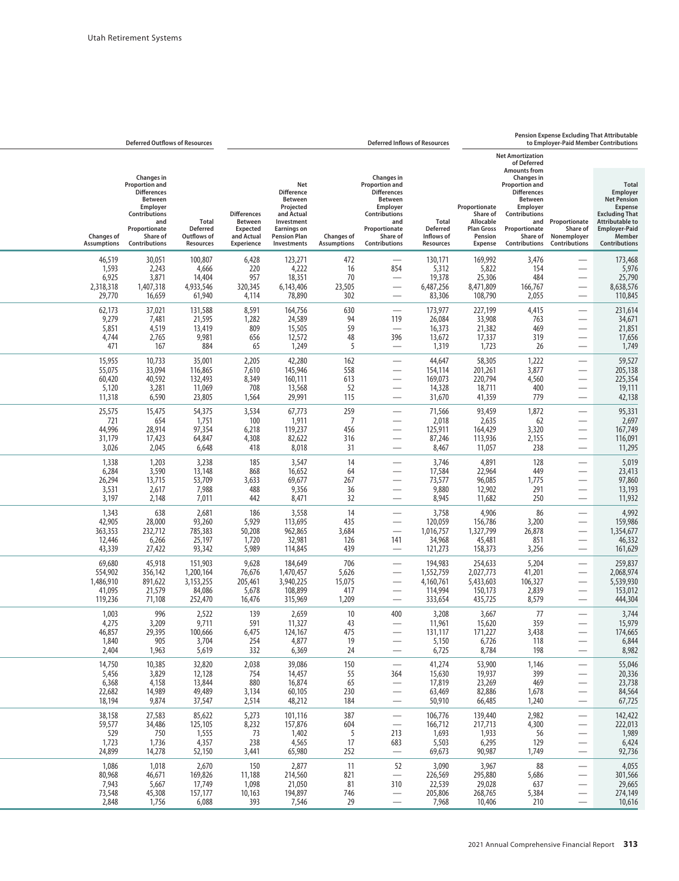| Deferred Outflows of Resources | | | Deferred Inflows of Resources | | | | | Pension Expense Excluding That Attributable to Employer-Paid Member Contributions | | | |
|---|---|---|---|---|---|---|---|---|---|---|---|
| Changes of Assumptions | Changes in Proportion and Differences Between Employer Contributions and Proportionate Share of Contributions | Total Deferred Outflows of Resources | Differences Between Expected and Actual Experience | Net Difference Between Projected and Actual Investment Earnings on Pension Plan Investments | Changes of Assumptions | Changes in Proportion and Differences Between Employer Contributions and Proportionate Share of Contributions | Total Deferred Inflows of Resources | Proportionate Share of Allocable Plan Gross Pension Expense | Net Amortization of Deferred Amounts from Changes in Proportion and Differences Between Employer Contributions and Proportionate Share of Contributions | Proportionate Share of Nonemployer Contributions | Total Employer Net Pension Expense Excluding That Attributable to Employer-Paid Member Contributions |
| 46,519 | 30,051 | 100,807 | 6,428 | 123,271 | 472 | — | 130,171 | 169,992 | 3,476 | — | 173,468 |
| 1,593 | 2,243 | 4,666 | 220 | 4,222 | 16 | 854 | 5,312 | 5,822 | 154 | — | 5,976 |
| 6,925 | 3,871 | 14,404 | 957 | 18,351 | 70 | — | 19,378 | 25,306 | 484 | — | 25,790 |
| 2,318,318 | 1,407,318 | 4,933,546 | 320,345 | 6,143,406 | 23,505 | — | 6,487,256 | 8,471,809 | 166,767 | — | 8,638,576 |
| 29,770 | 16,659 | 61,940 | 4,114 | 78,890 | 302 | — | 83,306 | 108,790 | 2,055 | — | 110,845 |
| 62,173 | 37,021 | 131,588 | 8,591 | 164,756 | 630 | — | 173,977 | 227,199 | 4,415 | — | 231,614 |
| 9,279 | 7,481 | 21,595 | 1,282 | 24,589 | 94 | 119 | 26,084 | 33,908 | 763 | — | 34,671 |
| 5,851 | 4,519 | 13,419 | 809 | 15,505 | 59 | — | 16,373 | 21,382 | 469 | — | 21,851 |
| 4,744 | 2,765 | 9,981 | 656 | 12,572 | 48 | 396 | 13,672 | 17,337 | 319 | — | 17,656 |
| 471 | 167 | 884 | 65 | 1,249 | 5 | — | 1,319 | 1,723 | 26 | — | 1,749 |
| 15,955 | 10,733 | 35,001 | 2,205 | 42,280 | 162 | — | 44,647 | 58,305 | 1,222 | — | 59,527 |
| 55,075 | 33,094 | 116,865 | 7,610 | 145,946 | 558 | — | 154,114 | 201,261 | 3,877 | — | 205,138 |
| 60,420 | 40,592 | 132,493 | 8,349 | 160,111 | 613 | — | 169,073 | 220,794 | 4,560 | — | 225,354 |
| 5,120 | 3,281 | 11,069 | 708 | 13,568 | 52 | — | 14,328 | 18,711 | 400 | — | 19,111 |
| 11,318 | 6,590 | 23,805 | 1,564 | 29,991 | 115 | — | 31,670 | 41,359 | 779 | — | 42,138 |
| 25,575 | 15,475 | 54,375 | 3,534 | 67,773 | 259 | — | 71,566 | 93,459 | 1,872 | — | 95,331 |
| 721 | 654 | 1,751 | 100 | 1,911 | 7 | — | 2,018 | 2,635 | 62 | — | 2,697 |
| 44,996 | 28,914 | 97,354 | 6,218 | 119,237 | 456 | — | 125,911 | 164,429 | 3,320 | — | 167,749 |
| 31,179 | 17,423 | 64,847 | 4,308 | 82,622 | 316 | — | 87,246 | 113,936 | 2,155 | — | 116,091 |
| 3,026 | 2,045 | 6,648 | 418 | 8,018 | 31 | — | 8,467 | 11,057 | 238 | — | 11,295 |
| 1,338 | 1,203 | 3,238 | 185 | 3,547 | 14 | — | 3,746 | 4,891 | 128 | — | 5,019 |
| 6,284 | 3,590 | 13,148 | 868 | 16,652 | 64 | — | 17,584 | 22,964 | 449 | — | 23,413 |
| 26,294 | 13,715 | 53,709 | 3,633 | 69,677 | 267 | — | 73,577 | 96,085 | 1,775 | — | 97,860 |
| 3,531 | 2,617 | 7,988 | 488 | 9,356 | 36 | — | 9,880 | 12,902 | 291 | — | 13,193 |
| 3,197 | 2,148 | 7,011 | 442 | 8,471 | 32 | — | 8,945 | 11,682 | 250 | — | 11,932 |
| 1,343 | 638 | 2,681 | 186 | 3,558 | 14 | — | 3,758 | 4,906 | 86 | — | 4,992 |
| 42,905 | 28,000 | 93,260 | 5,929 | 113,695 | 435 | — | 120,059 | 156,786 | 3,200 | — | 159,986 |
| 363,353 | 232,712 | 785,383 | 50,208 | 962,865 | 3,684 | — | 1,016,757 | 1,327,799 | 26,878 | — | 1,354,677 |
| 12,446 | 6,266 | 25,197 | 1,720 | 32,981 | 126 | 141 | 34,968 | 45,481 | 851 | — | 46,332 |
| 43,339 | 27,422 | 93,342 | 5,989 | 114,845 | 439 | — | 121,273 | 158,373 | 3,256 | — | 161,629 |
| 69,680 | 45,918 | 151,903 | 9,628 | 184,649 | 706 | — | 194,983 | 254,633 | 5,204 | — | 259,837 |
| 554,902 | 356,142 | 1,200,164 | 76,676 | 1,470,457 | 5,626 | — | 1,552,759 | 2,027,773 | 41,201 | — | 2,068,974 |
| 1,486,910 | 891,622 | 3,153,255 | 205,461 | 3,940,225 | 15,075 | — | 4,160,761 | 5,433,603 | 106,327 | — | 5,539,930 |
| 41,095 | 21,579 | 84,086 | 5,678 | 108,899 | 417 | — | 114,994 | 150,173 | 2,839 | — | 153,012 |
| 119,236 | 71,108 | 252,470 | 16,476 | 315,969 | 1,209 | — | 333,654 | 435,725 | 8,579 | — | 444,304 |
| 1,003 | 996 | 2,522 | 139 | 2,659 | 10 | 400 | 3,208 | 3,667 | 77 | — | 3,744 |
| 4,275 | 3,209 | 9,711 | 591 | 11,327 | 43 | — | 11,961 | 15,620 | 359 | — | 15,979 |
| 46,857 | 29,395 | 100,666 | 6,475 | 124,167 | 475 | — | 131,117 | 171,227 | 3,438 | — | 174,665 |
| 1,840 | 905 | 3,704 | 254 | 4,877 | 19 | — | 5,150 | 6,726 | 118 | — | 6,844 |
| 2,404 | 1,963 | 5,619 | 332 | 6,369 | 24 | — | 6,725 | 8,784 | 198 | — | 8,982 |
| 14,750 | 10,385 | 32,820 | 2,038 | 39,086 | 150 | — | 41,274 | 53,900 | 1,146 | — | 55,046 |
| 5,456 | 3,829 | 12,128 | 754 | 14,457 | 55 | 364 | 15,630 | 19,937 | 399 | — | 20,336 |
| 6,368 | 4,158 | 13,844 | 880 | 16,874 | 65 | — | 17,819 | 23,269 | 469 | — | 23,738 |
| 22,682 | 14,989 | 49,489 | 3,134 | 60,105 | 230 | — | 63,469 | 82,886 | 1,678 | — | 84,564 |
| 18,194 | 9,874 | 37,547 | 2,514 | 48,212 | 184 | — | 50,910 | 66,485 | 1,240 | — | 67,725 |
| 38,158 | 27,583 | 85,622 | 5,273 | 101,116 | 387 | — | 106,776 | 139,440 | 2,982 | — | 142,422 |
| 59,577 | 34,486 | 125,105 | 8,232 | 157,876 | 604 | — | 166,712 | 217,713 | 4,300 | — | 222,013 |
| 529 | 750 | 1,555 | 73 | 1,402 | 5 | 213 | 1,693 | 1,933 | 56 | — | 1,989 |
| 1,723 | 1,736 | 4,357 | 238 | 4,565 | 17 | 683 | 5,503 | 6,295 | 129 | — | 6,424 |
| 24,899 | 14,278 | 52,150 | 3,441 | 65,980 | 252 | — | 69,673 | 90,987 | 1,749 | — | 92,736 |
| 1,086 | 1,018 | 2,670 | 150 | 2,877 | 11 | 52 | 3,090 | 3,967 | 88 | — | 4,055 |
| 80,968 | 46,671 | 169,826 | 11,188 | 214,560 | 821 | — | 226,569 | 295,880 | 5,686 | — | 301,566 |
| 7,943 | 5,667 | 17,749 | 1,098 | 21,050 | 81 | 310 | 22,539 | 29,028 | 637 | — | 29,665 |
| 73,548 | 45,308 | 157,177 | 10,163 | 194,897 | 746 | — | 205,806 | 268,765 | 5,384 | — | 274,149 |
| 2,848 | 1,756 | 6,088 | 393 | 7,546 | 29 | — | 7,968 | 10,406 | 210 | — | 10,616 |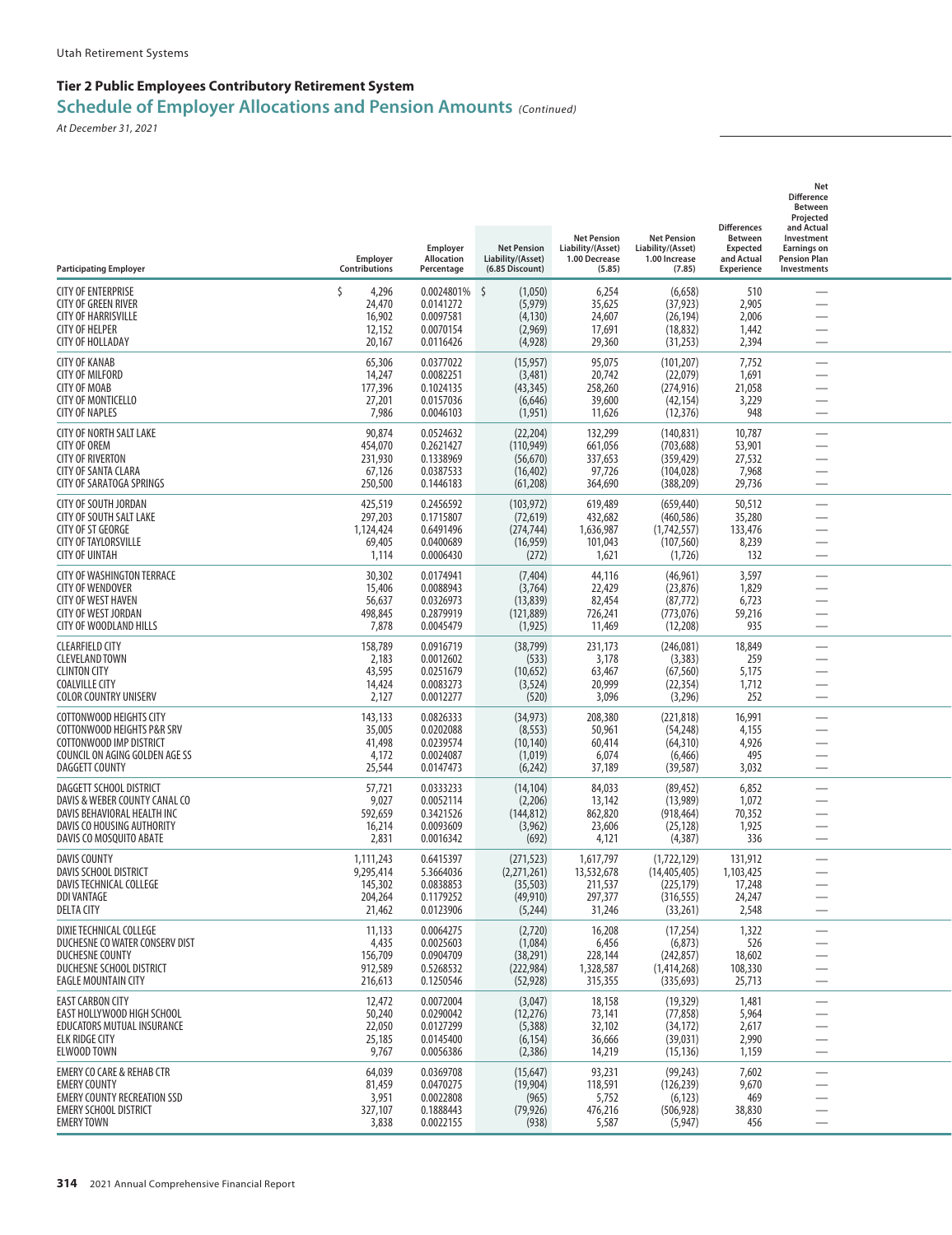Utah Retirement Systems

## Tier 2 Public Employees Contributory Retirement System

## Schedule of Employer Allocations and Pension Amounts *(Continued)*

*At December 31, 2021*

| Participating Employer | Employer Contributions | Employer Allocation Percentage | Net Pension Liability/(Asset) (6.85 Discount) | Net Pension Liability/(Asset) 1.00 Decrease (5.85) | Net Pension Liability/(Asset) 1.00 Increase (7.85) | Differences Between Expected and Actual Experience | Net Difference Between Projected and Actual Investment Earnings on Pension Plan Investments |
|---|---|---|---|---|---|---|---|
| CITY OF ENTERPRISE | $ 4,296 | 0.0024801% | $ (1,050) | 6,254 | (6,658) | 510 | — |
| CITY OF GREEN RIVER | 24,470 | 0.0141272 | (5,979) | 35,625 | (37,923) | 2,905 | — |
| CITY OF HARRISVILLE | 16,902 | 0.0097581 | (4,130) | 24,607 | (26,194) | 2,006 | — |
| CITY OF HELPER | 12,152 | 0.0070154 | (2,969) | 17,691 | (18,832) | 1,442 | — |
| CITY OF HOLLADAY | 20,167 | 0.0116426 | (4,928) | 29,360 | (31,253) | 2,394 | — |
| CITY OF KANAB | 65,306 | 0.0377022 | (15,957) | 95,075 | (101,207) | 7,752 | — |
| CITY OF MILFORD | 14,247 | 0.0082251 | (3,481) | 20,742 | (22,079) | 1,691 | — |
| CITY OF MOAB | 177,396 | 0.1024135 | (43,345) | 258,260 | (274,916) | 21,058 | — |
| CITY OF MONTICELLO | 27,201 | 0.0157036 | (6,646) | 39,600 | (42,154) | 3,229 | — |
| CITY OF NAPLES | 7,986 | 0.0046103 | (1,951) | 11,626 | (12,376) | 948 | — |
| CITY OF NORTH SALT LAKE | 90,874 | 0.0524632 | (22,204) | 132,299 | (140,831) | 10,787 | — |
| CITY OF OREM | 454,070 | 0.2621427 | (110,949) | 661,056 | (703,688) | 53,901 | — |
| CITY OF RIVERTON | 231,930 | 0.1338969 | (56,670) | 337,653 | (359,429) | 27,532 | — |
| CITY OF SANTA CLARA | 67,126 | 0.0387533 | (16,402) | 97,726 | (104,028) | 7,968 | — |
| CITY OF SARATOGA SPRINGS | 250,500 | 0.1446183 | (61,208) | 364,690 | (388,209) | 29,736 | — |
| CITY OF SOUTH JORDAN | 425,519 | 0.2456592 | (103,972) | 619,489 | (659,440) | 50,512 | — |
| CITY OF SOUTH SALT LAKE | 297,203 | 0.1715807 | (72,619) | 432,682 | (460,586) | 35,280 | — |
| CITY OF ST GEORGE | 1,124,424 | 0.6491496 | (274,744) | 1,636,987 | (1,742,557) | 133,476 | — |
| CITY OF TAYLORSVILLE | 69,405 | 0.0400689 | (16,959) | 101,043 | (107,560) | 8,239 | — |
| CITY OF UINTAH | 1,114 | 0.0006430 | (272) | 1,621 | (1,726) | 132 | — |
| CITY OF WASHINGTON TERRACE | 30,302 | 0.0174941 | (7,404) | 44,116 | (46,961) | 3,597 | — |
| CITY OF WENDOVER | 15,406 | 0.0088943 | (3,764) | 22,429 | (23,876) | 1,829 | — |
| CITY OF WEST HAVEN | 56,637 | 0.0326973 | (13,839) | 82,454 | (87,772) | 6,723 | — |
| CITY OF WEST JORDAN | 498,845 | 0.2879919 | (121,889) | 726,241 | (773,076) | 59,216 | — |
| CITY OF WOODLAND HILLS | 7,878 | 0.0045479 | (1,925) | 11,469 | (12,208) | 935 | — |
| CLEARFIELD CITY | 158,789 | 0.0916719 | (38,799) | 231,173 | (246,081) | 18,849 | — |
| CLEVELAND TOWN | 2,183 | 0.0012602 | (533) | 3,178 | (3,383) | 259 | — |
| CLINTON CITY | 43,595 | 0.0251679 | (10,652) | 63,467 | (67,560) | 5,175 | — |
| COALVILLE CITY | 14,424 | 0.0083273 | (3,524) | 20,999 | (22,354) | 1,712 | — |
| COLOR COUNTRY UNISERV | 2,127 | 0.0012277 | (520) | 3,096 | (3,296) | 252 | — |
| COTTONWOOD HEIGHTS CITY | 143,133 | 0.0826333 | (34,973) | 208,380 | (221,818) | 16,991 | — |
| COTTONWOOD HEIGHTS P&R SRV | 35,005 | 0.0202088 | (8,553) | 50,961 | (54,248) | 4,155 | — |
| COTTONWOOD IMP DISTRICT | 41,498 | 0.0239574 | (10,140) | 60,414 | (64,310) | 4,926 | — |
| COUNCIL ON AGING GOLDEN AGE SS | 4,172 | 0.0024087 | (1,019) | 6,074 | (6,466) | 495 | — |
| DAGGETT COUNTY | 25,544 | 0.0147473 | (6,242) | 37,189 | (39,587) | 3,032 | — |
| DAGGETT SCHOOL DISTRICT | 57,721 | 0.0333233 | (14,104) | 84,033 | (89,452) | 6,852 | — |
| DAVIS & WEBER COUNTY CANAL CO | 9,027 | 0.0052114 | (2,206) | 13,142 | (13,989) | 1,072 | — |
| DAVIS BEHAVIORAL HEALTH INC | 592,659 | 0.3421526 | (144,812) | 862,820 | (918,464) | 70,352 | — |
| DAVIS CO HOUSING AUTHORITY | 16,214 | 0.0093609 | (3,962) | 23,606 | (25,128) | 1,925 | — |
| DAVIS CO MOSQUITO ABATE | 2,831 | 0.0016342 | (692) | 4,121 | (4,387) | 336 | — |
| DAVIS COUNTY | 1,111,243 | 0.6415397 | (271,523) | 1,617,797 | (1,722,129) | 131,912 | — |
| DAVIS SCHOOL DISTRICT | 9,295,414 | 5.3664036 | (2,271,261) | 13,532,678 | (14,405,405) | 1,103,425 | — |
| DAVIS TECHNICAL COLLEGE | 145,302 | 0.0838853 | (35,503) | 211,537 | (225,179) | 17,248 | — |
| DDI VANTAGE | 204,264 | 0.1179252 | (49,910) | 297,377 | (316,555) | 24,247 | — |
| DELTA CITY | 21,462 | 0.0123906 | (5,244) | 31,246 | (33,261) | 2,548 | — |
| DIXIE TECHNICAL COLLEGE | 11,133 | 0.0064275 | (2,720) | 16,208 | (17,254) | 1,322 | — |
| DUCHESNE CO WATER CONSERV DIST | 4,435 | 0.0025603 | (1,084) | 6,456 | (6,873) | 526 | — |
| DUCHESNE COUNTY | 156,709 | 0.0904709 | (38,291) | 228,144 | (242,857) | 18,602 | — |
| DUCHESNE SCHOOL DISTRICT | 912,589 | 0.5268532 | (222,984) | 1,328,587 | (1,414,268) | 108,330 | — |
| EAGLE MOUNTAIN CITY | 216,613 | 0.1250546 | (52,928) | 315,355 | (335,693) | 25,713 | — |
| EAST CARBON CITY | 12,472 | 0.0072004 | (3,047) | 18,158 | (19,329) | 1,481 | — |
| EAST HOLLYWOOD HIGH SCHOOL | 50,240 | 0.0290042 | (12,276) | 73,141 | (77,858) | 5,964 | — |
| EDUCATORS MUTUAL INSURANCE | 22,050 | 0.0127299 | (5,388) | 32,102 | (34,172) | 2,617 | — |
| ELK RIDGE CITY | 25,185 | 0.0145400 | (6,154) | 36,666 | (39,031) | 2,990 | — |
| ELWOOD TOWN | 9,767 | 0.0056386 | (2,386) | 14,219 | (15,136) | 1,159 | — |
| EMERY CO CARE & REHAB CTR | 64,039 | 0.0369708 | (15,647) | 93,231 | (99,243) | 7,602 | — |
| EMERY COUNTY | 81,459 | 0.0470275 | (19,904) | 118,591 | (126,239) | 9,670 | — |
| EMERY COUNTY RECREATION SSD | 3,951 | 0.0022808 | (965) | 5,752 | (6,123) | 469 | — |
| EMERY SCHOOL DISTRICT | 327,107 | 0.1888443 | (79,926) | 476,216 | (506,928) | 38,830 | — |
| EMERY TOWN | 3,838 | 0.0022155 | (938) | 5,587 | (5,947) | 456 | — |

2021 Annual Comprehensive Financial Report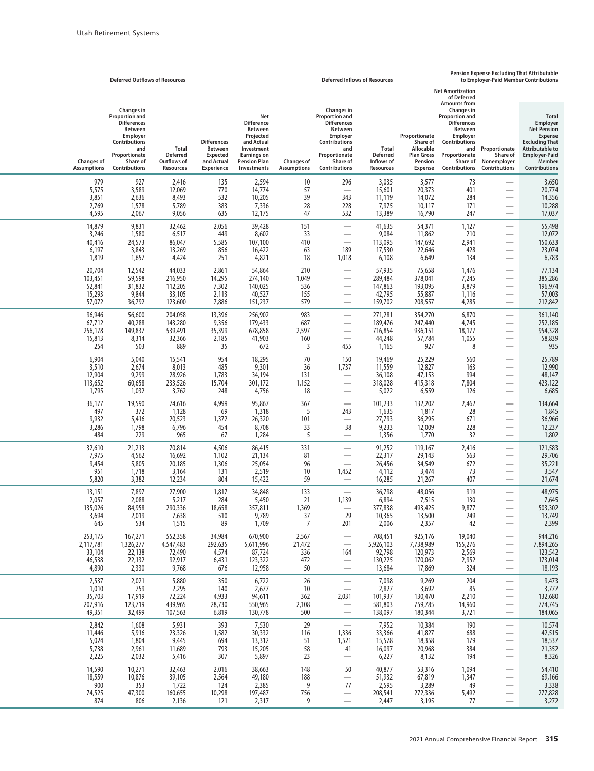| Deferred Outflows of Resources | | | Deferred Inflows of Resources | | | | | Pension Expense Excluding That Attributable to Employer-Paid Member Contributions | | | |
|---|---|---|---|---|---|---|---|---|---|---|---|
| Changes of Assumptions | Changes in Proportion and Differences Between Employer Contributions and Proportionate Share of Contributions | Total Deferred Outflows of Resources | Differences Between Expected and Actual Experience | Net Difference Between Projected and Actual Investment Earnings on Pension Plan Investments | Changes of Assumptions | Changes in Proportion and Differences Between Employer Contributions and Proportionate Share of Contributions | Total Deferred Inflows of Resources | Proportionate Share of Allocable Plan Gross Pension Expense | Net Amortization of Deferred Amounts from Changes in Proportion and Differences Between Employer Contributions and Proportionate Share of Contributions | Proportionate Share of Nonemployer Contributions | Total Employer Net Pension Expense Excluding That Attributable to Employer-Paid Member Contributions |
| 979 | 927 | 2,416 | 135 | 2,594 | 10 | 296 | 3,035 | 3,577 | 73 | — | 3,650 |
| 5,575 | 3,589 | 12,069 | 770 | 14,774 | 57 | — | 15,601 | 20,373 | 401 | — | 20,774 |
| 3,851 | 2,636 | 8,493 | 532 | 10,205 | 39 | 343 | 11,119 | 14,072 | 284 | — | 14,356 |
| 2,769 | 1,578 | 5,789 | 383 | 7,336 | 28 | 228 | 7,975 | 10,117 | 171 | — | 10,288 |
| 4,595 | 2,067 | 9,056 | 635 | 12,175 | 47 | 532 | 13,389 | 16,790 | 247 | — | 17,037 |
| 14,879 | 9,831 | 32,462 | 2,056 | 39,428 | 151 | — | 41,635 | 54,371 | 1,127 | — | 55,498 |
| 3,246 | 1,580 | 6,517 | 449 | 8,602 | 33 | — | 9,084 | 11,862 | 210 | — | 12,072 |
| 40,416 | 24,573 | 86,047 | 5,585 | 107,100 | 410 | — | 113,095 | 147,692 | 2,941 | — | 150,633 |
| 6,197 | 3,843 | 13,269 | 856 | 16,422 | 63 | 189 | 17,530 | 22,646 | 428 | — | 23,074 |
| 1,819 | 1,657 | 4,424 | 251 | 4,821 | 18 | 1,018 | 6,108 | 6,649 | 134 | — | 6,783 |
| 20,704 | 12,542 | 44,033 | 2,861 | 54,864 | 210 | — | 57,935 | 75,658 | 1,476 | — | 77,134 |
| 103,451 | 59,598 | 216,950 | 14,295 | 274,140 | 1,049 | — | 289,484 | 378,041 | 7,245 | — | 385,286 |
| 52,841 | 31,832 | 112,205 | 7,302 | 140,025 | 536 | — | 147,863 | 193,095 | 3,879 | — | 196,974 |
| 15,293 | 9,844 | 33,105 | 2,113 | 40,527 | 155 | — | 42,795 | 55,887 | 1,116 | — | 57,003 |
| 57,072 | 36,792 | 123,600 | 7,886 | 151,237 | 579 | — | 159,702 | 208,557 | 4,285 | — | 212,842 |
| 96,946 | 56,600 | 204,058 | 13,396 | 256,902 | 983 | — | 271,281 | 354,270 | 6,870 | — | 361,140 |
| 67,712 | 40,288 | 143,280 | 9,356 | 179,433 | 687 | — | 189,476 | 247,440 | 4,745 | — | 252,185 |
| 256,178 | 149,837 | 539,491 | 35,399 | 678,858 | 2,597 | — | 716,854 | 936,151 | 18,177 | — | 954,328 |
| 15,813 | 8,314 | 32,366 | 2,185 | 41,903 | 160 | — | 44,248 | 57,784 | 1,055 | — | 58,839 |
| 254 | 503 | 889 | 35 | 672 | 3 | 455 | 1,165 | 927 | 8 | — | 935 |
| 6,904 | 5,040 | 15,541 | 954 | 18,295 | 70 | 150 | 19,469 | 25,229 | 560 | — | 25,789 |
| 3,510 | 2,674 | 8,013 | 485 | 9,301 | 36 | 1,737 | 11,559 | 12,827 | 163 | — | 12,990 |
| 12,904 | 9,299 | 28,926 | 1,783 | 34,194 | 131 | — | 36,108 | 47,153 | 994 | — | 48,147 |
| 113,652 | 60,658 | 233,526 | 15,704 | 301,172 | 1,152 | — | 318,028 | 415,318 | 7,804 | — | 423,122 |
| 1,795 | 1,032 | 3,762 | 248 | 4,756 | 18 | — | 5,022 | 6,559 | 126 | — | 6,685 |
| 36,177 | 19,590 | 74,616 | 4,999 | 95,867 | 367 | — | 101,233 | 132,202 | 2,462 | — | 134,664 |
| 497 | 372 | 1,128 | 69 | 1,318 | 5 | 243 | 1,635 | 1,817 | 28 | — | 1,845 |
| 9,932 | 5,416 | 20,523 | 1,372 | 26,320 | 101 | — | 27,793 | 36,295 | 671 | — | 36,966 |
| 3,286 | 1,798 | 6,796 | 454 | 8,708 | 33 | 38 | 9,233 | 12,009 | 228 | — | 12,237 |
| 484 | 229 | 965 | 67 | 1,284 | 5 | — | 1,356 | 1,770 | 32 | — | 1,802 |
| 32,610 | 21,213 | 70,814 | 4,506 | 86,415 | 331 | — | 91,252 | 119,167 | 2,416 | — | 121,583 |
| 7,975 | 4,562 | 16,692 | 1,102 | 21,134 | 81 | — | 22,317 | 29,143 | 563 | — | 29,706 |
| 9,454 | 5,805 | 20,185 | 1,306 | 25,054 | 96 | — | 26,456 | 34,549 | 672 | — | 35,221 |
| 951 | 1,718 | 3,164 | 131 | 2,519 | 10 | 1,452 | 4,112 | 3,474 | 73 | — | 3,547 |
| 5,820 | 3,382 | 12,234 | 804 | 15,422 | 59 | — | 16,285 | 21,267 | 407 | — | 21,674 |
| 13,151 | 7,897 | 27,900 | 1,817 | 34,848 | 133 | — | 36,798 | 48,056 | 919 | — | 48,975 |
| 2,057 | 2,088 | 5,217 | 284 | 5,450 | 21 | 1,139 | 6,894 | 7,515 | 130 | — | 7,645 |
| 135,026 | 84,958 | 290,336 | 18,658 | 357,811 | 1,369 | — | 377,838 | 493,425 | 9,877 | — | 503,302 |
| 3,694 | 2,019 | 7,638 | 510 | 9,789 | 37 | 29 | 10,365 | 13,500 | 249 | — | 13,749 |
| 645 | 534 | 1,515 | 89 | 1,709 | 7 | 201 | 2,006 | 2,357 | 42 | — | 2,399 |
| 253,175 | 167,271 | 552,358 | 34,984 | 670,900 | 2,567 | — | 708,451 | 925,176 | 19,040 | — | 944,216 |
| 2,117,781 | 1,326,277 | 4,547,483 | 292,635 | 5,611,996 | 21,472 | — | 5,926,103 | 7,738,989 | 155,276 | — | 7,894,265 |
| 33,104 | 22,138 | 72,490 | 4,574 | 87,724 | 336 | 164 | 92,798 | 120,973 | 2,569 | — | 123,542 |
| 46,538 | 22,132 | 92,917 | 6,431 | 123,322 | 472 | — | 130,225 | 170,062 | 2,952 | — | 173,014 |
| 4,890 | 2,330 | 9,768 | 676 | 12,958 | 50 | — | 13,684 | 17,869 | 324 | — | 18,193 |
| 2,537 | 2,021 | 5,880 | 350 | 6,722 | 26 | — | 7,098 | 9,269 | 204 | — | 9,473 |
| 1,010 | 759 | 2,295 | 140 | 2,677 | 10 | — | 2,827 | 3,692 | 85 | — | 3,777 |
| 35,703 | 17,919 | 72,224 | 4,933 | 94,611 | 362 | 2,031 | 101,937 | 130,470 | 2,210 | — | 132,680 |
| 207,916 | 123,719 | 439,965 | 28,730 | 550,965 | 2,108 | — | 581,803 | 759,785 | 14,960 | — | 774,745 |
| 49,351 | 32,499 | 107,563 | 6,819 | 130,778 | 500 | — | 138,097 | 180,344 | 3,721 | — | 184,065 |
| 2,842 | 1,608 | 5,931 | 393 | 7,530 | 29 | — | 7,952 | 10,384 | 190 | — | 10,574 |
| 11,446 | 5,916 | 23,326 | 1,582 | 30,332 | 116 | 1,336 | 33,366 | 41,827 | 688 | — | 42,515 |
| 5,024 | 1,804 | 9,445 | 694 | 13,312 | 51 | 1,521 | 15,578 | 18,358 | 179 | — | 18,537 |
| 5,738 | 2,961 | 11,689 | 793 | 15,205 | 58 | 41 | 16,097 | 20,968 | 384 | — | 21,352 |
| 2,225 | 2,032 | 5,416 | 307 | 5,897 | 23 | — | 6,227 | 8,132 | 194 | — | 8,326 |
| 14,590 | 10,271 | 32,463 | 2,016 | 38,663 | 148 | 50 | 40,877 | 53,316 | 1,094 | — | 54,410 |
| 18,559 | 10,876 | 39,105 | 2,564 | 49,180 | 188 | — | 51,932 | 67,819 | 1,347 | — | 69,166 |
| 900 | 353 | 1,722 | 124 | 2,385 | 9 | 77 | 2,595 | 3,289 | 49 | — | 3,338 |
| 74,525 | 47,300 | 160,655 | 10,298 | 197,487 | 756 | — | 208,541 | 272,336 | 5,492 | — | 277,828 |
| 874 | 806 | 2,136 | 121 | 2,317 | 9 | — | 2,447 | 3,195 | 77 | — | 3,272 |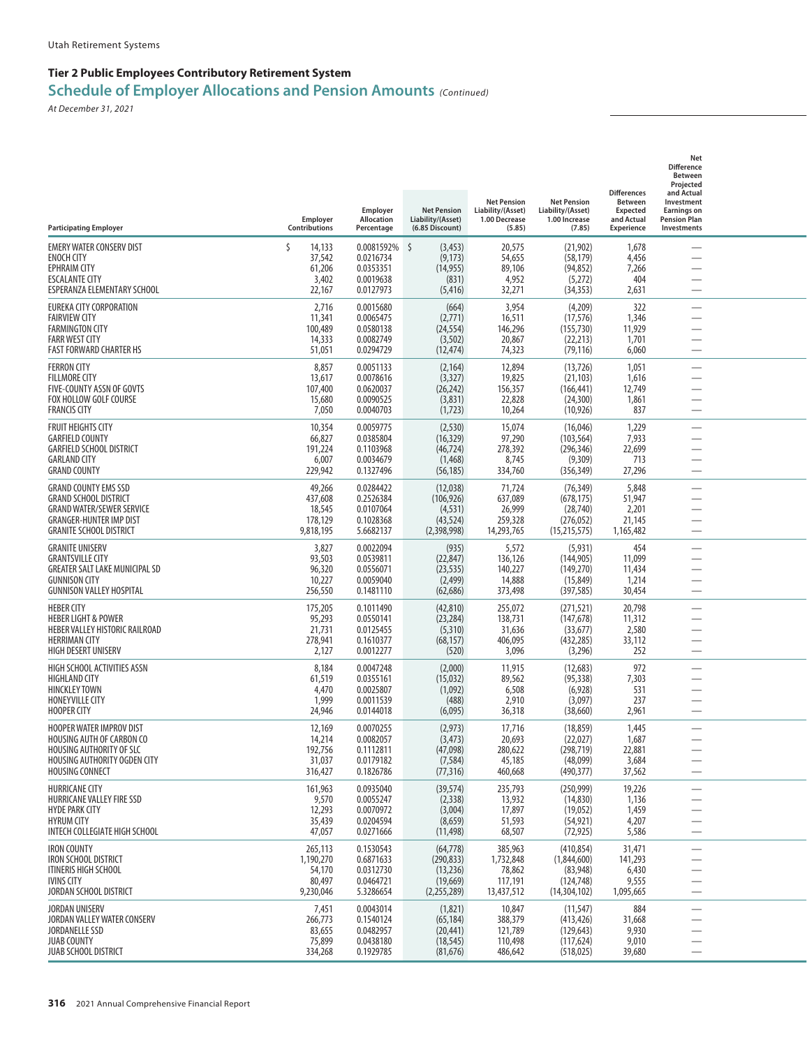Utah Retirement Systems

## Tier 2 Public Employees Contributory Retirement System

## Schedule of Employer Allocations and Pension Amounts *(Continued)*

*At December 31, 2021*

| Participating Employer | Employer Contributions | Employer Allocation Percentage | Net Pension Liability/(Asset) (6.85 Discount) | Net Pension Liability/(Asset) 1.00 Decrease (5.85) | Net Pension Liability/(Asset) 1.00 Increase (7.85) | Differences Between Expected and Actual Experience | Net Difference Between Projected and Actual Investment Earnings on Pension Plan Investments |
|---|---|---|---|---|---|---|---|
| EMERY WATER CONSERV DIST | $ 14,133 | 0.0081592% | $ (3,453) | 20,575 | (21,902) | 1,678 | — |
| ENOCH CITY | 37,542 | 0.0216734 | (9,173) | 54,655 | (58,179) | 4,456 | — |
| EPHRAIM CITY | 61,206 | 0.0353351 | (14,955) | 89,106 | (94,852) | 7,266 | — |
| ESCALANTE CITY | 3,402 | 0.0019638 | (831) | 4,952 | (5,272) | 404 | — |
| ESPERANZA ELEMENTARY SCHOOL | 22,167 | 0.0127973 | (5,416) | 32,271 | (34,353) | 2,631 | — |
| EUREKA CITY CORPORATION | 2,716 | 0.0015680 | (664) | 3,954 | (4,209) | 322 | — |
| FAIRVIEW CITY | 11,341 | 0.0065475 | (2,771) | 16,511 | (17,576) | 1,346 | — |
| FARMINGTON CITY | 100,489 | 0.0580138 | (24,554) | 146,296 | (155,730) | 11,929 | — |
| FARR WEST CITY | 14,333 | 0.0082749 | (3,502) | 20,867 | (22,213) | 1,701 | — |
| FAST FORWARD CHARTER HS | 51,051 | 0.0294729 | (12,474) | 74,323 | (79,116) | 6,060 | — |
| FERRON CITY | 8,857 | 0.0051133 | (2,164) | 12,894 | (13,726) | 1,051 | — |
| FILLMORE CITY | 13,617 | 0.0078616 | (3,327) | 19,825 | (21,103) | 1,616 | — |
| FIVE-COUNTY ASSN OF GOVTS | 107,400 | 0.0620037 | (26,242) | 156,357 | (166,441) | 12,749 | — |
| FOX HOLLOW GOLF COURSE | 15,680 | 0.0090525 | (3,831) | 22,828 | (24,300) | 1,861 | — |
| FRANCIS CITY | 7,050 | 0.0040703 | (1,723) | 10,264 | (10,926) | 837 | — |
| FRUIT HEIGHTS CITY | 10,354 | 0.0059775 | (2,530) | 15,074 | (16,046) | 1,229 | — |
| GARFIELD COUNTY | 66,827 | 0.0385804 | (16,329) | 97,290 | (103,564) | 7,933 | — |
| GARFIELD SCHOOL DISTRICT | 191,224 | 0.1103968 | (46,724) | 278,392 | (296,346) | 22,699 | — |
| GARLAND CITY | 6,007 | 0.0034679 | (1,468) | 8,745 | (9,309) | 713 | — |
| GRAND COUNTY | 229,942 | 0.1327496 | (56,185) | 334,760 | (356,349) | 27,296 | — |
| GRAND COUNTY EMS SSD | 49,266 | 0.0284422 | (12,038) | 71,724 | (76,349) | 5,848 | — |
| GRAND SCHOOL DISTRICT | 437,608 | 0.2526384 | (106,926) | 637,089 | (678,175) | 51,947 | — |
| GRAND WATER/SEWER SERVICE | 18,545 | 0.0107064 | (4,531) | 26,999 | (28,740) | 2,201 | — |
| GRANGER-HUNTER IMP DIST | 178,129 | 0.1028368 | (43,524) | 259,328 | (276,052) | 21,145 | — |
| GRANITE SCHOOL DISTRICT | 9,818,195 | 5.6682137 | (2,398,998) | 14,293,765 | (15,215,575) | 1,165,482 | — |
| GRANITE UNISERV | 3,827 | 0.0022094 | (935) | 5,572 | (5,931) | 454 | — |
| GRANTSVILLE CITY | 93,503 | 0.0539811 | (22,847) | 136,126 | (144,905) | 11,099 | — |
| GREATER SALT LAKE MUNICIPAL SD | 96,320 | 0.0556071 | (23,535) | 140,227 | (149,270) | 11,434 | — |
| GUNNISON CITY | 10,227 | 0.0059040 | (2,499) | 14,888 | (15,849) | 1,214 | — |
| GUNNISON VALLEY HOSPITAL | 256,550 | 0.1481110 | (62,686) | 373,498 | (397,585) | 30,454 | — |
| HEBER CITY | 175,205 | 0.1011490 | (42,810) | 255,072 | (271,521) | 20,798 | — |
| HEBER LIGHT & POWER | 95,293 | 0.0550141 | (23,284) | 138,731 | (147,678) | 11,312 | — |
| HEBER VALLEY HISTORIC RAILROAD | 21,731 | 0.0125455 | (5,310) | 31,636 | (33,677) | 2,580 | — |
| HERRIMAN CITY | 278,941 | 0.1610377 | (68,157) | 406,095 | (432,285) | 33,112 | — |
| HIGH DESERT UNISERV | 2,127 | 0.0012277 | (520) | 3,096 | (3,296) | 252 | — |
| HIGH SCHOOL ACTIVITIES ASSN | 8,184 | 0.0047248 | (2,000) | 11,915 | (12,683) | 972 | — |
| HIGHLAND CITY | 61,519 | 0.0355161 | (15,032) | 89,562 | (95,338) | 7,303 | — |
| HINCKLEY TOWN | 4,470 | 0.0025807 | (1,092) | 6,508 | (6,928) | 531 | — |
| HONEYVILLE CITY | 1,999 | 0.0011539 | (488) | 2,910 | (3,097) | 237 | — |
| HOOPER CITY | 24,946 | 0.0144018 | (6,095) | 36,318 | (38,660) | 2,961 | — |
| HOOPER WATER IMPROV DIST | 12,169 | 0.0070255 | (2,973) | 17,716 | (18,859) | 1,445 | — |
| HOUSING AUTH OF CARBON CO | 14,214 | 0.0082057 | (3,473) | 20,693 | (22,027) | 1,687 | — |
| HOUSING AUTHORITY OF SLC | 192,756 | 0.1112811 | (47,098) | 280,622 | (298,719) | 22,881 | — |
| HOUSING AUTHORITY OGDEN CITY | 31,037 | 0.0179182 | (7,584) | 45,185 | (48,099) | 3,684 | — |
| HOUSING CONNECT | 316,427 | 0.1826786 | (77,316) | 460,668 | (490,377) | 37,562 | — |
| HURRICANE CITY | 161,963 | 0.0935040 | (39,574) | 235,793 | (250,999) | 19,226 | — |
| HURRICANE VALLEY FIRE SSD | 9,570 | 0.0055247 | (2,338) | 13,932 | (14,830) | 1,136 | — |
| HYDE PARK CITY | 12,293 | 0.0070972 | (3,004) | 17,897 | (19,052) | 1,459 | — |
| HYRUM CITY | 35,439 | 0.0204594 | (8,659) | 51,593 | (54,921) | 4,207 | — |
| INTECH COLLEGIATE HIGH SCHOOL | 47,057 | 0.0271666 | (11,498) | 68,507 | (72,925) | 5,586 | — |
| IRON COUNTY | 265,113 | 0.1530543 | (64,778) | 385,963 | (410,854) | 31,471 | — |
| IRON SCHOOL DISTRICT | 1,190,270 | 0.6871633 | (290,833) | 1,732,848 | (1,844,600) | 141,293 | — |
| ITINERIS HIGH SCHOOL | 54,170 | 0.0312730 | (13,236) | 78,862 | (83,948) | 6,430 | — |
| IVINS CITY | 80,497 | 0.0464721 | (19,669) | 117,191 | (124,748) | 9,555 | — |
| JORDAN SCHOOL DISTRICT | 9,230,046 | 5.3286654 | (2,255,289) | 13,437,512 | (14,304,102) | 1,095,665 | — |
| JORDAN UNISERV | 7,451 | 0.0043014 | (1,821) | 10,847 | (11,547) | 884 | — |
| JORDAN VALLEY WATER CONSERV | 266,773 | 0.1540124 | (65,184) | 388,379 | (413,426) | 31,668 | — |
| JORDANELLE SSD | 83,655 | 0.0482957 | (20,441) | 121,789 | (129,643) | 9,930 | — |
| JUAB COUNTY | 75,899 | 0.0438180 | (18,545) | 110,498 | (117,624) | 9,010 | — |
| JUAB SCHOOL DISTRICT | 334,268 | 0.1929785 | (81,676) | 486,642 | (518,025) | 39,680 | — |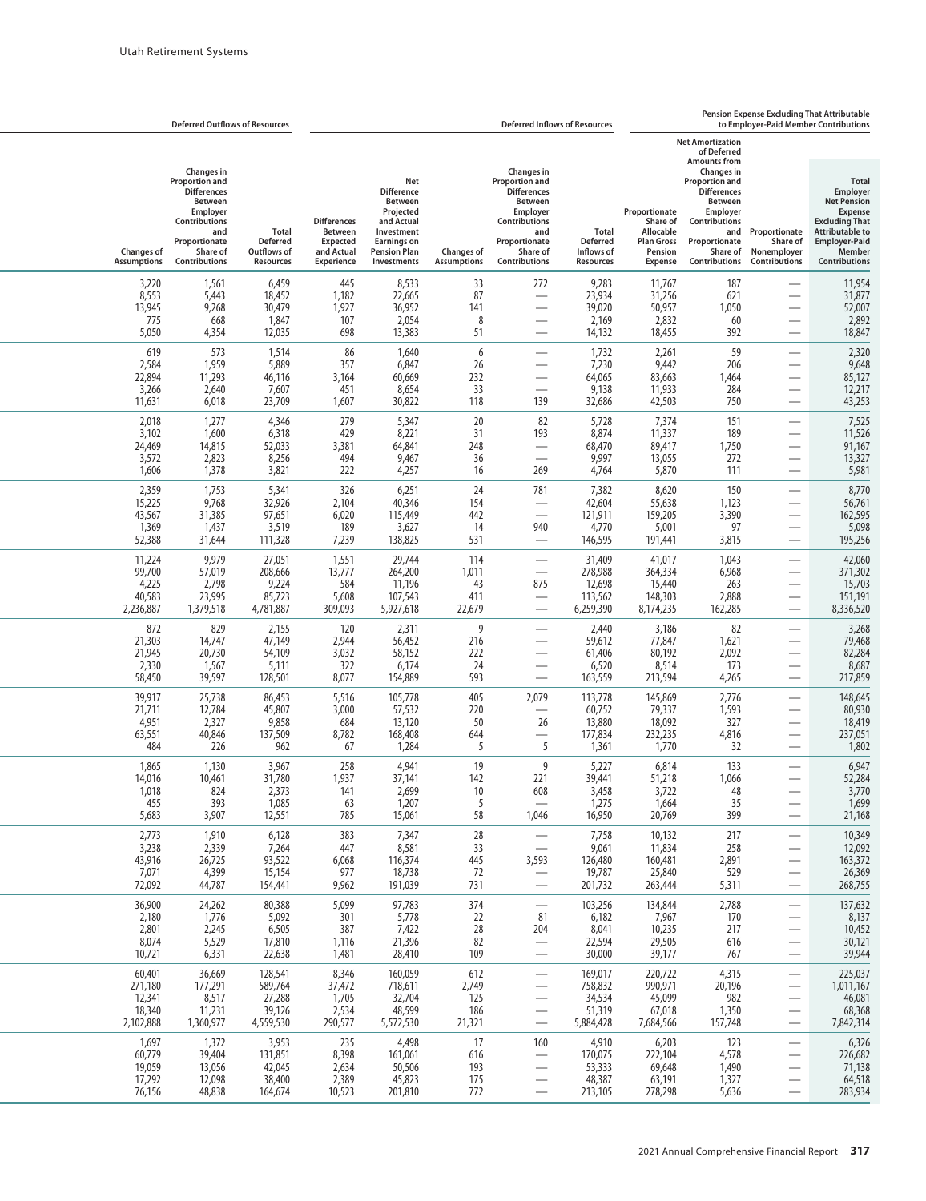| Deferred Outflows of Resources | | | Deferred Inflows of Resources | | | | | Pension Expense Excluding That Attributable to Employer-Paid Member Contributions | | | |
|---|---|---|---|---|---|---|---|---|---|---|---|
| Changes of Assumptions | Changes in Proportion and Differences Between Employer Contributions and Proportionate Share of Contributions | Total Deferred Outflows of Resources | Differences Between Expected and Actual Experience | Net Difference Between Projected and Actual Investment Earnings on Pension Plan Investments | Changes of Assumptions | Changes in Proportion and Differences Between Employer Contributions and Proportionate Share of Contributions | Total Deferred Inflows of Resources | Proportionate Share of Allocable Plan Gross Pension Expense | Net Amortization of Deferred Amounts from Changes in Proportion and Differences Between Employer Contributions and Proportionate Share of Contributions | Proportionate Share of Nonemployer Contributions | Total Employer Net Pension Expense Excluding That Attributable to Employer-Paid Member Contributions |
| 3,220 | 1,561 | 6,459 | 445 | 8,533 | 33 | 272 | 9,283 | 11,767 | 187 | — | 11,954 |
| 8,553 | 5,443 | 18,452 | 1,182 | 22,665 | 87 | — | 23,934 | 31,256 | 621 | — | 31,877 |
| 13,945 | 9,268 | 30,479 | 1,927 | 36,952 | 141 | — | 39,020 | 50,957 | 1,050 | — | 52,007 |
| 775 | 668 | 1,847 | 107 | 2,054 | 8 | — | 2,169 | 2,832 | 60 | — | 2,892 |
| 5,050 | 4,354 | 12,035 | 698 | 13,383 | 51 | — | 14,132 | 18,455 | 392 | — | 18,847 |
| 619 | 573 | 1,514 | 86 | 1,640 | 6 | — | 1,732 | 2,261 | 59 | — | 2,320 |
| 2,584 | 1,959 | 5,889 | 357 | 6,847 | 26 | — | 7,230 | 9,442 | 206 | — | 9,648 |
| 22,894 | 11,293 | 46,116 | 3,164 | 60,669 | 232 | — | 64,065 | 83,663 | 1,464 | — | 85,127 |
| 3,266 | 2,640 | 7,607 | 451 | 8,654 | 33 | — | 9,138 | 11,933 | 284 | — | 12,217 |
| 11,631 | 6,018 | 23,709 | 1,607 | 30,822 | 118 | 139 | 32,686 | 42,503 | 750 | — | 43,253 |
| 2,018 | 1,277 | 4,346 | 279 | 5,347 | 20 | 82 | 5,728 | 7,374 | 151 | — | 7,525 |
| 3,102 | 1,600 | 6,318 | 429 | 8,221 | 31 | 193 | 8,874 | 11,337 | 189 | — | 11,526 |
| 24,469 | 14,815 | 52,033 | 3,381 | 64,841 | 248 | — | 68,470 | 89,417 | 1,750 | — | 91,167 |
| 3,572 | 2,823 | 8,256 | 494 | 9,467 | 36 | — | 9,997 | 13,055 | 272 | — | 13,327 |
| 1,606 | 1,378 | 3,821 | 222 | 4,257 | 16 | 269 | 4,764 | 5,870 | 111 | — | 5,981 |
| 2,359 | 1,753 | 5,341 | 326 | 6,251 | 24 | 781 | 7,382 | 8,620 | 150 | — | 8,770 |
| 15,225 | 9,768 | 32,926 | 2,104 | 40,346 | 154 | — | 42,604 | 55,638 | 1,123 | — | 56,761 |
| 43,567 | 31,385 | 97,651 | 6,020 | 115,449 | 442 | — | 121,911 | 159,205 | 3,390 | — | 162,595 |
| 1,369 | 1,437 | 3,519 | 189 | 3,627 | 14 | 940 | 4,770 | 5,001 | 97 | — | 5,098 |
| 52,388 | 31,644 | 111,328 | 7,239 | 138,825 | 531 | — | 146,595 | 191,441 | 3,815 | — | 195,256 |
| 11,224 | 9,979 | 27,051 | 1,551 | 29,744 | 114 | — | 31,409 | 41,017 | 1,043 | — | 42,060 |
| 99,700 | 57,019 | 208,666 | 13,777 | 264,200 | 1,011 | — | 278,988 | 364,334 | 6,968 | — | 371,302 |
| 4,225 | 2,798 | 9,224 | 584 | 11,196 | 43 | 875 | 12,698 | 15,440 | 263 | — | 15,703 |
| 40,583 | 23,995 | 85,723 | 5,608 | 107,543 | 411 | — | 113,562 | 148,303 | 2,888 | — | 151,191 |
| 2,236,887 | 1,379,518 | 4,781,887 | 309,093 | 5,927,618 | 22,679 | — | 6,259,390 | 8,174,235 | 162,285 | — | 8,336,520 |
| 872 | 829 | 2,155 | 120 | 2,311 | 9 | — | 2,440 | 3,186 | 82 | — | 3,268 |
| 21,303 | 14,747 | 47,149 | 2,944 | 56,452 | 216 | — | 59,612 | 77,847 | 1,621 | — | 79,468 |
| 21,945 | 20,730 | 54,109 | 3,032 | 58,152 | 222 | — | 61,406 | 80,192 | 2,092 | — | 82,284 |
| 2,330 | 1,567 | 5,111 | 322 | 6,174 | 24 | — | 6,520 | 8,514 | 173 | — | 8,687 |
| 58,450 | 39,597 | 128,501 | 8,077 | 154,889 | 593 | — | 163,559 | 213,594 | 4,265 | — | 217,859 |
| 39,917 | 25,738 | 86,453 | 5,516 | 105,778 | 405 | 2,079 | 113,778 | 145,869 | 2,776 | — | 148,645 |
| 21,711 | 12,784 | 45,807 | 3,000 | 57,532 | 220 | — | 60,752 | 79,337 | 1,593 | — | 80,930 |
| 4,951 | 2,327 | 9,858 | 684 | 13,120 | 50 | 26 | 13,880 | 18,092 | 327 | — | 18,419 |
| 63,551 | 40,846 | 137,509 | 8,782 | 168,408 | 644 | — | 177,834 | 232,235 | 4,816 | — | 237,051 |
| 484 | 226 | 962 | 67 | 1,284 | 5 | 5 | 1,361 | 1,770 | 32 | — | 1,802 |
| 1,865 | 1,130 | 3,967 | 258 | 4,941 | 19 | 9 | 5,227 | 6,814 | 133 | — | 6,947 |
| 14,016 | 10,461 | 31,780 | 1,937 | 37,141 | 142 | 221 | 39,441 | 51,218 | 1,066 | — | 52,284 |
| 1,018 | 824 | 2,373 | 141 | 2,699 | 10 | 608 | 3,458 | 3,722 | 48 | — | 3,770 |
| 455 | 393 | 1,085 | 63 | 1,207 | 5 | — | 1,275 | 1,664 | 35 | — | 1,699 |
| 5,683 | 3,907 | 12,551 | 785 | 15,061 | 58 | 1,046 | 16,950 | 20,769 | 399 | — | 21,168 |
| 2,773 | 1,910 | 6,128 | 383 | 7,347 | 28 | — | 7,758 | 10,132 | 217 | — | 10,349 |
| 3,238 | 2,339 | 7,264 | 447 | 8,581 | 33 | — | 9,061 | 11,834 | 258 | — | 12,092 |
| 43,916 | 26,725 | 93,522 | 6,068 | 116,374 | 445 | 3,593 | 126,480 | 160,481 | 2,891 | — | 163,372 |
| 7,071 | 4,399 | 15,154 | 977 | 18,738 | 72 | — | 19,787 | 25,840 | 529 | — | 26,369 |
| 72,092 | 44,787 | 154,441 | 9,962 | 191,039 | 731 | — | 201,732 | 263,444 | 5,311 | — | 268,755 |
| 36,900 | 24,262 | 80,388 | 5,099 | 97,783 | 374 | — | 103,256 | 134,844 | 2,788 | — | 137,632 |
| 2,180 | 1,776 | 5,092 | 301 | 5,778 | 22 | 81 | 6,182 | 7,967 | 170 | — | 8,137 |
| 2,801 | 2,245 | 6,505 | 387 | 7,422 | 28 | 204 | 8,041 | 10,235 | 217 | — | 10,452 |
| 8,074 | 5,529 | 17,810 | 1,116 | 21,396 | 82 | — | 22,594 | 29,505 | 616 | — | 30,121 |
| 10,721 | 6,331 | 22,638 | 1,481 | 28,410 | 109 | — | 30,000 | 39,177 | 767 | — | 39,944 |
| 60,401 | 36,669 | 128,541 | 8,346 | 160,059 | 612 | — | 169,017 | 220,722 | 4,315 | — | 225,037 |
| 271,180 | 177,291 | 589,764 | 37,472 | 718,611 | 2,749 | — | 758,832 | 990,971 | 20,196 | — | 1,011,167 |
| 12,341 | 8,517 | 27,288 | 1,705 | 32,704 | 125 | — | 34,534 | 45,099 | 982 | — | 46,081 |
| 18,340 | 11,231 | 39,126 | 2,534 | 48,599 | 186 | — | 51,319 | 67,018 | 1,350 | — | 68,368 |
| 2,102,888 | 1,360,977 | 4,559,530 | 290,577 | 5,572,530 | 21,321 | — | 5,884,428 | 7,684,566 | 157,748 | — | 7,842,314 |
| 1,697 | 1,372 | 3,953 | 235 | 4,498 | 17 | 160 | 4,910 | 6,203 | 123 | — | 6,326 |
| 60,779 | 39,404 | 131,851 | 8,398 | 161,061 | 616 | — | 170,075 | 222,104 | 4,578 | — | 226,682 |
| 19,059 | 13,056 | 42,045 | 2,634 | 50,506 | 193 | — | 53,333 | 69,648 | 1,490 | — | 71,138 |
| 17,292 | 12,098 | 38,400 | 2,389 | 45,823 | 175 | — | 48,387 | 63,191 | 1,327 | — | 64,518 |
| 76,156 | 48,838 | 164,674 | 10,523 | 201,810 | 772 | — | 213,105 | 278,298 | 5,636 | — | 283,934 |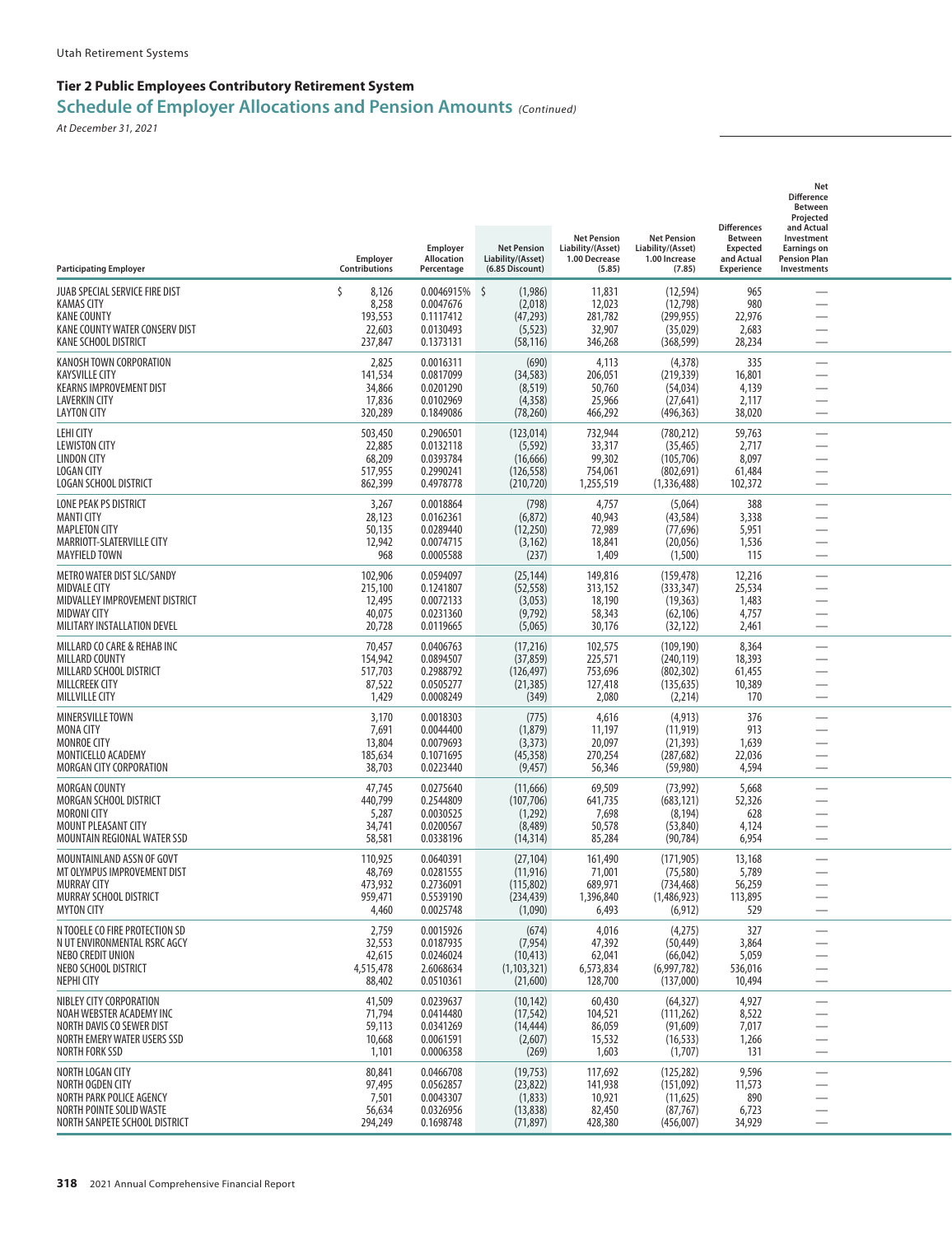Utah Retirement Systems

## Tier 2 Public Employees Contributory Retirement System

## Schedule of Employer Allocations and Pension Amounts *(Continued)*

*At December 31, 2021*

| Participating Employer | Employer Contributions | Employer Allocation Percentage | Net Pension Liability/(Asset) (6.85 Discount) | Net Pension Liability/(Asset) 1.00 Decrease (5.85) | Net Pension Liability/(Asset) 1.00 Increase (7.85) | Differences Between Expected and Actual Experience | Net Difference Between Projected and Actual Investment Earnings on Pension Plan Investments |
|---|---|---|---|---|---|---|---|
| JUAB SPECIAL SERVICE FIRE DIST | $ 8,126 | 0.0046915% | $ (1,986) | 11,831 | (12,594) | 965 | — |
| KAMAS CITY | 8,258 | 0.0047676 | (2,018) | 12,023 | (12,798) | 980 | — |
| KANE COUNTY | 193,553 | 0.1117412 | (47,293) | 281,782 | (299,955) | 22,976 | — |
| KANE COUNTY WATER CONSERV DIST | 22,603 | 0.0130493 | (5,523) | 32,907 | (35,029) | 2,683 | — |
| KANE SCHOOL DISTRICT | 237,847 | 0.1373131 | (58,116) | 346,268 | (368,599) | 28,234 | — |
| KANOSH TOWN CORPORATION | 2,825 | 0.0016311 | (690) | 4,113 | (4,378) | 335 | — |
| KAYSVILLE CITY | 141,534 | 0.0817099 | (34,583) | 206,051 | (219,339) | 16,801 | — |
| KEARNS IMPROVEMENT DIST | 34,866 | 0.0201290 | (8,519) | 50,760 | (54,034) | 4,139 | — |
| LAVERKIN CITY | 17,836 | 0.0102969 | (4,358) | 25,966 | (27,641) | 2,117 | — |
| LAYTON CITY | 320,289 | 0.1849086 | (78,260) | 466,292 | (496,363) | 38,020 | — |
| LEHI CITY | 503,450 | 0.2906501 | (123,014) | 732,944 | (780,212) | 59,763 | — |
| LEWISTON CITY | 22,885 | 0.0132118 | (5,592) | 33,317 | (35,465) | 2,717 | — |
| LINDON CITY | 68,209 | 0.0393784 | (16,666) | 99,302 | (105,706) | 8,097 | — |
| LOGAN CITY | 517,955 | 0.2990241 | (126,558) | 754,061 | (802,691) | 61,484 | — |
| LOGAN SCHOOL DISTRICT | 862,399 | 0.4978778 | (210,720) | 1,255,519 | (1,336,488) | 102,372 | — |
| LONE PEAK PS DISTRICT | 3,267 | 0.0018864 | (798) | 4,757 | (5,064) | 388 | — |
| MANTI CITY | 28,123 | 0.0162361 | (6,872) | 40,943 | (43,584) | 3,338 | — |
| MAPLETON CITY | 50,135 | 0.0289440 | (12,250) | 72,989 | (77,696) | 5,951 | — |
| MARRIOTT-SLATERVILLE CITY | 12,942 | 0.0074715 | (3,162) | 18,841 | (20,056) | 1,536 | — |
| MAYFIELD TOWN | 968 | 0.0005588 | (237) | 1,409 | (1,500) | 115 | — |
| METRO WATER DIST SLC/SANDY | 102,906 | 0.0594097 | (25,144) | 149,816 | (159,478) | 12,216 | — |
| MIDVALE CITY | 215,100 | 0.1241807 | (52,558) | 313,152 | (333,347) | 25,534 | — |
| MIDVALLEY IMPROVEMENT DISTRICT | 12,495 | 0.0072133 | (3,053) | 18,190 | (19,363) | 1,483 | — |
| MIDWAY CITY | 40,075 | 0.0231360 | (9,792) | 58,343 | (62,106) | 4,757 | — |
| MILITARY INSTALLATION DEVEL | 20,728 | 0.0119665 | (5,065) | 30,176 | (32,122) | 2,461 | — |
| MILLARD CO CARE & REHAB INC | 70,457 | 0.0406763 | (17,216) | 102,575 | (109,190) | 8,364 | — |
| MILLARD COUNTY | 154,942 | 0.0894507 | (37,859) | 225,571 | (240,119) | 18,393 | — |
| MILLARD SCHOOL DISTRICT | 517,703 | 0.2988792 | (126,497) | 753,696 | (802,302) | 61,455 | — |
| MILLCREEK CITY | 87,522 | 0.0505277 | (21,385) | 127,418 | (135,635) | 10,389 | — |
| MILLVILLE CITY | 1,429 | 0.0008249 | (349) | 2,080 | (2,214) | 170 | — |
| MINERSVILLE TOWN | 3,170 | 0.0018303 | (775) | 4,616 | (4,913) | 376 | — |
| MONA CITY | 7,691 | 0.0044400 | (1,879) | 11,197 | (11,919) | 913 | — |
| MONROE CITY | 13,804 | 0.0079693 | (3,373) | 20,097 | (21,393) | 1,639 | — |
| MONTICELLO ACADEMY | 185,634 | 0.1071695 | (45,358) | 270,254 | (287,682) | 22,036 | — |
| MORGAN CITY CORPORATION | 38,703 | 0.0223440 | (9,457) | 56,346 | (59,980) | 4,594 | — |
| MORGAN COUNTY | 47,745 | 0.0275640 | (11,666) | 69,509 | (73,992) | 5,668 | — |
| MORGAN SCHOOL DISTRICT | 440,799 | 0.2544809 | (107,706) | 641,735 | (683,121) | 52,326 | — |
| MORONI CITY | 5,287 | 0.0030525 | (1,292) | 7,698 | (8,194) | 628 | — |
| MOUNT PLEASANT CITY | 34,741 | 0.0200567 | (8,489) | 50,578 | (53,840) | 4,124 | — |
| MOUNTAIN REGIONAL WATER SSD | 58,581 | 0.0338196 | (14,314) | 85,284 | (90,784) | 6,954 | — |
| MOUNTAINLAND ASSN OF GOVT | 110,925 | 0.0640391 | (27,104) | 161,490 | (171,905) | 13,168 | — |
| MT OLYMPUS IMPROVEMENT DIST | 48,769 | 0.0281555 | (11,916) | 71,001 | (75,580) | 5,789 | — |
| MURRAY CITY | 473,932 | 0.2736091 | (115,802) | 689,971 | (734,468) | 56,259 | — |
| MURRAY SCHOOL DISTRICT | 959,471 | 0.5539190 | (234,439) | 1,396,840 | (1,486,923) | 113,895 | — |
| MYTON CITY | 4,460 | 0.0025748 | (1,090) | 6,493 | (6,912) | 529 | — |
| N TOOELE CO FIRE PROTECTION SD | 2,759 | 0.0015926 | (674) | 4,016 | (4,275) | 327 | — |
| N UT ENVIRONMENTAL RSRC AGCY | 32,553 | 0.0187935 | (7,954) | 47,392 | (50,449) | 3,864 | — |
| NEBO CREDIT UNION | 42,615 | 0.0246024 | (10,413) | 62,041 | (66,042) | 5,059 | — |
| NEBO SCHOOL DISTRICT | 4,515,478 | 2.6068634 | (1,103,321) | 6,573,834 | (6,997,782) | 536,016 | — |
| NEPHI CITY | 88,402 | 0.0510361 | (21,600) | 128,700 | (137,000) | 10,494 | — |
| NIBLEY CITY CORPORATION | 41,509 | 0.0239637 | (10,142) | 60,430 | (64,327) | 4,927 | — |
| NOAH WEBSTER ACADEMY INC | 71,794 | 0.0414480 | (17,542) | 104,521 | (111,262) | 8,522 | — |
| NORTH DAVIS CO SEWER DIST | 59,113 | 0.0341269 | (14,444) | 86,059 | (91,609) | 7,017 | — |
| NORTH EMERY WATER USERS SSD | 10,668 | 0.0061591 | (2,607) | 15,532 | (16,533) | 1,266 | — |
| NORTH FORK SSD | 1,101 | 0.0006358 | (269) | 1,603 | (1,707) | 131 | — |
| NORTH LOGAN CITY | 80,841 | 0.0466708 | (19,753) | 117,692 | (125,282) | 9,596 | — |
| NORTH OGDEN CITY | 97,495 | 0.0562857 | (23,822) | 141,938 | (151,092) | 11,573 | — |
| NORTH PARK POLICE AGENCY | 7,501 | 0.0043307 | (1,833) | 10,921 | (11,625) | 890 | — |
| NORTH POINTE SOLID WASTE | 56,634 | 0.0326956 | (13,838) | 82,450 | (87,767) | 6,723 | — |
| NORTH SANPETE SCHOOL DISTRICT | 294,249 | 0.1698748 | (71,897) | 428,380 | (456,007) | 34,929 | — |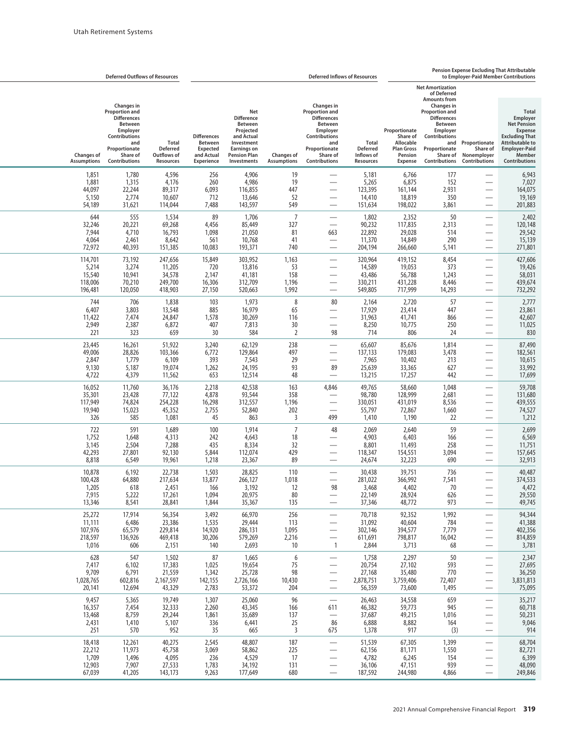| Deferred Outflows of Resources | | | Deferred Inflows of Resources | | | | | Pension Expense Excluding That Attributable to Employer-Paid Member Contributions | | | |
|---|---|---|---|---|---|---|---|---|---|---|---|
| Changes of Assumptions | Changes in Proportion and Differences Between Employer Contributions and Proportionate Share of Contributions | Total Deferred Outflows of Resources | Differences Between Expected and Actual Experience | Net Difference Between Projected and Actual Investment Earnings on Pension Plan Investments | Changes of Assumptions | Changes in Proportion and Differences Between Employer Contributions and Proportionate Share of Contributions | Total Deferred Inflows of Resources | Proportionate Share of Allocable Plan Gross Pension Expense | Net Amortization of Deferred Amounts from Changes in Proportion and Differences Between Employer Contributions and Proportionate Share of Contributions | Proportionate Share of Nonemployer Contributions | Total Employer Net Pension Expense Excluding That Attributable to Employer-Paid Member Contributions |
| 1,851 | 1,780 | 4,596 | 256 | 4,906 | 19 | — | 5,181 | 6,766 | 177 | — | 6,943 |
| 1,881 | 1,315 | 4,176 | 260 | 4,986 | 19 | — | 5,265 | 6,875 | 152 | — | 7,027 |
| 44,097 | 22,244 | 89,317 | 6,093 | 116,855 | 447 | — | 123,395 | 161,144 | 2,931 | — | 164,075 |
| 5,150 | 2,774 | 10,607 | 712 | 13,646 | 52 | — | 14,410 | 18,819 | 350 | — | 19,169 |
| 54,189 | 31,621 | 114,044 | 7,488 | 143,597 | 549 | — | 151,634 | 198,022 | 3,861 | — | 201,883 |
| 644 | 555 | 1,534 | 89 | 1,706 | 7 | — | 1,802 | 2,352 | 50 | — | 2,402 |
| 32,246 | 20,221 | 69,268 | 4,456 | 85,449 | 327 | — | 90,232 | 117,835 | 2,313 | — | 120,148 |
| 7,944 | 4,710 | 16,793 | 1,098 | 21,050 | 81 | 663 | 22,892 | 29,028 | 514 | — | 29,542 |
| 4,064 | 2,461 | 8,642 | 561 | 10,768 | 41 | — | 11,370 | 14,849 | 290 | — | 15,139 |
| 72,972 | 40,393 | 151,385 | 10,083 | 193,371 | 740 | — | 204,194 | 266,660 | 5,141 | — | 271,801 |
| 114,701 | 73,192 | 247,656 | 15,849 | 303,952 | 1,163 | — | 320,964 | 419,152 | 8,454 | — | 427,606 |
| 5,214 | 3,274 | 11,205 | 720 | 13,816 | 53 | — | 14,589 | 19,053 | 373 | — | 19,426 |
| 15,540 | 10,941 | 34,578 | 2,147 | 41,181 | 158 | — | 43,486 | 56,788 | 1,243 | — | 58,031 |
| 118,006 | 70,210 | 249,700 | 16,306 | 312,709 | 1,196 | — | 330,211 | 431,228 | 8,446 | — | 439,674 |
| 196,481 | 120,050 | 418,903 | 27,150 | 520,663 | 1,992 | — | 549,805 | 717,999 | 14,293 | — | 732,292 |
| 744 | 706 | 1,838 | 103 | 1,973 | 8 | 80 | 2,164 | 2,720 | 57 | — | 2,777 |
| 6,407 | 3,803 | 13,548 | 885 | 16,979 | 65 | — | 17,929 | 23,414 | 447 | — | 23,861 |
| 11,422 | 7,474 | 24,847 | 1,578 | 30,269 | 116 | — | 31,963 | 41,741 | 866 | — | 42,607 |
| 2,949 | 2,387 | 6,872 | 407 | 7,813 | 30 | — | 8,250 | 10,775 | 250 | — | 11,025 |
| 221 | 323 | 659 | 30 | 584 | 2 | 98 | 714 | 806 | 24 | — | 830 |
| 23,445 | 16,261 | 51,922 | 3,240 | 62,129 | 238 | — | 65,607 | 85,676 | 1,814 | — | 87,490 |
| 49,006 | 28,826 | 103,366 | 6,772 | 129,864 | 497 | — | 137,133 | 179,083 | 3,478 | — | 182,561 |
| 2,847 | 1,779 | 6,109 | 393 | 7,543 | 29 | — | 7,965 | 10,402 | 213 | — | 10,615 |
| 9,130 | 5,187 | 19,074 | 1,262 | 24,195 | 93 | 89 | 25,639 | 33,365 | 627 | — | 33,992 |
| 4,722 | 4,379 | 11,562 | 653 | 12,514 | 48 | — | 13,215 | 17,257 | 442 | — | 17,699 |
| 16,052 | 11,760 | 36,176 | 2,218 | 42,538 | 163 | 4,846 | 49,765 | 58,660 | 1,048 | — | 59,708 |
| 35,301 | 23,428 | 77,122 | 4,878 | 93,544 | 358 | — | 98,780 | 128,999 | 2,681 | — | 131,680 |
| 117,949 | 74,824 | 254,228 | 16,298 | 312,557 | 1,196 | — | 330,051 | 431,019 | 8,536 | — | 439,555 |
| 19,940 | 15,023 | 45,352 | 2,755 | 52,840 | 202 | — | 55,797 | 72,867 | 1,660 | — | 74,527 |
| 326 | 585 | 1,081 | 45 | 863 | 3 | 499 | 1,410 | 1,190 | 22 | — | 1,212 |
| 722 | 591 | 1,689 | 100 | 1,914 | 7 | 48 | 2,069 | 2,640 | 59 | — | 2,699 |
| 1,752 | 1,648 | 4,313 | 242 | 4,643 | 18 | — | 4,903 | 6,403 | 166 | — | 6,569 |
| 3,145 | 2,504 | 7,288 | 435 | 8,334 | 32 | — | 8,801 | 11,493 | 258 | — | 11,751 |
| 42,293 | 27,801 | 92,130 | 5,844 | 112,074 | 429 | — | 118,347 | 154,551 | 3,094 | — | 157,645 |
| 8,818 | 6,549 | 19,961 | 1,218 | 23,367 | 89 | — | 24,674 | 32,223 | 690 | — | 32,913 |
| 10,878 | 6,192 | 22,738 | 1,503 | 28,825 | 110 | — | 30,438 | 39,751 | 736 | — | 40,487 |
| 100,428 | 64,880 | 217,634 | 13,877 | 266,127 | 1,018 | — | 281,022 | 366,992 | 7,541 | — | 374,533 |
| 1,205 | 618 | 2,451 | 166 | 3,192 | 12 | 98 | 3,468 | 4,402 | 70 | — | 4,472 |
| 7,915 | 5,222 | 17,261 | 1,094 | 20,975 | 80 | — | 22,149 | 28,924 | 626 | — | 29,550 |
| 13,346 | 8,541 | 28,841 | 1,844 | 35,367 | 135 | — | 37,346 | 48,772 | 973 | — | 49,745 |
| 25,272 | 17,914 | 56,354 | 3,492 | 66,970 | 256 | — | 70,718 | 92,352 | 1,992 | — | 94,344 |
| 11,111 | 6,486 | 23,386 | 1,535 | 29,444 | 113 | — | 31,092 | 40,604 | 784 | — | 41,388 |
| 107,976 | 65,579 | 229,814 | 14,920 | 286,131 | 1,095 | — | 302,146 | 394,577 | 7,779 | — | 402,356 |
| 218,597 | 136,926 | 469,418 | 30,206 | 579,269 | 2,216 | — | 611,691 | 798,817 | 16,042 | — | 814,859 |
| 1,016 | 606 | 2,151 | 140 | 2,693 | 10 | 1 | 2,844 | 3,713 | 68 | — | 3,781 |
| 628 | 547 | 1,502 | 87 | 1,665 | 6 | — | 1,758 | 2,297 | 50 | — | 2,347 |
| 7,417 | 6,102 | 17,383 | 1,025 | 19,654 | 75 | — | 20,754 | 27,102 | 593 | — | 27,695 |
| 9,709 | 6,791 | 21,559 | 1,342 | 25,728 | 98 | — | 27,168 | 35,480 | 770 | — | 36,250 |
| 1,028,765 | 602,816 | 2,167,597 | 142,155 | 2,726,166 | 10,430 | — | 2,878,751 | 3,759,406 | 72,407 | — | 3,831,813 |
| 20,141 | 12,694 | 43,329 | 2,783 | 53,372 | 204 | — | 56,359 | 73,600 | 1,495 | — | 75,095 |
| 9,457 | 5,365 | 19,749 | 1,307 | 25,060 | 96 | — | 26,463 | 34,558 | 659 | — | 35,217 |
| 16,357 | 7,454 | 32,333 | 2,260 | 43,345 | 166 | 611 | 46,382 | 59,773 | 945 | — | 60,718 |
| 13,468 | 8,759 | 29,244 | 1,861 | 35,689 | 137 | — | 37,687 | 49,215 | 1,016 | — | 50,231 |
| 2,431 | 1,410 | 5,107 | 336 | 6,441 | 25 | 86 | 6,888 | 8,882 | 164 | — | 9,046 |
| 251 | 570 | 952 | 35 | 665 | 3 | 675 | 1,378 | 917 | (3) | — | 914 |
| 18,418 | 12,261 | 40,275 | 2,545 | 48,807 | 187 | — | 51,539 | 67,305 | 1,399 | — | 68,704 |
| 22,212 | 11,973 | 45,758 | 3,069 | 58,862 | 225 | — | 62,156 | 81,171 | 1,550 | — | 82,721 |
| 1,709 | 1,496 | 4,095 | 236 | 4,529 | 17 | — | 4,782 | 6,245 | 154 | — | 6,399 |
| 12,903 | 7,907 | 27,533 | 1,783 | 34,192 | 131 | — | 36,106 | 47,151 | 939 | — | 48,090 |
| 67,039 | 41,205 | 143,173 | 9,263 | 177,649 | 680 | — | 187,592 | 244,980 | 4,866 | — | 249,846 |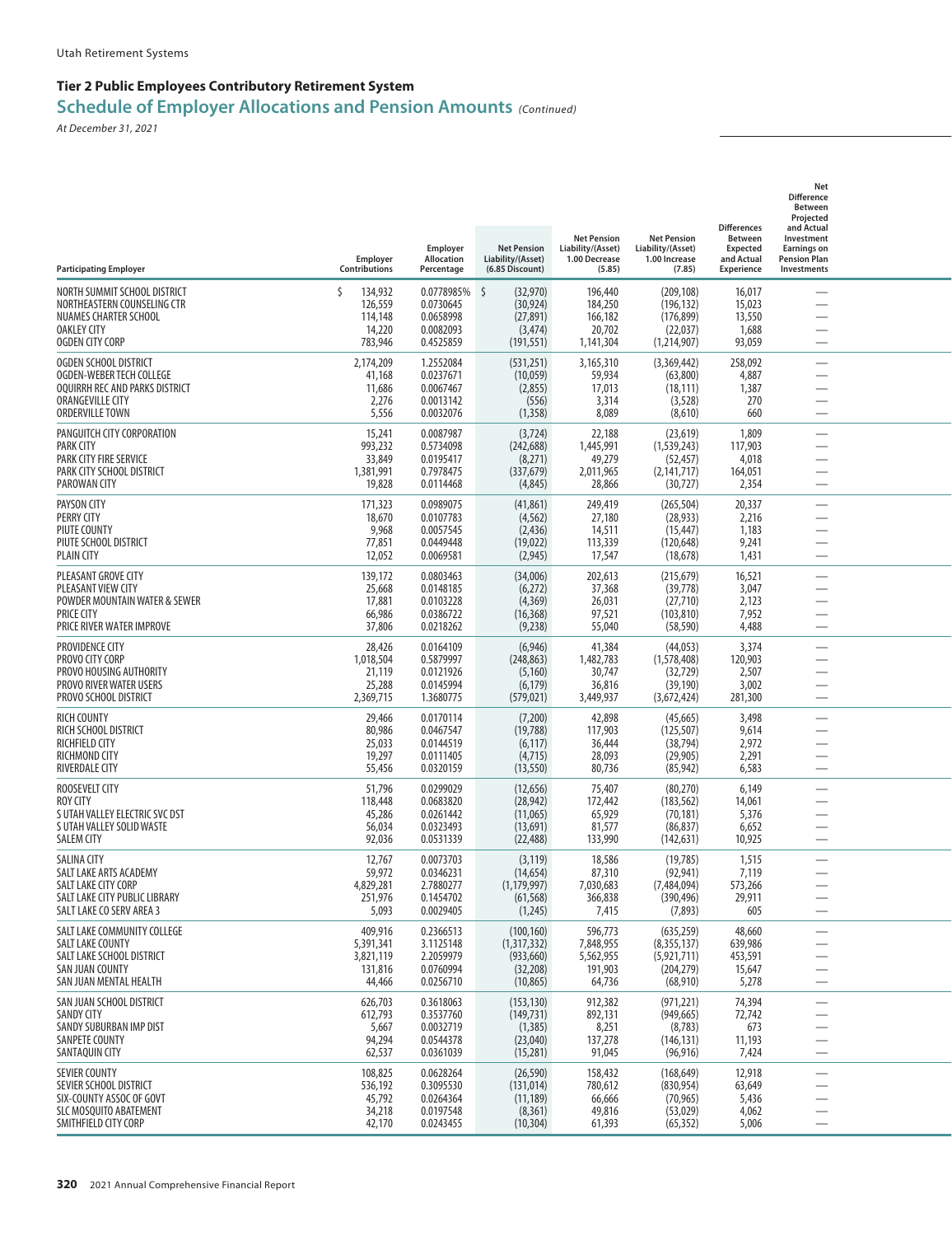Utah Retirement Systems

### Tier 2 Public Employees Contributory Retirement System

## Schedule of Employer Allocations and Pension Amounts *(Continued)*

*At December 31, 2021*

| Participating Employer | Employer Contributions | Employer Allocation Percentage | Net Pension Liability/(Asset) (6.85 Discount) | Net Pension Liability/(Asset) 1.00 Decrease (5.85) | Net Pension Liability/(Asset) 1.00 Increase (7.85) | Differences Between Expected and Actual Experience | Net Difference Between Projected and Actual Investment Earnings on Pension Plan Investments |
|---|---|---|---|---|---|---|---|
| NORTH SUMMIT SCHOOL DISTRICT | $ 134,932 | 0.0778985% | $ (32,970) | 196,440 | (209,108) | 16,017 | — |
| NORTHEASTERN COUNSELING CTR | 126,559 | 0.0730645 | (30,924) | 184,250 | (196,132) | 15,023 | — |
| NUAMES CHARTER SCHOOL | 114,148 | 0.0658998 | (27,891) | 166,182 | (176,899) | 13,550 | — |
| OAKLEY CITY | 14,220 | 0.0082093 | (3,474) | 20,702 | (22,037) | 1,688 | — |
| OGDEN CITY CORP | 783,946 | 0.4525859 | (191,551) | 1,141,304 | (1,214,907) | 93,059 | — |
| OGDEN SCHOOL DISTRICT | 2,174,209 | 1.2552084 | (531,251) | 3,165,310 | (3,369,442) | 258,092 | — |
| OGDEN-WEBER TECH COLLEGE | 41,168 | 0.0237671 | (10,059) | 59,934 | (63,800) | 4,887 | — |
| OQUIRRH REC AND PARKS DISTRICT | 11,686 | 0.0067467 | (2,855) | 17,013 | (18,111) | 1,387 | — |
| ORANGEVILLE CITY | 2,276 | 0.0013142 | (556) | 3,314 | (3,528) | 270 | — |
| ORDERVILLE TOWN | 5,556 | 0.0032076 | (1,358) | 8,089 | (8,610) | 660 | — |
| PANGUITCH CITY CORPORATION | 15,241 | 0.0087987 | (3,724) | 22,188 | (23,619) | 1,809 | — |
| PARK CITY | 993,232 | 0.5734098 | (242,688) | 1,445,991 | (1,539,243) | 117,903 | — |
| PARK CITY FIRE SERVICE | 33,849 | 0.0195417 | (8,271) | 49,279 | (52,457) | 4,018 | — |
| PARK CITY SCHOOL DISTRICT | 1,381,991 | 0.7978475 | (337,679) | 2,011,965 | (2,141,717) | 164,051 | — |
| PAROWAN CITY | 19,828 | 0.0114468 | (4,845) | 28,866 | (30,727) | 2,354 | — |
| PAYSON CITY | 171,323 | 0.0989075 | (41,861) | 249,419 | (265,504) | 20,337 | — |
| PERRY CITY | 18,670 | 0.0107783 | (4,562) | 27,180 | (28,933) | 2,216 | — |
| PIUTE COUNTY | 9,968 | 0.0057545 | (2,436) | 14,511 | (15,447) | 1,183 | — |
| PIUTE SCHOOL DISTRICT | 77,851 | 0.0449448 | (19,022) | 113,339 | (120,648) | 9,241 | — |
| PLAIN CITY | 12,052 | 0.0069581 | (2,945) | 17,547 | (18,678) | 1,431 | — |
| PLEASANT GROVE CITY | 139,172 | 0.0803463 | (34,006) | 202,613 | (215,679) | 16,521 | — |
| PLEASANT VIEW CITY | 25,668 | 0.0148185 | (6,272) | 37,368 | (39,778) | 3,047 | — |
| POWDER MOUNTAIN WATER & SEWER | 17,881 | 0.0103228 | (4,369) | 26,031 | (27,710) | 2,123 | — |
| PRICE CITY | 66,986 | 0.0386722 | (16,368) | 97,521 | (103,810) | 7,952 | — |
| PRICE RIVER WATER IMPROVE | 37,806 | 0.0218262 | (9,238) | 55,040 | (58,590) | 4,488 | — |
| PROVIDENCE CITY | 28,426 | 0.0164109 | (6,946) | 41,384 | (44,053) | 3,374 | — |
| PROVO CITY CORP | 1,018,504 | 0.5879997 | (248,863) | 1,482,783 | (1,578,408) | 120,903 | — |
| PROVO HOUSING AUTHORITY | 21,119 | 0.0121926 | (5,160) | 30,747 | (32,729) | 2,507 | — |
| PROVO RIVER WATER USERS | 25,288 | 0.0145994 | (6,179) | 36,816 | (39,190) | 3,002 | — |
| PROVO SCHOOL DISTRICT | 2,369,715 | 1.3680775 | (579,021) | 3,449,937 | (3,672,424) | 281,300 | — |
| RICH COUNTY | 29,466 | 0.0170114 | (7,200) | 42,898 | (45,665) | 3,498 | — |
| RICH SCHOOL DISTRICT | 80,986 | 0.0467547 | (19,788) | 117,903 | (125,507) | 9,614 | — |
| RICHFIELD CITY | 25,033 | 0.0144519 | (6,117) | 36,444 | (38,794) | 2,972 | — |
| RICHMOND CITY | 19,297 | 0.0111405 | (4,715) | 28,093 | (29,905) | 2,291 | — |
| RIVERDALE CITY | 55,456 | 0.0320159 | (13,550) | 80,736 | (85,942) | 6,583 | — |
| ROOSEVELT CITY | 51,796 | 0.0299029 | (12,656) | 75,407 | (80,270) | 6,149 | — |
| ROY CITY | 118,448 | 0.0683820 | (28,942) | 172,442 | (183,562) | 14,061 | — |
| S UTAH VALLEY ELECTRIC SVC DST | 45,286 | 0.0261442 | (11,065) | 65,929 | (70,181) | 5,376 | — |
| S UTAH VALLEY SOLID WASTE | 56,034 | 0.0323493 | (13,691) | 81,577 | (86,837) | 6,652 | — |
| SALEM CITY | 92,036 | 0.0531339 | (22,488) | 133,990 | (142,631) | 10,925 | — |
| SALINA CITY | 12,767 | 0.0073703 | (3,119) | 18,586 | (19,785) | 1,515 | — |
| SALT LAKE ARTS ACADEMY | 59,972 | 0.0346231 | (14,654) | 87,310 | (92,941) | 7,119 | — |
| SALT LAKE CITY CORP | 4,829,281 | 2.7880277 | (1,179,997) | 7,030,683 | (7,484,094) | 573,266 | — |
| SALT LAKE CITY PUBLIC LIBRARY | 251,976 | 0.1454702 | (61,568) | 366,838 | (390,496) | 29,911 | — |
| SALT LAKE CO SERV AREA 3 | 5,093 | 0.0029405 | (1,245) | 7,415 | (7,893) | 605 | — |
| SALT LAKE COMMUNITY COLLEGE | 409,916 | 0.2366513 | (100,160) | 596,773 | (635,259) | 48,660 | — |
| SALT LAKE COUNTY | 5,391,341 | 3.1125148 | (1,317,332) | 7,848,955 | (8,355,137) | 639,986 | — |
| SALT LAKE SCHOOL DISTRICT | 3,821,119 | 2.2059979 | (933,660) | 5,562,955 | (5,921,711) | 453,591 | — |
| SAN JUAN COUNTY | 131,816 | 0.0760994 | (32,208) | 191,903 | (204,279) | 15,647 | — |
| SAN JUAN MENTAL HEALTH | 44,466 | 0.0256710 | (10,865) | 64,736 | (68,910) | 5,278 | — |
| SAN JUAN SCHOOL DISTRICT | 626,703 | 0.3618063 | (153,130) | 912,382 | (971,221) | 74,394 | — |
| SANDY CITY | 612,793 | 0.3537760 | (149,731) | 892,131 | (949,665) | 72,742 | — |
| SANDY SUBURBAN IMP DIST | 5,667 | 0.0032719 | (1,385) | 8,251 | (8,783) | 673 | — |
| SANPETE COUNTY | 94,294 | 0.0544378 | (23,040) | 137,278 | (146,131) | 11,193 | — |
| SANTAQUIN CITY | 62,537 | 0.0361039 | (15,281) | 91,045 | (96,916) | 7,424 | — |
| SEVIER COUNTY | 108,825 | 0.0628264 | (26,590) | 158,432 | (168,649) | 12,918 | — |
| SEVIER SCHOOL DISTRICT | 536,192 | 0.3095530 | (131,014) | 780,612 | (830,954) | 63,649 | — |
| SIX-COUNTY ASSOC OF GOVT | 45,792 | 0.0264364 | (11,189) | 66,666 | (70,965) | 5,436 | — |
| SLC MOSQUITO ABATEMENT | 34,218 | 0.0197548 | (8,361) | 49,816 | (53,029) | 4,062 | — |
| SMITHFIELD CITY CORP | 42,170 | 0.0243455 | (10,304) | 61,393 | (65,352) | 5,006 | — |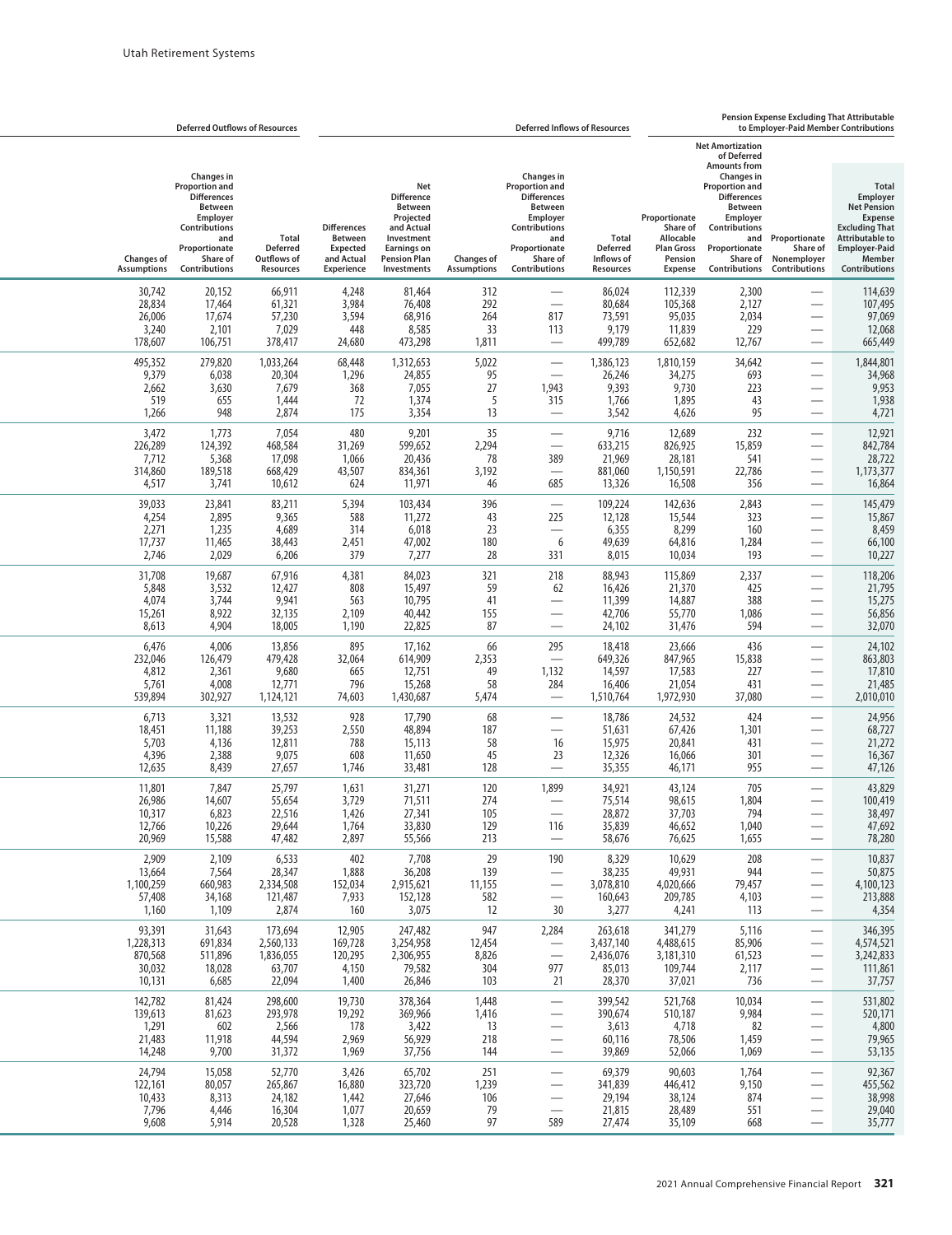| Deferred Outflows of Resources | | | Deferred Inflows of Resources | | | | | Pension Expense Excluding That Attributable to Employer-Paid Member Contributions | | | |
|---|---|---|---|---|---|---|---|---|---|---|---|
| Changes of Assumptions | Changes in Proportion and Differences Between Employer Contributions and Proportionate Share of Contributions | Total Deferred Outflows of Resources | Differences Between Expected and Actual Experience | Net Difference Between Projected and Actual Investment Earnings on Pension Plan Investments | Changes of Assumptions | Changes in Proportion and Differences Between Employer Contributions and Proportionate Share of Contributions | Total Deferred Inflows of Resources | Proportionate Share of Allocable Plan Gross Pension Expense | Net Amortization of Deferred Amounts from Changes in Proportion and Differences Between Employer Contributions and Proportionate Share of Contributions | Proportionate Share of Nonemployer Contributions | Total Employer Net Pension Expense Excluding That Attributable to Employer-Paid Member Contributions |
| 30,742 | 20,152 | 66,911 | 4,248 | 81,464 | 312 | — | 86,024 | 112,339 | 2,300 | — | 114,639 |
| 28,834 | 17,464 | 61,321 | 3,984 | 76,408 | 292 | — | 80,684 | 105,368 | 2,127 | — | 107,495 |
| 26,006 | 17,674 | 57,230 | 3,594 | 68,916 | 264 | 817 | 73,591 | 95,035 | 2,034 | — | 97,069 |
| 3,240 | 2,101 | 7,029 | 448 | 8,585 | 33 | 113 | 9,179 | 11,839 | 229 | — | 12,068 |
| 178,607 | 106,751 | 378,417 | 24,680 | 473,298 | 1,811 | — | 499,789 | 652,682 | 12,767 | — | 665,449 |
| 495,352 | 279,820 | 1,033,264 | 68,448 | 1,312,653 | 5,022 | — | 1,386,123 | 1,810,159 | 34,642 | — | 1,844,801 |
| 9,379 | 6,038 | 20,304 | 1,296 | 24,855 | 95 | — | 26,246 | 34,275 | 693 | — | 34,968 |
| 2,662 | 3,630 | 7,679 | 368 | 7,055 | 27 | 1,943 | 9,393 | 9,730 | 223 | — | 9,953 |
| 519 | 655 | 1,444 | 72 | 1,374 | 5 | 315 | 1,766 | 1,895 | 43 | — | 1,938 |
| 1,266 | 948 | 2,874 | 175 | 3,354 | 13 | — | 3,542 | 4,626 | 95 | — | 4,721 |
| 3,472 | 1,773 | 7,054 | 480 | 9,201 | 35 | — | 9,716 | 12,689 | 232 | — | 12,921 |
| 226,289 | 124,392 | 468,584 | 31,269 | 599,652 | 2,294 | — | 633,215 | 826,925 | 15,859 | — | 842,784 |
| 7,712 | 5,368 | 17,098 | 1,066 | 20,436 | 78 | 389 | 21,969 | 28,181 | 541 | — | 28,722 |
| 314,860 | 189,518 | 668,429 | 43,507 | 834,361 | 3,192 | — | 881,060 | 1,150,591 | 22,786 | — | 1,173,377 |
| 4,517 | 3,741 | 10,612 | 624 | 11,971 | 46 | 685 | 13,326 | 16,508 | 356 | — | 16,864 |
| 39,033 | 23,841 | 83,211 | 5,394 | 103,434 | 396 | — | 109,224 | 142,636 | 2,843 | — | 145,479 |
| 4,254 | 2,895 | 9,365 | 588 | 11,272 | 43 | 225 | 12,128 | 15,544 | 323 | — | 15,867 |
| 2,271 | 1,235 | 4,689 | 314 | 6,018 | 23 | — | 6,355 | 8,299 | 160 | — | 8,459 |
| 17,737 | 11,465 | 38,443 | 2,451 | 47,002 | 180 | 6 | 49,639 | 64,816 | 1,284 | — | 66,100 |
| 2,746 | 2,029 | 6,206 | 379 | 7,277 | 28 | 331 | 8,015 | 10,034 | 193 | — | 10,227 |
| 31,708 | 19,687 | 67,916 | 4,381 | 84,023 | 321 | 218 | 88,943 | 115,869 | 2,337 | — | 118,206 |
| 5,848 | 3,532 | 12,427 | 808 | 15,497 | 59 | 62 | 16,426 | 21,370 | 425 | — | 21,795 |
| 4,074 | 3,744 | 9,941 | 563 | 10,795 | 41 | — | 11,399 | 14,887 | 388 | — | 15,275 |
| 15,261 | 8,922 | 32,135 | 2,109 | 40,442 | 155 | — | 42,706 | 55,770 | 1,086 | — | 56,856 |
| 8,613 | 4,904 | 18,005 | 1,190 | 22,825 | 87 | — | 24,102 | 31,476 | 594 | — | 32,070 |
| 6,476 | 4,006 | 13,856 | 895 | 17,162 | 66 | 295 | 18,418 | 23,666 | 436 | — | 24,102 |
| 232,046 | 126,479 | 479,428 | 32,064 | 614,909 | 2,353 | — | 649,326 | 847,965 | 15,838 | — | 863,803 |
| 4,812 | 2,361 | 9,680 | 665 | 12,751 | 49 | 1,132 | 14,597 | 17,583 | 227 | — | 17,810 |
| 5,761 | 4,008 | 12,771 | 796 | 15,268 | 58 | 284 | 16,406 | 21,054 | 431 | — | 21,485 |
| 539,894 | 302,927 | 1,124,121 | 74,603 | 1,430,687 | 5,474 | — | 1,510,764 | 1,972,930 | 37,080 | — | 2,010,010 |
| 6,713 | 3,321 | 13,532 | 928 | 17,790 | 68 | — | 18,786 | 24,532 | 424 | — | 24,956 |
| 18,451 | 11,188 | 39,253 | 2,550 | 48,894 | 187 | — | 51,631 | 67,426 | 1,301 | — | 68,727 |
| 5,703 | 4,136 | 12,811 | 788 | 15,113 | 58 | 16 | 15,975 | 20,841 | 431 | — | 21,272 |
| 4,396 | 2,388 | 9,075 | 608 | 11,650 | 45 | 23 | 12,326 | 16,066 | 301 | — | 16,367 |
| 12,635 | 8,439 | 27,657 | 1,746 | 33,481 | 128 | — | 35,355 | 46,171 | 955 | — | 47,126 |
| 11,801 | 7,847 | 25,797 | 1,631 | 31,271 | 120 | 1,899 | 34,921 | 43,124 | 705 | — | 43,829 |
| 26,986 | 14,607 | 55,654 | 3,729 | 71,511 | 274 | — | 75,514 | 98,615 | 1,804 | — | 100,419 |
| 10,317 | 6,823 | 22,516 | 1,426 | 27,341 | 105 | — | 28,872 | 37,703 | 794 | — | 38,497 |
| 12,766 | 10,226 | 29,644 | 1,764 | 33,830 | 129 | 116 | 35,839 | 46,652 | 1,040 | — | 47,692 |
| 20,969 | 15,588 | 47,482 | 2,897 | 55,566 | 213 | — | 58,676 | 76,625 | 1,655 | — | 78,280 |
| 2,909 | 2,109 | 6,533 | 402 | 7,708 | 29 | 190 | 8,329 | 10,629 | 208 | — | 10,837 |
| 13,664 | 7,564 | 28,347 | 1,888 | 36,208 | 139 | — | 38,235 | 49,931 | 944 | — | 50,875 |
| 1,100,259 | 660,983 | 2,334,508 | 152,034 | 2,915,621 | 11,155 | — | 3,078,810 | 4,020,666 | 79,457 | — | 4,100,123 |
| 57,408 | 34,168 | 121,487 | 7,933 | 152,128 | 582 | — | 160,643 | 209,785 | 4,103 | — | 213,888 |
| 1,160 | 1,109 | 2,874 | 160 | 3,075 | 12 | 30 | 3,277 | 4,241 | 113 | — | 4,354 |
| 93,391 | 31,643 | 173,694 | 12,905 | 247,482 | 947 | 2,284 | 263,618 | 341,279 | 5,116 | — | 346,395 |
| 1,228,313 | 691,834 | 2,560,133 | 169,728 | 3,254,958 | 12,454 | — | 3,437,140 | 4,488,615 | 85,906 | — | 4,574,521 |
| 870,568 | 511,896 | 1,836,055 | 120,295 | 2,306,955 | 8,826 | — | 2,436,076 | 3,181,310 | 61,523 | — | 3,242,833 |
| 30,032 | 18,028 | 63,707 | 4,150 | 79,582 | 304 | 977 | 85,013 | 109,744 | 2,117 | — | 111,861 |
| 10,131 | 6,685 | 22,094 | 1,400 | 26,846 | 103 | 21 | 28,370 | 37,021 | 736 | — | 37,757 |
| 142,782 | 81,424 | 298,600 | 19,730 | 378,364 | 1,448 | — | 399,542 | 521,768 | 10,034 | — | 531,802 |
| 139,613 | 81,623 | 293,978 | 19,292 | 369,966 | 1,416 | — | 390,674 | 510,187 | 9,984 | — | 520,171 |
| 1,291 | 602 | 2,566 | 178 | 3,422 | 13 | — | 3,613 | 4,718 | 82 | — | 4,800 |
| 21,483 | 11,918 | 44,594 | 2,969 | 56,929 | 218 | — | 60,116 | 78,506 | 1,459 | — | 79,965 |
| 14,248 | 9,700 | 31,372 | 1,969 | 37,756 | 144 | — | 39,869 | 52,066 | 1,069 | — | 53,135 |
| 24,794 | 15,058 | 52,770 | 3,426 | 65,702 | 251 | — | 69,379 | 90,603 | 1,764 | — | 92,367 |
| 122,161 | 80,057 | 265,867 | 16,880 | 323,720 | 1,239 | — | 341,839 | 446,412 | 9,150 | — | 455,562 |
| 10,433 | 8,313 | 24,182 | 1,442 | 27,646 | 106 | — | 29,194 | 38,124 | 874 | — | 38,998 |
| 7,796 | 4,446 | 16,304 | 1,077 | 20,659 | 79 | — | 21,815 | 28,489 | 551 | — | 29,040 |
| 9,608 | 5,914 | 20,528 | 1,328 | 25,460 | 97 | 589 | 27,474 | 35,109 | 668 | — | 35,777 |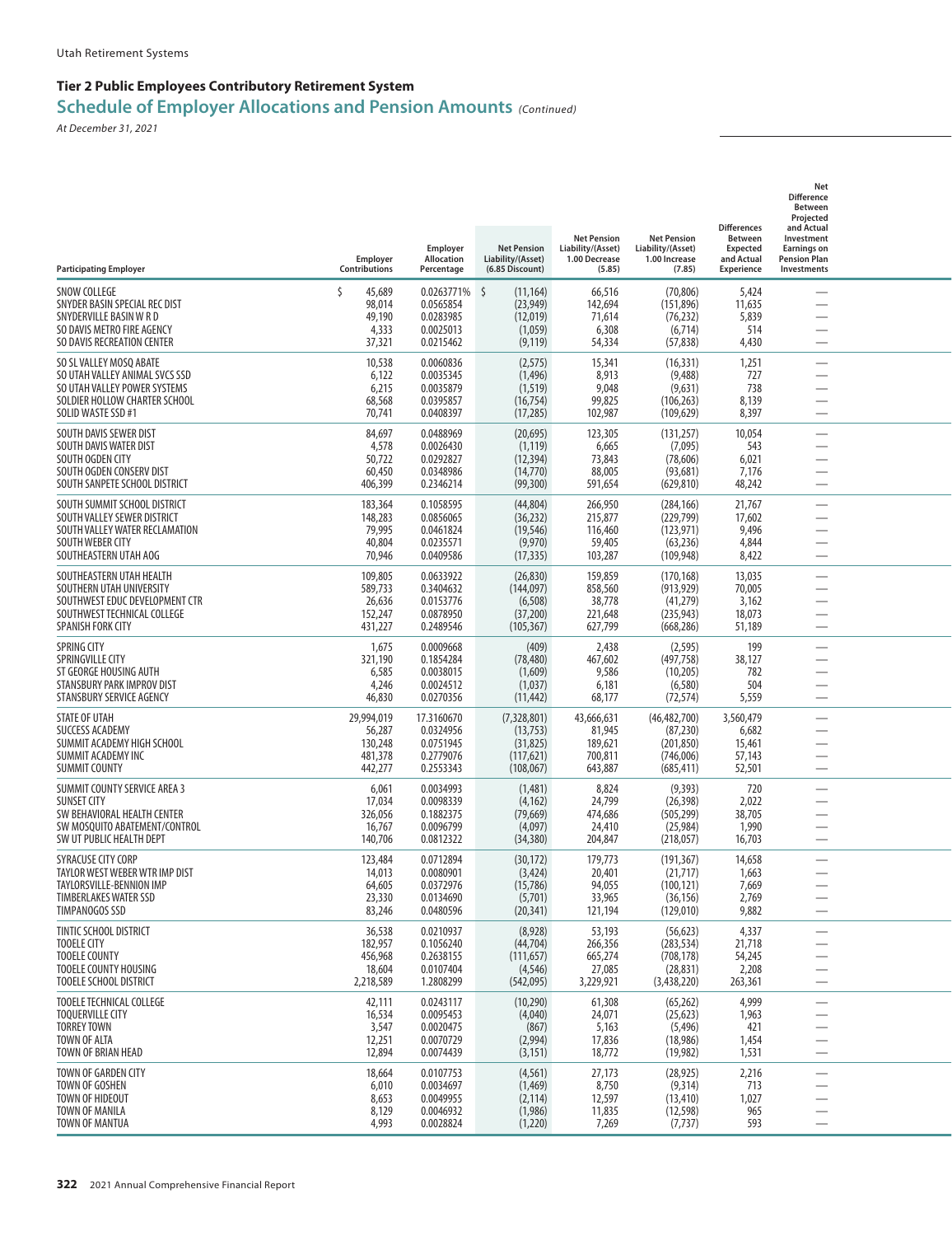Utah Retirement Systems

## Tier 2 Public Employees Contributory Retirement System

## Schedule of Employer Allocations and Pension Amounts *(Continued)*

*At December 31, 2021*

| Participating Employer | Employer Contributions | Employer Allocation Percentage | Net Pension Liability/(Asset) (6.85 Discount) | Net Pension Liability/(Asset) 1.00 Decrease (5.85) | Net Pension Liability/(Asset) 1.00 Increase (7.85) | Differences Between Expected and Actual Experience | Net Difference Between Projected and Actual Investment Earnings on Pension Plan Investments |
|---|---|---|---|---|---|---|---|
| SNOW COLLEGE | $ 45,689 | 0.0263771% | $ (11,164) | 66,516 | (70,806) | 5,424 | — |
| SNYDER BASIN SPECIAL REC DIST | 98,014 | 0.0565854 | (23,949) | 142,694 | (151,896) | 11,635 | — |
| SNYDERVILLE BASIN W R D | 49,190 | 0.0283985 | (12,019) | 71,614 | (76,232) | 5,839 | — |
| SO DAVIS METRO FIRE AGENCY | 4,333 | 0.0025013 | (1,059) | 6,308 | (6,714) | 514 | — |
| SO DAVIS RECREATION CENTER | 37,321 | 0.0215462 | (9,119) | 54,334 | (57,838) | 4,430 | — |
| SO SL VALLEY MOSQ ABATE | 10,538 | 0.0060836 | (2,575) | 15,341 | (16,331) | 1,251 | — |
| SO UTAH VALLEY ANIMAL SVCS SSD | 6,122 | 0.0035345 | (1,496) | 8,913 | (9,488) | 727 | — |
| SO UTAH VALLEY POWER SYSTEMS | 6,215 | 0.0035879 | (1,519) | 9,048 | (9,631) | 738 | — |
| SOLDIER HOLLOW CHARTER SCHOOL | 68,568 | 0.0395857 | (16,754) | 99,825 | (106,263) | 8,139 | — |
| SOLID WASTE SSD #1 | 70,741 | 0.0408397 | (17,285) | 102,987 | (109,629) | 8,397 | — |
| SOUTH DAVIS SEWER DIST | 84,697 | 0.0488969 | (20,695) | 123,305 | (131,257) | 10,054 | — |
| SOUTH DAVIS WATER DIST | 4,578 | 0.0026430 | (1,119) | 6,665 | (7,095) | 543 | — |
| SOUTH OGDEN CITY | 50,722 | 0.0292827 | (12,394) | 73,843 | (78,606) | 6,021 | — |
| SOUTH OGDEN CONSERV DIST | 60,450 | 0.0348986 | (14,770) | 88,005 | (93,681) | 7,176 | — |
| SOUTH SANPETE SCHOOL DISTRICT | 406,399 | 0.2346214 | (99,300) | 591,654 | (629,810) | 48,242 | — |
| SOUTH SUMMIT SCHOOL DISTRICT | 183,364 | 0.1058595 | (44,804) | 266,950 | (284,166) | 21,767 | — |
| SOUTH VALLEY SEWER DISTRICT | 148,283 | 0.0856065 | (36,232) | 215,877 | (229,799) | 17,602 | — |
| SOUTH VALLEY WATER RECLAMATION | 79,995 | 0.0461824 | (19,546) | 116,460 | (123,971) | 9,496 | — |
| SOUTH WEBER CITY | 40,804 | 0.0235571 | (9,970) | 59,405 | (63,236) | 4,844 | — |
| SOUTHEASTERN UTAH AOG | 70,946 | 0.0409586 | (17,335) | 103,287 | (109,948) | 8,422 | — |
| SOUTHEASTERN UTAH HEALTH | 109,805 | 0.0633922 | (26,830) | 159,859 | (170,168) | 13,035 | — |
| SOUTHERN UTAH UNIVERSITY | 589,733 | 0.3404632 | (144,097) | 858,560 | (913,929) | 70,005 | — |
| SOUTHWEST EDUC DEVELOPMENT CTR | 26,636 | 0.0153776 | (6,508) | 38,778 | (41,279) | 3,162 | — |
| SOUTHWEST TECHNICAL COLLEGE | 152,247 | 0.0878950 | (37,200) | 221,648 | (235,943) | 18,073 | — |
| SPANISH FORK CITY | 431,227 | 0.2489546 | (105,367) | 627,799 | (668,286) | 51,189 | — |
| SPRING CITY | 1,675 | 0.0009668 | (409) | 2,438 | (2,595) | 199 | — |
| SPRINGVILLE CITY | 321,190 | 0.1854284 | (78,480) | 467,602 | (497,758) | 38,127 | — |
| ST GEORGE HOUSING AUTH | 6,585 | 0.0038015 | (1,609) | 9,586 | (10,205) | 782 | — |
| STANSBURY PARK IMPROV DIST | 4,246 | 0.0024512 | (1,037) | 6,181 | (6,580) | 504 | — |
| STANSBURY SERVICE AGENCY | 46,830 | 0.0270356 | (11,442) | 68,177 | (72,574) | 5,559 | — |
| STATE OF UTAH | 29,994,019 | 17.3160670 | (7,328,801) | 43,666,631 | (46,482,700) | 3,560,479 | — |
| SUCCESS ACADEMY | 56,287 | 0.0324956 | (13,753) | 81,945 | (87,230) | 6,682 | — |
| SUMMIT ACADEMY HIGH SCHOOL | 130,248 | 0.0751945 | (31,825) | 189,621 | (201,850) | 15,461 | — |
| SUMMIT ACADEMY INC | 481,378 | 0.2779076 | (117,621) | 700,811 | (746,006) | 57,143 | — |
| SUMMIT COUNTY | 442,277 | 0.2553343 | (108,067) | 643,887 | (685,411) | 52,501 | — |
| SUMMIT COUNTY SERVICE AREA 3 | 6,061 | 0.0034993 | (1,481) | 8,824 | (9,393) | 720 | — |
| SUNSET CITY | 17,034 | 0.0098339 | (4,162) | 24,799 | (26,398) | 2,022 | — |
| SW BEHAVIORAL HEALTH CENTER | 326,056 | 0.1882375 | (79,669) | 474,686 | (505,299) | 38,705 | — |
| SW MOSQUITO ABATEMENT/CONTROL | 16,767 | 0.0096799 | (4,097) | 24,410 | (25,984) | 1,990 | — |
| SW UT PUBLIC HEALTH DEPT | 140,706 | 0.0812322 | (34,380) | 204,847 | (218,057) | 16,703 | — |
| SYRACUSE CITY CORP | 123,484 | 0.0712894 | (30,172) | 179,773 | (191,367) | 14,658 | — |
| TAYLOR WEST WEBER WTR IMP DIST | 14,013 | 0.0080901 | (3,424) | 20,401 | (21,717) | 1,663 | — |
| TAYLORSVILLE-BENNION IMP | 64,605 | 0.0372976 | (15,786) | 94,055 | (100,121) | 7,669 | — |
| TIMBERLAKES WATER SSD | 23,330 | 0.0134690 | (5,701) | 33,965 | (36,156) | 2,769 | — |
| TIMPANOGOS SSD | 83,246 | 0.0480596 | (20,341) | 121,194 | (129,010) | 9,882 | — |
| TINTIC SCHOOL DISTRICT | 36,538 | 0.0210937 | (8,928) | 53,193 | (56,623) | 4,337 | — |
| TOOELE CITY | 182,957 | 0.1056240 | (44,704) | 266,356 | (283,534) | 21,718 | — |
| TOOELE COUNTY | 456,968 | 0.2638155 | (111,657) | 665,274 | (708,178) | 54,245 | — |
| TOOELE COUNTY HOUSING | 18,604 | 0.0107404 | (4,546) | 27,085 | (28,831) | 2,208 | — |
| TOOELE SCHOOL DISTRICT | 2,218,589 | 1.2808299 | (542,095) | 3,229,921 | (3,438,220) | 263,361 | — |
| TOOELE TECHNICAL COLLEGE | 42,111 | 0.0243117 | (10,290) | 61,308 | (65,262) | 4,999 | — |
| TOQUERVILLE CITY | 16,534 | 0.0095453 | (4,040) | 24,071 | (25,623) | 1,963 | — |
| TORREY TOWN | 3,547 | 0.0020475 | (867) | 5,163 | (5,496) | 421 | — |
| TOWN OF ALTA | 12,251 | 0.0070729 | (2,994) | 17,836 | (18,986) | 1,454 | — |
| TOWN OF BRIAN HEAD | 12,894 | 0.0074439 | (3,151) | 18,772 | (19,982) | 1,531 | — |
| TOWN OF GARDEN CITY | 18,664 | 0.0107753 | (4,561) | 27,173 | (28,925) | 2,216 | — |
| TOWN OF GOSHEN | 6,010 | 0.0034697 | (1,469) | 8,750 | (9,314) | 713 | — |
| TOWN OF HIDEOUT | 8,653 | 0.0049955 | (2,114) | 12,597 | (13,410) | 1,027 | — |
| TOWN OF MANILA | 8,129 | 0.0046932 | (1,986) | 11,835 | (12,598) | 965 | — |
| TOWN OF MANTUA | 4,993 | 0.0028824 | (1,220) | 7,269 | (7,737) | 593 | — |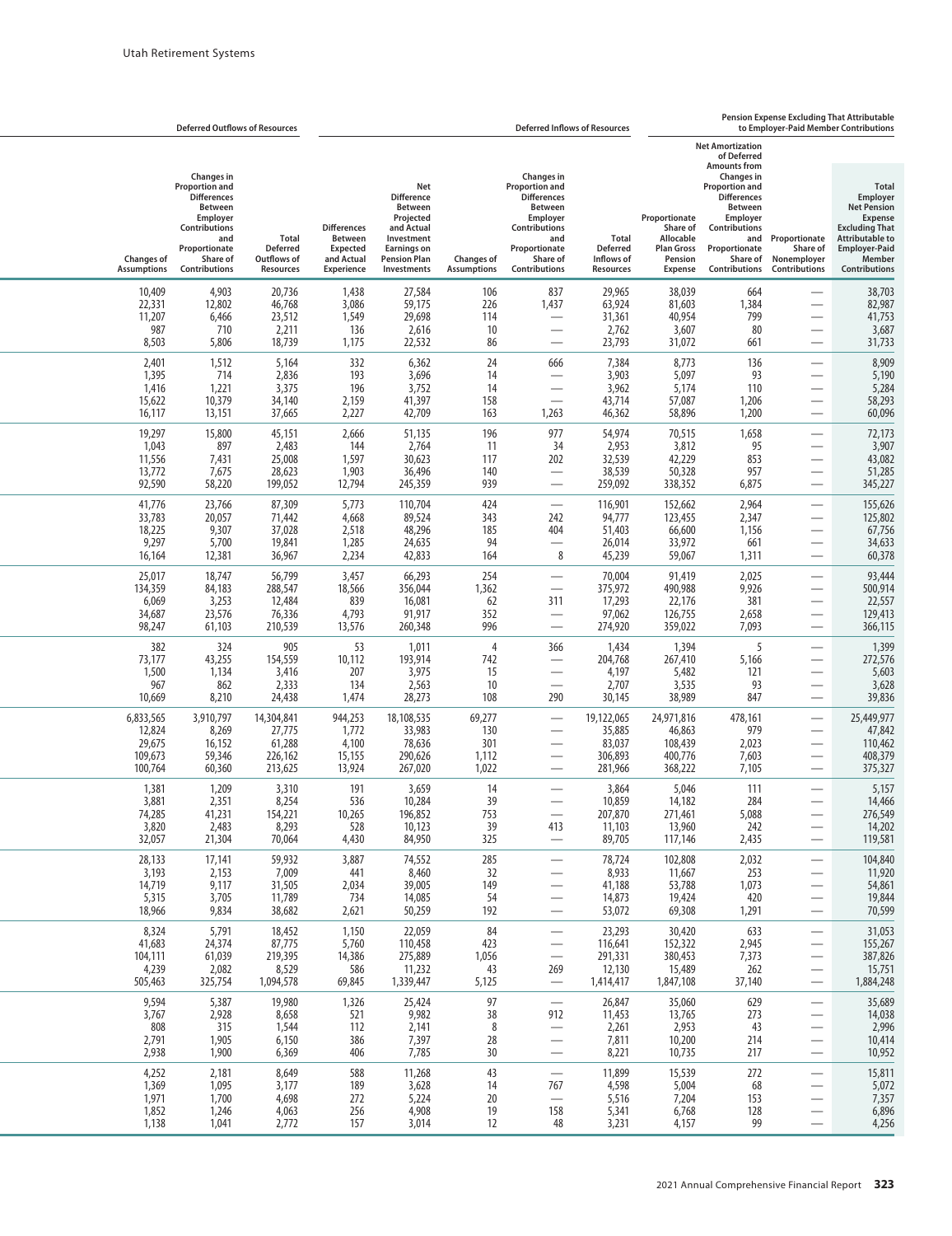| Deferred Outflows of Resources | | | Deferred Inflows of Resources | | | | | Pension Expense Excluding That Attributable to Employer-Paid Member Contributions | | | |
|---|---|---|---|---|---|---|---|---|---|---|---|
| Changes of Assumptions | Changes in Proportion and Differences Between Employer Contributions and Proportionate Share of Contributions | Total Deferred Outflows of Resources | Differences Between Expected and Actual Experience | Net Difference Between Projected and Actual Investment Earnings on Pension Plan Investments | Changes of Assumptions | Changes in Proportion and Differences Between Employer Contributions and Proportionate Share of Contributions | Total Deferred Inflows of Resources | Proportionate Share of Allocable Plan Gross Pension Expense | Net Amortization of Deferred Amounts from Changes in Proportion and Differences Between Employer Contributions and Proportionate Share of Contributions | Proportionate Share of Nonemployer Contributions | Total Employer Net Pension Expense Excluding That Attributable to Employer-Paid Member Contributions |
| 10,409 | 4,903 | 20,736 | 1,438 | 27,584 | 106 | 837 | 29,965 | 38,039 | 664 | — | 38,703 |
| 22,331 | 12,802 | 46,768 | 3,086 | 59,175 | 226 | 1,437 | 63,924 | 81,603 | 1,384 | — | 82,987 |
| 11,207 | 6,466 | 23,512 | 1,549 | 29,698 | 114 | — | 31,361 | 40,954 | 799 | — | 41,753 |
| 987 | 710 | 2,211 | 136 | 2,616 | 10 | — | 2,762 | 3,607 | 80 | — | 3,687 |
| 8,503 | 5,806 | 18,739 | 1,175 | 22,532 | 86 | — | 23,793 | 31,072 | 661 | — | 31,733 |
| 2,401 | 1,512 | 5,164 | 332 | 6,362 | 24 | 666 | 7,384 | 8,773 | 136 | — | 8,909 |
| 1,395 | 714 | 2,836 | 193 | 3,696 | 14 | — | 3,903 | 5,097 | 93 | — | 5,190 |
| 1,416 | 1,221 | 3,375 | 196 | 3,752 | 14 | — | 3,962 | 5,174 | 110 | — | 5,284 |
| 15,622 | 10,379 | 34,140 | 2,159 | 41,397 | 158 | — | 43,714 | 57,087 | 1,206 | — | 58,293 |
| 16,117 | 13,151 | 37,665 | 2,227 | 42,709 | 163 | 1,263 | 46,362 | 58,896 | 1,200 | — | 60,096 |
| 19,297 | 15,800 | 45,151 | 2,666 | 51,135 | 196 | 977 | 54,974 | 70,515 | 1,658 | — | 72,173 |
| 1,043 | 897 | 2,483 | 144 | 2,764 | 11 | 34 | 2,953 | 3,812 | 95 | — | 3,907 |
| 11,556 | 7,431 | 25,008 | 1,597 | 30,623 | 117 | 202 | 32,539 | 42,229 | 853 | — | 43,082 |
| 13,772 | 7,675 | 28,623 | 1,903 | 36,496 | 140 | — | 38,539 | 50,328 | 957 | — | 51,285 |
| 92,590 | 58,220 | 199,052 | 12,794 | 245,359 | 939 | — | 259,092 | 338,352 | 6,875 | — | 345,227 |
| 41,776 | 23,766 | 87,309 | 5,773 | 110,704 | 424 | — | 116,901 | 152,662 | 2,964 | — | 155,626 |
| 33,783 | 20,057 | 71,442 | 4,668 | 89,524 | 343 | 242 | 94,777 | 123,455 | 2,347 | — | 125,802 |
| 18,225 | 9,307 | 37,028 | 2,518 | 48,296 | 185 | 404 | 51,403 | 66,600 | 1,156 | — | 67,756 |
| 9,297 | 5,700 | 19,841 | 1,285 | 24,635 | 94 | — | 26,014 | 33,972 | 661 | — | 34,633 |
| 16,164 | 12,381 | 36,967 | 2,234 | 42,833 | 164 | 8 | 45,239 | 59,067 | 1,311 | — | 60,378 |
| 25,017 | 18,747 | 56,799 | 3,457 | 66,293 | 254 | — | 70,004 | 91,419 | 2,025 | — | 93,444 |
| 134,359 | 84,183 | 288,547 | 18,566 | 356,044 | 1,362 | — | 375,972 | 490,988 | 9,926 | — | 500,914 |
| 6,069 | 3,253 | 12,484 | 839 | 16,081 | 62 | 311 | 17,293 | 22,176 | 381 | — | 22,557 |
| 34,687 | 23,576 | 76,336 | 4,793 | 91,917 | 352 | — | 97,062 | 126,755 | 2,658 | — | 129,413 |
| 98,247 | 61,103 | 210,539 | 13,576 | 260,348 | 996 | — | 274,920 | 359,022 | 7,093 | — | 366,115 |
| 382 | 324 | 905 | 53 | 1,011 | 4 | 366 | 1,434 | 1,394 | 5 | — | 1,399 |
| 73,177 | 43,255 | 154,559 | 10,112 | 193,914 | 742 | — | 204,768 | 267,410 | 5,166 | — | 272,576 |
| 1,500 | 1,134 | 3,416 | 207 | 3,975 | 15 | — | 4,197 | 5,482 | 121 | — | 5,603 |
| 967 | 862 | 2,333 | 134 | 2,563 | 10 | — | 2,707 | 3,535 | 93 | — | 3,628 |
| 10,669 | 8,210 | 24,438 | 1,474 | 28,273 | 108 | 290 | 30,145 | 38,989 | 847 | — | 39,836 |
| 6,833,565 | 3,910,797 | 14,304,841 | 944,253 | 18,108,535 | 69,277 | — | 19,122,065 | 24,971,816 | 478,161 | — | 25,449,977 |
| 12,824 | 8,269 | 27,775 | 1,772 | 33,983 | 130 | — | 35,885 | 46,863 | 979 | — | 47,842 |
| 29,675 | 16,152 | 61,288 | 4,100 | 78,636 | 301 | — | 83,037 | 108,439 | 2,023 | — | 110,462 |
| 109,673 | 59,346 | 226,162 | 15,155 | 290,626 | 1,112 | — | 306,893 | 400,776 | 7,603 | — | 408,379 |
| 100,764 | 60,360 | 213,625 | 13,924 | 267,020 | 1,022 | — | 281,966 | 368,222 | 7,105 | — | 375,327 |
| 1,381 | 1,209 | 3,310 | 191 | 3,659 | 14 | — | 3,864 | 5,046 | 111 | — | 5,157 |
| 3,881 | 2,351 | 8,254 | 536 | 10,284 | 39 | — | 10,859 | 14,182 | 284 | — | 14,466 |
| 74,285 | 41,231 | 154,221 | 10,265 | 196,852 | 753 | — | 207,870 | 271,461 | 5,088 | — | 276,549 |
| 3,820 | 2,483 | 8,293 | 528 | 10,123 | 39 | 413 | 11,103 | 13,960 | 242 | — | 14,202 |
| 32,057 | 21,304 | 70,064 | 4,430 | 84,950 | 325 | — | 89,705 | 117,146 | 2,435 | — | 119,581 |
| 28,133 | 17,141 | 59,932 | 3,887 | 74,552 | 285 | — | 78,724 | 102,808 | 2,032 | — | 104,840 |
| 3,193 | 2,153 | 7,009 | 441 | 8,460 | 32 | — | 8,933 | 11,667 | 253 | — | 11,920 |
| 14,719 | 9,117 | 31,505 | 2,034 | 39,005 | 149 | — | 41,188 | 53,788 | 1,073 | — | 54,861 |
| 5,315 | 3,705 | 11,789 | 734 | 14,085 | 54 | — | 14,873 | 19,424 | 420 | — | 19,844 |
| 18,966 | 9,834 | 38,682 | 2,621 | 50,259 | 192 | — | 53,072 | 69,308 | 1,291 | — | 70,599 |
| 8,324 | 5,791 | 18,452 | 1,150 | 22,059 | 84 | — | 23,293 | 30,420 | 633 | — | 31,053 |
| 41,683 | 24,374 | 87,775 | 5,760 | 110,458 | 423 | — | 116,641 | 152,322 | 2,945 | — | 155,267 |
| 104,111 | 61,039 | 219,395 | 14,386 | 275,889 | 1,056 | — | 291,331 | 380,453 | 7,373 | — | 387,826 |
| 4,239 | 2,082 | 8,529 | 586 | 11,232 | 43 | 269 | 12,130 | 15,489 | 262 | — | 15,751 |
| 505,463 | 325,754 | 1,094,578 | 69,845 | 1,339,447 | 5,125 | — | 1,414,417 | 1,847,108 | 37,140 | — | 1,884,248 |
| 9,594 | 5,387 | 19,980 | 1,326 | 25,424 | 97 | — | 26,847 | 35,060 | 629 | — | 35,689 |
| 3,767 | 2,928 | 8,658 | 521 | 9,982 | 38 | 912 | 11,453 | 13,765 | 273 | — | 14,038 |
| 808 | 315 | 1,544 | 112 | 2,141 | 8 | — | 2,261 | 2,953 | 43 | — | 2,996 |
| 2,791 | 1,905 | 6,150 | 386 | 7,397 | 28 | — | 7,811 | 10,200 | 214 | — | 10,414 |
| 2,938 | 1,900 | 6,369 | 406 | 7,785 | 30 | — | 8,221 | 10,735 | 217 | — | 10,952 |
| 4,252 | 2,181 | 8,649 | 588 | 11,268 | 43 | — | 11,899 | 15,539 | 272 | — | 15,811 |
| 1,369 | 1,095 | 3,177 | 189 | 3,628 | 14 | 767 | 4,598 | 5,004 | 68 | — | 5,072 |
| 1,971 | 1,700 | 4,698 | 272 | 5,224 | 20 | — | 5,516 | 7,204 | 153 | — | 7,357 |
| 1,852 | 1,246 | 4,063 | 256 | 4,908 | 19 | 158 | 5,341 | 6,768 | 128 | — | 6,896 |
| 1,138 | 1,041 | 2,772 | 157 | 3,014 | 12 | 48 | 3,231 | 4,157 | 99 | — | 4,256 |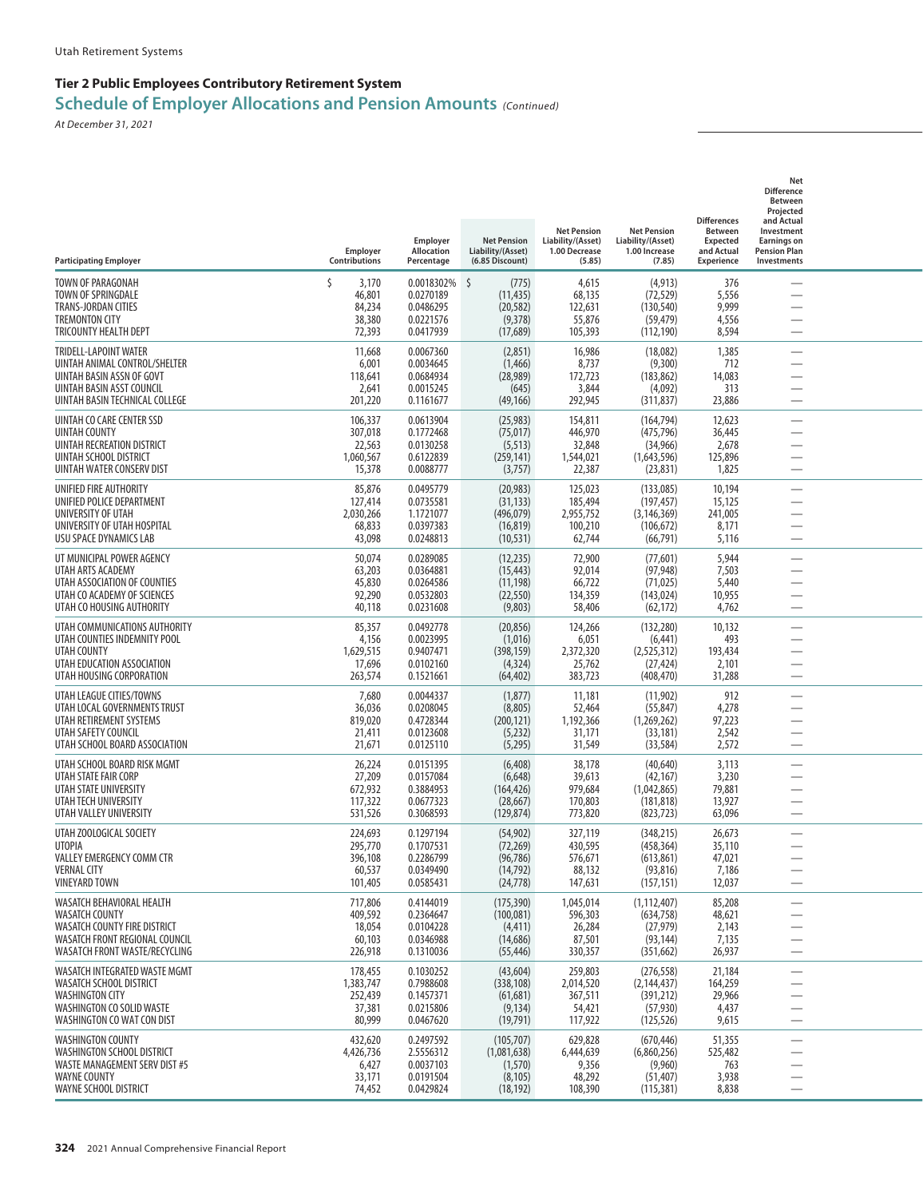Utah Retirement Systems

## Tier 2 Public Employees Contributory Retirement System

## Schedule of Employer Allocations and Pension Amounts *(Continued)*

*At December 31, 2021*

| Participating Employer | Employer Contributions | Employer Allocation Percentage | Net Pension Liability/(Asset) (6.85 Discount) | Net Pension Liability/(Asset) 1.00 Decrease (5.85) | Net Pension Liability/(Asset) 1.00 Increase (7.85) | Differences Between Expected and Actual Experience | Net Difference Between Projected and Actual Investment Earnings on Pension Plan Investments |
|---|---|---|---|---|---|---|---|
| TOWN OF PARAGONAH | $ 3,170 | 0.0018302% | $ (775) | 4,615 | (4,913) | 376 | — |
| TOWN OF SPRINGDALE | 46,801 | 0.0270189 | (11,435) | 68,135 | (72,529) | 5,556 | — |
| TRANS-JORDAN CITIES | 84,234 | 0.0486295 | (20,582) | 122,631 | (130,540) | 9,999 | — |
| TREMONTON CITY | 38,380 | 0.0221576 | (9,378) | 55,876 | (59,479) | 4,556 | — |
| TRICOUNTY HEALTH DEPT | 72,393 | 0.0417939 | (17,689) | 105,393 | (112,190) | 8,594 | — |
| TRIDELL-LAPOINT WATER | 11,668 | 0.0067360 | (2,851) | 16,986 | (18,082) | 1,385 | — |
| UINTAH ANIMAL CONTROL/SHELTER | 6,001 | 0.0034645 | (1,466) | 8,737 | (9,300) | 712 | — |
| UINTAH BASIN ASSN OF GOVT | 118,641 | 0.0684934 | (28,989) | 172,723 | (183,862) | 14,083 | — |
| UINTAH BASIN ASST COUNCIL | 2,641 | 0.0015245 | (645) | 3,844 | (4,092) | 313 | — |
| UINTAH BASIN TECHNICAL COLLEGE | 201,220 | 0.1161677 | (49,166) | 292,945 | (311,837) | 23,886 | — |
| UINTAH CO CARE CENTER SSD | 106,337 | 0.0613904 | (25,983) | 154,811 | (164,794) | 12,623 | — |
| UINTAH COUNTY | 307,018 | 0.1772468 | (75,017) | 446,970 | (475,796) | 36,445 | — |
| UINTAH RECREATION DISTRICT | 22,563 | 0.0130258 | (5,513) | 32,848 | (34,966) | 2,678 | — |
| UINTAH SCHOOL DISTRICT | 1,060,567 | 0.6122839 | (259,141) | 1,544,021 | (1,643,596) | 125,896 | — |
| UINTAH WATER CONSERV DIST | 15,378 | 0.0088777 | (3,757) | 22,387 | (23,831) | 1,825 | — |
| UNIFIED FIRE AUTHORITY | 85,876 | 0.0495779 | (20,983) | 125,023 | (133,085) | 10,194 | — |
| UNIFIED POLICE DEPARTMENT | 127,414 | 0.0735581 | (31,133) | 185,494 | (197,457) | 15,125 | — |
| UNIVERSITY OF UTAH | 2,030,266 | 1.1721077 | (496,079) | 2,955,752 | (3,146,369) | 241,005 | — |
| UNIVERSITY OF UTAH HOSPITAL | 68,833 | 0.0397383 | (16,819) | 100,210 | (106,672) | 8,171 | — |
| USU SPACE DYNAMICS LAB | 43,098 | 0.0248813 | (10,531) | 62,744 | (66,791) | 5,116 | — |
| UT MUNICIPAL POWER AGENCY | 50,074 | 0.0289085 | (12,235) | 72,900 | (77,601) | 5,944 | — |
| UTAH ARTS ACADEMY | 63,203 | 0.0364881 | (15,443) | 92,014 | (97,948) | 7,503 | — |
| UTAH ASSOCIATION OF COUNTIES | 45,830 | 0.0264586 | (11,198) | 66,722 | (71,025) | 5,440 | — |
| UTAH CO ACADEMY OF SCIENCES | 92,290 | 0.0532803 | (22,550) | 134,359 | (143,024) | 10,955 | — |
| UTAH CO HOUSING AUTHORITY | 40,118 | 0.0231608 | (9,803) | 58,406 | (62,172) | 4,762 | — |
| UTAH COMMUNICATIONS AUTHORITY | 85,357 | 0.0492778 | (20,856) | 124,266 | (132,280) | 10,132 | — |
| UTAH COUNTIES INDEMNITY POOL | 4,156 | 0.0023995 | (1,016) | 6,051 | (6,441) | 493 | — |
| UTAH COUNTY | 1,629,515 | 0.9407471 | (398,159) | 2,372,320 | (2,525,312) | 193,434 | — |
| UTAH EDUCATION ASSOCIATION | 17,696 | 0.0102160 | (4,324) | 25,762 | (27,424) | 2,101 | — |
| UTAH HOUSING CORPORATION | 263,574 | 0.1521661 | (64,402) | 383,723 | (408,470) | 31,288 | — |
| UTAH LEAGUE CITIES/TOWNS | 7,680 | 0.0044337 | (1,877) | 11,181 | (11,902) | 912 | — |
| UTAH LOCAL GOVERNMENTS TRUST | 36,036 | 0.0208045 | (8,805) | 52,464 | (55,847) | 4,278 | — |
| UTAH RETIREMENT SYSTEMS | 819,020 | 0.4728344 | (200,121) | 1,192,366 | (1,269,262) | 97,223 | — |
| UTAH SAFETY COUNCIL | 21,411 | 0.0123608 | (5,232) | 31,171 | (33,181) | 2,542 | — |
| UTAH SCHOOL BOARD ASSOCIATION | 21,671 | 0.0125110 | (5,295) | 31,549 | (33,584) | 2,572 | — |
| UTAH SCHOOL BOARD RISK MGMT | 26,224 | 0.0151395 | (6,408) | 38,178 | (40,640) | 3,113 | — |
| UTAH STATE FAIR CORP | 27,209 | 0.0157084 | (6,648) | 39,613 | (42,167) | 3,230 | — |
| UTAH STATE UNIVERSITY | 672,932 | 0.3884953 | (164,426) | 979,684 | (1,042,865) | 79,881 | — |
| UTAH TECH UNIVERSITY | 117,322 | 0.0677323 | (28,667) | 170,803 | (181,818) | 13,927 | — |
| UTAH VALLEY UNIVERSITY | 531,526 | 0.3068593 | (129,874) | 773,820 | (823,723) | 63,096 | — |
| UTAH ZOOLOGICAL SOCIETY | 224,693 | 0.1297194 | (54,902) | 327,119 | (348,215) | 26,673 | — |
| UTOPIA | 295,770 | 0.1707531 | (72,269) | 430,595 | (458,364) | 35,110 | — |
| VALLEY EMERGENCY COMM CTR | 396,108 | 0.2286799 | (96,786) | 576,671 | (613,861) | 47,021 | — |
| VERNAL CITY | 60,537 | 0.0349490 | (14,792) | 88,132 | (93,816) | 7,186 | — |
| VINEYARD TOWN | 101,405 | 0.0585431 | (24,778) | 147,631 | (157,151) | 12,037 | — |
| WASATCH BEHAVIORAL HEALTH | 717,806 | 0.4144019 | (175,390) | 1,045,014 | (1,112,407) | 85,208 | — |
| WASATCH COUNTY | 409,592 | 0.2364647 | (100,081) | 596,303 | (634,758) | 48,621 | — |
| WASATCH COUNTY FIRE DISTRICT | 18,054 | 0.0104228 | (4,411) | 26,284 | (27,979) | 2,143 | — |
| WASATCH FRONT REGIONAL COUNCIL | 60,103 | 0.0346988 | (14,686) | 87,501 | (93,144) | 7,135 | — |
| WASATCH FRONT WASTE/RECYCLING | 226,918 | 0.1310036 | (55,446) | 330,357 | (351,662) | 26,937 | — |
| WASATCH INTEGRATED WASTE MGMT | 178,455 | 0.1030252 | (43,604) | 259,803 | (276,558) | 21,184 | — |
| WASATCH SCHOOL DISTRICT | 1,383,747 | 0.7988608 | (338,108) | 2,014,520 | (2,144,437) | 164,259 | — |
| WASHINGTON CITY | 252,439 | 0.1457371 | (61,681) | 367,511 | (391,212) | 29,966 | — |
| WASHINGTON CO SOLID WASTE | 37,381 | 0.0215806 | (9,134) | 54,421 | (57,930) | 4,437 | — |
| WASHINGTON CO WAT CON DIST | 80,999 | 0.0467620 | (19,791) | 117,922 | (125,526) | 9,615 | — |
| WASHINGTON COUNTY | 432,620 | 0.2497592 | (105,707) | 629,828 | (670,446) | 51,355 | — |
| WASHINGTON SCHOOL DISTRICT | 4,426,736 | 2.5556312 | (1,081,638) | 6,444,639 | (6,860,256) | 525,482 | — |
| WASTE MANAGEMENT SERV DIST #5 | 6,427 | 0.0037103 | (1,570) | 9,356 | (9,960) | 763 | — |
| WAYNE COUNTY | 33,171 | 0.0191504 | (8,105) | 48,292 | (51,407) | 3,938 | — |
| WAYNE SCHOOL DISTRICT | 74,452 | 0.0429824 | (18,192) | 108,390 | (115,381) | 8,838 | — |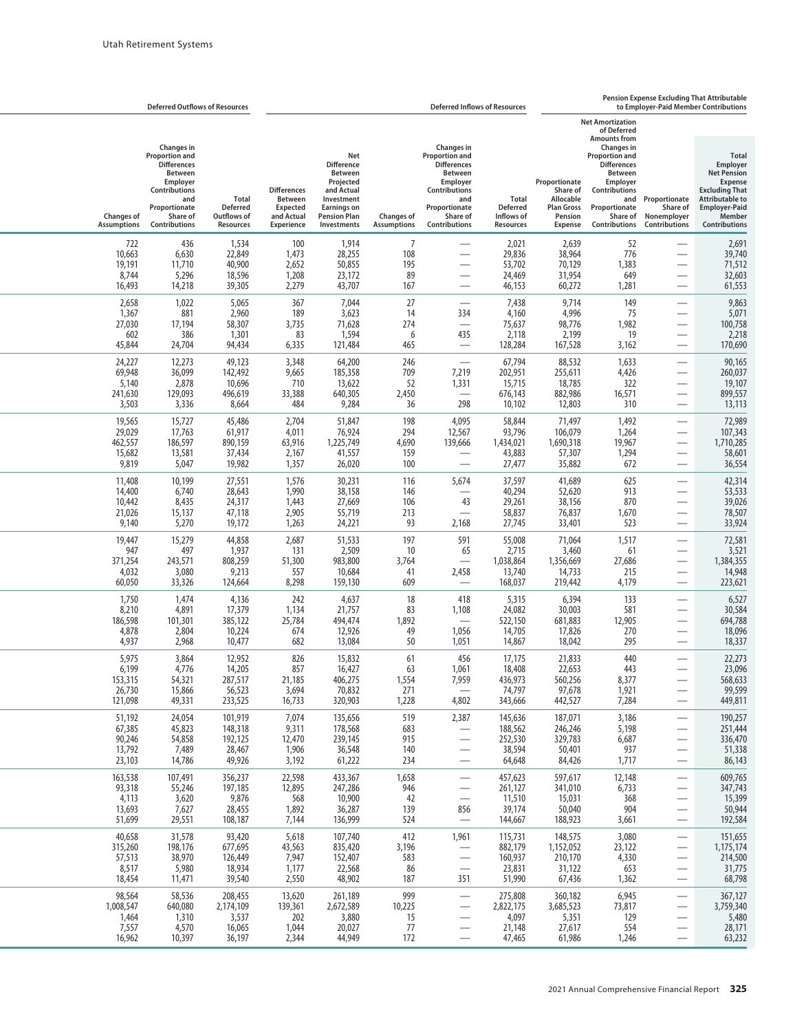| Deferred Outflows of Resources | | | Deferred Inflows of Resources | | | | | Pension Expense Excluding That Attributable to Employer-Paid Member Contributions | | | |
|---|---|---|---|---|---|---|---|---|---|---|---|
| Changes of Assumptions | Changes in Proportion and Differences Between Employer Contributions and Proportionate Share of Contributions | Total Deferred Outflows of Resources | Differences Between Expected and Actual Experience | Net Difference Between Projected and Actual Investment Earnings on Pension Plan Investments | Changes of Assumptions | Changes in Proportion and Differences Between Employer Contributions and Proportionate Share of Contributions | Total Deferred Inflows of Resources | Proportionate Share of Allocable Plan Gross Pension Expense | Net Amortization of Deferred Amounts from Changes in Proportion and Differences Between Employer Contributions and Proportionate Share of Contributions | Proportionate Share of Nonemployer Contributions | Total Employer Net Pension Expense Excluding That Attributable to Employer-Paid Member Contributions |
| 722 | 436 | 1,534 | 100 | 1,914 | 7 | — | 2,021 | 2,639 | 52 | — | 2,691 |
| 10,663 | 6,630 | 22,849 | 1,473 | 28,255 | 108 | — | 29,836 | 38,964 | 776 | — | 39,740 |
| 19,191 | 11,710 | 40,900 | 2,652 | 50,855 | 195 | — | 53,702 | 70,129 | 1,383 | — | 71,512 |
| 8,744 | 5,296 | 18,596 | 1,208 | 23,172 | 89 | — | 24,469 | 31,954 | 649 | — | 32,603 |
| 16,493 | 14,218 | 39,305 | 2,279 | 43,707 | 167 | — | 46,153 | 60,272 | 1,281 | — | 61,553 |
| 2,658 | 1,022 | 5,065 | 367 | 7,044 | 27 | — | 7,438 | 9,714 | 149 | — | 9,863 |
| 1,367 | 881 | 2,960 | 189 | 3,623 | 14 | 334 | 4,160 | 4,996 | 75 | — | 5,071 |
| 27,030 | 17,194 | 58,307 | 3,735 | 71,628 | 274 | — | 75,637 | 98,776 | 1,982 | — | 100,758 |
| 602 | 386 | 1,301 | 83 | 1,594 | 6 | 435 | 2,118 | 2,199 | 19 | — | 2,218 |
| 45,844 | 24,704 | 94,434 | 6,335 | 121,484 | 465 | — | 128,284 | 167,528 | 3,162 | — | 170,690 |
| 24,227 | 12,273 | 49,123 | 3,348 | 64,200 | 246 | — | 67,794 | 88,532 | 1,633 | — | 90,165 |
| 69,948 | 36,099 | 142,492 | 9,665 | 185,358 | 709 | 7,219 | 202,951 | 255,611 | 4,426 | — | 260,037 |
| 5,140 | 2,878 | 10,696 | 710 | 13,622 | 52 | 1,331 | 15,715 | 18,785 | 322 | — | 19,107 |
| 241,630 | 129,093 | 496,619 | 33,388 | 640,305 | 2,450 | — | 676,143 | 882,986 | 16,571 | — | 899,557 |
| 3,503 | 3,336 | 8,664 | 484 | 9,284 | 36 | 298 | 10,102 | 12,803 | 310 | — | 13,113 |
| 19,565 | 15,727 | 45,486 | 2,704 | 51,847 | 198 | 4,095 | 58,844 | 71,497 | 1,492 | — | 72,989 |
| 29,029 | 17,763 | 61,917 | 4,011 | 76,924 | 294 | 12,567 | 93,796 | 106,079 | 1,264 | — | 107,343 |
| 462,557 | 186,597 | 890,159 | 63,916 | 1,225,749 | 4,690 | 139,666 | 1,434,021 | 1,690,318 | 19,967 | — | 1,710,285 |
| 15,682 | 13,581 | 37,434 | 2,167 | 41,557 | 159 | — | 43,883 | 57,307 | 1,294 | — | 58,601 |
| 9,819 | 5,047 | 19,982 | 1,357 | 26,020 | 100 | — | 27,477 | 35,882 | 672 | — | 36,554 |
| 11,408 | 10,199 | 27,551 | 1,576 | 30,231 | 116 | 5,674 | 37,597 | 41,689 | 625 | — | 42,314 |
| 14,400 | 6,740 | 28,643 | 1,990 | 38,158 | 146 | — | 40,294 | 52,620 | 913 | — | 53,533 |
| 10,442 | 8,435 | 24,317 | 1,443 | 27,669 | 106 | 43 | 29,261 | 38,156 | 870 | — | 39,026 |
| 21,026 | 15,137 | 47,118 | 2,905 | 55,719 | 213 | — | 58,837 | 76,837 | 1,670 | — | 78,507 |
| 9,140 | 5,270 | 19,172 | 1,263 | 24,221 | 93 | 2,168 | 27,745 | 33,401 | 523 | — | 33,924 |
| 19,447 | 15,279 | 44,858 | 2,687 | 51,533 | 197 | 591 | 55,008 | 71,064 | 1,517 | — | 72,581 |
| 947 | 497 | 1,937 | 131 | 2,509 | 10 | 65 | 2,715 | 3,460 | 61 | — | 3,521 |
| 371,254 | 243,571 | 808,259 | 51,300 | 983,800 | 3,764 | — | 1,038,864 | 1,356,669 | 27,686 | — | 1,384,355 |
| 4,032 | 3,080 | 9,213 | 557 | 10,684 | 41 | 2,458 | 13,740 | 14,733 | 215 | — | 14,948 |
| 60,050 | 33,326 | 124,664 | 8,298 | 159,130 | 609 | — | 168,037 | 219,442 | 4,179 | — | 223,621 |
| 1,750 | 1,474 | 4,136 | 242 | 4,637 | 18 | 418 | 5,315 | 6,394 | 133 | — | 6,527 |
| 8,210 | 4,891 | 17,379 | 1,134 | 21,757 | 83 | 1,108 | 24,082 | 30,003 | 581 | — | 30,584 |
| 186,598 | 101,301 | 385,122 | 25,784 | 494,474 | 1,892 | — | 522,150 | 681,883 | 12,905 | — | 694,788 |
| 4,878 | 2,804 | 10,224 | 674 | 12,926 | 49 | 1,056 | 14,705 | 17,826 | 270 | — | 18,096 |
| 4,937 | 2,968 | 10,477 | 682 | 13,084 | 50 | 1,051 | 14,867 | 18,042 | 295 | — | 18,337 |
| 5,975 | 3,864 | 12,952 | 826 | 15,832 | 61 | 456 | 17,175 | 21,833 | 440 | — | 22,273 |
| 6,199 | 4,776 | 14,205 | 857 | 16,427 | 63 | 1,061 | 18,408 | 22,653 | 443 | — | 23,096 |
| 153,315 | 54,321 | 287,517 | 21,185 | 406,275 | 1,554 | 7,959 | 436,973 | 560,256 | 8,377 | — | 568,633 |
| 26,730 | 15,866 | 56,523 | 3,694 | 70,832 | 271 | — | 74,797 | 97,678 | 1,921 | — | 99,599 |
| 121,098 | 49,331 | 233,525 | 16,733 | 320,903 | 1,228 | 4,802 | 343,666 | 442,527 | 7,284 | — | 449,811 |
| 51,192 | 24,054 | 101,919 | 7,074 | 135,656 | 519 | 2,387 | 145,636 | 187,071 | 3,186 | — | 190,257 |
| 67,385 | 45,823 | 148,318 | 9,311 | 178,568 | 683 | — | 188,562 | 246,246 | 5,198 | — | 251,444 |
| 90,246 | 54,858 | 192,125 | 12,470 | 239,145 | 915 | — | 252,530 | 329,783 | 6,687 | — | 336,470 |
| 13,792 | 7,489 | 28,467 | 1,906 | 36,548 | 140 | — | 38,594 | 50,401 | 937 | — | 51,338 |
| 23,103 | 14,786 | 49,926 | 3,192 | 61,222 | 234 | — | 64,648 | 84,426 | 1,717 | — | 86,143 |
| 163,538 | 107,491 | 356,237 | 22,598 | 433,367 | 1,658 | — | 457,623 | 597,617 | 12,148 | — | 609,765 |
| 93,318 | 55,246 | 197,185 | 12,895 | 247,286 | 946 | — | 261,127 | 341,010 | 6,733 | — | 347,743 |
| 4,113 | 3,620 | 9,876 | 568 | 10,900 | 42 | — | 11,510 | 15,031 | 368 | — | 15,399 |
| 13,693 | 7,627 | 28,455 | 1,892 | 36,287 | 139 | 856 | 39,174 | 50,040 | 904 | — | 50,944 |
| 51,699 | 29,551 | 108,187 | 7,144 | 136,999 | 524 | — | 144,667 | 188,923 | 3,661 | — | 192,584 |
| 40,658 | 31,578 | 93,420 | 5,618 | 107,740 | 412 | 1,961 | 115,731 | 148,575 | 3,080 | — | 151,655 |
| 315,260 | 198,176 | 677,695 | 43,563 | 835,420 | 3,196 | — | 882,179 | 1,152,052 | 23,122 | — | 1,175,174 |
| 57,513 | 38,970 | 126,449 | 7,947 | 152,407 | 583 | — | 160,937 | 210,170 | 4,330 | — | 214,500 |
| 8,517 | 5,980 | 18,934 | 1,177 | 22,568 | 86 | — | 23,831 | 31,122 | 653 | — | 31,775 |
| 18,454 | 11,471 | 39,540 | 2,550 | 48,902 | 187 | 351 | 51,990 | 67,436 | 1,362 | — | 68,798 |
| 98,564 | 58,536 | 208,455 | 13,620 | 261,189 | 999 | — | 275,808 | 360,182 | 6,945 | — | 367,127 |
| 1,008,547 | 640,080 | 2,174,109 | 139,361 | 2,672,589 | 10,225 | — | 2,822,175 | 3,685,523 | 73,817 | — | 3,759,340 |
| 1,464 | 1,310 | 3,537 | 202 | 3,880 | 15 | — | 4,097 | 5,351 | 129 | — | 5,480 |
| 7,557 | 4,570 | 16,065 | 1,044 | 20,027 | 77 | — | 21,148 | 27,617 | 554 | — | 28,171 |
| 16,962 | 10,397 | 36,197 | 2,344 | 44,949 | 172 | — | 47,465 | 61,986 | 1,246 | — | 63,232 |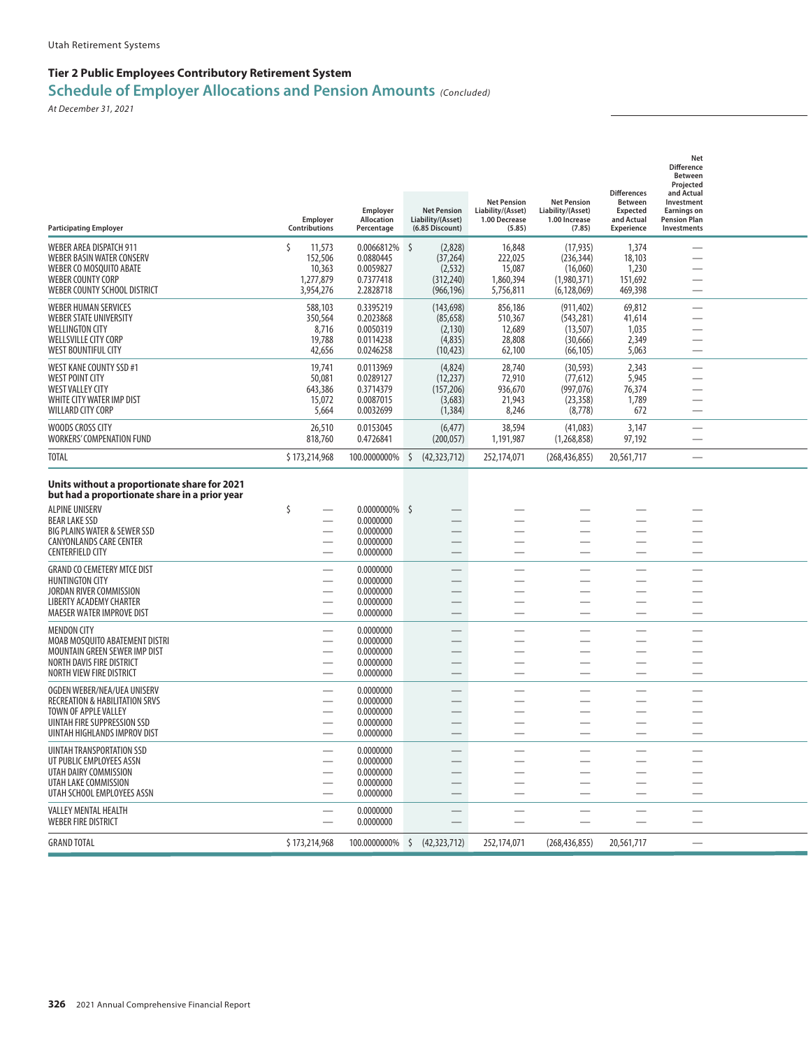## Tier 2 Public Employees Contributory Retirement System

## Schedule of Employer Allocations and Pension Amounts *(Concluded)*

*At December 31, 2021*

| Participating Employer | Employer Contributions | Employer Allocation Percentage | Net Pension Liability/(Asset) (6.85 Discount) | Net Pension Liability/(Asset) 1.00 Decrease (5.85) | Net Pension Liability/(Asset) 1.00 Increase (7.85) | Differences Between Expected and Actual Experience | Net Difference Between Projected and Actual Investment Earnings on Pension Plan Investments |
|---|---|---|---|---|---|---|---|
| WEBER AREA DISPATCH 911 | $ 11,573 | 0.0066812% | $ (2,828) | 16,848 | (17,935) | 1,374 | — |
| WEBER BASIN WATER CONSERV | 152,506 | 0.0880445 | (37,264) | 222,025 | (236,344) | 18,103 | — |
| WEBER CO MOSQUITO ABATE | 10,363 | 0.0059827 | (2,532) | 15,087 | (16,060) | 1,230 | — |
| WEBER COUNTY CORP | 1,277,879 | 0.7377418 | (312,240) | 1,860,394 | (1,980,371) | 151,692 | — |
| WEBER COUNTY SCHOOL DISTRICT | 3,954,276 | 2.2828718 | (966,196) | 5,756,811 | (6,128,069) | 469,398 | — |
| WEBER HUMAN SERVICES | 588,103 | 0.3395219 | (143,698) | 856,186 | (911,402) | 69,812 | — |
| WEBER STATE UNIVERSITY | 350,564 | 0.2023868 | (85,658) | 510,367 | (543,281) | 41,614 | — |
| WELLINGTON CITY | 8,716 | 0.0050319 | (2,130) | 12,689 | (13,507) | 1,035 | — |
| WELLSVILLE CITY CORP | 19,788 | 0.0114238 | (4,835) | 28,808 | (30,666) | 2,349 | — |
| WEST BOUNTIFUL CITY | 42,656 | 0.0246258 | (10,423) | 62,100 | (66,105) | 5,063 | — |
| WEST KANE COUNTY SSD #1 | 19,741 | 0.0113969 | (4,824) | 28,740 | (30,593) | 2,343 | — |
| WEST POINT CITY | 50,081 | 0.0289127 | (12,237) | 72,910 | (77,612) | 5,945 | — |
| WEST VALLEY CITY | 643,386 | 0.3714379 | (157,206) | 936,670 | (997,076) | 76,374 | — |
| WHITE CITY WATER IMP DIST | 15,072 | 0.0087015 | (3,683) | 21,943 | (23,358) | 1,789 | — |
| WILLARD CITY CORP | 5,664 | 0.0032699 | (1,384) | 8,246 | (8,778) | 672 | — |
| WOODS CROSS CITY | 26,510 | 0.0153045 | (6,477) | 38,594 | (41,083) | 3,147 | — |
| WORKERS' COMPENATION FUND | 818,760 | 0.4726841 | (200,057) | 1,191,987 | (1,268,858) | 97,192 | — |
| TOTAL | $ 173,214,968 | 100.0000000% | $ (42,323,712) | 252,174,071 | (268,436,855) | 20,561,717 | — |
| **Units without a proportionate share for 2021 but had a proportionate share in a prior year** | | | | | | | |
| ALPINE UNISERV | $ — | 0.0000000% | $ — | — | — | — | — |
| BEAR LAKE SSD | — | 0.0000000 | — | — | — | — | — |
| BIG PLAINS WATER & SEWER SSD | — | 0.0000000 | — | — | — | — | — |
| CANYONLANDS CARE CENTER | — | 0.0000000 | — | — | — | — | — |
| CENTERFIELD CITY | — | 0.0000000 | — | — | — | — | — |
| GRAND CO CEMETERY MTCE DIST | — | 0.0000000 | — | — | — | — | — |
| HUNTINGTON CITY | — | 0.0000000 | — | — | — | — | — |
| JORDAN RIVER COMMISSION | — | 0.0000000 | — | — | — | — | — |
| LIBERTY ACADEMY CHARTER | — | 0.0000000 | — | — | — | — | — |
| MAESER WATER IMPROVE DIST | — | 0.0000000 | — | — | — | — | — |
| MENDON CITY | — | 0.0000000 | — | — | — | — | — |
| MOAB MOSQUITO ABATEMENT DISTRI | — | 0.0000000 | — | — | — | — | — |
| MOUNTAIN GREEN SEWER IMP DIST | — | 0.0000000 | — | — | — | — | — |
| NORTH DAVIS FIRE DISTRICT | — | 0.0000000 | — | — | — | — | — |
| NORTH VIEW FIRE DISTRICT | — | 0.0000000 | — | — | — | — | — |
| OGDEN WEBER/NEA/UEA UNISERV | — | 0.0000000 | — | — | — | — | — |
| RECREATION & HABILITATION SRVS | — | 0.0000000 | — | — | — | — | — |
| TOWN OF APPLE VALLEY | — | 0.0000000 | — | — | — | — | — |
| UINTAH FIRE SUPPRESSION SSD | — | 0.0000000 | — | — | — | — | — |
| UINTAH HIGHLANDS IMPROV DIST | — | 0.0000000 | — | — | — | — | — |
| UINTAH TRANSPORTATION SSD | — | 0.0000000 | — | — | — | — | — |
| UT PUBLIC EMPLOYEES ASSN | — | 0.0000000 | — | — | — | — | — |
| UTAH DAIRY COMMISSION | — | 0.0000000 | — | — | — | — | — |
| UTAH LAKE COMMISSION | — | 0.0000000 | — | — | — | — | — |
| UTAH SCHOOL EMPLOYEES ASSN | — | 0.0000000 | — | — | — | — | — |
| VALLEY MENTAL HEALTH | — | 0.0000000 | — | — | — | — | — |
| WEBER FIRE DISTRICT | — | 0.0000000 | — | — | — | — | — |
| GRAND TOTAL | $ 173,214,968 | 100.0000000% | $ (42,323,712) | 252,174,071 | (268,436,855) | 20,561,717 | — |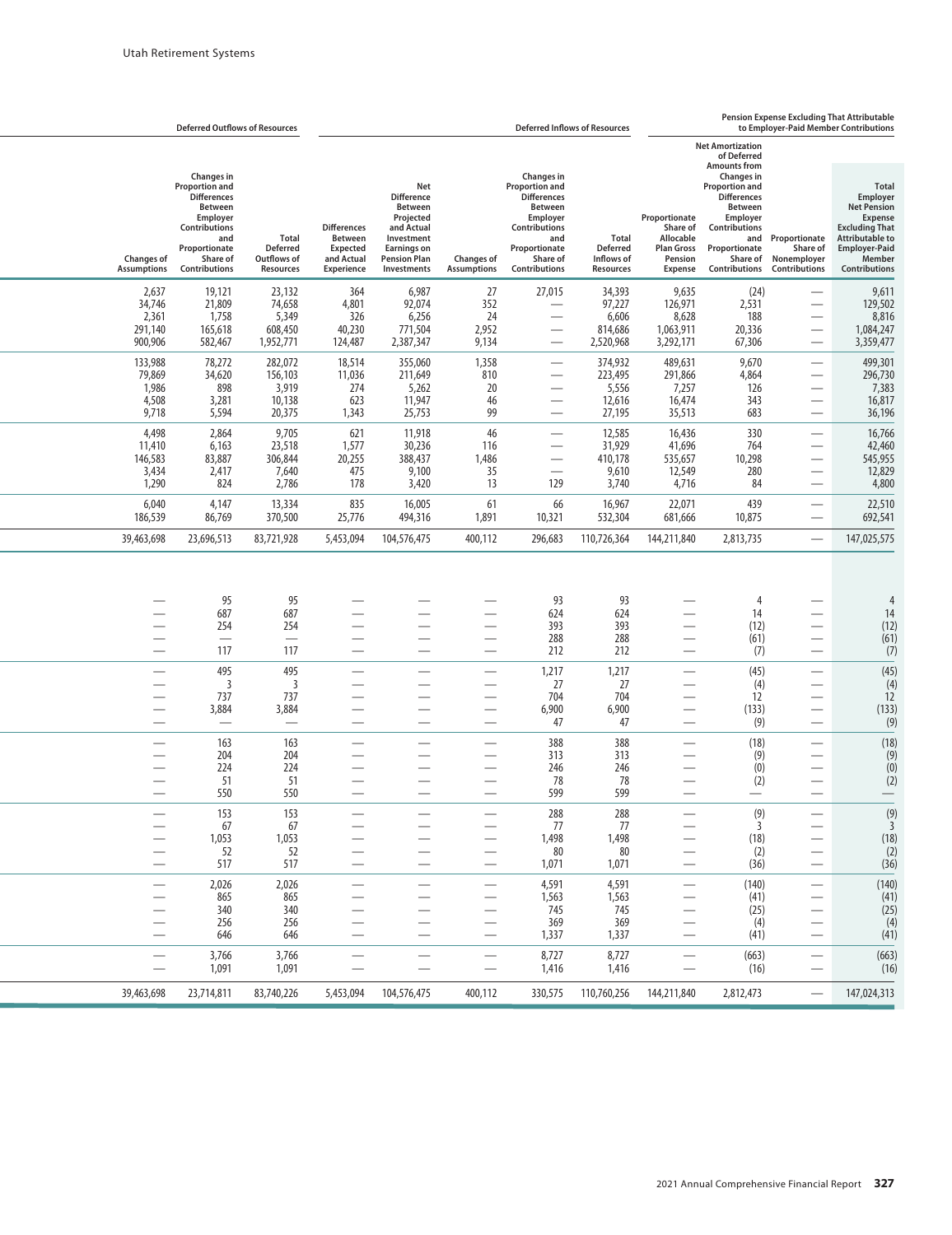| Deferred Outflows of Resources | | | Deferred Inflows of Resources | | | | | Pension Expense Excluding That Attributable to Employer-Paid Member Contributions | | | |
|---|---|---|---|---|---|---|---|---|---|---|---|
| Changes of Assumptions | Changes in Proportion and Differences Between Employer Contributions and Proportionate Share of Contributions | Total Deferred Outflows of Resources | Differences Between Expected and Actual Experience | Net Difference Between Projected and Actual Investment Earnings on Pension Plan Investments | Changes of Assumptions | Changes in Proportion and Differences Between Employer Contributions and Proportionate Share of Contributions | Total Deferred Inflows of Resources | Proportionate Share of Allocable Plan Gross Pension Expense | Net Amortization of Deferred Amounts from Changes in Proportion and Differences Between Employer Contributions and Proportionate Share of Contributions | Proportionate Share of Nonemployer Contributions | Total Employer Net Pension Expense Excluding That Attributable to Employer-Paid Member Contributions |
| 2,637 | 19,121 | 23,132 | 364 | 6,987 | 27 | 27,015 | 34,393 | 9,635 | (24) | — | 9,611 |
| 34,746 | 21,809 | 74,658 | 4,801 | 92,074 | 352 | — | 97,227 | 126,971 | 2,531 | — | 129,502 |
| 2,361 | 1,758 | 5,349 | 326 | 6,256 | 24 | — | 6,606 | 8,628 | 188 | — | 8,816 |
| 291,140 | 165,618 | 608,450 | 40,230 | 771,504 | 2,952 | — | 814,686 | 1,063,911 | 20,336 | — | 1,084,247 |
| 900,906 | 582,467 | 1,952,771 | 124,487 | 2,387,347 | 9,134 | — | 2,520,968 | 3,292,171 | 67,306 | — | 3,359,477 |
| 133,988 | 78,272 | 282,072 | 18,514 | 355,060 | 1,358 | — | 374,932 | 489,631 | 9,670 | — | 499,301 |
| 79,869 | 34,620 | 156,103 | 11,036 | 211,649 | 810 | — | 223,495 | 291,866 | 4,864 | — | 296,730 |
| 1,986 | 898 | 3,919 | 274 | 5,262 | 20 | — | 5,556 | 7,257 | 126 | — | 7,383 |
| 4,508 | 3,281 | 10,138 | 623 | 11,947 | 46 | — | 12,616 | 16,474 | 343 | — | 16,817 |
| 9,718 | 5,594 | 20,375 | 1,343 | 25,753 | 99 | — | 27,195 | 35,513 | 683 | — | 36,196 |
| 4,498 | 2,864 | 9,705 | 621 | 11,918 | 46 | — | 12,585 | 16,436 | 330 | — | 16,766 |
| 11,410 | 6,163 | 23,518 | 1,577 | 30,236 | 116 | — | 31,929 | 41,696 | 764 | — | 42,460 |
| 146,583 | 83,887 | 306,844 | 20,255 | 388,437 | 1,486 | — | 410,178 | 535,657 | 10,298 | — | 545,955 |
| 3,434 | 2,417 | 7,640 | 475 | 9,100 | 35 | — | 9,610 | 12,549 | 280 | — | 12,829 |
| 1,290 | 824 | 2,786 | 178 | 3,420 | 13 | 129 | 3,740 | 4,716 | 84 | — | 4,800 |
| 6,040 | 4,147 | 13,334 | 835 | 16,005 | 61 | 66 | 16,967 | 22,071 | 439 | — | 22,510 |
| 186,539 | 86,769 | 370,500 | 25,776 | 494,316 | 1,891 | 10,321 | 532,304 | 681,666 | 10,875 | — | 692,541 |
| 39,463,698 | 23,696,513 | 83,721,928 | 5,453,094 | 104,576,475 | 400,112 | 296,683 | 110,726,364 | 144,211,840 | 2,813,735 | — | 147,025,575 |
| — | 95 | 95 | — | — | — | 93 | 93 | — | 4 | — | 4 |
| — | 687 | 687 | — | — | — | 624 | 624 | — | 14 | — | 14 |
| — | 254 | 254 | — | — | — | 393 | 393 | — | (12) | — | (12) |
| — | — | — | — | — | — | 288 | 288 | — | (61) | — | (61) |
| — | 117 | 117 | — | — | — | 212 | 212 | — | (7) | — | (7) |
| — | 495 | 495 | — | — | — | 1,217 | 1,217 | — | (45) | — | (45) |
| — | 3 | 3 | — | — | — | 27 | 27 | — | (4) | — | (4) |
| — | 737 | 737 | — | — | — | 704 | 704 | — | 12 | — | 12 |
| — | 3,884 | 3,884 | — | — | — | 6,900 | 6,900 | — | (133) | — | (133) |
| — | — | — | — | — | — | 47 | 47 | — | (9) | — | (9) |
| — | 163 | 163 | — | — | — | 388 | 388 | — | (18) | — | (18) |
| — | 204 | 204 | — | — | — | 313 | 313 | — | (9) | — | (9) |
| — | 224 | 224 | — | — | — | 246 | 246 | — | (0) | — | (0) |
| — | 51 | 51 | — | — | — | 78 | 78 | — | (2) | — | (2) |
| — | 550 | 550 | — | — | — | 599 | 599 | — | — | — | — |
| — | 153 | 153 | — | — | — | 288 | 288 | — | (9) | — | (9) |
| — | 67 | 67 | — | — | — | 77 | 77 | — | 3 | — | 3 |
| — | 1,053 | 1,053 | — | — | — | 1,498 | 1,498 | — | (18) | — | (18) |
| — | 52 | 52 | — | — | — | 80 | 80 | — | (2) | — | (2) |
| — | 517 | 517 | — | — | — | 1,071 | 1,071 | — | (36) | — | (36) |
| — | 2,026 | 2,026 | — | — | — | 4,591 | 4,591 | — | (140) | — | (140) |
| — | 865 | 865 | — | — | — | 1,563 | 1,563 | — | (41) | — | (41) |
| — | 340 | 340 | — | — | — | 745 | 745 | — | (25) | — | (25) |
| — | 256 | 256 | — | — | — | 369 | 369 | — | (4) | — | (4) |
| — | 646 | 646 | — | — | — | 1,337 | 1,337 | — | (41) | — | (41) |
| — | 3,766 | 3,766 | — | — | — | 8,727 | 8,727 | — | (663) | — | (663) |
| — | 1,091 | 1,091 | — | — | — | 1,416 | 1,416 | — | (16) | — | (16) |
| 39,463,698 | 23,714,811 | 83,740,226 | 5,453,094 | 104,576,475 | 400,112 | 330,575 | 110,760,256 | 144,211,840 | 2,812,473 | — | 147,024,313 |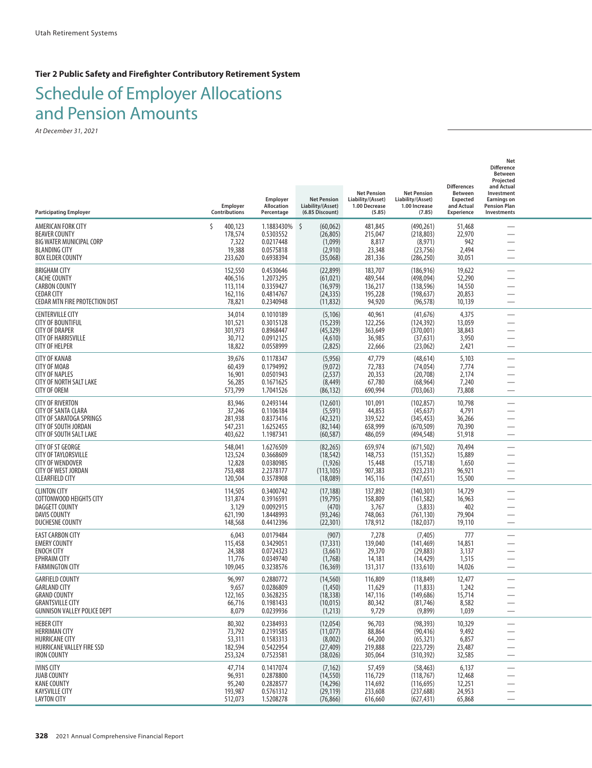**Tier 2 Public Safety and Firefighter Contributory Retirement System**

# Schedule of Employer Allocations and Pension Amounts

*At December 31, 2021*

| Participating Employer | Employer Contributions | Employer Allocation Percentage | Net Pension Liability/(Asset) (6.85 Discount) | Net Pension Liability/(Asset) 1.00 Decrease (5.85) | Net Pension Liability/(Asset) 1.00 Increase (7.85) | Differences Between Expected and Actual Experience | Net Difference Between Projected and Actual Investment Earnings on Pension Plan Investments |
|---|---|---|---|---|---|---|---|
| AMERICAN FORK CITY | $ 400,123 | 1.1883430% | $ (60,062) | 481,845 | (490,261) | 51,468 | — |
| BEAVER COUNTY | 178,574 | 0.5303552 | (26,805) | 215,047 | (218,803) | 22,970 | — |
| BIG WATER MUNICIPAL CORP | 7,322 | 0.0217448 | (1,099) | 8,817 | (8,971) | 942 | — |
| BLANDING CITY | 19,388 | 0.0575818 | (2,910) | 23,348 | (23,756) | 2,494 | — |
| BOX ELDER COUNTY | 233,620 | 0.6938394 | (35,068) | 281,336 | (286,250) | 30,051 | — |
| BRIGHAM CITY | 152,550 | 0.4530646 | (22,899) | 183,707 | (186,916) | 19,622 | — |
| CACHE COUNTY | 406,516 | 1.2073295 | (61,021) | 489,544 | (498,094) | 52,290 | — |
| CARBON COUNTY | 113,114 | 0.3359427 | (16,979) | 136,217 | (138,596) | 14,550 | — |
| CEDAR CITY | 162,116 | 0.4814767 | (24,335) | 195,228 | (198,637) | 20,853 | — |
| CEDAR MTN FIRE PROTECTION DIST | 78,821 | 0.2340948 | (11,832) | 94,920 | (96,578) | 10,139 | — |
| CENTERVILLE CITY | 34,014 | 0.1010189 | (5,106) | 40,961 | (41,676) | 4,375 | — |
| CITY OF BOUNTIFUL | 101,521 | 0.3015128 | (15,239) | 122,256 | (124,392) | 13,059 | — |
| CITY OF DRAPER | 301,973 | 0.8968447 | (45,329) | 363,649 | (370,001) | 38,843 | — |
| CITY OF HARRISVILLE | 30,712 | 0.0912125 | (4,610) | 36,985 | (37,631) | 3,950 | — |
| CITY OF HELPER | 18,822 | 0.0558999 | (2,825) | 22,666 | (23,062) | 2,421 | — |
| CITY OF KANAB | 39,676 | 0.1178347 | (5,956) | 47,779 | (48,614) | 5,103 | — |
| CITY OF MOAB | 60,439 | 0.1794992 | (9,072) | 72,783 | (74,054) | 7,774 | — |
| CITY OF NAPLES | 16,901 | 0.0501943 | (2,537) | 20,353 | (20,708) | 2,174 | — |
| CITY OF NORTH SALT LAKE | 56,285 | 0.1671625 | (8,449) | 67,780 | (68,964) | 7,240 | — |
| CITY OF OREM | 573,799 | 1.7041526 | (86,132) | 690,994 | (703,063) | 73,808 | — |
| CITY OF RIVERTON | 83,946 | 0.2493144 | (12,601) | 101,091 | (102,857) | 10,798 | — |
| CITY OF SANTA CLARA | 37,246 | 0.1106184 | (5,591) | 44,853 | (45,637) | 4,791 | — |
| CITY OF SARATOGA SPRINGS | 281,938 | 0.8373416 | (42,321) | 339,522 | (345,453) | 36,266 | — |
| CITY OF SOUTH JORDAN | 547,231 | 1.6252455 | (82,144) | 658,999 | (670,509) | 70,390 | — |
| CITY OF SOUTH SALT LAKE | 403,622 | 1.1987341 | (60,587) | 486,059 | (494,548) | 51,918 | — |
| CITY OF ST GEORGE | 548,041 | 1.6276509 | (82,265) | 659,974 | (671,502) | 70,494 | — |
| CITY OF TAYLORSVILLE | 123,524 | 0.3668609 | (18,542) | 148,753 | (151,352) | 15,889 | — |
| CITY OF WENDOVER | 12,828 | 0.0380985 | (1,926) | 15,448 | (15,718) | 1,650 | — |
| CITY OF WEST JORDAN | 753,488 | 2.2378177 | (113,105) | 907,383 | (923,231) | 96,921 | — |
| CLEARFIELD CITY | 120,504 | 0.3578908 | (18,089) | 145,116 | (147,651) | 15,500 | — |
| CLINTON CITY | 114,505 | 0.3400742 | (17,188) | 137,892 | (140,301) | 14,729 | — |
| COTTONWOOD HEIGHTS CITY | 131,874 | 0.3916591 | (19,795) | 158,809 | (161,582) | 16,963 | — |
| DAGGETT COUNTY | 3,129 | 0.0092915 | (470) | 3,767 | (3,833) | 402 | — |
| DAVIS COUNTY | 621,190 | 1.8448993 | (93,246) | 748,063 | (761,130) | 79,904 | — |
| DUCHESNE COUNTY | 148,568 | 0.4412396 | (22,301) | 178,912 | (182,037) | 19,110 | — |
| EAST CARBON CITY | 6,043 | 0.0179484 | (907) | 7,278 | (7,405) | 777 | — |
| EMERY COUNTY | 115,458 | 0.3429051 | (17,331) | 139,040 | (141,469) | 14,851 | — |
| ENOCH CITY | 24,388 | 0.0724323 | (3,661) | 29,370 | (29,883) | 3,137 | — |
| EPHRAIM CITY | 11,776 | 0.0349740 | (1,768) | 14,181 | (14,429) | 1,515 | — |
| FARMINGTON CITY | 109,045 | 0.3238576 | (16,369) | 131,317 | (133,610) | 14,026 | — |
| GARFIELD COUNTY | 96,997 | 0.2880772 | (14,560) | 116,809 | (118,849) | 12,477 | — |
| GARLAND CITY | 9,657 | 0.0286809 | (1,450) | 11,629 | (11,833) | 1,242 | — |
| GRAND COUNTY | 122,165 | 0.3628235 | (18,338) | 147,116 | (149,686) | 15,714 | — |
| GRANTSVILLE CITY | 66,716 | 0.1981433 | (10,015) | 80,342 | (81,746) | 8,582 | — |
| GUNNISON VALLEY POLICE DEPT | 8,079 | 0.0239936 | (1,213) | 9,729 | (9,899) | 1,039 | — |
| HEBER CITY | 80,302 | 0.2384933 | (12,054) | 96,703 | (98,393) | 10,329 | — |
| HERRIMAN CITY | 73,792 | 0.2191585 | (11,077) | 88,864 | (90,416) | 9,492 | — |
| HURRICANE CITY | 53,311 | 0.1583313 | (8,002) | 64,200 | (65,321) | 6,857 | — |
| HURRICANE VALLEY FIRE SSD | 182,594 | 0.5422954 | (27,409) | 219,888 | (223,729) | 23,487 | — |
| IRON COUNTY | 253,324 | 0.7523581 | (38,026) | 305,064 | (310,392) | 32,585 | — |
| IVINS CITY | 47,714 | 0.1417074 | (7,162) | 57,459 | (58,463) | 6,137 | — |
| JUAB COUNTY | 96,931 | 0.2878800 | (14,550) | 116,729 | (118,767) | 12,468 | — |
| KANE COUNTY | 95,240 | 0.2828577 | (14,296) | 114,692 | (116,695) | 12,251 | — |
| KAYSVILLE CITY | 193,987 | 0.5761312 | (29,119) | 233,608 | (237,688) | 24,953 | — |
| LAYTON CITY | 512,073 | 1.5208278 | (76,866) | 616,660 | (627,431) | 65,868 | — |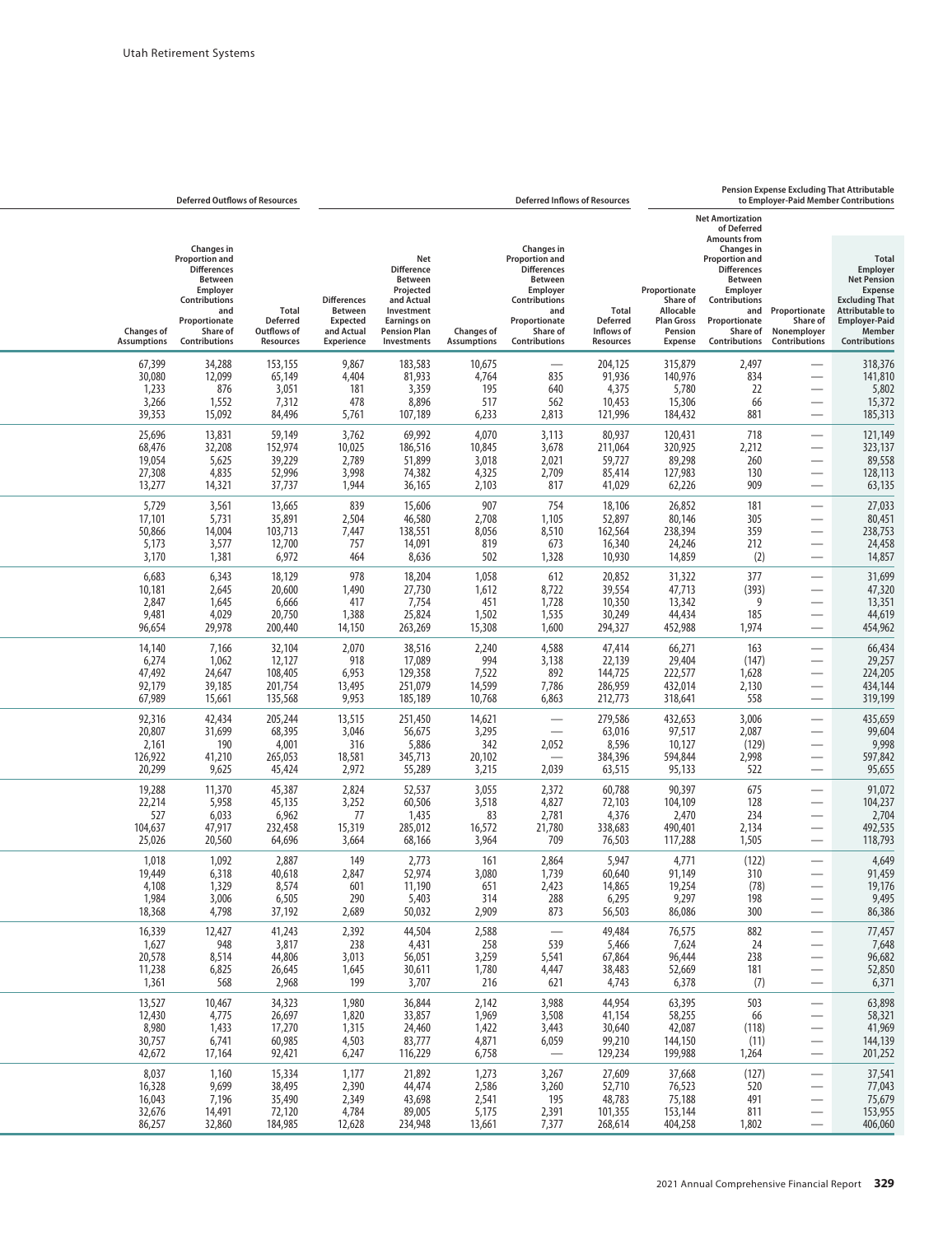| Deferred Outflows of Resources | | | Deferred Inflows of Resources | | | | | Pension Expense Excluding That Attributable to Employer-Paid Member Contributions | | | |
|---|---|---|---|---|---|---|---|---|---|---|---|
| Changes of Assumptions | Changes in Proportion and Differences Between Employer Contributions and Proportionate Share of Contributions | Total Deferred Outflows of Resources | Differences Between Expected and Actual Experience | Net Difference Between Projected and Actual Investment Earnings on Pension Plan Investments | Changes of Assumptions | Changes in Proportion and Differences Between Employer Contributions and Proportionate Share of Contributions | Total Deferred Inflows of Resources | Proportionate Share of Allocable Plan Gross Pension Expense | Net Amortization of Deferred Amounts from Changes in Proportion and Differences Between Employer Contributions and Proportionate Share of Contributions | Proportionate Share of Nonemployer Contributions | Total Employer Net Pension Expense Excluding That Attributable to Employer-Paid Member Contributions |
| 67,399 | 34,288 | 153,155 | 9,867 | 183,583 | 10,675 | — | 204,125 | 315,879 | 2,497 | — | 318,376 |
| 30,080 | 12,099 | 65,149 | 4,404 | 81,933 | 4,764 | 835 | 91,936 | 140,976 | 834 | — | 141,810 |
| 1,233 | 876 | 3,051 | 181 | 3,359 | 195 | 640 | 4,375 | 5,780 | 22 | — | 5,802 |
| 3,266 | 1,552 | 7,312 | 478 | 8,896 | 517 | 562 | 10,453 | 15,306 | 66 | — | 15,372 |
| 39,353 | 15,092 | 84,496 | 5,761 | 107,189 | 6,233 | 2,813 | 121,996 | 184,432 | 881 | — | 185,313 |
| 25,696 | 13,831 | 59,149 | 3,762 | 69,992 | 4,070 | 3,113 | 80,937 | 120,431 | 718 | — | 121,149 |
| 68,476 | 32,208 | 152,974 | 10,025 | 186,516 | 10,845 | 3,678 | 211,064 | 320,925 | 2,212 | — | 323,137 |
| 19,054 | 5,625 | 39,229 | 2,789 | 51,899 | 3,018 | 2,021 | 59,727 | 89,298 | 260 | — | 89,558 |
| 27,308 | 4,835 | 52,996 | 3,998 | 74,382 | 4,325 | 2,709 | 85,414 | 127,983 | 130 | — | 128,113 |
| 13,277 | 14,321 | 37,737 | 1,944 | 36,165 | 2,103 | 817 | 41,029 | 62,226 | 909 | — | 63,135 |
| 5,729 | 3,561 | 13,665 | 839 | 15,606 | 907 | 754 | 18,106 | 26,852 | 181 | — | 27,033 |
| 17,101 | 5,731 | 35,891 | 2,504 | 46,580 | 2,708 | 1,105 | 52,897 | 80,146 | 305 | — | 80,451 |
| 50,866 | 14,004 | 103,713 | 7,447 | 138,551 | 8,056 | 8,510 | 162,564 | 238,394 | 359 | — | 238,753 |
| 5,173 | 3,577 | 12,700 | 757 | 14,091 | 819 | 673 | 16,340 | 24,246 | 212 | — | 24,458 |
| 3,170 | 1,381 | 6,972 | 464 | 8,636 | 502 | 1,328 | 10,930 | 14,859 | (2) | — | 14,857 |
| 6,683 | 6,343 | 18,129 | 978 | 18,204 | 1,058 | 612 | 20,852 | 31,322 | 377 | — | 31,699 |
| 10,181 | 2,645 | 20,600 | 1,490 | 27,730 | 1,612 | 8,722 | 39,554 | 47,713 | (393) | — | 47,320 |
| 2,847 | 1,645 | 6,666 | 417 | 7,754 | 451 | 1,728 | 10,350 | 13,342 | 9 | — | 13,351 |
| 9,481 | 4,029 | 20,750 | 1,388 | 25,824 | 1,502 | 1,535 | 30,249 | 44,434 | 185 | — | 44,619 |
| 96,654 | 29,978 | 200,440 | 14,150 | 263,269 | 15,308 | 1,600 | 294,327 | 452,988 | 1,974 | — | 454,962 |
| 14,140 | 7,166 | 32,104 | 2,070 | 38,516 | 2,240 | 4,588 | 47,414 | 66,271 | 163 | — | 66,434 |
| 6,274 | 1,062 | 12,127 | 918 | 17,089 | 994 | 3,138 | 22,139 | 29,404 | (147) | — | 29,257 |
| 47,492 | 24,647 | 108,405 | 6,953 | 129,358 | 7,522 | 892 | 144,725 | 222,577 | 1,628 | — | 224,205 |
| 92,179 | 39,185 | 201,754 | 13,495 | 251,079 | 14,599 | 7,786 | 286,959 | 432,014 | 2,130 | — | 434,144 |
| 67,989 | 15,661 | 135,568 | 9,953 | 185,189 | 10,768 | 6,863 | 212,773 | 318,641 | 558 | — | 319,199 |
| 92,316 | 42,434 | 205,244 | 13,515 | 251,450 | 14,621 | — | 279,586 | 432,653 | 3,006 | — | 435,659 |
| 20,807 | 31,699 | 68,395 | 3,046 | 56,675 | 3,295 | — | 63,016 | 97,517 | 2,087 | — | 99,604 |
| 2,161 | 190 | 4,001 | 316 | 5,886 | 342 | 2,052 | 8,596 | 10,127 | (129) | — | 9,998 |
| 126,922 | 41,210 | 265,053 | 18,581 | 345,713 | 20,102 | — | 384,396 | 594,844 | 2,998 | — | 597,842 |
| 20,299 | 9,625 | 45,424 | 2,972 | 55,289 | 3,215 | 2,039 | 63,515 | 95,133 | 522 | — | 95,655 |
| 19,288 | 11,370 | 45,387 | 2,824 | 52,537 | 3,055 | 2,372 | 60,788 | 90,397 | 675 | — | 91,072 |
| 22,214 | 5,958 | 45,135 | 3,252 | 60,506 | 3,518 | 4,827 | 72,103 | 104,109 | 128 | — | 104,237 |
| 527 | 6,033 | 6,962 | 77 | 1,435 | 83 | 2,781 | 4,376 | 2,470 | 234 | — | 2,704 |
| 104,637 | 47,917 | 232,458 | 15,319 | 285,012 | 16,572 | 21,780 | 338,683 | 490,401 | 2,134 | — | 492,535 |
| 25,026 | 20,560 | 64,696 | 3,664 | 68,166 | 3,964 | 709 | 76,503 | 117,288 | 1,505 | — | 118,793 |
| 1,018 | 1,092 | 2,887 | 149 | 2,773 | 161 | 2,864 | 5,947 | 4,771 | (122) | — | 4,649 |
| 19,449 | 6,318 | 40,618 | 2,847 | 52,974 | 3,080 | 1,739 | 60,640 | 91,149 | 310 | — | 91,459 |
| 4,108 | 1,329 | 8,574 | 601 | 11,190 | 651 | 2,423 | 14,865 | 19,254 | (78) | — | 19,176 |
| 1,984 | 3,006 | 6,505 | 290 | 5,403 | 314 | 288 | 6,295 | 9,297 | 198 | — | 9,495 |
| 18,368 | 4,798 | 37,192 | 2,689 | 50,032 | 2,909 | 873 | 56,503 | 86,086 | 300 | — | 86,386 |
| 16,339 | 12,427 | 41,243 | 2,392 | 44,504 | 2,588 | — | 49,484 | 76,575 | 882 | — | 77,457 |
| 1,627 | 948 | 3,817 | 238 | 4,431 | 258 | 539 | 5,466 | 7,624 | 24 | — | 7,648 |
| 20,578 | 8,514 | 44,806 | 3,013 | 56,051 | 3,259 | 5,541 | 67,864 | 96,444 | 238 | — | 96,682 |
| 11,238 | 6,825 | 26,645 | 1,645 | 30,611 | 1,780 | 4,447 | 38,483 | 52,669 | 181 | — | 52,850 |
| 1,361 | 568 | 2,968 | 199 | 3,707 | 216 | 621 | 4,743 | 6,378 | (7) | — | 6,371 |
| 13,527 | 10,467 | 34,323 | 1,980 | 36,844 | 2,142 | 3,988 | 44,954 | 63,395 | 503 | — | 63,898 |
| 12,430 | 4,775 | 26,697 | 1,820 | 33,857 | 1,969 | 3,508 | 41,154 | 58,255 | 66 | — | 58,321 |
| 8,980 | 1,433 | 17,270 | 1,315 | 24,460 | 1,422 | 3,443 | 30,640 | 42,087 | (118) | — | 41,969 |
| 30,757 | 6,741 | 60,985 | 4,503 | 83,777 | 4,871 | 6,059 | 99,210 | 144,150 | (11) | — | 144,139 |
| 42,672 | 17,164 | 92,421 | 6,247 | 116,229 | 6,758 | — | 129,234 | 199,988 | 1,264 | — | 201,252 |
| 8,037 | 1,160 | 15,334 | 1,177 | 21,892 | 1,273 | 3,267 | 27,609 | 37,668 | (127) | — | 37,541 |
| 16,328 | 9,699 | 38,495 | 2,390 | 44,474 | 2,586 | 3,260 | 52,710 | 76,523 | 520 | — | 77,043 |
| 16,043 | 7,196 | 35,490 | 2,349 | 43,698 | 2,541 | 195 | 48,783 | 75,188 | 491 | — | 75,679 |
| 32,676 | 14,491 | 72,120 | 4,784 | 89,005 | 5,175 | 2,391 | 101,355 | 153,144 | 811 | — | 153,955 |
| 86,257 | 32,860 | 184,985 | 12,628 | 234,948 | 13,661 | 7,377 | 268,614 | 404,258 | 1,802 | — | 406,060 |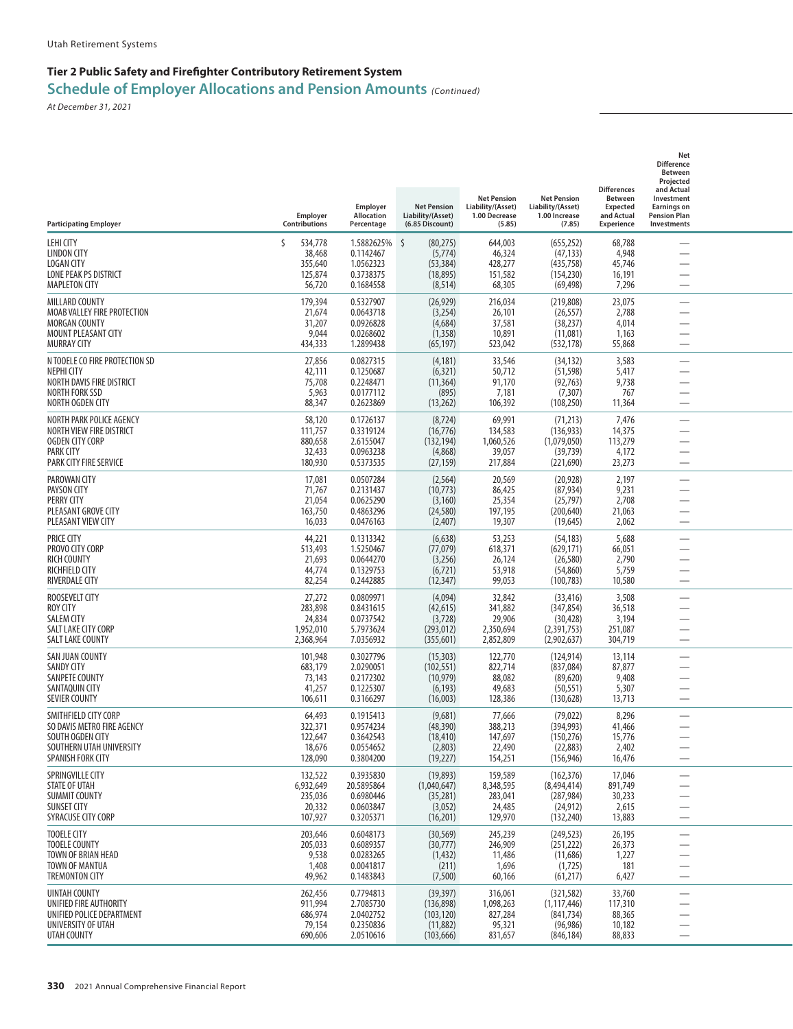Utah Retirement Systems

## Tier 2 Public Safety and Firefighter Contributory Retirement System

## Schedule of Employer Allocations and Pension Amounts *(Continued)*

*At December 31, 2021*

| Participating Employer | Employer Contributions | Employer Allocation Percentage | Net Pension Liability/(Asset) (6.85 Discount) | Net Pension Liability/(Asset) 1.00 Decrease (5.85) | Net Pension Liability/(Asset) 1.00 Increase (7.85) | Differences Between Expected and Actual Experience | Net Difference Between Projected and Actual Investment Earnings on Pension Plan Investments |
|---|---|---|---|---|---|---|---|
| LEHI CITY | $ 534,778 | 1.5882625% | $ (80,275) | 644,003 | (655,252) | 68,788 | — |
| LINDON CITY | 38,468 | 0.1142467 | (5,774) | 46,324 | (47,133) | 4,948 | — |
| LOGAN CITY | 355,640 | 1.0562323 | (53,384) | 428,277 | (435,758) | 45,746 | — |
| LONE PEAK PS DISTRICT | 125,874 | 0.3738375 | (18,895) | 151,582 | (154,230) | 16,191 | — |
| MAPLETON CITY | 56,720 | 0.1684558 | (8,514) | 68,305 | (69,498) | 7,296 | — |
| MILLARD COUNTY | 179,394 | 0.5327907 | (26,929) | 216,034 | (219,808) | 23,075 | — |
| MOAB VALLEY FIRE PROTECTION | 21,674 | 0.0643718 | (3,254) | 26,101 | (26,557) | 2,788 | — |
| MORGAN COUNTY | 31,207 | 0.0926828 | (4,684) | 37,581 | (38,237) | 4,014 | — |
| MOUNT PLEASANT CITY | 9,044 | 0.0268602 | (1,358) | 10,891 | (11,081) | 1,163 | — |
| MURRAY CITY | 434,333 | 1.2899438 | (65,197) | 523,042 | (532,178) | 55,868 | — |
| N TOOELE CO FIRE PROTECTION SD | 27,856 | 0.0827315 | (4,181) | 33,546 | (34,132) | 3,583 | — |
| NEPHI CITY | 42,111 | 0.1250687 | (6,321) | 50,712 | (51,598) | 5,417 | — |
| NORTH DAVIS FIRE DISTRICT | 75,708 | 0.2248471 | (11,364) | 91,170 | (92,763) | 9,738 | — |
| NORTH FORK SSD | 5,963 | 0.0177112 | (895) | 7,181 | (7,307) | 767 | — |
| NORTH OGDEN CITY | 88,347 | 0.2623869 | (13,262) | 106,392 | (108,250) | 11,364 | — |
| NORTH PARK POLICE AGENCY | 58,120 | 0.1726137 | (8,724) | 69,991 | (71,213) | 7,476 | — |
| NORTH VIEW FIRE DISTRICT | 111,757 | 0.3319124 | (16,776) | 134,583 | (136,933) | 14,375 | — |
| OGDEN CITY CORP | 880,658 | 2.6155047 | (132,194) | 1,060,526 | (1,079,050) | 113,279 | — |
| PARK CITY | 32,433 | 0.0963238 | (4,868) | 39,057 | (39,739) | 4,172 | — |
| PARK CITY FIRE SERVICE | 180,930 | 0.5373535 | (27,159) | 217,884 | (221,690) | 23,273 | — |
| PAROWAN CITY | 17,081 | 0.0507284 | (2,564) | 20,569 | (20,928) | 2,197 | — |
| PAYSON CITY | 71,767 | 0.2131437 | (10,773) | 86,425 | (87,934) | 9,231 | — |
| PERRY CITY | 21,054 | 0.0625290 | (3,160) | 25,354 | (25,797) | 2,708 | — |
| PLEASANT GROVE CITY | 163,750 | 0.4863296 | (24,580) | 197,195 | (200,640) | 21,063 | — |
| PLEASANT VIEW CITY | 16,033 | 0.0476163 | (2,407) | 19,307 | (19,645) | 2,062 | — |
| PRICE CITY | 44,221 | 0.1313342 | (6,638) | 53,253 | (54,183) | 5,688 | — |
| PROVO CITY CORP | 513,493 | 1.5250467 | (77,079) | 618,371 | (629,171) | 66,051 | — |
| RICH COUNTY | 21,693 | 0.0644270 | (3,256) | 26,124 | (26,580) | 2,790 | — |
| RICHFIELD CITY | 44,774 | 0.1329753 | (6,721) | 53,918 | (54,860) | 5,759 | — |
| RIVERDALE CITY | 82,254 | 0.2442885 | (12,347) | 99,053 | (100,783) | 10,580 | — |
| ROOSEVELT CITY | 27,272 | 0.0809971 | (4,094) | 32,842 | (33,416) | 3,508 | — |
| ROY CITY | 283,898 | 0.8431615 | (42,615) | 341,882 | (347,854) | 36,518 | — |
| SALEM CITY | 24,834 | 0.0737542 | (3,728) | 29,906 | (30,428) | 3,194 | — |
| SALT LAKE CITY CORP | 1,952,010 | 5.7973624 | (293,012) | 2,350,694 | (2,391,753) | 251,087 | — |
| SALT LAKE COUNTY | 2,368,964 | 7.0356932 | (355,601) | 2,852,809 | (2,902,637) | 304,719 | — |
| SAN JUAN COUNTY | 101,948 | 0.3027796 | (15,303) | 122,770 | (124,914) | 13,114 | — |
| SANDY CITY | 683,179 | 2.0290051 | (102,551) | 822,714 | (837,084) | 87,877 | — |
| SANPETE COUNTY | 73,143 | 0.2172302 | (10,979) | 88,082 | (89,620) | 9,408 | — |
| SANTAQUIN CITY | 41,257 | 0.1225307 | (6,193) | 49,683 | (50,551) | 5,307 | — |
| SEVIER COUNTY | 106,611 | 0.3166297 | (16,003) | 128,386 | (130,628) | 13,713 | — |
| SMITHFIELD CITY CORP | 64,493 | 0.1915413 | (9,681) | 77,666 | (79,022) | 8,296 | — |
| SO DAVIS METRO FIRE AGENCY | 322,371 | 0.9574234 | (48,390) | 388,213 | (394,993) | 41,466 | — |
| SOUTH OGDEN CITY | 122,647 | 0.3642543 | (18,410) | 147,697 | (150,276) | 15,776 | — |
| SOUTHERN UTAH UNIVERSITY | 18,676 | 0.0554652 | (2,803) | 22,490 | (22,883) | 2,402 | — |
| SPANISH FORK CITY | 128,090 | 0.3804200 | (19,227) | 154,251 | (156,946) | 16,476 | — |
| SPRINGVILLE CITY | 132,522 | 0.3935830 | (19,893) | 159,589 | (162,376) | 17,046 | — |
| STATE OF UTAH | 6,932,649 | 20.5895864 | (1,040,647) | 8,348,595 | (8,494,414) | 891,749 | — |
| SUMMIT COUNTY | 235,036 | 0.6980446 | (35,281) | 283,041 | (287,984) | 30,233 | — |
| SUNSET CITY | 20,332 | 0.0603847 | (3,052) | 24,485 | (24,912) | 2,615 | — |
| SYRACUSE CITY CORP | 107,927 | 0.3205371 | (16,201) | 129,970 | (132,240) | 13,883 | — |
| TOOELE CITY | 203,646 | 0.6048173 | (30,569) | 245,239 | (249,523) | 26,195 | — |
| TOOELE COUNTY | 205,033 | 0.6089357 | (30,777) | 246,909 | (251,222) | 26,373 | — |
| TOWN OF BRIAN HEAD | 9,538 | 0.0283265 | (1,432) | 11,486 | (11,686) | 1,227 | — |
| TOWN OF MANTUA | 1,408 | 0.0041817 | (211) | 1,696 | (1,725) | 181 | — |
| TREMONTON CITY | 49,962 | 0.1483843 | (7,500) | 60,166 | (61,217) | 6,427 | — |
| UINTAH COUNTY | 262,456 | 0.7794813 | (39,397) | 316,061 | (321,582) | 33,760 | — |
| UNIFIED FIRE AUTHORITY | 911,994 | 2.7085730 | (136,898) | 1,098,263 | (1,117,446) | 117,310 | — |
| UNIFIED POLICE DEPARTMENT | 686,974 | 2.0402752 | (103,120) | 827,284 | (841,734) | 88,365 | — |
| UNIVERSITY OF UTAH | 79,154 | 0.2350836 | (11,882) | 95,321 | (96,986) | 10,182 | — |
| UTAH COUNTY | 690,606 | 2.0510616 | (103,666) | 831,657 | (846,184) | 88,833 | — |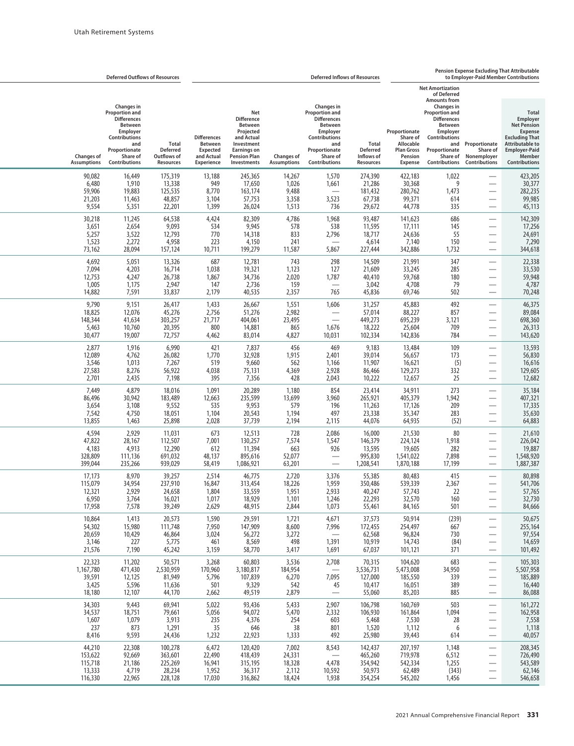| Deferred Outflows of Resources | | | Deferred Inflows of Resources | | | | | Pension Expense Excluding That Attributable to Employer-Paid Member Contributions | | | |
|---|---|---|---|---|---|---|---|---|---|---|---|
| Changes of Assumptions | Changes in Proportion and Differences Between Employer Contributions and Proportionate Share of Contributions | Total Deferred Outflows of Resources | Differences Between Expected and Actual Experience | Net Difference Between Projected and Actual Investment Earnings on Pension Plan Investments | Changes of Assumptions | Changes in Proportion and Differences Between Employer Contributions and Proportionate Share of Contributions | Total Deferred Inflows of Resources | Proportionate Share of Allocable Plan Gross Pension Expense | Net Amortization of Deferred Amounts from Changes in Proportion and Differences Between Employer Contributions and Proportionate Share of Contributions | Proportionate Share of Nonemployer Contributions | Total Employer Net Pension Expense Excluding That Attributable to Employer-Paid Member Contributions |
| 90,082 | 16,449 | 175,319 | 13,188 | 245,365 | 14,267 | 1,570 | 274,390 | 422,183 | 1,022 | — | 423,205 |
| 6,480 | 1,910 | 13,338 | 949 | 17,650 | 1,026 | 1,661 | 21,286 | 30,368 | 9 | — | 30,377 |
| 59,906 | 19,883 | 125,535 | 8,770 | 163,174 | 9,488 | — | 181,432 | 280,762 | 1,473 | — | 282,235 |
| 21,203 | 11,463 | 48,857 | 3,104 | 57,753 | 3,358 | 3,523 | 67,738 | 99,371 | 614 | — | 99,985 |
| 9,554 | 5,351 | 22,201 | 1,399 | 26,024 | 1,513 | 736 | 29,672 | 44,778 | 335 | — | 45,113 |
| 30,218 | 11,245 | 64,538 | 4,424 | 82,309 | 4,786 | 1,968 | 93,487 | 141,623 | 686 | — | 142,309 |
| 3,651 | 2,654 | 9,093 | 534 | 9,945 | 578 | 538 | 11,595 | 17,111 | 145 | — | 17,256 |
| 5,257 | 3,522 | 12,793 | 770 | 14,318 | 833 | 2,796 | 18,717 | 24,636 | 55 | — | 24,691 |
| 1,523 | 2,272 | 4,958 | 223 | 4,150 | 241 | — | 4,614 | 7,140 | 150 | — | 7,290 |
| 73,162 | 28,094 | 157,124 | 10,711 | 199,279 | 11,587 | 5,867 | 227,444 | 342,886 | 1,732 | — | 344,618 |
| 4,692 | 5,051 | 13,326 | 687 | 12,781 | 743 | 298 | 14,509 | 21,991 | 347 | — | 22,338 |
| 7,094 | 4,203 | 16,714 | 1,038 | 19,321 | 1,123 | 127 | 21,609 | 33,245 | 285 | — | 33,530 |
| 12,753 | 4,247 | 26,738 | 1,867 | 34,736 | 2,020 | 1,787 | 40,410 | 59,768 | 180 | — | 59,948 |
| 1,005 | 1,175 | 2,947 | 147 | 2,736 | 159 | — | 3,042 | 4,708 | 79 | — | 4,787 |
| 14,882 | 7,591 | 33,837 | 2,179 | 40,535 | 2,357 | 765 | 45,836 | 69,746 | 502 | — | 70,248 |
| 9,790 | 9,151 | 26,417 | 1,433 | 26,667 | 1,551 | 1,606 | 31,257 | 45,883 | 492 | — | 46,375 |
| 18,825 | 12,076 | 45,276 | 2,756 | 51,276 | 2,982 | — | 57,014 | 88,227 | 857 | — | 89,084 |
| 148,344 | 41,634 | 303,257 | 21,717 | 404,061 | 23,495 | — | 449,273 | 695,239 | 3,121 | — | 698,360 |
| 5,463 | 10,760 | 20,395 | 800 | 14,881 | 865 | 1,676 | 18,222 | 25,604 | 709 | — | 26,313 |
| 30,477 | 19,007 | 72,757 | 4,462 | 83,014 | 4,827 | 10,031 | 102,334 | 142,836 | 784 | — | 143,620 |
| 2,877 | 1,916 | 6,990 | 421 | 7,837 | 456 | 469 | 9,183 | 13,484 | 109 | — | 13,593 |
| 12,089 | 4,762 | 26,082 | 1,770 | 32,928 | 1,915 | 2,401 | 39,014 | 56,657 | 173 | — | 56,830 |
| 3,546 | 1,013 | 7,267 | 519 | 9,660 | 562 | 1,166 | 11,907 | 16,621 | (5) | — | 16,616 |
| 27,583 | 8,276 | 56,922 | 4,038 | 75,131 | 4,369 | 2,928 | 86,466 | 129,273 | 332 | — | 129,605 |
| 2,701 | 2,435 | 7,198 | 395 | 7,356 | 428 | 2,043 | 10,222 | 12,657 | 25 | — | 12,682 |
| 7,449 | 4,879 | 18,016 | 1,091 | 20,289 | 1,180 | 854 | 23,414 | 34,911 | 273 | — | 35,184 |
| 86,496 | 30,942 | 183,489 | 12,663 | 235,599 | 13,699 | 3,960 | 265,921 | 405,379 | 1,942 | — | 407,321 |
| 3,654 | 3,108 | 9,552 | 535 | 9,953 | 579 | 196 | 11,263 | 17,126 | 209 | — | 17,335 |
| 7,542 | 4,750 | 18,051 | 1,104 | 20,543 | 1,194 | 497 | 23,338 | 35,347 | 283 | — | 35,630 |
| 13,855 | 1,463 | 25,898 | 2,028 | 37,739 | 2,194 | 2,115 | 44,076 | 64,935 | (52) | — | 64,883 |
| 4,594 | 2,929 | 11,031 | 673 | 12,513 | 728 | 2,086 | 16,000 | 21,530 | 80 | — | 21,610 |
| 47,822 | 28,167 | 112,507 | 7,001 | 130,257 | 7,574 | 1,547 | 146,379 | 224,124 | 1,918 | — | 226,042 |
| 4,183 | 4,913 | 12,290 | 612 | 11,394 | 663 | 926 | 13,595 | 19,605 | 282 | — | 19,887 |
| 328,809 | 111,136 | 691,032 | 48,137 | 895,616 | 52,077 | — | 995,830 | 1,541,022 | 7,898 | — | 1,548,920 |
| 399,044 | 235,266 | 939,029 | 58,419 | 1,086,921 | 63,201 | — | 1,208,541 | 1,870,188 | 17,199 | — | 1,887,387 |
| 17,173 | 8,970 | 39,257 | 2,514 | 46,775 | 2,720 | 3,376 | 55,385 | 80,483 | 415 | — | 80,898 |
| 115,079 | 34,954 | 237,910 | 16,847 | 313,454 | 18,226 | 1,959 | 350,486 | 539,339 | 2,367 | — | 541,706 |
| 12,321 | 2,929 | 24,658 | 1,804 | 33,559 | 1,951 | 2,933 | 40,247 | 57,743 | 22 | — | 57,765 |
| 6,950 | 3,764 | 16,021 | 1,017 | 18,929 | 1,101 | 1,246 | 22,293 | 32,570 | 160 | — | 32,730 |
| 17,958 | 7,578 | 39,249 | 2,629 | 48,915 | 2,844 | 1,073 | 55,461 | 84,165 | 501 | — | 84,666 |
| 10,864 | 1,413 | 20,573 | 1,590 | 29,591 | 1,721 | 4,671 | 37,573 | 50,914 | (239) | — | 50,675 |
| 54,302 | 15,980 | 111,748 | 7,950 | 147,909 | 8,600 | 7,996 | 172,455 | 254,497 | 667 | — | 255,164 |
| 20,659 | 10,429 | 46,864 | 3,024 | 56,272 | 3,272 | — | 62,568 | 96,824 | 730 | — | 97,554 |
| 3,146 | 227 | 5,775 | 461 | 8,569 | 498 | 1,391 | 10,919 | 14,743 | (84) | — | 14,659 |
| 21,576 | 7,190 | 45,242 | 3,159 | 58,770 | 3,417 | 1,691 | 67,037 | 101,121 | 371 | — | 101,492 |
| 22,323 | 11,202 | 50,571 | 3,268 | 60,803 | 3,536 | 2,708 | 70,315 | 104,620 | 683 | — | 105,303 |
| 1,167,780 | 471,430 | 2,530,959 | 170,960 | 3,180,817 | 184,954 | — | 3,536,731 | 5,473,008 | 34,950 | — | 5,507,958 |
| 39,591 | 12,125 | 81,949 | 5,796 | 107,839 | 6,270 | 7,095 | 127,000 | 185,550 | 339 | — | 185,889 |
| 3,425 | 5,596 | 11,636 | 501 | 9,329 | 542 | 45 | 10,417 | 16,051 | 389 | — | 16,440 |
| 18,180 | 12,107 | 44,170 | 2,662 | 49,519 | 2,879 | — | 55,060 | 85,203 | 885 | — | 86,088 |
| 34,303 | 9,443 | 69,941 | 5,022 | 93,436 | 5,433 | 2,907 | 106,798 | 160,769 | 503 | — | 161,272 |
| 34,537 | 18,751 | 79,661 | 5,056 | 94,072 | 5,470 | 2,332 | 106,930 | 161,864 | 1,094 | — | 162,958 |
| 1,607 | 1,079 | 3,913 | 235 | 4,376 | 254 | 603 | 5,468 | 7,530 | 28 | — | 7,558 |
| 237 | 873 | 1,291 | 35 | 646 | 38 | 801 | 1,520 | 1,112 | 6 | — | 1,118 |
| 8,416 | 9,593 | 24,436 | 1,232 | 22,923 | 1,333 | 492 | 25,980 | 39,443 | 614 | — | 40,057 |
| 44,210 | 22,308 | 100,278 | 6,472 | 120,420 | 7,002 | 8,543 | 142,437 | 207,197 | 1,148 | — | 208,345 |
| 153,622 | 92,669 | 363,601 | 22,490 | 418,439 | 24,331 | — | 465,260 | 719,978 | 6,512 | — | 726,490 |
| 115,718 | 21,186 | 225,269 | 16,941 | 315,195 | 18,328 | 4,478 | 354,942 | 542,334 | 1,255 | — | 543,589 |
| 13,333 | 4,719 | 28,234 | 1,952 | 36,317 | 2,112 | 10,592 | 50,973 | 62,489 | (343) | — | 62,146 |
| 116,330 | 22,965 | 228,128 | 17,030 | 316,862 | 18,424 | 1,938 | 354,254 | 545,202 | 1,456 | — | 546,658 |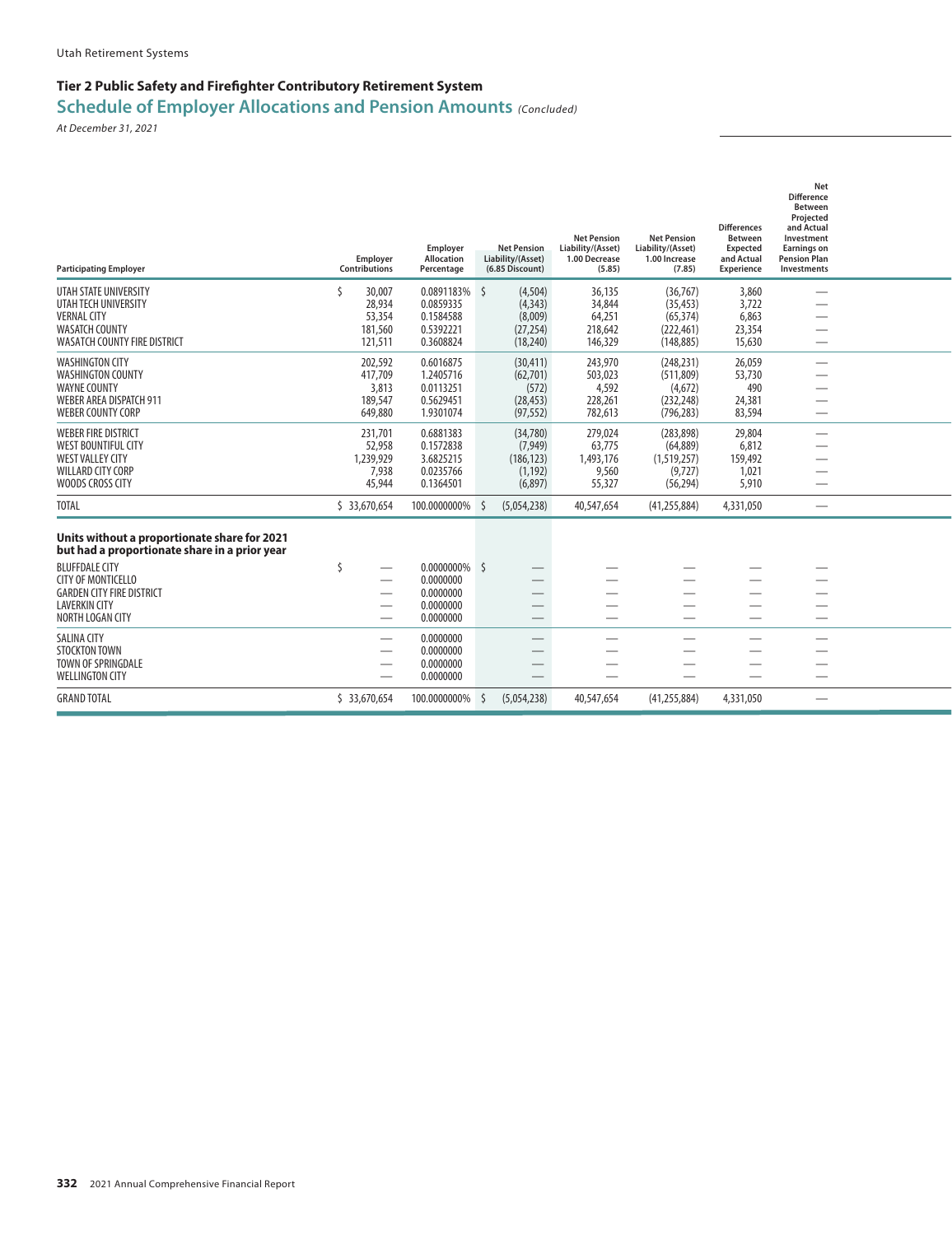## Tier 2 Public Safety and Firefighter Contributory Retirement System

## Schedule of Employer Allocations and Pension Amounts *(Concluded)*

*At December 31, 2021*

| Participating Employer | Employer Contributions | Employer Allocation Percentage | Net Pension Liability/(Asset) (6.85 Discount) | Net Pension Liability/(Asset) 1.00 Decrease (5.85) | Net Pension Liability/(Asset) 1.00 Increase (7.85) | Differences Between Expected and Actual Experience | Net Difference Between Projected and Actual Investment Earnings on Pension Plan Investments |
|---|---|---|---|---|---|---|---|
| UTAH STATE UNIVERSITY | $ 30,007 | 0.0891183% | $ (4,504) | 36,135 | (36,767) | 3,860 | — |
| UTAH TECH UNIVERSITY | 28,934 | 0.0859335 | (4,343) | 34,844 | (35,453) | 3,722 | — |
| VERNAL CITY | 53,354 | 0.1584588 | (8,009) | 64,251 | (65,374) | 6,863 | — |
| WASATCH COUNTY | 181,560 | 0.5392221 | (27,254) | 218,642 | (222,461) | 23,354 | — |
| WASATCH COUNTY FIRE DISTRICT | 121,511 | 0.3608824 | (18,240) | 146,329 | (148,885) | 15,630 | — |
| WASHINGTON CITY | 202,592 | 0.6016875 | (30,411) | 243,970 | (248,231) | 26,059 | — |
| WASHINGTON COUNTY | 417,709 | 1.2405716 | (62,701) | 503,023 | (511,809) | 53,730 | — |
| WAYNE COUNTY | 3,813 | 0.0113251 | (572) | 4,592 | (4,672) | 490 | — |
| WEBER AREA DISPATCH 911 | 189,547 | 0.5629451 | (28,453) | 228,261 | (232,248) | 24,381 | — |
| WEBER COUNTY CORP | 649,880 | 1.9301074 | (97,552) | 782,613 | (796,283) | 83,594 | — |
| WEBER FIRE DISTRICT | 231,701 | 0.6881383 | (34,780) | 279,024 | (283,898) | 29,804 | — |
| WEST BOUNTIFUL CITY | 52,958 | 0.1572838 | (7,949) | 63,775 | (64,889) | 6,812 | — |
| WEST VALLEY CITY | 1,239,929 | 3.6825215 | (186,123) | 1,493,176 | (1,519,257) | 159,492 | — |
| WILLARD CITY CORP | 7,938 | 0.0235766 | (1,192) | 9,560 | (9,727) | 1,021 | — |
| WOODS CROSS CITY | 45,944 | 0.1364501 | (6,897) | 55,327 | (56,294) | 5,910 | — |
| TOTAL | $ 33,670,654 | 100.0000000% | $ (5,054,238) | 40,547,654 | (41,255,884) | 4,331,050 | — |
| **Units without a proportionate share for 2021 but had a proportionate share in a prior year** | | | | | | | |
| BLUFFDALE CITY | $ — | 0.0000000% | $ — | — | — | — | — |
| CITY OF MONTICELLO | — | 0.0000000 | — | — | — | — | — |
| GARDEN CITY FIRE DISTRICT | — | 0.0000000 | — | — | — | — | — |
| LAVERKIN CITY | — | 0.0000000 | — | — | — | — | — |
| NORTH LOGAN CITY | — | 0.0000000 | — | — | — | — | — |
| SALINA CITY | — | 0.0000000 | — | — | — | — | — |
| STOCKTON TOWN | — | 0.0000000 | — | — | — | — | — |
| TOWN OF SPRINGDALE | — | 0.0000000 | — | — | — | — | — |
| WELLINGTON CITY | — | 0.0000000 | — | — | — | — | — |
| GRAND TOTAL | $ 33,670,654 | 100.0000000% | $ (5,054,238) | 40,547,654 | (41,255,884) | 4,331,050 | — |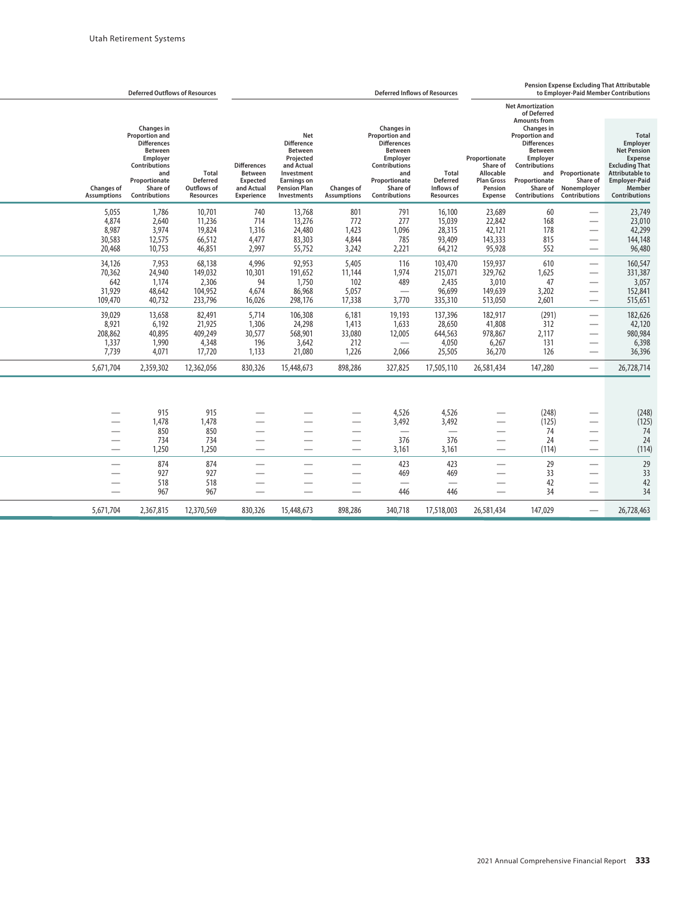| Deferred Outflows of Resources | | | Deferred Inflows of Resources | | | | | Pension Expense Excluding That Attributable to Employer-Paid Member Contributions | | | |
|---|---|---|---|---|---|---|---|---|---|---|---|
| Changes of Assumptions | Changes in Proportion and Differences Between Employer Contributions and Proportionate Share of Contributions | Total Deferred Outflows of Resources | Differences Between Expected and Actual Experience | Net Difference Between Projected and Actual Investment Earnings on Pension Plan Investments | Changes of Assumptions | Changes in Proportion and Differences Between Employer Contributions and Proportionate Share of Contributions | Total Deferred Inflows of Resources | Proportionate Share of Allocable Plan Gross Pension Expense | Net Amortization of Deferred Amounts from Changes in Proportion and Differences Between Employer Contributions and Proportionate Share of Contributions | Proportionate Share of Nonemployer Contributions | Total Employer Net Pension Expense Excluding That Attributable to Employer-Paid Member Contributions |
| 5,055 | 1,786 | 10,701 | 740 | 13,768 | 801 | 791 | 16,100 | 23,689 | 60 | — | 23,749 |
| 4,874 | 2,640 | 11,236 | 714 | 13,276 | 772 | 277 | 15,039 | 22,842 | 168 | — | 23,010 |
| 8,987 | 3,974 | 19,824 | 1,316 | 24,480 | 1,423 | 1,096 | 28,315 | 42,121 | 178 | — | 42,299 |
| 30,583 | 12,575 | 66,512 | 4,477 | 83,303 | 4,844 | 785 | 93,409 | 143,333 | 815 | — | 144,148 |
| 20,468 | 10,753 | 46,851 | 2,997 | 55,752 | 3,242 | 2,221 | 64,212 | 95,928 | 552 | — | 96,480 |
| 34,126 | 7,953 | 68,138 | 4,996 | 92,953 | 5,405 | 116 | 103,470 | 159,937 | 610 | — | 160,547 |
| 70,362 | 24,940 | 149,032 | 10,301 | 191,652 | 11,144 | 1,974 | 215,071 | 329,762 | 1,625 | — | 331,387 |
| 642 | 1,174 | 2,306 | 94 | 1,750 | 102 | 489 | 2,435 | 3,010 | 47 | — | 3,057 |
| 31,929 | 48,642 | 104,952 | 4,674 | 86,968 | 5,057 | — | 96,699 | 149,639 | 3,202 | — | 152,841 |
| 109,470 | 40,732 | 233,796 | 16,026 | 298,176 | 17,338 | 3,770 | 335,310 | 513,050 | 2,601 | — | 515,651 |
| 39,029 | 13,658 | 82,491 | 5,714 | 106,308 | 6,181 | 19,193 | 137,396 | 182,917 | (291) | — | 182,626 |
| 8,921 | 6,192 | 21,925 | 1,306 | 24,298 | 1,413 | 1,633 | 28,650 | 41,808 | 312 | — | 42,120 |
| 208,862 | 40,895 | 409,249 | 30,577 | 568,901 | 33,080 | 12,005 | 644,563 | 978,867 | 2,117 | — | 980,984 |
| 1,337 | 1,990 | 4,348 | 196 | 3,642 | 212 | — | 4,050 | 6,267 | 131 | — | 6,398 |
| 7,739 | 4,071 | 17,720 | 1,133 | 21,080 | 1,226 | 2,066 | 25,505 | 36,270 | 126 | — | 36,396 |
| 5,671,704 | 2,359,302 | 12,362,056 | 830,326 | 15,448,673 | 898,286 | 327,825 | 17,505,110 | 26,581,434 | 147,280 | — | 26,728,714 |
| | | | | | | | | | | | |
| — | 915 | 915 | — | — | — | 4,526 | 4,526 | — | (248) | — | (248) |
| — | 1,478 | 1,478 | — | — | — | 3,492 | 3,492 | — | (125) | — | (125) |
| — | 850 | 850 | — | — | — | — | — | — | 74 | — | 74 |
| — | 734 | 734 | — | — | — | 376 | 376 | — | 24 | — | 24 |
| — | 1,250 | 1,250 | — | — | — | 3,161 | 3,161 | — | (114) | — | (114) |
| — | 874 | 874 | — | — | — | 423 | 423 | — | 29 | — | 29 |
| — | 927 | 927 | — | — | — | 469 | 469 | — | 33 | — | 33 |
| — | 518 | 518 | — | — | — | — | — | — | 42 | — | 42 |
| — | 967 | 967 | — | — | — | 446 | 446 | — | 34 | — | 34 |
| 5,671,704 | 2,367,815 | 12,370,569 | 830,326 | 15,448,673 | 898,286 | 340,718 | 17,518,003 | 26,581,434 | 147,029 | — | 26,728,463 |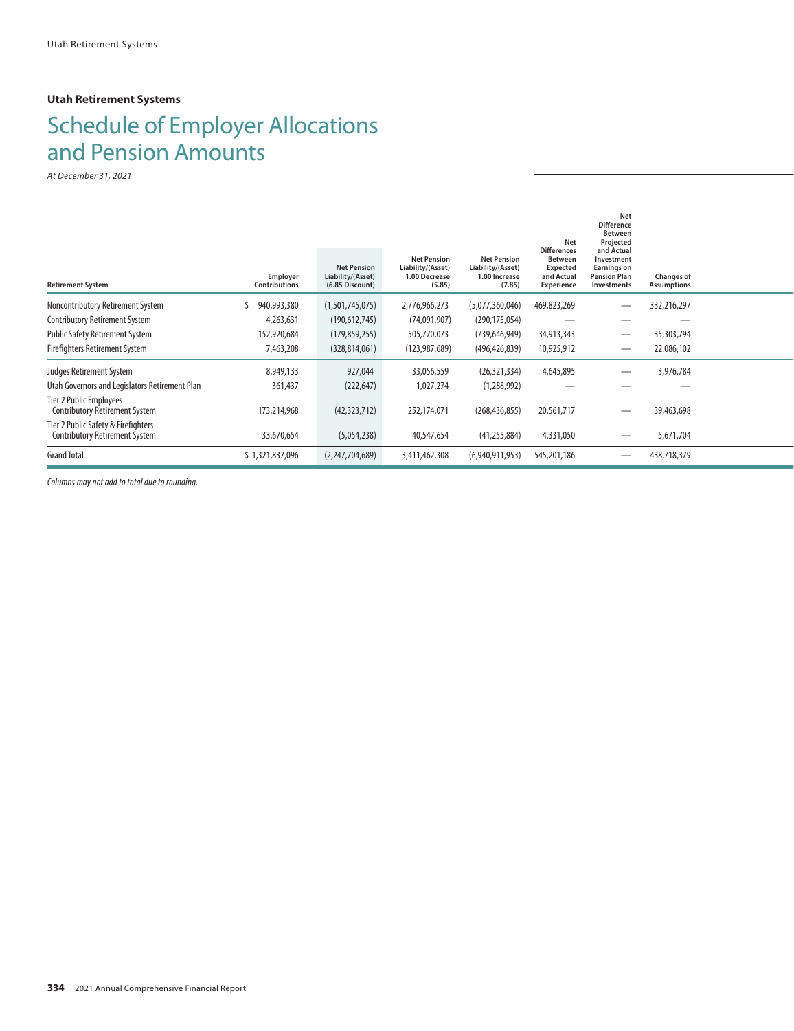**Utah Retirement Systems**

# Schedule of Employer Allocations and Pension Amounts

*At December 31, 2021*

| Retirement System | Employer Contributions | Net Pension Liability/(Asset) (6.85 Discount) | Net Pension Liability/(Asset) 1.00 Decrease (5.85) | Net Pension Liability/(Asset) 1.00 Increase (7.85) | Net Differences Between Expected and Actual Experience | Net Difference Between Projected and Actual Investment Earnings on Pension Plan Investments | Changes of Assumptions |
|---|---|---|---|---|---|---|---|
| Noncontributory Retirement System | $ 940,993,380 | (1,501,745,075) | 2,776,966,273 | (5,077,360,046) | 469,823,269 | — | 332,216,297 |
| Contributory Retirement System | 4,263,631 | (190,612,745) | (74,091,907) | (290,175,054) | — | — | — |
| Public Safety Retirement System | 152,920,684 | (179,859,255) | 505,770,073 | (739,646,949) | 34,913,343 | — | 35,303,794 |
| Firefighters Retirement System | 7,463,208 | (328,814,061) | (123,987,689) | (496,426,839) | 10,925,912 | — | 22,086,102 |
| Judges Retirement System | 8,949,133 | 927,044 | 33,056,559 | (26,321,334) | 4,645,895 | — | 3,976,784 |
| Utah Governors and Legislators Retirement Plan | 361,437 | (222,647) | 1,027,274 | (1,288,992) | — | — | — |
| Tier 2 Public Employees Contributory Retirement System | 173,214,968 | (42,323,712) | 252,174,071 | (268,436,855) | 20,561,717 | — | 39,463,698 |
| Tier 2 Public Safety & Firefighters Contributory Retirement System | 33,670,654 | (5,054,238) | 40,547,654 | (41,255,884) | 4,331,050 | — | 5,671,704 |
| Grand Total | $ 1,321,837,096 | (2,247,704,689) | 3,411,462,308 | (6,940,911,953) | 545,201,186 | — | 438,718,379 |

*Columns may not add to total due to rounding.*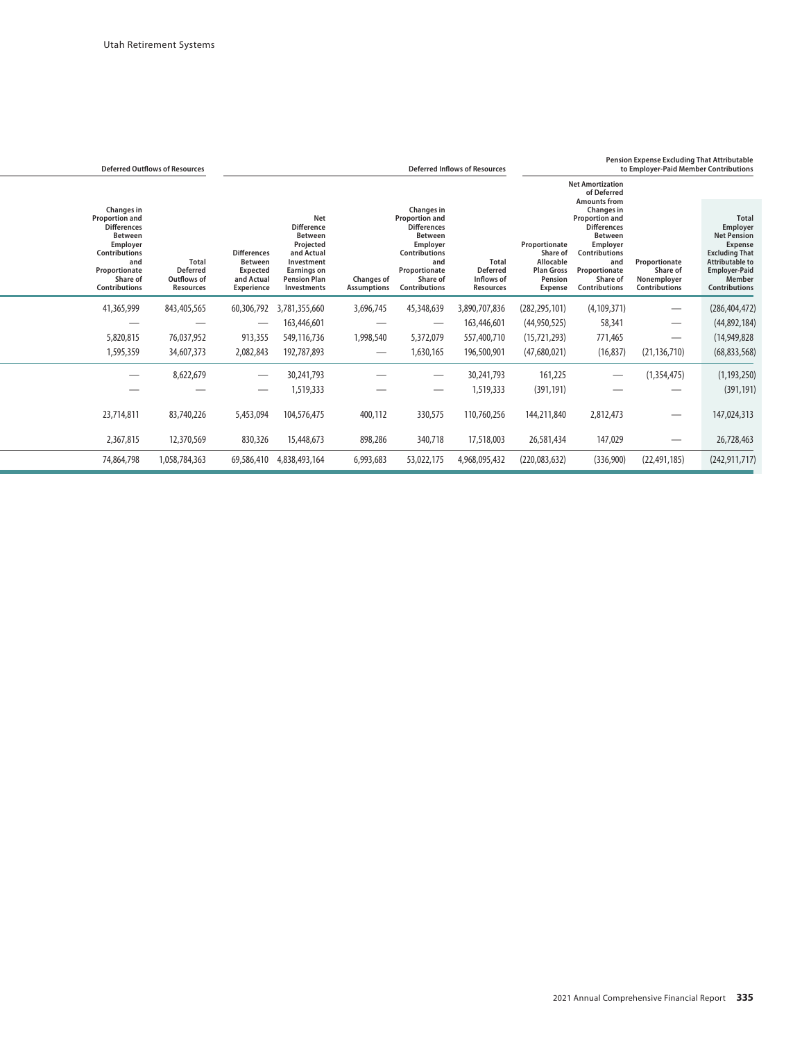| Deferred Outflows of Resources | | Deferred Inflows of Resources | | | | | Pension Expense Excluding That Attributable to Employer-Paid Member Contributions | | | |
|---|---|---|---|---|---|---|---|---|---|---|
| **Changes in Proportion and Differences Between Employer Contributions and Proportionate Share of Contributions** | **Total Deferred Outflows of Resources** | **Differences Between Expected and Actual Experience** | **Net Difference Between Projected and Actual Investment Earnings on Pension Plan Investments** | **Changes of Assumptions** | **Changes in Proportion and Differences Between Employer Contributions and Proportionate Share of Contributions** | **Total Deferred Inflows of Resources** | **Proportionate Share of Allocable Plan Gross Pension Expense** | **Net Amortization of Deferred Amounts from Changes in Proportion and Differences Between Employer Contributions and Proportionate Share of Contributions** | **Proportionate Share of Nonemployer Contributions** | **Total Employer Net Pension Expense Excluding That Attributable to Employer-Paid Member Contributions** |
| 41,365,999 | 843,405,565 | 60,306,792 | 3,781,355,660 | 3,696,745 | 45,348,639 | 3,890,707,836 | (282,295,101) | (4,109,371) | — | (286,404,472) |
| — | — | — | 163,446,601 | — | — | 163,446,601 | (44,950,525) | 58,341 | — | (44,892,184) |
| 5,820,815 | 76,037,952 | 913,355 | 549,116,736 | 1,998,540 | 5,372,079 | 557,400,710 | (15,721,293) | 771,465 | — | (14,949,828 |
| 1,595,359 | 34,607,373 | 2,082,843 | 192,787,893 | — | 1,630,165 | 196,500,901 | (47,680,021) | (16,837) | (21,136,710) | (68,833,568) |
| — | 8,622,679 | — | 30,241,793 | — | — | 30,241,793 | 161,225 | — | (1,354,475) | (1,193,250) |
| — | — | — | 1,519,333 | — | — | 1,519,333 | (391,191) | — | — | (391,191) |
| 23,714,811 | 83,740,226 | 5,453,094 | 104,576,475 | 400,112 | 330,575 | 110,760,256 | 144,211,840 | 2,812,473 | — | 147,024,313 |
| 2,367,815 | 12,370,569 | 830,326 | 15,448,673 | 898,286 | 340,718 | 17,518,003 | 26,581,434 | 147,029 | — | 26,728,463 |
| 74,864,798 | 1,058,784,363 | 69,586,410 | 4,838,493,164 | 6,993,683 | 53,022,175 | 4,968,095,432 | (220,083,632) | (336,900) | (22,491,185) | (242,911,717) |